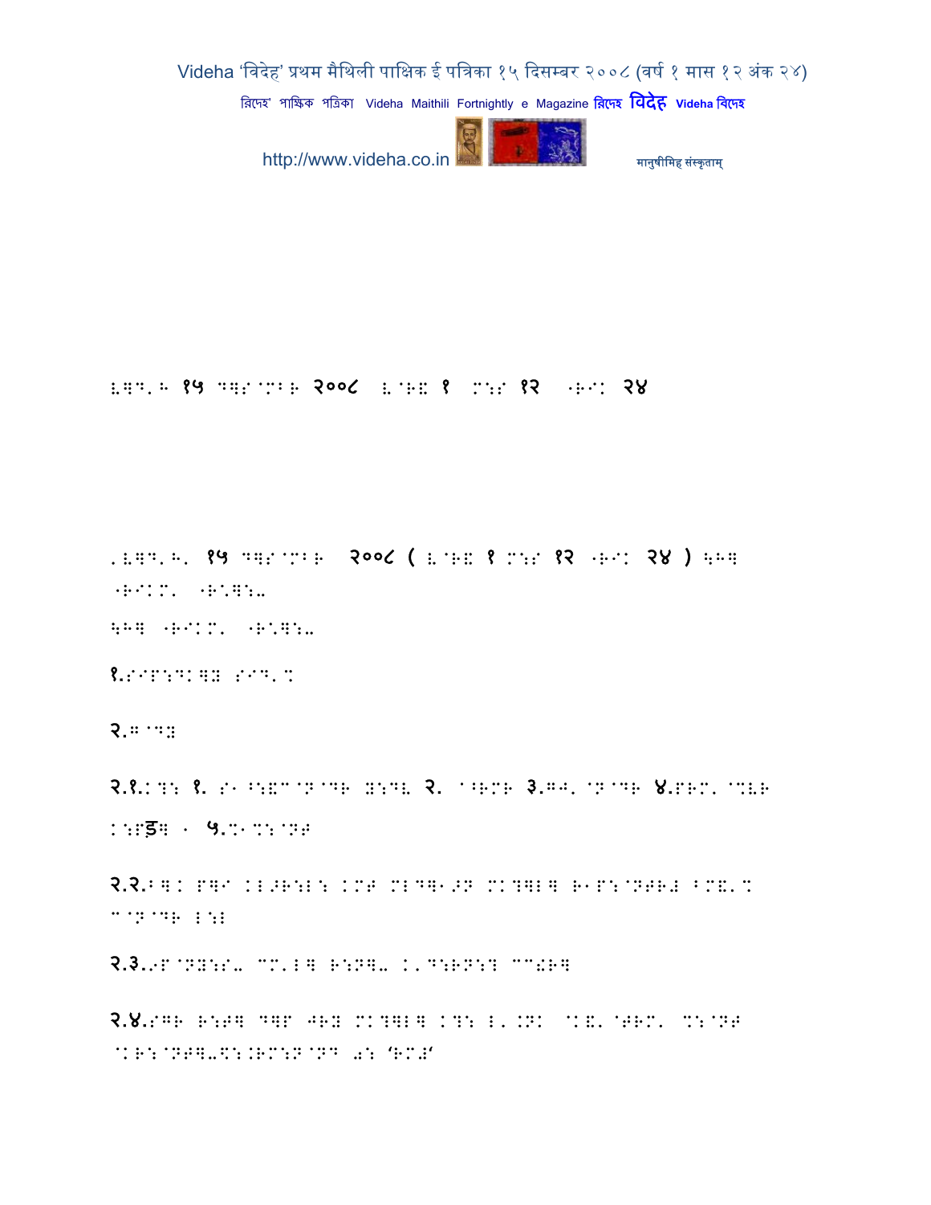E]D.H १५ D]S`MBR २००८ E`RE १ M:S १२ ^R^K २४

.E]D.H. १५ D]S`MBR २००८ ( E`RE १ M:S १२ ^R^K २४ ) \H] ^R^KM. ^R.]:-

\H] ^R^KM. ^R.]:-

१.S^P:DK]Y S^D.%

२.G`DY

२.१.K?: १. S^^:E"`N`DR Y:DL २. `^RMR ३.GJ.`N`DR ४.PRM.`%LR K:Pड़] - ५.%^%:`NT

२.२.B]K P]^ KL>R:L: KMT MLD]^>N MK?]L] R^P:`NTRJ BME.% "`N`DR L:L

२.३.9P`NY:S- "M.L] R:N]- K.D:RN:? ""!R]

२.४.SGR R:T] D]P JRY MK?]L] K?: L.KNK `KE.`TRM. %:`NT `KR:`NT]-\$:.RM:N`ND 0: 'RMJ'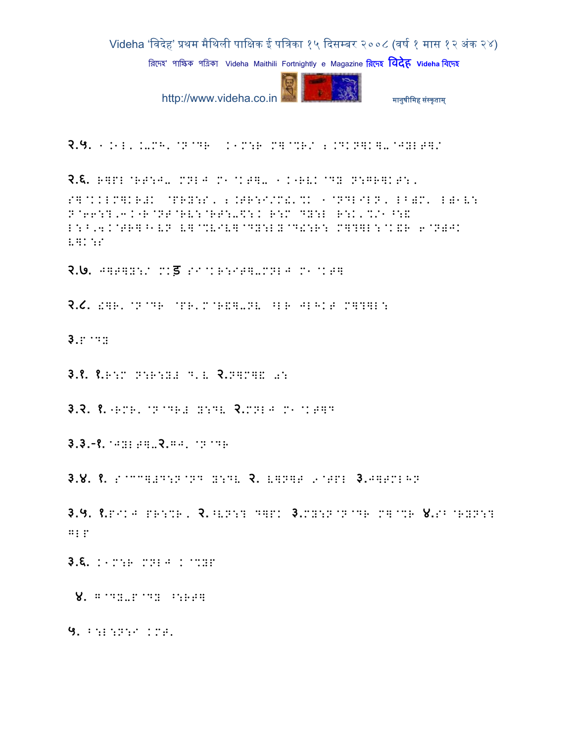२.५. ' :'L' :-MH' @N@DR :'M:R M]@%R/ 2.DKN]K]-@JYLT]/

२.६. R]PL@RT:J- MNLJ M'@KT]- ':.RV:@DY N:GR]KT:,

S]@KKLM]KR#K @PRY:S, 2.TR:I/M.'%K '@NDLIL N, LB)M' L)'V: N@66:?,3:.R@NT@RV:@RT:-\$:: R:M DY:L R:K'%/'^:& L:^,4:@TR]^'VN V]@%VIV]@DY:LY@D.:R: M]?]L:@K.R 6@N)JK V]K:S

२.७. J]T]Y:/ MK S I@KR:IT]-MNLJ M'@KT]

२.८. .]R' @N@DR @PR'M@R&]-NV ^LR JLHKT M]?]L:

३.P@DY

३.१. १.R:M N:R:Y# D'V २.N]M]& 0:

३.२. १.RMR' @N@DR# Y:DV २.MNLJ M'@KT]D

३.३.-१. @JYLT]-२.GJ' @N@DR

३.४. १. S@CC]#D:N@ND Y:DV २. V]N]T 9@TPL ३.J]TMLHN

३.५. १.PIKJ PR:%R, २.^VN:? D]PK ३.MY:N@N@DR M]@%R ४.SB@RYN:? GLP

३.६. :'M:R MNLJ : @%YP

४. G@DY-P@DY ^:RT]

५. B:L:N:I :MT'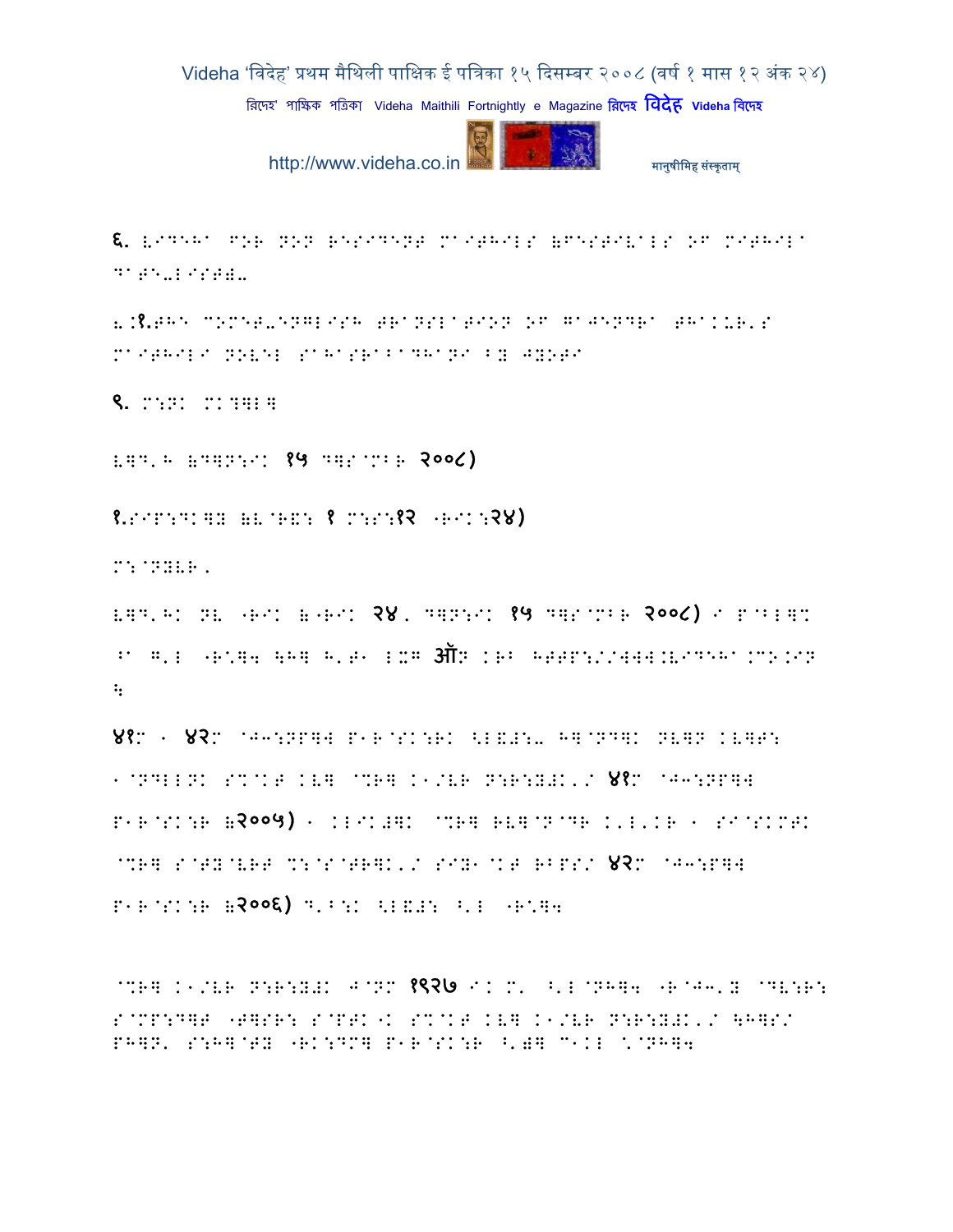६. VIDEHA FOR NON RESIDENT MAITHILS (FESTIVALS OF MITHILA DATE-LIST)-

६.१.THE COMET-ENGLISH TRANSLATION OF GAJENDRA THAKUR'S MAITHILI NOVEL SAHASRABADHANI BY JYOTI

९. M:N. M.?]L]

L]D'H (D]N:I. १५ D]S`MBR २००८)

१.SIP:D.]Y (V`RE: १ M:S:१२ -R.K:२४)

M:`NYVR,

L]D'H. NV -R.K (-R.K २४, D]N:I. १५ D]S`MBR २००८) I P`BL]M ^a G'L -R.]4 \H] H'T1 LXG ऑN KRB HTTP://WWW.VIDEHA.CO.IN ४

४१म - ४२म `J3:NP]4 P1R`SK:R. <L-#:- H]`ND]K NV]N KV]T: 1`NDLLN. S%`KT KV] `%R] K1/VR N:R:Y#K'/ ४१म `J3:NP]4 P1R`SK:R (२००५) - KLIK#]K `%R] RV]`N`DR K'L'KR - SI`SKMTK `%R] S`TY`VRT %:`S`TR]K'/ SIY1`KT RBPS/ ४२म `J3:P]4 P1R`SK:R (२००६) D'B:K <L-#: ^'L -R.]4

`%R] K1/VR N:R:Y#K J`NM १९२७ IK M' ^'L`NH]4 -R`J3'Y `DV:R: S`MP:D]T -T]SR: S`PTK-K S%`KT KV] K1/VR N:R:Y#K'/ \H]S/ PH]N' S:H]`TY -RK:DM] P1R`SK:R ^')] C1KL \`NH]4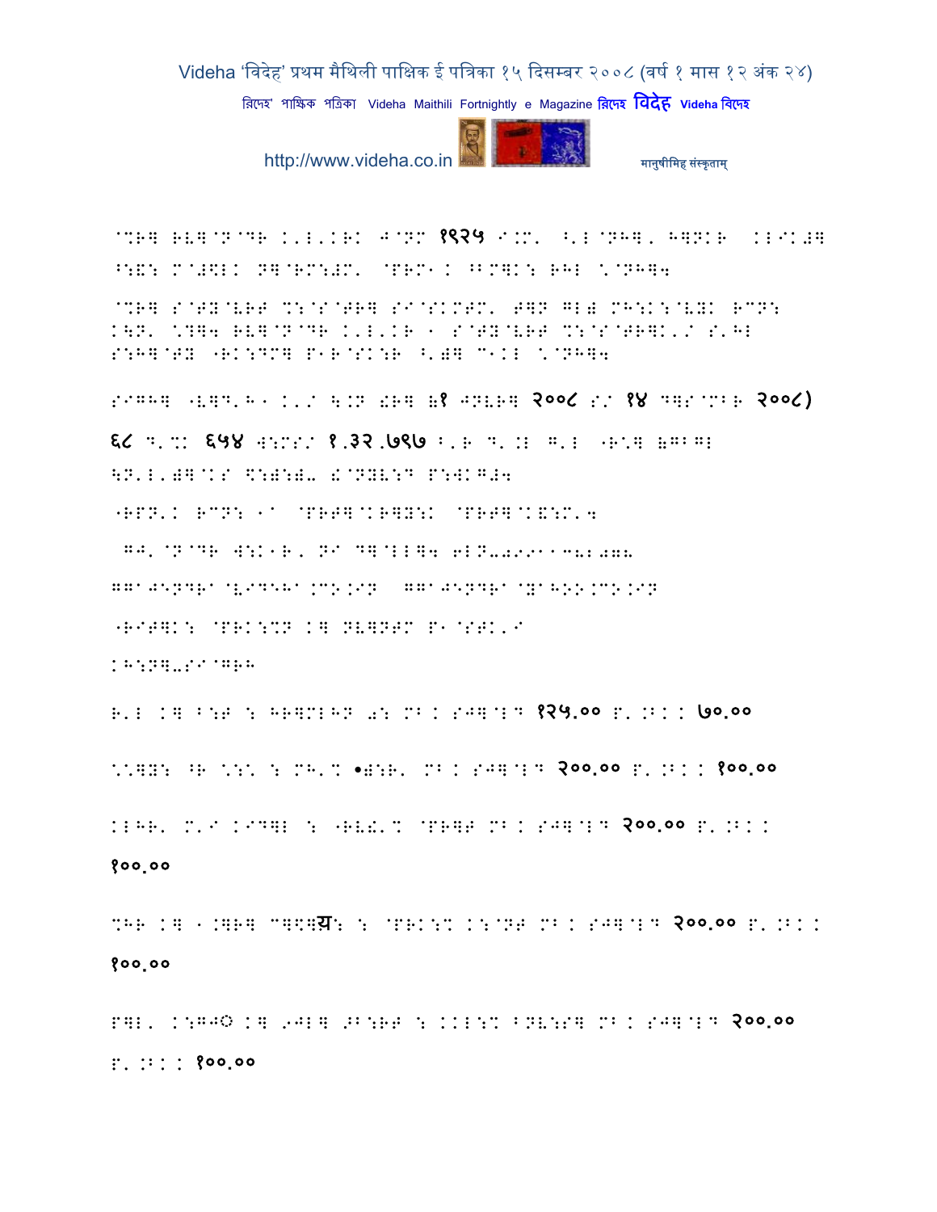@%R] RV]@N@DR K'L'KRK J@NM १९२५ I.M' ^'L@NH], H]NKR  KLIK#]
^:&: M@#\LK N]@RM:#M' @PRM1K ^BM]K: RHL \'@NH]4

@%R] S@TY@VRT %:@S@TR] SI@SKMTM' T]N GL) MH:K:@VYK RCN:
K\N' \?]4 RV]@N@DR K'L'KR 1 S@TY@VRT %:@S@TR]K'/ S'HL
S:H]@TY "RK:DM] P1R@SK:R ^')] C1KL \'@NH]4

SIGH] "V]D'H1 K'/ \.N !R] (१ JNVR] २००८ S/ १४ D]S@MBR २००८)

६८ D'%K ६५४ W:MS/ १.३२.७९७ F'R D'.L G'L "R\] 6GBGL
\N'L')]@KS \:):)- !@NYV:D P:WKG#4

"RPN'K RCN: 1^ @PRT]@KR]Y:K @PRT]@K&:M'4

GJ'@N@DR W:K1R, NI D]@LL]4 6LN-09911382078

GGAJENDRA@VIDEHA.CO.IN GGAJENDRA@YAHOO.CO.IN

"RIT]K: @PRK:%N K] NV]NTM P1@STK'I

KH:N]-SI@GRH

R'L K] B:T : HR]MLHN 0: MBK SJ]@LD १२५.०० P'.BKK ७०.००

\'\]Y: ^R \:\ : MH'% •):R' MBK SJ]@LD २००.०० P'.BKK १००.००

KLHR' M'I KID]L : "RV!'% @PR]T MBK SJ]@LD २००.०० P'.BKK
१००.००

%HR K] 1.]R] C]\]य: : @PRK:% K:@NT MBK SJ]@LD २००.०० P'.BKK
१००.००

P]L' K:GJ© K] 9JL] ঁB:RT : KKL:% BNV:S] MBK SJ]@LD २००.००
P'.BKK १००.००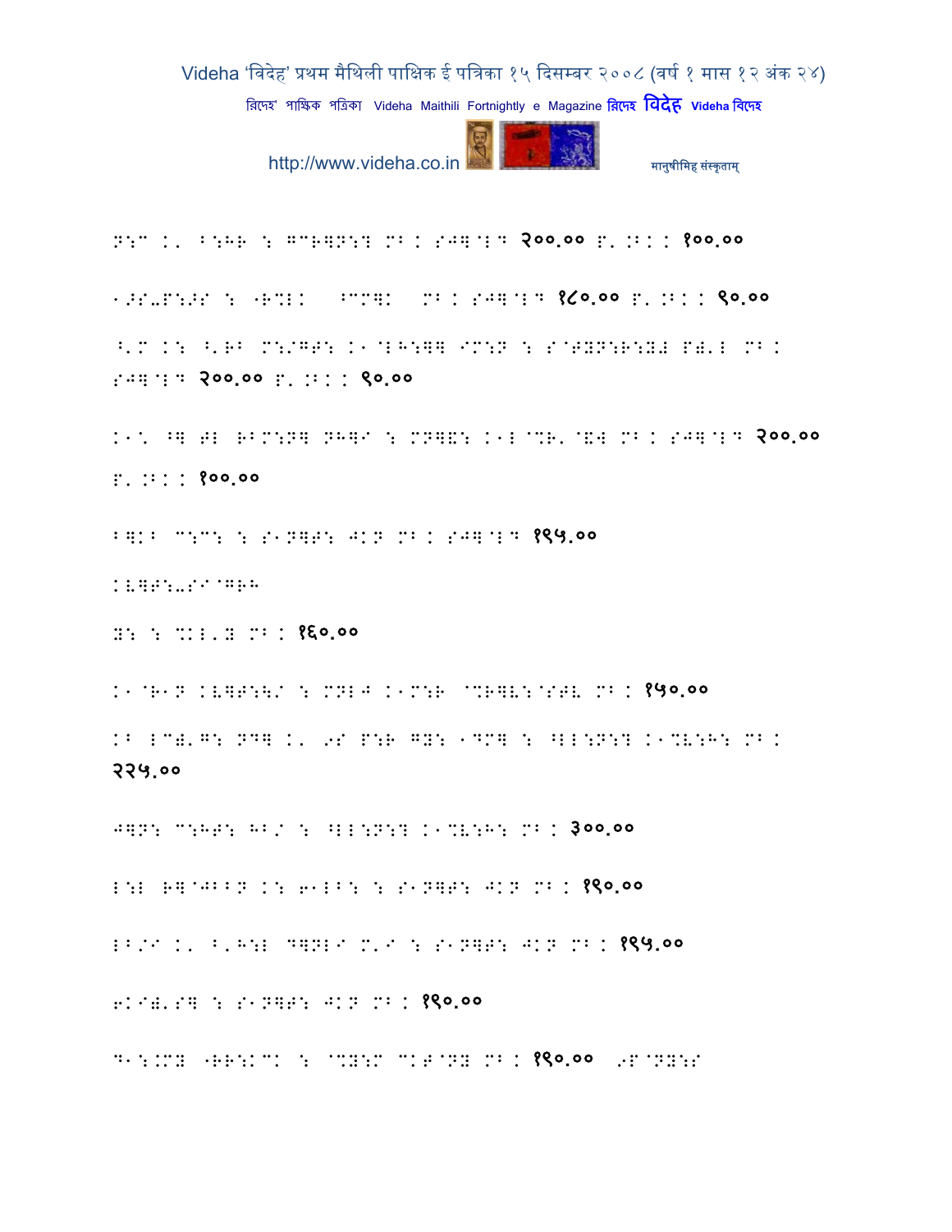२००.०० १००.००

१८०.०० ९०.००

२००.०० ९०.००

२००.००

१००.००

१९५.००

१६०.००

१५०.००

२२५.००

३००.००

१९०.००

१९५.००

१९०.००

१९०.००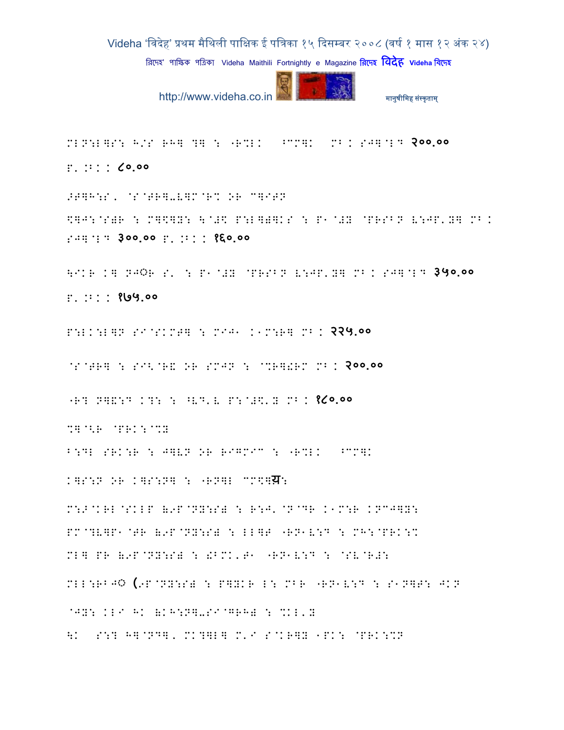MLN:L]S: H/S RH] ?] : "R%LK ^CM]K MB K SJ]@L7 २००.००

P. :B: K ८०.००

>T]H:S, @S@TR]-V]M@R% OR C]ITN

\$]J:@S)R : M]\$]Y: \@#\$ P:L]a]KS : P1@#Y @PRSBN V:JP'Y] MB K SJ]@L7 ३००.०० P. :B: K १६०.००

\IKR K] NJ◌R S' : P1@#Y @PRSBN V:JP'Y] MB K SJ]@L7 ३५०.००

P. :B: K १७५.००

P:LK:L]N SI@SKMT] : MIJ1 K1M:R] MB K २२५.००

@S@TR] : SI<@R) OR SMJN : @%R]!RM MB K २००.००

"R? N]&:D K?: : ^VD'V P:@#\$'Y MB K १८०.००

%]@<R @PRK:@%Y

B:DL SRK:R : J]VN OR RIGMIC : "R%LK ^CM]K

K]S:N OR K]S:N] : "RN]L CM\$]य:

M:>@KRL@SKLP (9P@NY:S) : R:J' @N@DR K1M:R KNCJ]Y:

PM@?V]P1@TR (9P@NY:S) : LL]T "RN1V:D : MH:@PRK:%

ML] PR (9P@NY:S) : !BMK'T1 "RN1V:D : @SV@R#:

MLL:RBJ◌ (9P@NY:S) : P]YKR L: MBR "RN1V:D : S1N]T: JKN

@JY: KLI HK (KH:N]-SI@GRH) : %KL'Y

\K S:? H]@ND], MK?]L] M'I S@KR]Y 1PK: @PRK:%N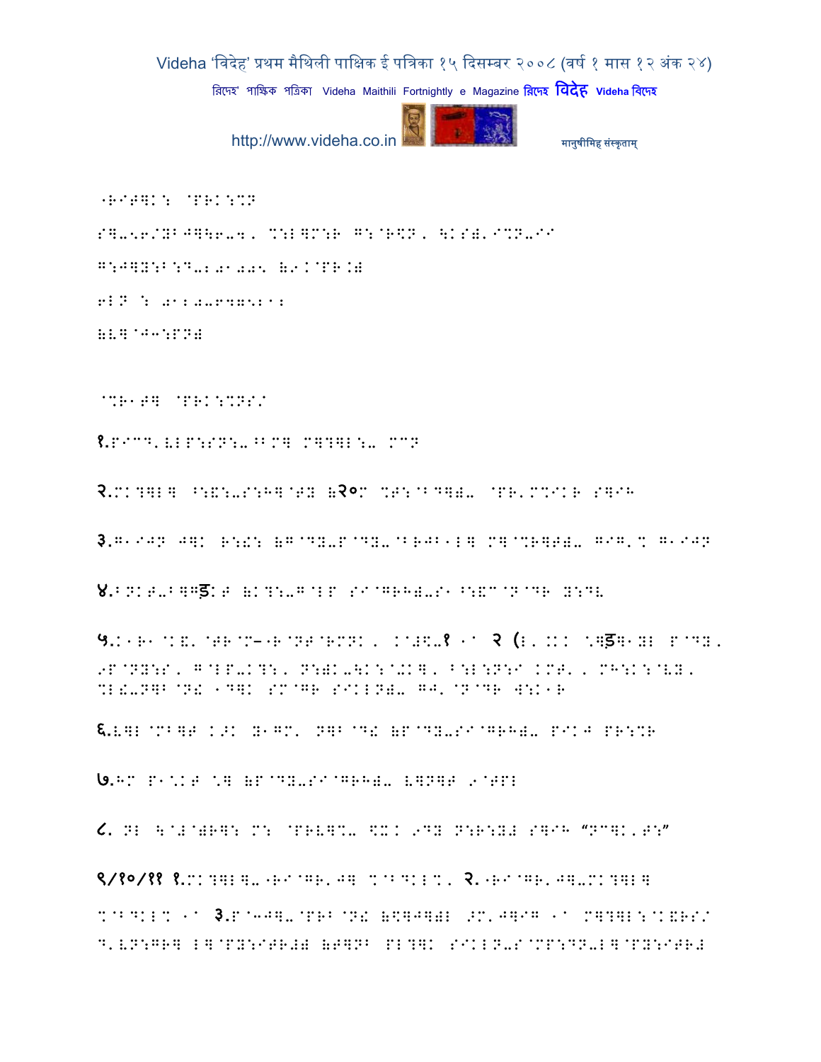“RIT]K: @PRK:%N

S]-56/YB J]\6-4, %:L]M:R G:@R\$N, \KS), I%N-II

G:J]Y:B:D-201005 (9.@PR.)

6LN : 0122-6475222

(V]@J3:PN)

@%R1T] @PRK:%NS/

१.PICD'VLP:SN:- ^BM] M]?]L:- MCN

२.MK?]L] ^:&:-S:H]@TY (२०M %T:@BD])- @PR'M%IKR S]IH

३.G1IJN J]K R:!: (G@DY-P@DY-@BRJB1L] M]@%R]T)- GIG'% G1IJN

४.BNKT-B]Gड़:T (K?:-G@LP SI@GRH)-S1 ^:&C@N@DR Y:DV

५.K1R1@K&'@TR@M–1R@NT@RMNK, K@#\$-१ 1 २ (L'.KK \]ड़]1YL P@DY, 9P@NY:S, G@LP-K?:, N:)K-\K:@+K], B:L:N:I KMT', MH:K:@VY, %L!-N]B@N! 1D]K SM@GR SIKLN)- GJ'@N@DR W:K1R

६.V]L@MB]T K>K Y1GM' N]B@D! (P@DY-SI@GRH)- PIKJ PR:%R

७.HM P1*KT *] (P@DY-SI@GRH)- V]N]T 9@TPL

८. NL \@#@)R]: M: @PRV]%- \$XK 9DY N:R:Y# S]IH “NC]K'T:”

९/१०/११ १.MK?]L]-1RI@GR'J] %@BDKL%, २.1RI@GR'J]-MK?]L] %@BDKL% 1 ३.P@3J]-@PRB@N! (\$]J])L >M'J]IG 1 M]?]L:@K&RS/ D'VN:GR] L]@PY:ITR#) (T]NB PL?]K SIKLN-S@MP:DN-L]@PY:ITR#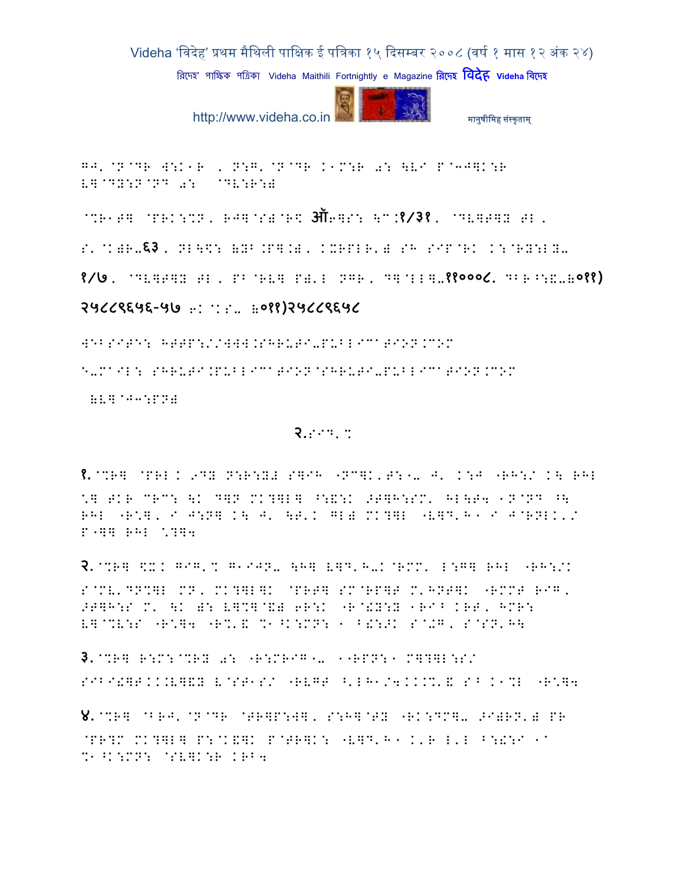GJ'@N@DR W:K1R , N:G'@N@DR K1M:R a: \VI P@3J]K:R V]@DY:N@ND a: @DV:R:ä

@%R1T] @PRK:%N, RJ]@Sä@R\ ऑ6]S: \C:१/३१, @DV]T]Y TL,

S'@KäR-६३, NL\\$: (YB.P].ä, KXRPLR'ä SH SIP@RK K:@RY:LY-

१/७, @DV]T]Y TL, PB@RV] Pä'L NGR, D]@LL]-११०००८. DBR^:E-(०११)

२५८८९६५६-५७ 6: @KS- (०११)२५८८९६५८

WEBSITE: HTTP://WWW.SHRUTI-PUBLICATION.COM

E-MAIL: SHRUTI.PUBLICATION@SHRUTI-PUBLICATION.COM

(V]@J3:PNä

२.SID'%

१.@%R] @PRLK 9DY N:R:Yä S]IH "NC]K'T:0- J' K:J "RH:/ K\ RHL

\*] TKR CRC: \K D]N MK?]L] ^:E:K >T]H:SM' HL\T4 1N@ND ^\ RHL "R\*], I J:N] K\ J' \T'K GLä MK?]L "V]D'H1 I J@RNLK'/ P"]] RHL \*?]4

२.@%R] \$XK GIG'% G1IJN- \H] V]D'H-K@RMM' L:G] RHL "RH:/K S@MV'DN%]L MN, MK?]L]K @PRT] SM@RP]T M'HNT]K "RMMT RIG, >T]H:S M' \K ä: V]%]@Eä 6R:K "R@!Y:Y 1RI^ KRT, HMR: V]@%V:S "R\*]4 "R%'& %1^K:MN: 1 B!:>K S@+G, S@SN'H\

३.@%R] R:M:@%RY a: "R:MRIG0- 11RPN:1 M]?]L:S/ SIBI!]TKKV]&Y V@ST1S/ "RVGT ^'LH1/4KK%'& SB K1%L "R\*]4

४.@%R] @BRJ'@N@DR @TR]P:W], S:H]@TY "RK:DM]- >IäRN'ä PR @PR?M MK?]L] P:@K&]K P@TR]K: "V]D'H1 K'R L'L B:!:I 1C %1^K:MN: @SV]K:R KRB4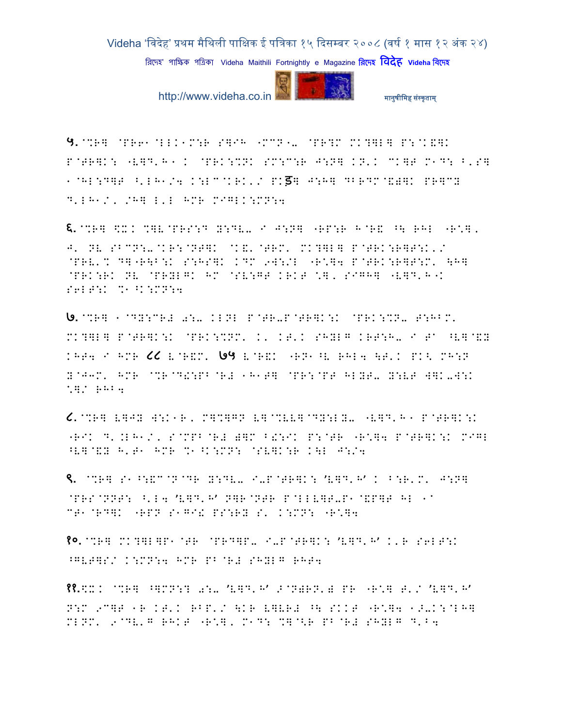५.@%R] @PR61@LLK1M:R S]IH 1MCN1- @PR?M MK?]L] P:@K&]K P@TR]K: "V]D'H1 K @PRK:%NK SM:C:R J:N] KN'K CK]T M1D: B'S] 1@HL:D]T ^'LH1/4 K:LC@KRK'/ PKड़] J:H] DBRDM@&)]K PR]CY D'LH1/, /H] L'L HMR MIGLK:MN:4

६.@%R] \$X K %]V@PRS:D Y:DV- I J:N] "RP:R H@R& ^\ RHL "R\*], J' NV SBCN:-@KR:@NT]K @K&'@TRM' MK?]L] P@TRK:R]T:K'/ @PRV'% D]"R\B:K S:HS]K KDM 9W:/L "R\*]4 P@TRK:R]T:M' \H] @PRK:RK NV @PRYLGK HM @SV:GT KRKT \*], SIGH] "V]D'H"K S6LT:K %1^K:MN:4

७.@%R] 1@DY:CR# 0:- KLNL P@TR-P@TR]K:K @PRK:%N- T:HBM' MK?]L] P@TR]K:K @PRK:%NM' K' KT'K SHYLG KRT:H- I T1 ^V]@&Y KHT4 I HMR ८८ V@R&M' ७५ V@R&K "RN1^V RHL4 \T'K PK< MH:N Y@J3M' HMR @%R@D!:PB@R# 1H1T] @PR:@PT HLYT- Y:VT W]K-W:K \*]/ RHB4

८.@%R] V]JY W:K1R, M]%]GN V]@%VV]@DY:LY- "V]D'H1 P@TR]K:K "RIK D'.LH1/, S@MPB@R# )]M B!:IK P:@TR "R\*]4 P@TR]K:K MIGL ^V]@&Y H'T1 HMR %1^K:MN: @SV]K:R K\L J:/4

९. @%R] S1^:&C@N@DR Y:DV- I-P@TR]K: 'V]D'H' K B:R'M' J:N] @PRS@NNT: ^'L4 'V]D'H' N]R@NTR P@LLV]T-P1@&P]T HL 1a CT1@RD]K "RPN S1GI! PS:RY S' K:MN: "R\*]4

१०.@%R] MK?]L]P1@TR @PRD]P- I-P@TR]K: 'V]D'H' K'R S6LT:K ^GVT]S/ K:MN:4 HMR PB@R# SHYLG RHT4

११.\$X K @%R] ^]MN:? 0:- 'V]D'H' >@N)RN') PR "R\*] T'/ 'V]D'H' N:M 9C]T 1R KT'K RBP'/ \KR V]VR# ^\ SKKT "R\*]4 1>-K:@LH] MLNM' 9@DV'G RHKT "R\*], M1D: %]<R PB@R# SHYLG D'B4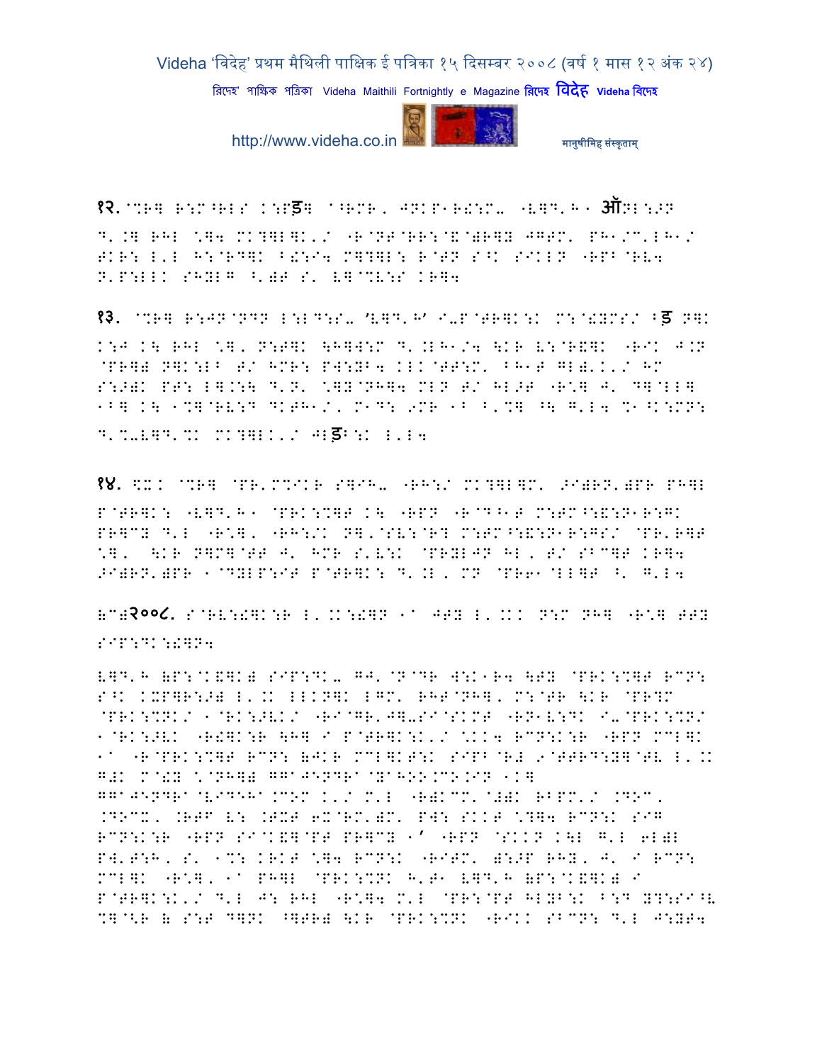१२. @%R] R:M^RLS K:Pड] @^RMR, JNKP1R!:M- "V]D'H1 ऑNL:>N D'.] RHL \]4 MK?]L]K'/ "R@NT@RR:@&@)R]B JGTM' PH1/@'LH1/ TKR: L'L H:@RD]K ^!:I4 M]?]L: R@TN S^K SIKLN "RPB@RV4 N'P:LLK SHYLG ^')T S' V]@%V:S KR]4

१३. @%R] R:JN@NDN L:LD:S- 'V]D'H' I-P@TR]K:K M:@!YMS/ ^ड N]K K:J K\ RHL \]' N:T]K \H]W:M D'.LH1/4 \KR V:@R&]K "RIK J.N @PR]) N]K:LB T/ HMR: PW:YB4 KLK@TT:M' ^H1T GL)'K'/ HM S:>)K PT: L].:\ D'N' \]B@NH]4 MLN T/ HL>T "R\] J' D]@LL] 1B] K\ 1%]@RV:D DKTH1/' M1D: 9MR 1B ^'%] ^\ G'L4 %1^K:MN: D'%-V]D'%K MK?]LK'/ JLड:K L'L4

१४. \XK @%R] @PR'M%IKR S]IH- "RH:/ MK?]L]M' >I)RN')PR PH]L P@TR]K: "V]D'H1 @PRK:%]T K\ "RPN "R@D^1T M:TM^:&:N1R:GK PR]CY D'L "R\], "RH:/K N]'@SV:@R? M:TM^:&:N1R:GS/ @PR'R]T \], \KR N]M]@TT J' HMR S'V:K @PRYLJN HL, T/ SBC]T KR]4 >I)RN')PR 1@DYLP:IT P@TR]K: D'.L, MN @PR61@LL]T ^' G'L4

(C)२००८. S@RV:!]K:R L'.K:!]N 1A JTY L'.KK N:M NH] "R\] TTY SIP:DK:!]N4

V]D'H (P:@K&]K) SIP:DK- GJ'@N@DR W:K1R4 \TY @PRK:%]T RCN: S^K KXP]R:>) L'.K LLKN]K LGM' RHT@NH], M:@TR \KR @PR?M @PRK:%NK/ 1@RK:>VK/ "RI@GR'J]-SI@SKMT "RN1V:DK I-@PRK:%N/ 1@RK:>VK "R!]K:R \H] I P@TR]K:K'/ \KK4 RCN:K:R "RPN MCL]K 1A "R@PRK:%]T RCN: (JKR MCL]KT:K SIPB@R# 9@TTRD:Y]@TV L'.K G#K M@!Y \@NH]) GGAJENDRA@YAHOO.CO.IN 1K] GGAJENDRA@VIDEHA.COM K'/ M'L "R)KCM' @#)K RBPM'/ .DOC, .DOCX, .RTF V: .TXT 6X@RM')M' PW: SKKT \?]4 RCN:K SIG RCN:K:R "RPN SI@K&]@PT PR]CY 1' "RPN @SKKN K\L G'L 6L)L PW'T:H, S' 1%: KRKT \]4 RCN:K "RITM' ):>P RHY, J' I RCN: MCL]K "R\], 1A PH]L @PRK:%NK H'T1 V]D'H (P:@K&]K) I P@TR]K:K'/ D'L J: RHL "R\]4 M'L @PR:@PT HLYB:K ^:D Y?:SI^V %]@<R ( S:T D]NK ^]TR) \KR @PRK:%NK "RIKK SBCN: D'L J:YT4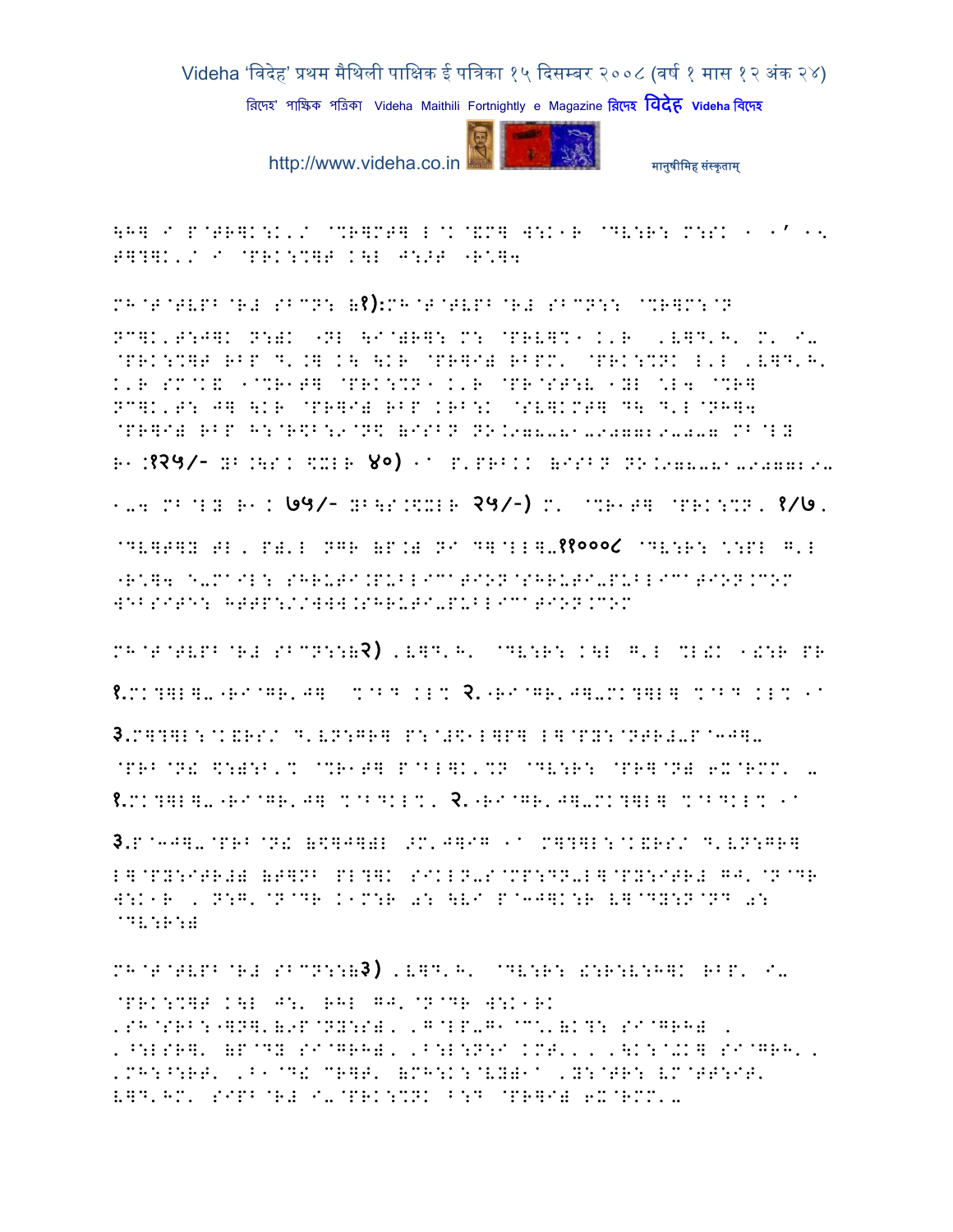\H] I P@TR]K:K'/ @%R]MT] L@K@&M] W:K1R @DV:R: M:SK 1 1' 15
T]?]K'/ I @PRK:%]T K\L J:>T "R']4

MH@T@TVPB@R# SBCN: (१):MH@T@TVPB@R# SBCN:: @%R]M:@N
NC]K'T:J]K N:)K "NL \I@)R]: M: @PRV]%1 K'R 'V]D'H' M' I-
@PRK:%]T RBP D'.] K\ \KR @PR]I) RBPM' @PRK:%NK L'L 'V]D'H'
K'R SM@K& 1@%R1T] @PRK:%N1 K'R @PR@ST:V 1YL "L4 @%R]
NC]K'T: J] \KR @PR]I) RBP KRB:K @SV]KMT] D\ D'L@NH]4
@PR]I) RBP H:@R$B:9@N$ (ISBN NO.978-81-907729-0-7 MB@LY
R1:१२५/- YB.\S K $XLR ४०) 1a P'PRBKK (ISBN NO.978-81-907729-
1-4 MB@LY R1K ७५/- YB\S.$XLR २५/-) M' @%R1T] @PRK:%N' १/७,
@DV]T]Y TL, P)'L NGR (P.) NI D]@LL]-११०००८ @DV:R: ":PL G'L
"R']4 E-MAIL: SHRUTI.PUBLICATION@SHRUTI-PUBLICATION.COM
WEBSITE: HTTP://WWW.SHRUTI-PUBLICATION.COM

MH@T@TVPB@R# SBCN::(२) 'V]D'H' @DV:R: K\L G'L %L!K 1!:R PR

१.MK?]L]-"RI@GR'J] %@BD KL% २."RI@GR'J]-MK?]L] %@BD KL% 1a

३.M]?]L:@K&RS/ D'VN:GR] P:@#$1L]P] L]@PY:@NTR#-P@3J]-
@PRB@N! $:):B'% @%R1T] P@BL]K'%N @DV:R: @PR]@N) 6X@RMM' -
१.MK?]L]-"RI@GR'J] %@BDKL%, २."RI@GR'J]-MK?]L] %@BDKL% 1a

३.P@3J]-@PRB@N! (\$]J])L >M'J]IG 1a M]?]L:@K&RS/ D'VN:GR]
L]@PY:ITR#) (T]NB PL?]K SIKLN-S@MP:DN-L]@PY:ITR# GJ'@N@DR
W:K1R , N:G'@N@DR K1M:R 0: \VI P@3J]K:R V]@DY:N@ND 0:
@DV:R:)

MH@T@TVPB@R# SBCN::(३) 'V]D'H' @DV:R: !:R:V:H]K RBP' I-
@PRK:%]T K\L J:' RHL GJ'@N@DR W:K1RK
'SH@SRB:"]N]'(9P@NY:S), 'G@LP-G1@C%'(K?: SI@GRH) ,
'^:LSR]' (P@DY SI@GRH), 'B:L:N:I KMT'', '\K:@+K] SI@GRH',
'MH:^:RT' 'B1@D! CR]T' (MH:K:@VY)1a 'Y:@TR: VM@TT:IT'
V]D'HM' SIPB@R# I-@PRK:%NK B:D @PR]I) 6X@RMM'-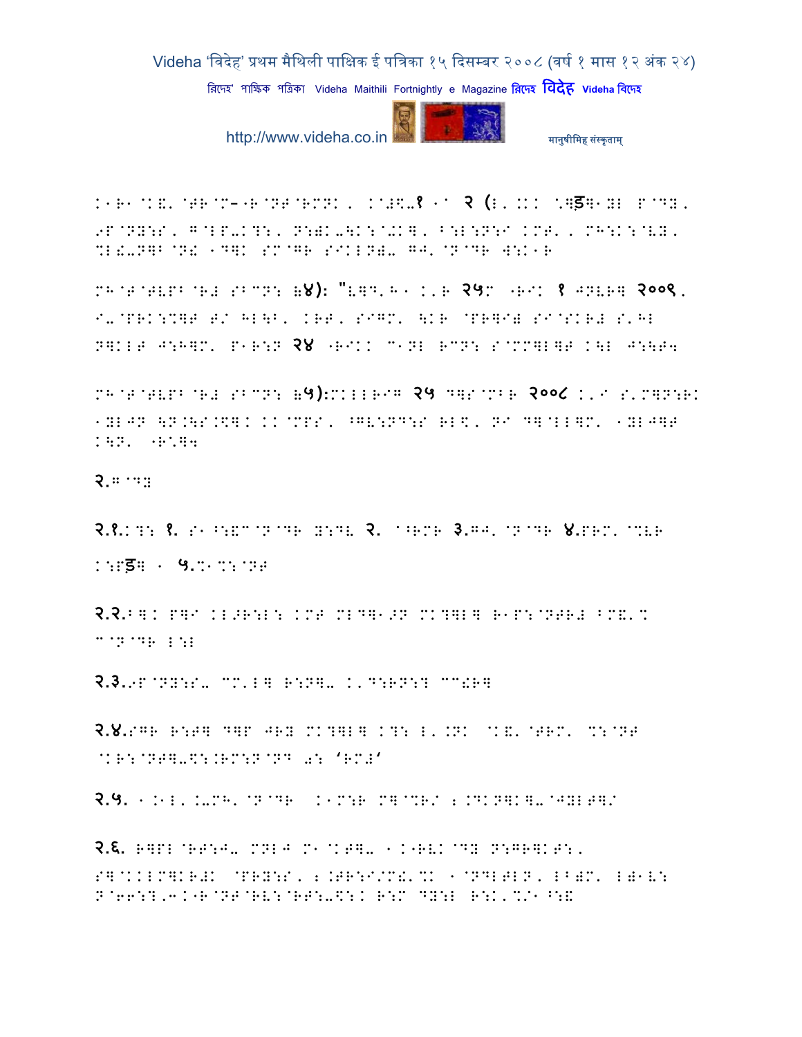K1R1@K&. @TR@M––R@NT@RMNK, K@#\$-१ 1^ २ (L'.KK \]ड]1YL P@DY, 9P@NY:S, G@LP-K?:, N:)K-\K:@+K], ^:L:N:I KMT', MH:K:@VY, %L!-N]B@N! 1D]K SM@GR SIKLN)- GJ'@N@DR W:K1R

MH@T@TVPB@R# SBCN: (४): "V]D'H1 K'R २५M -RIK १ JNVR] २००९, I-@PRK:%]T T/ HL\B, KRT, SIGM' \KR @PR]I) SI@SKR# S'HL N]KLT J:H]M' P1R:N २४ -RIKK C1NL RCN: S@MM]L]T K\L J:\T4

MH@T@TVPB@R# SBCN: (५):MKLLRI☐ २५ D]S@MBR २००८ K'I S'M]N:RK 1YLJN \N.\S.\$]K KK@MPS, ^GV:ND:S RL\$, NI D]@LL]M' 1YLJ]T K\N' -R:]4

२.G@DY

२.१.K?: १. S1^:&C@N@DR Y:DV २. ^^RMR ३.GJ'@N@DR ४.PRM'@%VR K:Pड] 1 ५.%1%:@NT

२.२.B]K P]I KL>R:L: KMT ML D]1>N MK?]L] R1P:@NTR# BM&'% C@N@DR L:L

२.३.9P@NY:S- CM'L] R:N]- K'D:RN:? CC!R]

२.४.SGR R:T] D]P JRY MK?]L] K?: L'.NK @K&'@TRM' %:@NT @KR:@NT]-\$:.RM:N@ND a: 'RM#'

२.५. 1.1L'.K-MH'@N@DR K1M:R M]@%R/ 2.DKN]K]-@JYLT]/

२.६. R]PL@RT:J- MNLJ M1@KT]- 1.K-RVK@DY N:GR]KT:, S]@KKLM]KR#K @PRY:S, 2.TR:I/M!'%K 1@NDLTLN, LB)M' L)1V: N@66:?,3.K-R@NT@RV:@RT:-\$:K R:M DY:L R:K'%/1^:&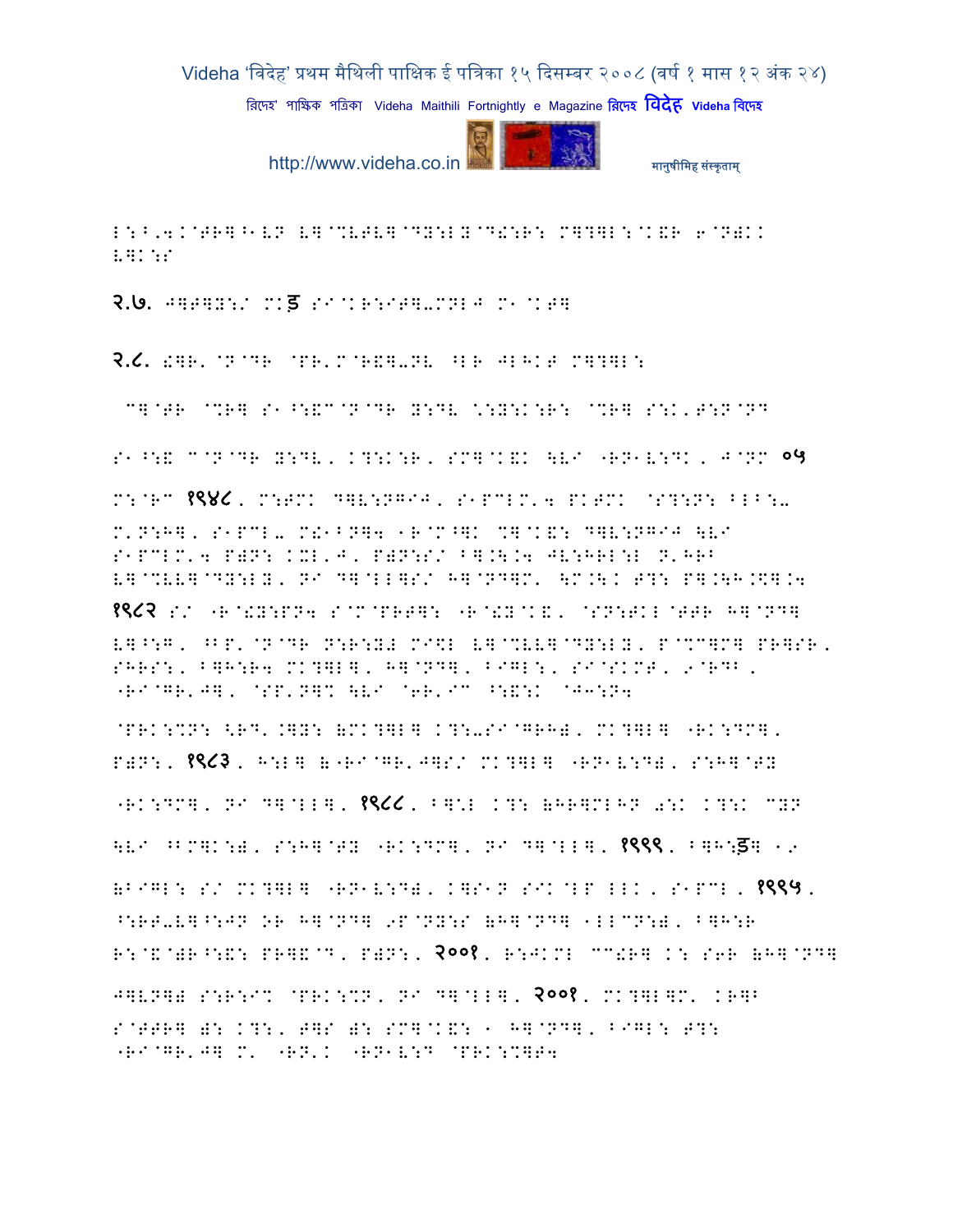L:B,4.@TR]^1VN V]@%VTV]@DY:LY@D!:R: M]?]L:@K&R 6@N)KK V]K:S

२.७. J]T]Y:/ MK&#2357; SI@KR:IT]-MNLJ M1@KT]

२.८. !]R'@N@DR @PR'M@R&]-NV ^LR JLHKT M]?]L:

C]@TR @%R] S1^:&C@N@DR Y:DV \:Y:K:R: @%R] S:K'T:N@ND

S1^:& C@N@DR Y:DV, K?:K:R, SM]@K&K \VI "RN1V:DK, J@NM ०५

M:@RC १९४८, M:TMK D]V:NGIJ, S1PCLM'4 PKTMK @S?:N: BLB:- M'N:H], S1PCL- M!1BN]4 1R@M@^]K %]@K&: D]V:NGIJ \VI S1PCLM'4 P)N: KXL'J, P)N:S/ B].\.4 JV:HRL:L N'HRB V]@%VV]@DY:LY, NI D]@LL]S/ H]@ND]M' \M.\K T?: P].\H.$].4

१९८२ S/ "R@!Y:PN4 S@M@PRT]: "R@!Y@K&, @SN:TKL@TTR H]@ND] V]^:G, ^BP'@N@DR N:R:YY MI\$L V]@%VV]@DY:LY, P@%C]M] PR]SR, SHRS:, B]H:R4 MK?]L], H]@ND], BIGL:, SI@SKMT, 9@RDB, "RI@GR'J], @SP'N]% \VI @6R'IC ^:&:K @J3:N4

@PRK:%N: <RD'.]Y: &MK?]L] K?:-SI@GRH), MK?]L] "RK:DM], P)N:, १९८३, H:L] &"RI@GR'J]S/ MK?]L] "RN1V:D), S:H]@TY

"RK:DM], NI D]@LL], १९८८, B]:L K?: &HR]MLHN 0:K K?:K CYN

\VI ^BM]K:), S:H]@TY "RK:DM], NI D]@LL], १९९९, B]H:&#2357;] 1/

&BIGL: S/ MK?]L] "RN1V:D), K]S1N SIK@LP LLK, S1PCL, १९९५, ^:RT-V]^:JN OR H]@ND] 9P@NY:S &H]@ND] 1LLCN:), B]H:R R:@&@)R^:&: PR]&@D, P)N:, २००१, R:JKML CC!R] K: S6R &H]@ND]

J]VN]) S:R:I% @PRK:%N, NI D]@LL], २००१, MK?]L]M' KR]B S@TTR] ): K?:, T]S ): SM]@K&: 1 H]@ND], BIGL: T?: "RI@GR'J] M' "RN'K "RN1V:D @PRK:%]T4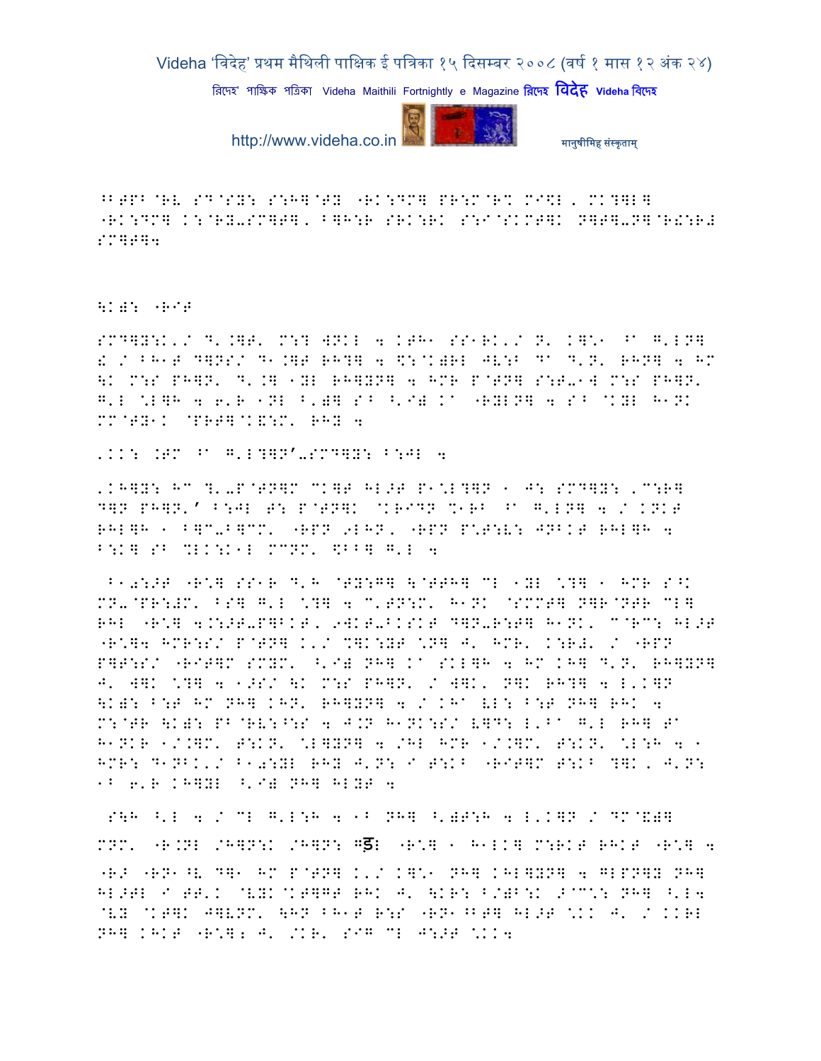^BTPB@RV SD@SY: S:H]@TY "RK:DM] PR:M@R% MI\L, MK?]L] "RK:DM] K:@RY-SM]T], B]H:R SRK:RK S:I@SKMT]K N]T]-N]@R!:R# SM]T]4

\K): "RIT

SMD]Y:K'/ D'.]T' M:? WNKL 4 KTH1 SS1RK'/ N' K]\*1 ^A G'LN] ! / BH1T D]NS/ D1.]T RH?] 4 \$:@K)RL JV:B DA D'N' RHN] 4 HM \K M:S PH]N' D'.] 1YL RH]YN] 4 HMR P@TN] S:T-1W M:S PH]N' G'L \*L]H 4 6'R 1NL ^')] S^ ^'I) KA "RYLN] 4 S^ @KYL H1NK MM@TY1K @PRT]@K&:M' RHY 4

'KK: .TM ^A G'L?]N'-SMD]Y: B:JL 4

'KH]Y: HM ?'-P@TN]M CK]T HL>T P1\*L?]N 1 J: SMD]Y: 'C:R] D]N PH]N'' B:JL T: P@TN]K @KRIDN %1RB ^A G'LN] 4 / KNKT RHL]H 1 B]C-B]CM' "RPN 9LHN' "RPN P\*T:V: JNBKT RHL]H 4 B:K] SB %LK:K1L MCNM' \$BB] G'L 4

 B10:>T "R\*] SS1R D'H @TY:G] \@TTH] CL 1YL \*?] 1 HMR S^K MN-@PR:#M' BS] G'L \*?] 4 C'TN:M' H1NK @SMMT] N]R@NTR CL] RHL "R\*] 4.:>T-P]BKT' 9WKT-BKSKT D]N-R:T] H1NK' C@RC: HL>T "R\*]4 HMR:S/ P@TN] K'/ %]K:YT \*N] J' HMR' K:R#' / "RPN P]T:S/ "RIT]M SMYM' ^'I) NH] KA SKL]H 4 HM KH] D'N' RH]YN] J' W]K \*?] 4 1>S/ \K M:S PH]N' / W]K' N]K RH?] 4 L'K]N \K): B:T HM NH] KHN' RH]YN] 4 / KHA VL: B:T NH] RHK 4 M:@TR \K): PB@RV:^:S 4 J.N H1NK:S/ V]D: L'BA G'L RH] TA H1NKR 1/.]M' T:KN' \*L]YN] 4 /HL HMR 1/.]M' T:KN' \*L:H 4 1 HMR: D1NBK'/ B10:YL RHY J'N: I T:KB "RIT]M T:KB ?]K, J'N: 1B 6'R KH]YL ^'I) NH] HLYT 4

 S\H ^'L 4 / CL G'L:H 4 1B NH] ^')T:H 4 L'K]N / DM@&)] MNM' "R.NL /H]N:K /H]N: Gड़L "R\*] 1 H1LK] M:RKT RHKT "R\*] 4 "R> "RN1^V D]1 HM P@TN] K'/ K]\*1 NH] KHL]YN] 4 GLPN]Y NH] HL>TL I TT'K @VYK@KT]GT RHK J' \KR: B/)B:K >@C\*: NH] ^'L4 @VY @KT]K J]VNM' \HN BH1T R:S "RN1^BT] HL>T \*KK J' / KKRL NH] KHKT "R\*]; J' /KR' SIG CL J:>T \*KK4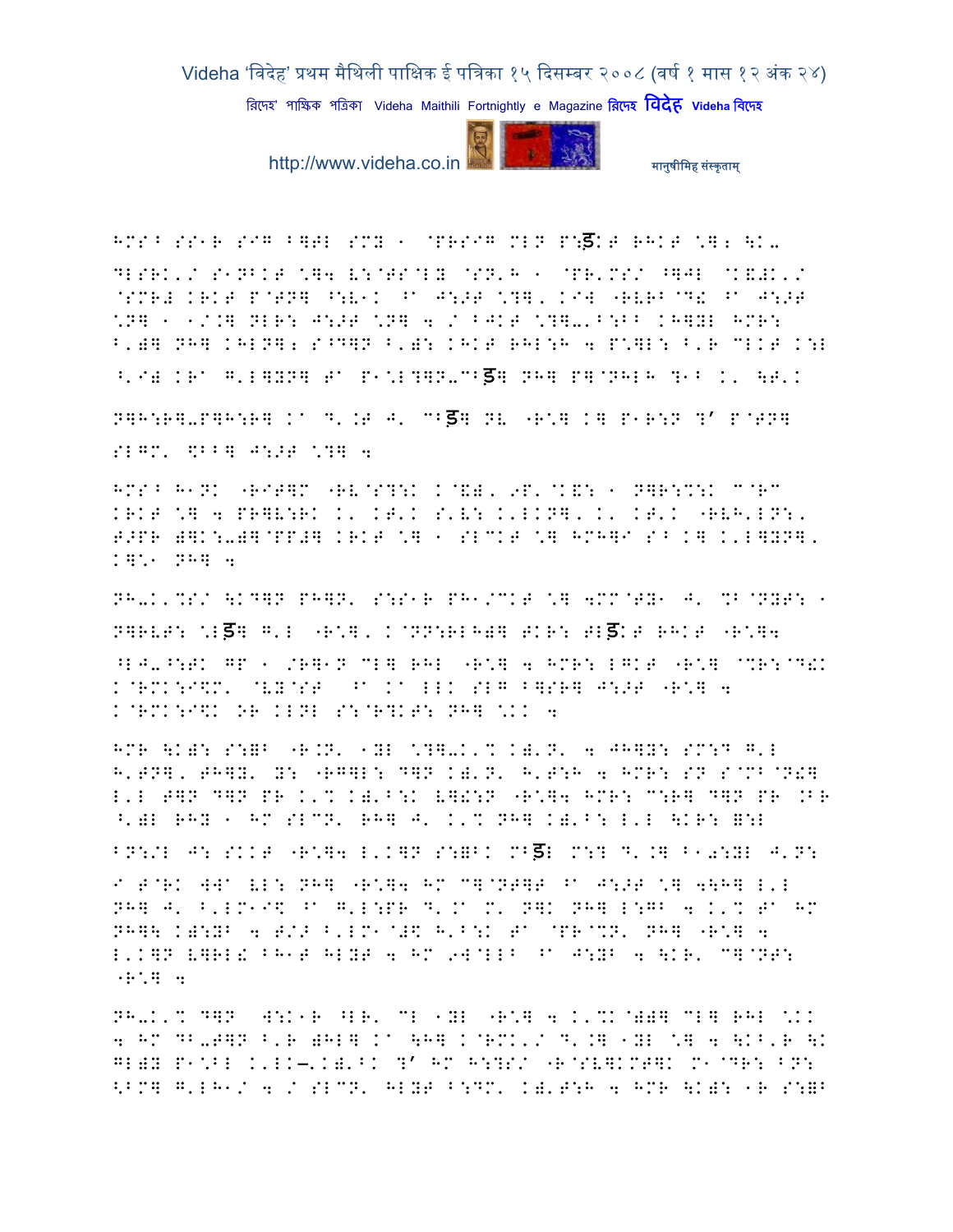HMS^ SS1R SIG B]TL SMY 1 @PRSIG MLN P:ड़KT RHKT \]; \K-

DLSRK'/ S1NBKT \]4 E:@TS@LY @SN'H 1 @PR'MS/ ^]JL @K&#K'/ @SMR# KRKT P@TN] ^:V1K ^A J:>T \?], KI] "RVRB@D! ^A J:>T \N] 1 1/.] NLR: J:>T \N] 4 / BJKT \?]-'B:BB KH]YL HMR: B')] NH] KHLN]; S^D]N B')] KHKT RHL:H 4 P\]L: B'R CLKT K:L ^'I) KRA G'L]YN] TA P1\L?]N-CBड़] NH] P]@NHLH ?1B K' \T'K

N]H:R]-P]H:R] KA D'.T J' CBड़] NV "R\] K] P1R:N ?' P@TN] SLGM' \$BB] J:>T \?] 4

HMS^ H1NK "RITVM "RV@S?:K K@&), 9P'@K&: 1 N]R:%:K C@RC KRKT \] 4 PR]V:RK K' KT'K S'V: K'LKN], K' KT'K "RVH'LN:, T>PR )]K:-)]@PP#] KRKT \] 1 SLCKT \] HMH]I S^ K] K'L]YN], K]\1 NH] 4

NH-K'%S/ \KD]N PH]N' S:S1R PH1/CKT \] 4MM@TY1 J' %B@NYT: 1 N]RVT: \Lड़] G'L "R\], K@NN:RLH)] TKR: TLड़KT RHKT "R\]4 ^LJ-^:TK GP 1 /R]1N CL] RHL "R\] 4 HMR: LGKT "R\] @%R:@D!K K@RMK:I\$M' @VY@ST ^A KA LLK SLG B]SR] J:>T "R\] 4 K@RMK:I\$K OR KLNL S:@R?KT: NH] \KK 4

HMR \K): S:=B "R.N' 1YL \?]-K'% K)'N' 4 JH]Y: SM:D G'L H'TN], TH]Y' Y: "RG]L: D]N K)'N' H'T:H 4 HMR: SN S@MB@N!] L'L T]N D]N PR K'% K)'B:K V]!:N "R\]4 HMR: C:R] D]N PR .BR ^')L RHY 1 HM SLCN' RH] J' K'% NH] K)'B: L'L \KR: =:L BN:/L J: SKKT "R\]4 L'K]N S:=BK Mड़L M:? D'.] B1T:YL J'N: I T@RK WWA VL: NH] "R\]4 HM C]@NT]T ^A J:>T \] 4\H] L'L NH] J' B'LM1I\$ ^A G'L:PR D'.A M' N]K NH] L:GB 4 K'% TA HM NH]\ K):YB 4 T/> B'LM1@#\$ H'B:K TA @PR@%N' NH] "R\] 4 L'K]N V]RL! BH1T HLYT 4 HM 9W@LLB ^A J:YB 4 \KR' C]@NT: "R\] 4

NH-K'% D]N W:K1R ^LR' CL 1YL "R\] 4 K'%K@))] CL] RHL \KK 4 HM DB-T]N B'R )HL] KA \H] K@RMK'/ D'.] 1YL \] 4 \KB'R \K GL)Y P1\BL K'LK—'K)'BK ?' HM H:?S/ "R@SV]KMT]K M1@DR: BN: <BM] G'LH1/ 4 / SLCN' HLYT B:DM' K)'T:H 4 HMR \K): 1R S:=B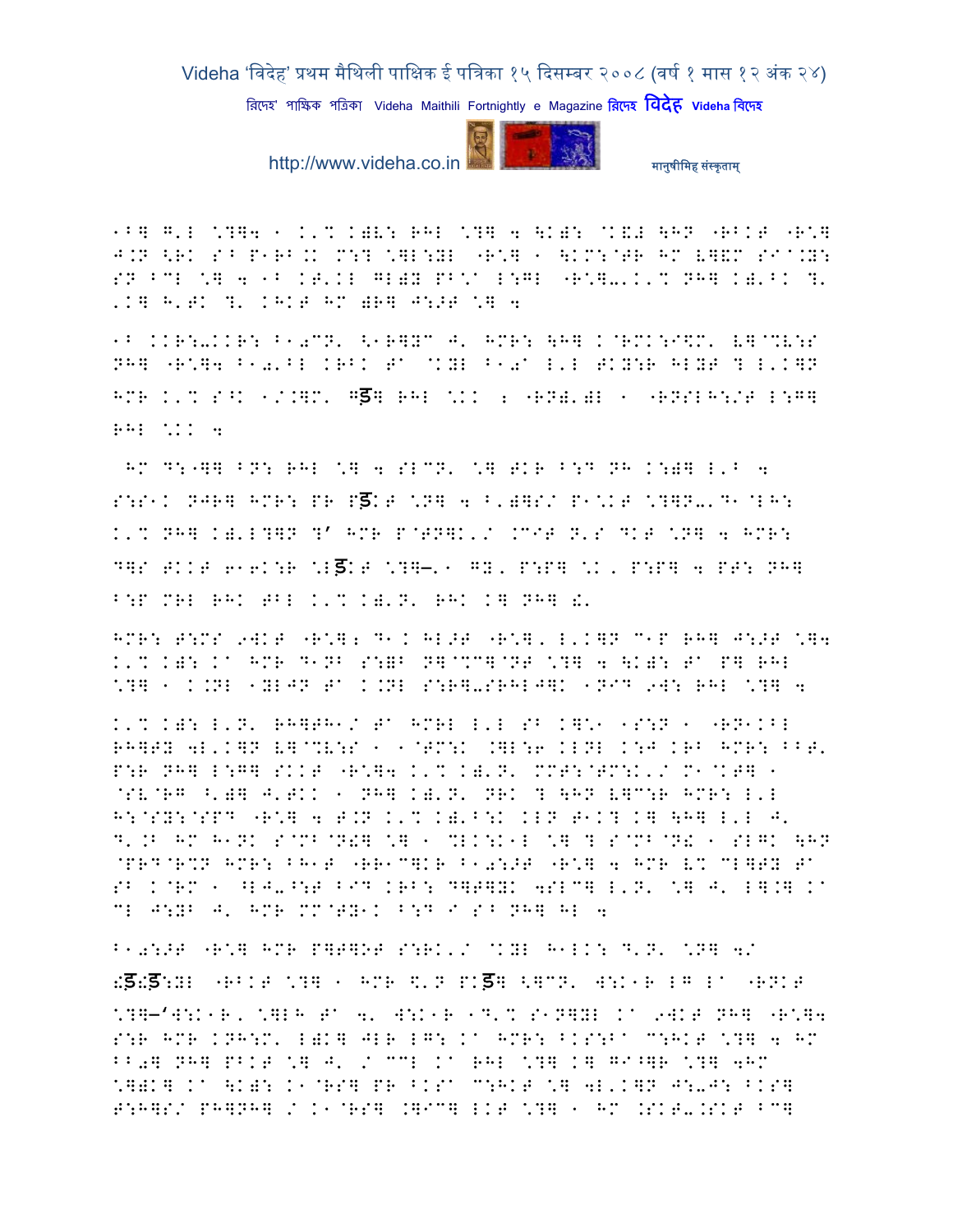1B] G'L \?]4 1 K'I K)V: RHL \?] 4 \K): @K&# \HP "RBKT "R\] J.N <RK S^ P1RB.K M:? \]L:YL "R\] 1 \KM:@TR HM V]&M SI@.Y: SN ^CL \] 4 1B KT'KL GL)Y PB\A L:GL "R\]-'K'I NH] K)'BK ?' .K] H'TK ?' KHKT HM )R] J:JT \] 4

1B KKR:-KKR: B10CN' <1R]YC J' HMR: \H] K@RMK:I$M' V]@%V:S NH] "R\]4 B10'BL KRBK Ta @KYL B10a L'L TKY:R HLYT ? L'K]N HMR K'I S^K 1/.]M' Gड़] RHL \KK ; "RN)')L 1 "RNSLH:/T L:G] RHL \KK 4

HM D:"]] BN: RHL \] 4 SLCN' \] TKR B:D NH K:)] L'B 4 S:S1K NJR] HMR: PR Pड़KT \N] 4 B')]S/ P1\KT \?]N-'D1@LH: K'I NH] K)'L?]N ?' HMR P@TN]K'/ .CIT N'S DKT \N] 4 HMR: D]S TKKT 61`K:R \Lड़KT \?]—'1 GY' P:P] \K' P:P] 4 PT: NH] B:P MRL RHK TBL K'I K)'N' RHK K] NH] !'

HMR: T:MS 9WKT "R\]; D1K HLJT "R\]' L'K]N C1P RH] J:JT \]4 K'I K): Ka HMR D1NB S:=B N]@%C]@NT \?] 4 \K): Ta P] RHL \?] 1 K.NL 1YLJN Ta K.NL S:R]-SRHLJ]K 1NID 9W: RHL \?] 4

K'I K): L'N' RH]TH1/ Ta HMRL L'L SB K]\1 1S:N 1 "RN1KBL RH]TY 4L'K]N V]@%V:S 1 1@TM:K .]L:6 KLNL K:J KRB HMR: BBT' P:R NH] L:G] SKKT "R\]4 K'I K)'N' MMT:@TM:K'/ M1@KT] 1 @SV@RG ^')] J'TKK 1 NH] K)'N' NRK ? \HN V]C:R HMR: L'L H:@SY:@SPD "R\] 4 T.N K'I K)'B:K KLN T1K? K] \H] L'L J' D'.B HM H1NK S@MB@N!] \] 1 %LK:K1L \] ? S@MB@N! 1 SLGK \HN @PRD@R%N HMR: BH1T "RR1C]KR B10:JT "R\] 4 HMR V% CL]TY Ta SB K@RM 1 ^LJ-^:T BID KRB: D]T]YK 4SLC] L'N' \] J' L].] Ka CL J:YB J' HMR MM@TY1K B:D I S^ NH] HL 4

B10:JT "R\] HMR P]T]OT S:RK'/ @KYL H1LK: D'N' \N] 4/ !ड़!ड़:YL "RBKT \?] 1 HMR $'N PKड़] <]CN' W:K1R LG La "RNKT \?]—'W:K1R' \]LH Ta 4' W:K1R 1D'I S1N]YL Ka 9WKT NH] "R\]4 S:R HMR KNH:M' L)K] JLR LG: Ka HMR: BKS:Ba C:HKT \?] 4 HM BB0] NH] PBKT \] J' / CCL Ka RHL \?] K] G1^]R \?] 4HM \])K] Ka \K): K1@RS] PR BKSa C:HKT \] 4L'K]N J:-J: BKS] T:H]S/ PH]NH] / K1@RS] .]IC] LKT \?] 1 HM .SKT-.SKT BC]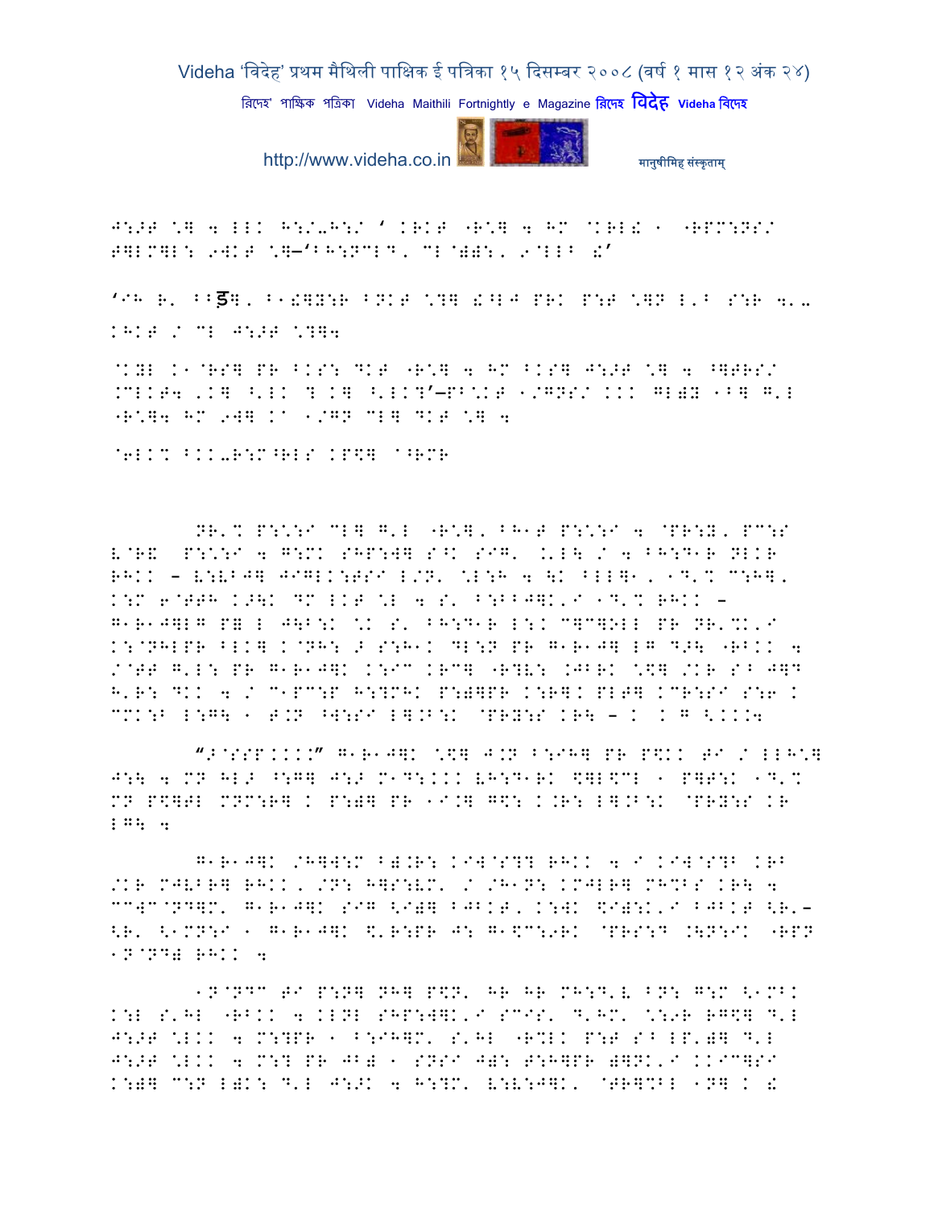J:>T \] 4 LLK H:/-H:/ ' KRKT "R\] 4 HM @KRL! 1 "RPM:NS/ T]LM]L: 9WKT \]–'BH:NCLD, CL@)):, 9@LLB !'

'IH R' BBड़], B1!]Y:R BNKT \?] !^LJ PRK P:T \]N L'B S:R 4'- KHKT / CL J:>T \?]4

@KYL K1@RS] PR BKS: DKT "R\] 4 HM BKS] J:>T \] 4 ^]TRS/ .CLKT4 'K] ^'LK ? K] ^'LK?'–PB\KT 1/GNS/ KKK GL)Y 1B] G'L "R\]4 HM 9W] Ka 1/GN CL] DKT \] 4

@6LK% BKK-R:M^RLS KP\$] a^RMR

NR'% P:\:I CL] G'L "R\], BH1T P:\:I 4 @PR:Y, PC:S L@R! P:\:I 4 G:MK SHP:W] S^K SIG' .'L\ / 4 BH:D1R NLKR RHKK – L:LBJ] JIGLK:TSI L/N' \L:H 4 \K ^LL]1, 1D'% C:H], K:M 6@TTH K>\K DM LKT \L 4 S' B:BBJ]K'I 1D'% RHKK – G1R1J]LG P] L J\B:K \K S' BH:D1R L:K C]C]OLL PR NR'%K'I K:@NHLPR BLK] K@NH: > S:H1K DL:N PR G1R1J] LG D>\ "RBKK 4 /@TT G'L: PR G1R1J]K K:IC KRC] "R?L: .JBRK \\$] /KR S^ J]D H'R: DKK 4 / C1PC:P H:?MHK P:)]PR K:R]K PLT] KCR:SI S:6 K CMK:B L:G\ 1 T.N ^W:SI L].B:K @PRY:S KR\ – K K G <KKK4

"> @SSP.KKK" G1R1J]K \\$] J.N B:IH] PR P\$KK TI / LLH\] J:\ 4 MN HL> ^:G] J:> M1D:KKK LH:D1RK \$]L\$CL 1 P]T:K 1D'% MN P\$]TL MNM:R] K P:)] PR 1I.] G\$: K.R: L].B:K @PRY:S KR LG\ 4

G1R1J]K /H]W:M B).R: KIW@S?? RHKK 4 I KIW@S?B KRB /KR MJLBR] RHKK, /N: H]S:LM' / /H1N: KMJLR] MH%BS KR\ 4 CCWC@ND]M' G1R1J]K SIG <I)] BJBKT, K:WK \$I):K'I BJBKT <R'– <R' <1MN:I 1 G1R1J]K \$'R:PR J: G1\$C:9RK @PRS:D .\N:IK "RPN 1N@ND) RHKK 4

1N@NDC TI P:N] NH] P\$N' HR HR MH:D'L BN: G:M <1MBK K:L S'HL "RBKK 4 KLNL SHP:W]K'I SCIS' D'HM' \:9R RG\$] D'L J:>T \LKK 4 M:?PR 1 B:IH]M' S'HL "R%LK P:T S^ LP')] D'L J:>T \LKK 4 M:? PR JB) 1 SNSI J): T:H]PR )]NK'I KKIC]SI K:)] C:N L)K: D'L J:>K 4 H:?M' L:L:J]K' @TR]%BL 1N] K !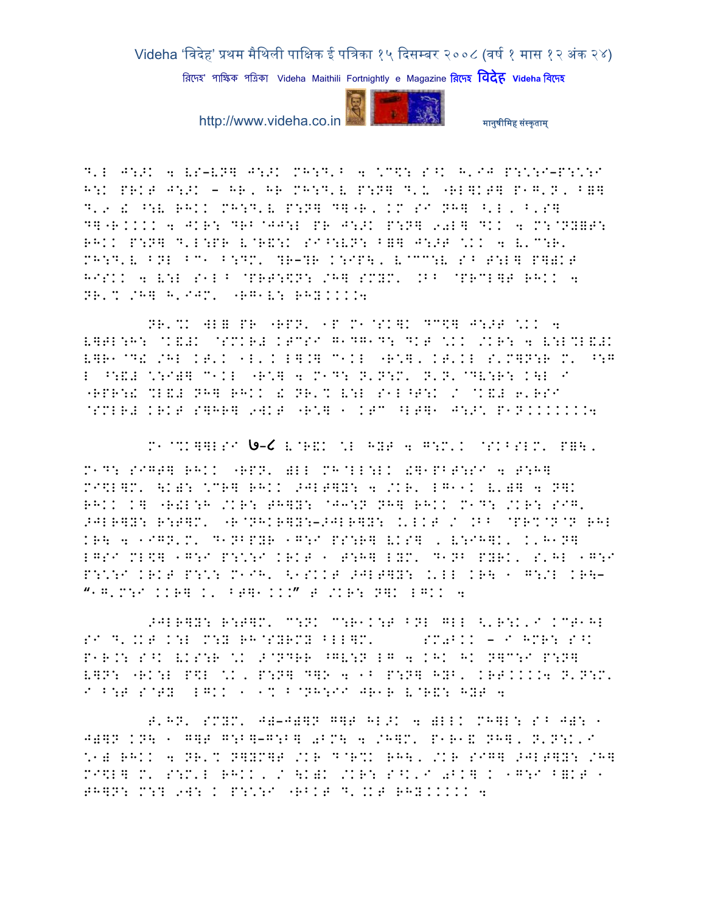D'L J:>K 4 VS-VN] J:>K MH:D'B 4 \C\$: S^K H'IJ P:\:I-P:\:I H:K PRKT J:>K - HR, HR MH:D'V P:N] D'U "RL]KT] P1G'N, B=] D'9 ! ^:V RHKK MH:D'V P:N] D]"R, KM SI NH] ^'L, B'S] D]"R.... 4 JKR: DRB@JJ:L PR J:>K P:N] 90L] DKK 4 M:@NY=T: RHKK P:N] D'L:PR V@R&:K SI^:VN: B=] J:>T \KK 4 V'C:R' MH:D'V BNL BC1 B:DM' ]R-]R K:IP\, V@CC:V S^ T:L] P]=KT HISKK 4 V:L S1L^ @PRT:\$N: /H] SMYM' .BB @PRCL]T RHKK 4 NR'% /H] H'IJM' "RG1V: RHY....4

NR'%K WL= PR "RPN' 1P M1@SK]K DC\$] J:>T \KK 4 V]TL:H: @K&! @SMKR! KTCSI G1DG1D: DKT \KK /KR: 4 V:L%L&!K V]R1@D! /HL KT'K 1L'K L].] C1KL "R\*], KT'KL S'M]N:R M' ^:G L ^:&! \:I)] C1KL "R\*] 4 M1D: N'N:M' N'N'@DV:R: K\L I "RPR:! %L&! NH] RHKK ! NR'% V:L S1L^T:K / @K&! 6'RSI @SMLR! KRKT S]HR] 9WKT "R\*] 1 KTC ^LT]1 J:>\ P1N........4

M1@%K]]LSI ७-८ V@R&K \L HYT 4 G:M'K @SKBSLM' P=\,

M1D: SIGT] RHKK "RPN' )LL MH@LL:LK !]1PBT:SI 4 T:H] MI\$L]M' \K): \CR] RHKK >JLT]Y: 4 /KR' LG11K V')] 4 N]K RHKK K] "R!L:H /KR: TH]Y: @J3:N NH] RHKK M1D: /KR: SIG' >JLR]Y: R:T]M' "R@NHKR]Y:->JLR]Y: .'LKT / .BB @PR%@N@N RHL KR\ 4 1IGN'M' D1NBPYR 1G:I PS:R] VKS] , V:IH]K' K'H1N] LGSI ML\$] 1G:I P:\:I KRKT 1 T:H] LYM' D1NB PYRK' S'HL 1G:I P:\:I KRKT P:\: M1IH' <1SKKT >JLT]Y: .'LL KR\ 1 G:/L KR\- "1G'M:I KKR] K' BT]1..." T /KR: N]K LGKK 4

>JLR]Y: R:T]M' C:NK C:R1K:T BNL GLL <'R:K'I KCT1HL SI D'.KT K:L M:Y RH@SYRMY BLL]M' SM0BKK - I HMR: S^K P1R.: S^K VKS:R \K >@NDRR ^GV:N LG 4 KHK HK N]C:I P:N] V]N: "RK:L P\$L \K, P:N] D]O 4 1B P:N] HYB' KRT....4 N'N:M' I B:T S@TY LGKK 1 1% B@NH:II JR1R V@R&: HYT 4

T'HN' SMYM' J)-J)]N G]T HL>K 4 )LLK MH]L: S^ J): 1 J)]N KN\ 1 G]T G:B]-G:B] 0BM\ 4 /H]M' P1R1& NH], N'N:K'I \1) RHKK 4 NR'% N]YM]T /KR D@R%K RH\, /KR SIG] >JLT]Y: /H] MI\$L] M' S:M'L RHKK, / \K)K /KR: S^K'I 0BK] K 1G:I B=KT 1 TH]N: M:? 9W: K P:\:I "RBKT D'.KT RHY.....4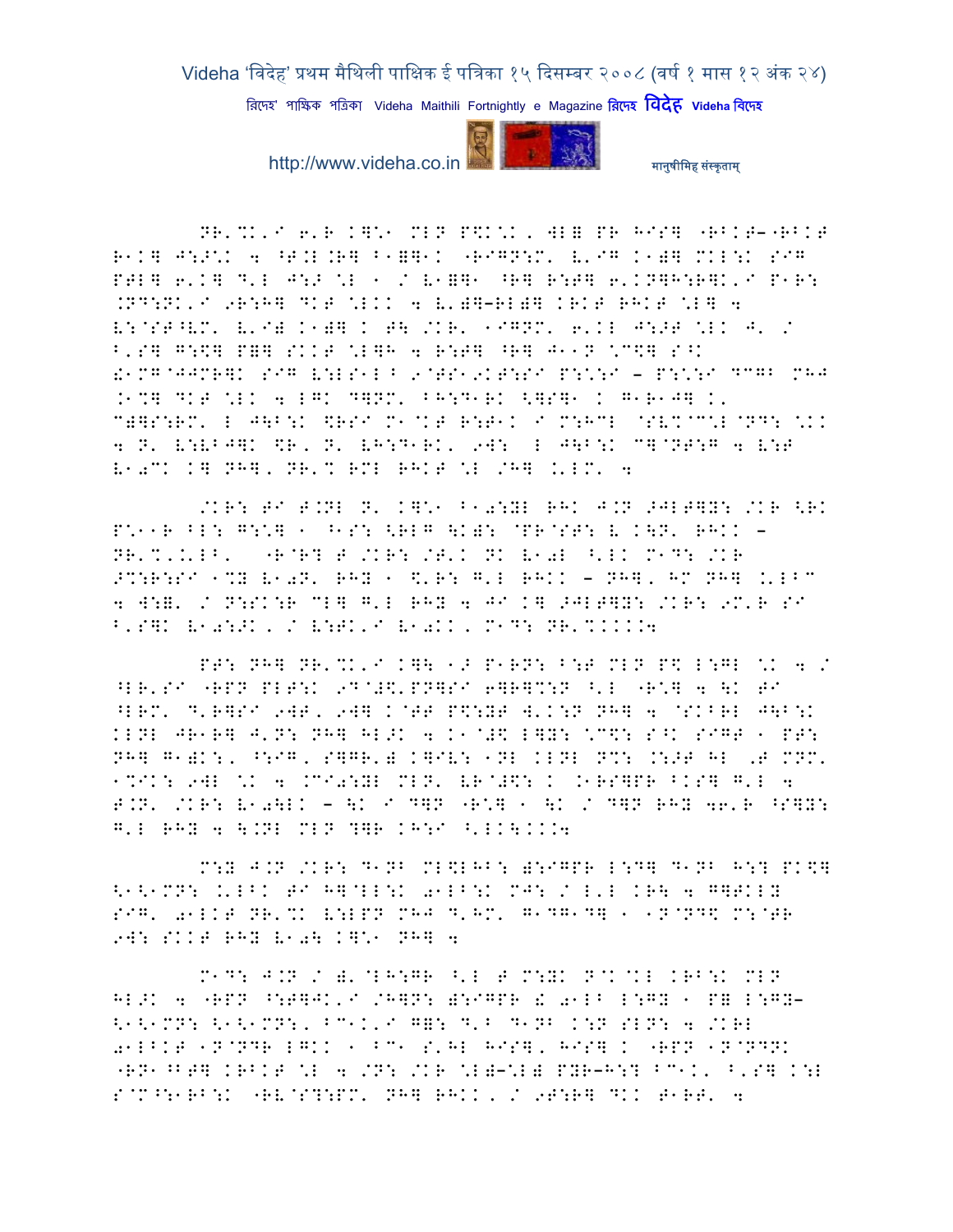NR'%K'I 6'R K]\1 MLN P\$K\K, WL= PR HIS] "RBKT–"RBKT R1K] J:>\K 4 ^T.L.R] B1=]1K "RIGN:M' V'IG K1)] MKL:K SIG PTL] 6'K] D'L J:> \L 1 / V1=]1 ^R] R:T] 6'KN]H:R]K'I P1R: .ND:NK'I 9R:H] DKT \LKK 4 V')]–RL)] KRKT RHKT \L] 4 V:@ST^VM' V'I) K1)] K T\ /KR' 1IGNM' 6'KL J:>T \LK J' / B'S] G:\$] P=] SKKT \L]H 4 R:T] ^R] J11N \C\$] S^K !1MG@JJMR]K SIG V:LS1L ^ 9@TS19KT:SI P:\:I – P:\:I DCGB MHJ .1%] DKT \LK 4 LGK D]NM' BH:D1RK <]S]1 K G1R1J] K' C)]S:RM' L J\B:K \$RSI M1@KT R:T1K I M:HCL @SV%@C\L@ND: \KK 4 N' V:VBJ]K \$R, N' VH:D1RK' 9W: L J\B:K C]@NT:G 4 V:T V10CK K] NH], NR'% RML RHKT \L /H] .'LM' 4

/KR: TI T.NL N' K]\1 B10:YL RHK J.N >JLT]Y: /KR <RK P\11R BL: G:\] 1 ^1S: <RLG \K): @PR@ST: V K\N' RHKK – NR'%'.'LB' "R@R? T /KR: /T'K NK V10L ^'LK M1D: /KR >%:R:SI 1%Y V10N' RHY 1 \$'R: G'L RHKK – NH], HM NH] .'LBC 4 W:=' / N:SK:R CL] G'L RHY 4 JI K] >JLT]Y: /KR: 9M'R SI B'S]K V10:>K, / V:TK'I V10KK, M1D: NR'%KKK4

PT: NH] NR'%K'I K]\ 1> P1RN: B:T MLN P\$ L:GL \K 4 / ^LR'SI "RPN PLT:K 9D@#\$'PN]SI 6]R]%:N ^'L "R\] 4 \K TI ^LRM' D'R]SI 9WT, 9W] K@TT P\$:YT W'K:N NH] 4 @SKBRL J\B:K KLNL JR1R] J'N: NH] HL>K 4 K1@#\$ L]Y: \C\$: S^K SIGT 1 PT: NH] G1)K:, ^:IG, S]GR') K]IV: 1NL KLNL N%: .:>T HL ,T MNM' 1%IK: 9WL \K 4 .CI0:YL MLN' VR@#\$: K .1RS]PR BKS] G'L 4 T.N' /KR: V10\LK – \K I D]N "R\] 1 \K / D]N RHY 46'R ^S]Y: G'L RHY 4 \.NL MLN ?]R KH:I ^'LK\KK4

M:Y J.N /KR: D1NB ML\$LHB: ):IGPR L:D] D1NB H:? PK\$] <1<1MN: .'LBK TI H]@LL:K 01LB:K MJ: / L'L KR\ 4 G]TKLY SIG' 01LKT NR'%K V:LPN MHJ D'HM' G1DG1D] 1 1N@ND\$ M:@TR 9W: SKKT RHY V10\ K]\1 NH] 4

M1D: J.N / )'@LH:GR ^'L T M:YK N@K@KL KRB:K MLN HL>K 4 "RPN ^:T]JK'I /H]N: ):IGPR ! 01LB L:GY 1 P= L:GY– <1<1MN: <1<1MN:, BC1K'I G=: D'B D1NB K:N SLN: 4 /KRL 01LBKT 1N@NDR LGKK 1 BC1 S'HL HIS], HIS] K "RPN 1N@NDNK "RN1^BT] KRBKT \L 4 /N: /KR \L)–\L) PYR–H:? BC1K' B'S] K:L S@M^:1RB:K "RV@S?:PM' NH] RHKK, / 9T:R] DKK T1RT' 4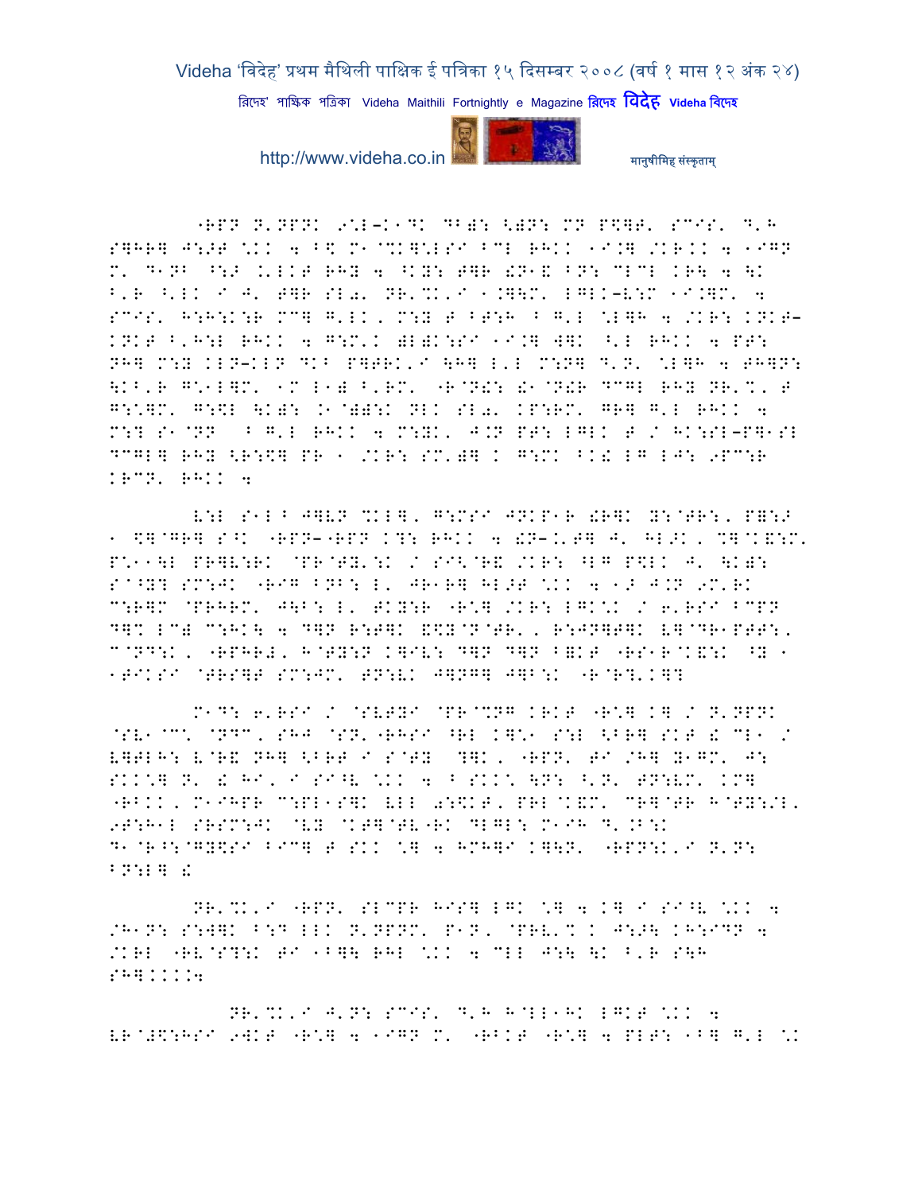"RPN N'NPNK 9:L-K1DK DB): <)P: MN P$]T' SCIS' D'H S]HR] J:>T \KK 4 B$ M1@%K]\LSI BCL RHKK 1I.] /KR.K 4 1IGN M' D1NB ^:> .'LKT RHY 4 ^KY: T]R !N1& BN: CLCL KR\ 4 \K B'R ^'LK I J' T]R SL0' NR'%K'I 1.]\M' LGLK-V:M 1I.]M' 4 SCIS' H:H:K:R MC] G'LK, M:Y T BT:H B G'L \L]H 4 /KR: KNKT-KNKT B'H:L RHKK 4 G:M'K )L)K:SI 1I.] W]K ^'L RHKK 4 PT: NH] M:Y KLN-KLN DKB P]TRK'I \H] L'L M:N] D'N' \L]H 4 TH]N: \KB'R G\1L]M' 1M L1) B'RM' "R@N!: !1@N!R DCGL RHY NR'%' T G:\]M' G:$L \K): .1@)):K NLK SL0' KP:RM' GR] G'L RHKK 4 M:? S1@NN B G'L RHKK 4 M:YK' J.N PT: LGLK T / HK:SL-P]1SL DCGL] RHY <R:$] PR 1 /KR: SM')] K G:MK BK! LG LJ: 9PC:R KRCN' RHKK 4

V:L S1L B J]VN %KL], G:MSI JNKP1R !R]K Y:@TR:, P]:> 1 $]@GR] S^K "RPN-"RPN K?: RHKK 4 !N-.'T] J' HL>K, %]@K&:M' P\11\L PR]V:RK @PR@TY':K / SI<@R& /KR: ^LG P$LK J' \K): S@Y? SM:JK "RIG BNB: L' JR1R] HL>T \KK 4 1> J.N 9M'RK C:R]M @PRHRM' J\B: L' TKY:R "R\] /KR: LGK\K / 6'RSI BCPN D]% LC) C:HK\ 4 D]N R:T]K &\$Y@N@TR', R:JN]T]K V]@DR1PTT:, C@ND:K, "RPHR!, H@TY:N K]IV: D]N D]N B]KT "RS1R@K&:K ^Y 1 1TIKSI @TRS]T SM:JM' TN:VK J]NG] J]B:K "R@R?'K]?

M1D: 6'RSI / @SVTYI @PR@%NG KRKT "R\] K] / N'NPNK @SV1@C\ @NDC, SHJ @SN'"RHSI ^RL K]\1 S:L <BR] SKT ! CL1 / V]TLH: V@R& NH] <BRT I S@TY ?]K, "RPN' TI /H] Y1GM' J: SKK\] N' ! HI, I SI^V \KK 4 B SKK\ \N: ^'N' TN:VM' KM] "RBKK, M1IHPR C:PL1S]K VLL 0:$KT, PRL@K&M' CR]@TR H@TY:/L, 9T:H1L SRSM:JK @VY @KT]@TV"RK DLGL: M1IH D'.B:K D1@R^:@GY$SI BIC] T SKK \] 4 HMH]I K]\N' "RPN:K'I N'N: BN:L] !

NR'%K'I "RPN' SLCPR HIS] LGK \] 4 K] I SI^V \KK 4 /H1N: S:W]K B:D LLK N'NPNM' P1N, @PRV'% K J:>\ KH:IDN 4 /KRL "RV@S?:K TI 1B]\ RHL \KK 4 CLL J:\ \K B'R S\H SH]KKK4

NR'%K'I J'N: SCIS' D'H H@LL1HK LGKT \KK 4 VR@#$:HSI 9WKT "R\] 4 1IGN M' "RBKT "R\] 4 PLT: 1B] G'L \K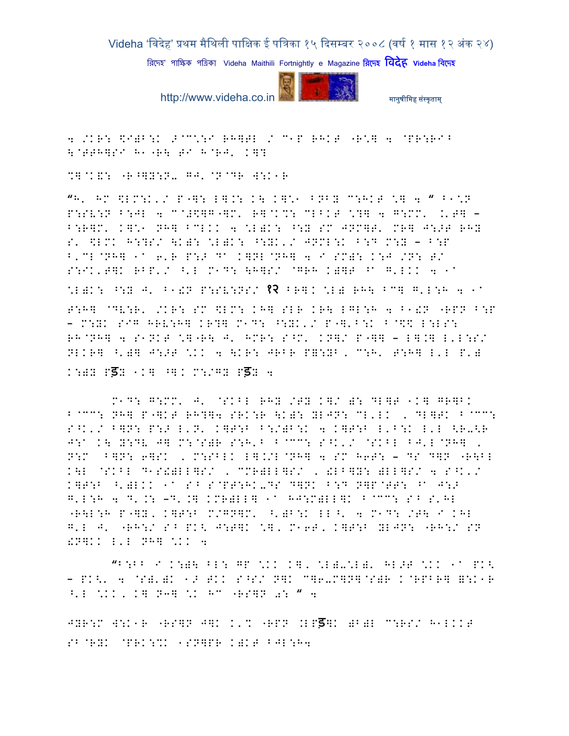4 /KR: \$I)B:K >@C*:I RH]TL / C1P RHKT "R*] 4 @PR:RI^
\@TTH]SI H1"R\ TI H@RJ' K]?

%]@K&: "R^]Y:N- GJ'@N@DR W:K1R

“H' HM \$LM:K'/ P"]: L].: K\ K]*1 BNBY C:HKT *] 4 ” B1*N P:SV:N B:JL 4 C@#\$]G"]M' R]@K%: CLBKT *?] 4 G:MM' .'T] – B:R]M' K]*1 NH] BCLKK 4 *L)K: ^:Y SM JNM]T' MR] J:>T RHY S' \$LMK H:?S/ \K): *L)K: ^:YK'/ JNML:K B:D M:Y – B:P B'CL@NH] 1' 6'R P:> D' K]NL@NH] 4 I SM): K:J /N: T/ S:IK'T]K RBP'/ ^'L M1D: \H]S/ @GRH K)]T ^' G'LKK 4 1' *L)K: ^:Y J' B1!N P:SV:NS/ १२ BR]K *L) RH\ BC] G'L:H 4 1' T:H] @DV:R' /KR: SM \$LM: KH] SLR KR\ LGL:H 4 B1!N "RPN B:P – M:YK SIG HRV:H] KR?] M1D: ^:YK'/ P"]'B:K B@\$\$ L:LS: RH@NH] 4 S1NKT *]"R\ J' HMR: S^M' KN]/ P"]] – L].] L'L:S/ NLKR] ^')] J:>T *KK 4 \KR: JRBR P]:YB, C:H' T:H] L'L P') K:)Y Pड़Y 1K] ^]K M:/GY Pड़Y 4

M1D: G:MM' J' @SKBL RHY /TY K]/ ): DL]T 1K] GR]BK B@CC: NH] P"]KT RH?]4 SRK:R \K): YLJN: CL'LK , DL]TK B@CC: S^K'/ B]N: P:> L'N' K]T:B B:/)B:K 4 K]T:B L'B:K L'L <R-<R J:' K\ Y:DV J] M:@S)R S:H'B B@CC: S^K'/ @SKBL BJ'L@NH] , N:M B]N: 6]SK , M:SBLK L].'L@NH] 4 SM H6T: – DS D]N "R\BL K\L @SKBL D1S!)LL]S/ , CMR)LL]S/ , !LB]Y: )LL]S/ 4 S^K'/ K]T:B ^')LKK 1' S^ S@PT:HK-DS D]NK B:D N]P@TT: ^' J:> G'L:H 4 D'.: –D'.] KMR)LL] 1' HJ:M)LL]K B@CC: S^ S'HL "R\L:H P"]Y, K]T:B M/GN]M' ^')B:K LL^' 4 M1D: /T\ I KHL G'L J' "RH:/ S^ PK< J:T]K *], M16T, K]T:B YLJN: "RH:/ SN !N]KK L'L NH] *KK 4

“B:BB I K:)\ BL: GP *KK K], *L)-*L)' HL>T *KK 1' PK< – PK<' 4 @S)')K 1> TKK S^S/ N]K C]6-M]N]@S)R K@RPBR] ]:K1R ^'L *KK, K] N>] *K HC "RS]N 0: ” 4

JYR:M W:K1R "RS]N J]K K'% "RPN .LPड़]K )B)L C:RS/ H1LKKT SB@RYK @PRK:%K 1SN]PR K)KT BJL:H4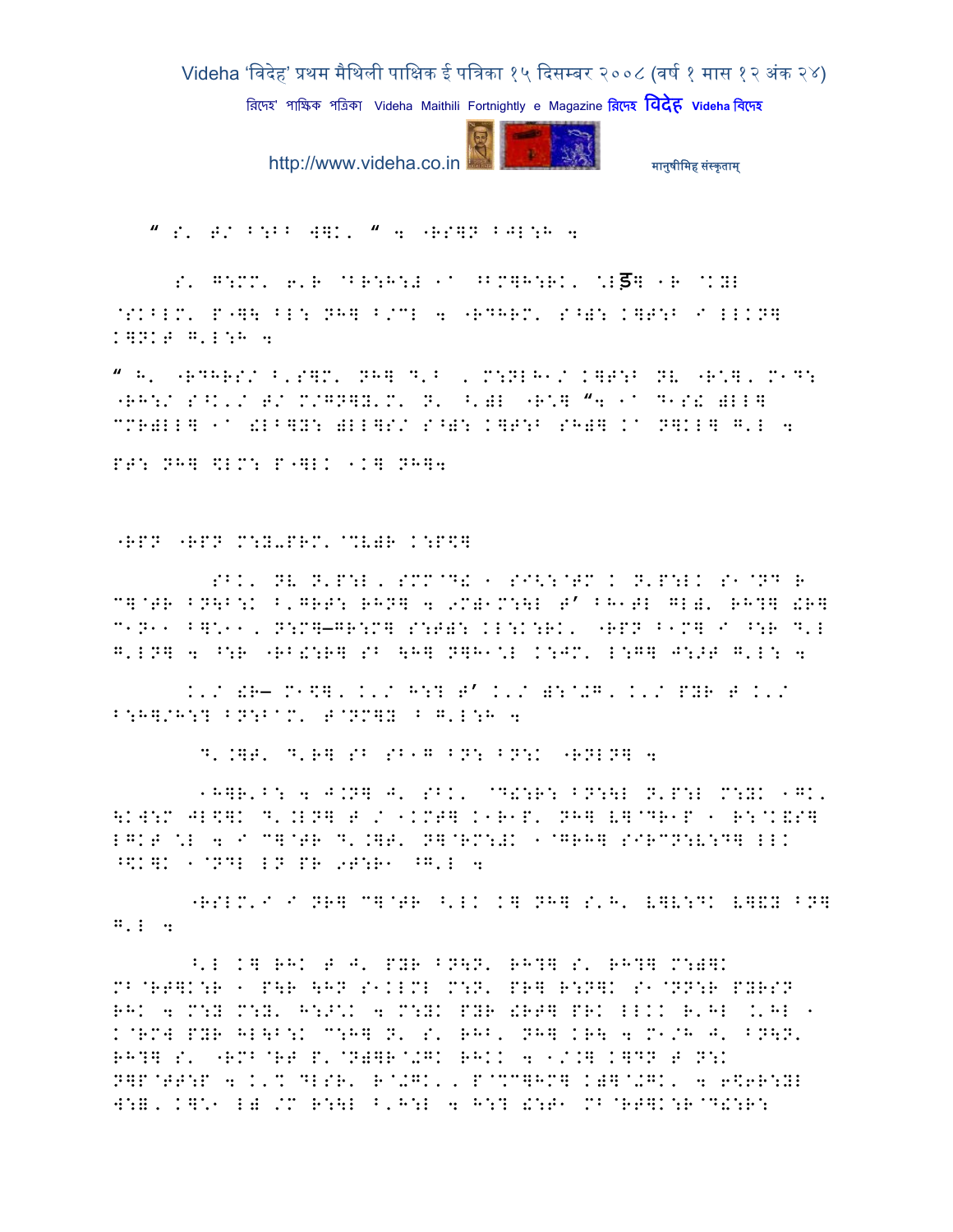" S' T/ B:BB W]K' " 4 "RS]N BJL:H 4

S' G:MM' 6'R @BR:H:# 1^ ^BM]H:RK' \Lड] 1R @KYL @SKBLM' P"]\ BL: NH] B/ML 4 "RDHRM' S^): K]T:B I LLKN] K]NKT G'L:H 4

" H' "RDHRS/ B'S]M' NH] D'B , M:NLH1/ K]T:B NV "R*]' M1D: "RH:/ S^K'/ T/ M/GN]Y'M' N' ^')L "R*] "4 1^ D1S! )LL] MMR)LL] 1^ !LB]Y: )LL]S/ S^): K]T:B SH)] K^ N]KL] G'L 4

PT: NH] $LM: P"]LK 1K] NH]4

"RPN "RPN M:Y-PRM' @%V)R K:P$]

SBK' NV N'P:L, SMM@D! 1 SI<:@TM K N'P:LK S1@ND R C]@TR BN\B:K B'GRT: RHN] 4 9M)1M:\L T' BH1TL GL)' RH?] !R] C1N11 B]*11, N:M]–GR:M] S:T): KL:K:RK' "RPN B1M] I ^:R D'L G'LN] 4 ^:R "RB!:R] SB \H] N]H1*L K:JM' L:G] J:>T G'L: 4

K'/ !R– M1$]' K'/ H:? T' K'/ ):@+G' K'/ PYR T K'/ B:H]/H:? BN:B^M' T@NM]Y B G'L:H 4

D'.]T' D'R] SB SB1G BN: BN:K "RNLN] 4

1H]R'B: 4 J.N] J' SBK' @D!:R: BN:\L N'P:L M:YK 1GK' \KW:M JL$]K D'.LN] T / 1KMT] K1R1P' NH] V]@DR1P 1 R:@K&S] LGKT *L 4 I C]@TR D'.]T' N]@RM:#K 1@GRH] SIRCN:V:D] LLK ^$K]K 1@NDL LN PR 9T:R1 ^G'L 4

"RSLM'I I NR] C]@TR ^'LK K] NH] S'H' V]V:DK V]&Y BN] G'L 4

^'L K] RHK T J' PYR BN\N' RH?] S' RH?] M:)]K MB@RT]K:R 1 P\R \HN S1KLML M:N' PR] R:N]K S1@NN:R PYRSN RHK 4 M:Y M:Y' H:>*K 4 M:YK PYR !RT] PRK LLKK R'HL .'HL 1 K@RMW PYR HL\B:K C:H] N' S' RHB' NH] KR\ 4 M1/H J' BN\N' RH?] S' "RMB@RT P'@N)]R@+GK RHKK 4 1/.] K]DN T N:K N]P@TT:P 4 K'% DLSR' R@+GK', P@%C]HM] K)]@+GK' 4 6$6R:YL W:=, K]*1 L) /M R:\L B'H:L 4 H:? !:T1 MB@RT]K:R@D!:R: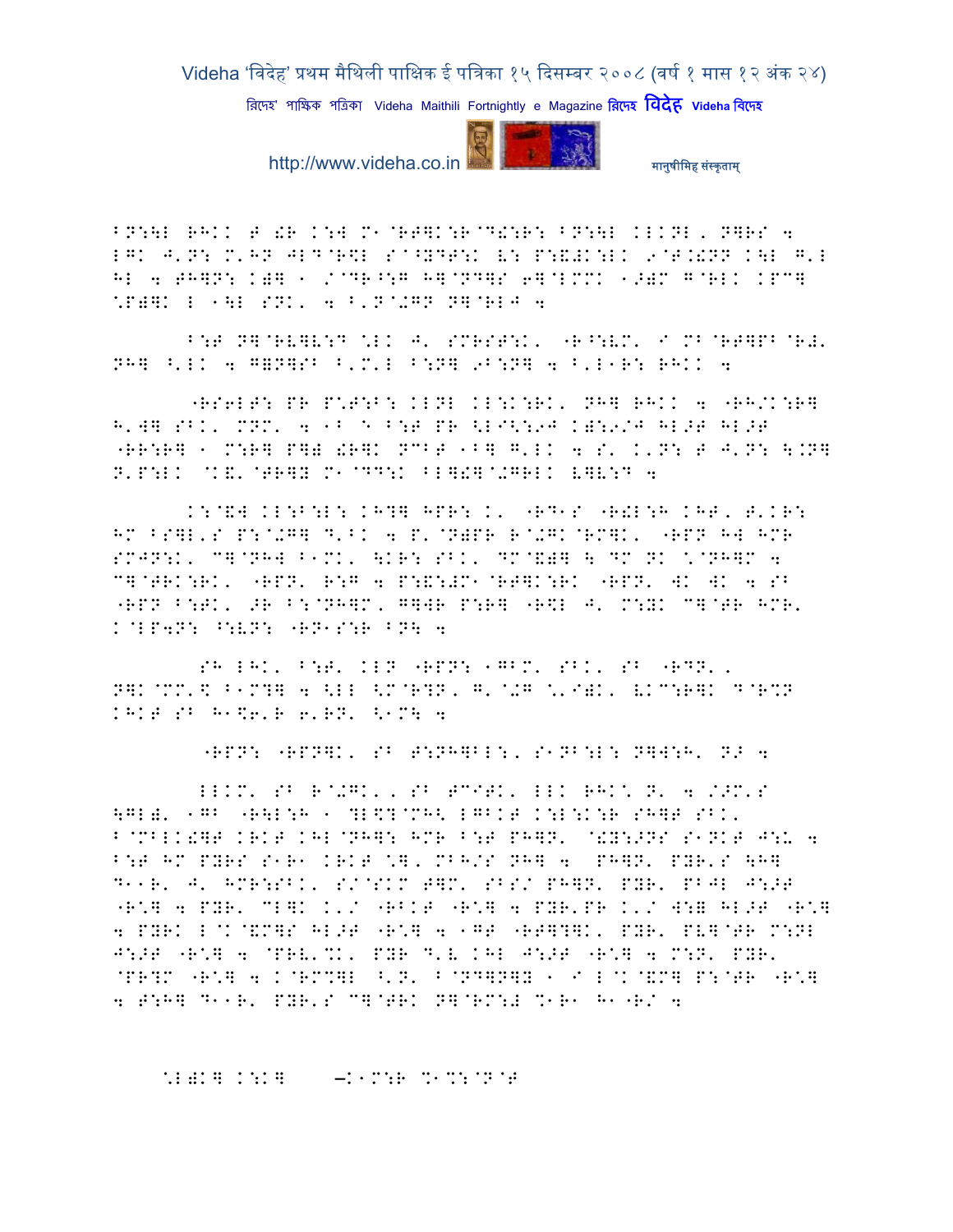BN:\L RHKK T !R K:W M1@RT]K:R@D!:R: BN:\L KLKNL, N]RS 4 LGK J'N: M'HN JLD@R$L S^@YDT:K V: P:&#K:LK 9@T.!NN K\L G'L HL 4 TH]N: K)] 1 /@DR^:G H]@ND]S 6]@LMMK 1>)M G@RLK KPC] *P)]K L 1\L SNK' 4 B'N@+GN N]@RLJ 4

B:T N]@RV]V:D *LK J' SMRST:K' "R^:VM' I MB@RT]PB@R#' NH] ^'LK 4 G=N]SB B'M'L B:N] 9B:N] 4 B'L1R: RHKK 4

"RS6LT: PR P*T:B: KLNL KL:K:RK' NH] RHKK 4 "RH/K:R] H'W] SBK' MNM' 4 1B E B:T PR <LI<:9J K):9/J HL>T HL>T "RR:R] 1 M:R] P]) !R]K NCBT 1B] G'LK 4 S' K'N: T J'N: \.N] N'P:LK @K&'@TR]Y M1@DD:K BL]!]@+GRLK V]V:D 4

K:@&W KL:B:L: KH?] HPR: K' "RD1S "R!L:H KHT' T'KR: HM BS]L'S P:@+G] D'BK 4 P'@N)PR R@+GK@RM]K' "RPN H] HMR SMJN:K' C]@NHW B1MK' \KR: SBK' DM@&)] \ DM NK *@NH]M 4 C]@TRK:RK' "RPN' R:G 4 P:&:#M1@RT]K:RK "RPN' WK WK 4 SB "RPN B:TK' >R B:@NH]M' G]WR P:R] "R$L J' M:YK C]@TR HMR' K@LP4N: ^:VN: "RN1S:R BN\ 4

SH LHK' B:T' KLN "RPN: 1GBM' SBK' SB "RDN'. N]K@MM'$ B1M?] 4 <LL <M@R?N' G'@+G *'I)K' VKC:R]K D@R%N KHKT SB H1$6'R 6'RN' <1M\ 4

"RPN: "RPN]K' SB T:NH]BL:, S1NB:L: N]W:H' N> 4

LLKM' SB R@+GK', SB TCITK' LLK RHK* N' 4 />M'S \GL)' 1GB "R\L:H 1 ?L$?@MH< LGBKT K:L:K:R SH]T SBK' B@MBLK!]T KRKT KHL@NH]: HMR B:T PH]N' @!Y:>NS S1NKT J:U 4 B:T HM PYRS S1R1 KRKT *], MBH/S NH] 4 PH]N' PYR'S \H] D11R' J' HMR:SBK' S/@SKM T]M' SBS/ PH]N' PYR' PBJL J:>T "R*] 4 PYR' CL]K K'/ "RBKT "R*] 4 PYR'PR K'/ W:= HL>T "R*] 4 PYRK L@K@&M]S HL>T "R*] 4 1GT "RT]?]K' PYR' PV]@TR M:NL J:>T "R*] 4 @PRV'%K' PYR D'V KHL J:>T "R*] 4 M:N' PYR' @PR?M "R*] 4 K@RM%]L ^'N' B@ND]N]Y 1 I L@K@&M] P:@TR "R*] 4 T:H] D11R' PYR'S C]@TRK N]@RM:# %1R1 H1"R/ 4

*L)K] K:K] –K1M:R %1%:@N@T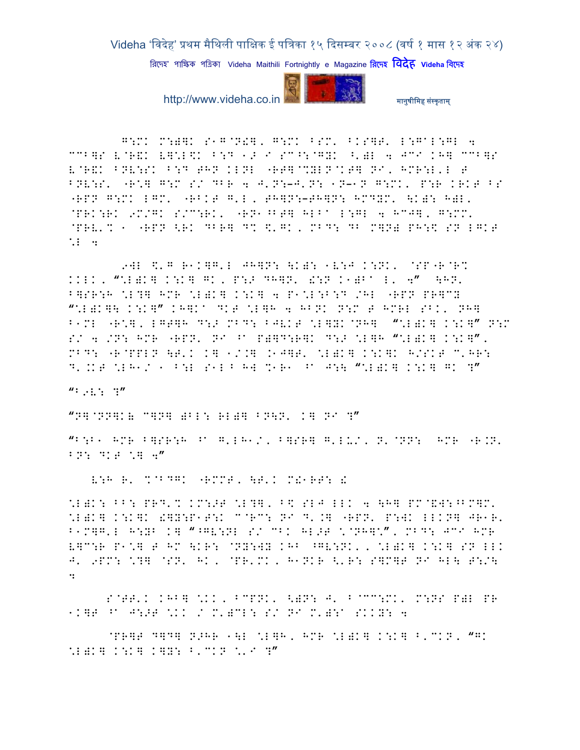G:MK M:)]K S1G@N!], G:MK FSM' FKS]T' L:G@L:GL 4 CCB]S V@R&K V]\*L\$K F:D 1 I SC^:@GYK ^')L 4 JCI KH] CCB]S V@R&K FNV:SK F:D THN KLNL "RT]@%YLN@KT] NI, HMR:L'L T FNV:S' "R\*] G:M S/ DBR 4 J'N:–J'N: 1N–1N G:MK' P:R KRKT FS "RPN G:MK LGM' "RBKT G'L, TH]N:–TH]N: HMDYM' \K): H)L' @PRK:RK 9M/GK S/C:RK' "RN1^BT] HLBA L:GL 4 HCJ], G:MM' @PRV'% 1 "RPN <RK DBR] D% \$'GK, MBD: DB M]N) PH:\$ SN LGKT \*L 4

9WL \$'G R1K]G'L JH]N: \K): 1V:J K:NK' @SP"R@R% KKLK, "\*L)K] K:K] GK, P:> DH]N' !:N K1)BA L' 4" \HN' B]SR:H \*L?] HMR \*L)K] K:K] 4 P1\*L:B:D /HL "RPN PR]CY "\*L)K]\ K:K]" KH]KA DKT \*L]H 4 HBNK N:M T HMRL SBK' NH] B1ML "R\*], LGT]H D:> MBD: BJVKT \*L]YK@NH] "\*L)K] K:K]" N:M S/ 4 /N: HMR "RPN' NI ^A P)]D:R]K D:> \*L]H "\*L)K] K:K]", MBD: "R@PPLN \T'K K] 1/.] .1J]T' \*L)K] K:K]K H/SKT C'HR: D'.KT \*LH1/ 1 B:L S1L B H] %1R1 ^A J:\ "\*L)K] K:K] GK ?"

"B9V: ?"

"N]@NN]K( C]N] )BL: RL)] BN\N' K] NI ?"

"B:B1 HMR B]SR:H ^A G'LH1/, B]SR] G'LU/, N'@NN: HMR "R.N' BN: DKT \*] 4"

V:H R' %@BDGK "RMMT, \T'K M!1RT: !

\*L)K: BB: PRD'% KM:>T \*L?], B\$ SLJ LLK 4 \H] PM@&W:^BM]M' \*L)K] K:K]K !]Y:P1T:K C@RC: NI D'.] "RPN' P:WK LLKN] JR1R' B1M]G'L H:YB K] "^GV:NL S/ CBK HL>T \*@NH]\*", MBD: JCI HMR V]C:R P1\*] T HM \KR: @NY:WY KHB ^GV:NK', \*L)K] K:K] SN LLK J' 9PM: \*?] @SN' HK, @PR'MK, H1NKR <'R: S]M]T NI HL\ T:/\ 4

S@TT'K KHB] \*KK, BCPNK' <)N: J' B@CC:MK' M:NS P)L PR 1K]T ^A J:>T \*KK / M')CL: S/ NI M'):A SKKY: 4

@PR]T D]D] N>HR 1\L \*L]H, HMR \*L)K] K:K] B'CKN, "GK \*L)K] K:K] K]Y: B'CKN \*'I ?"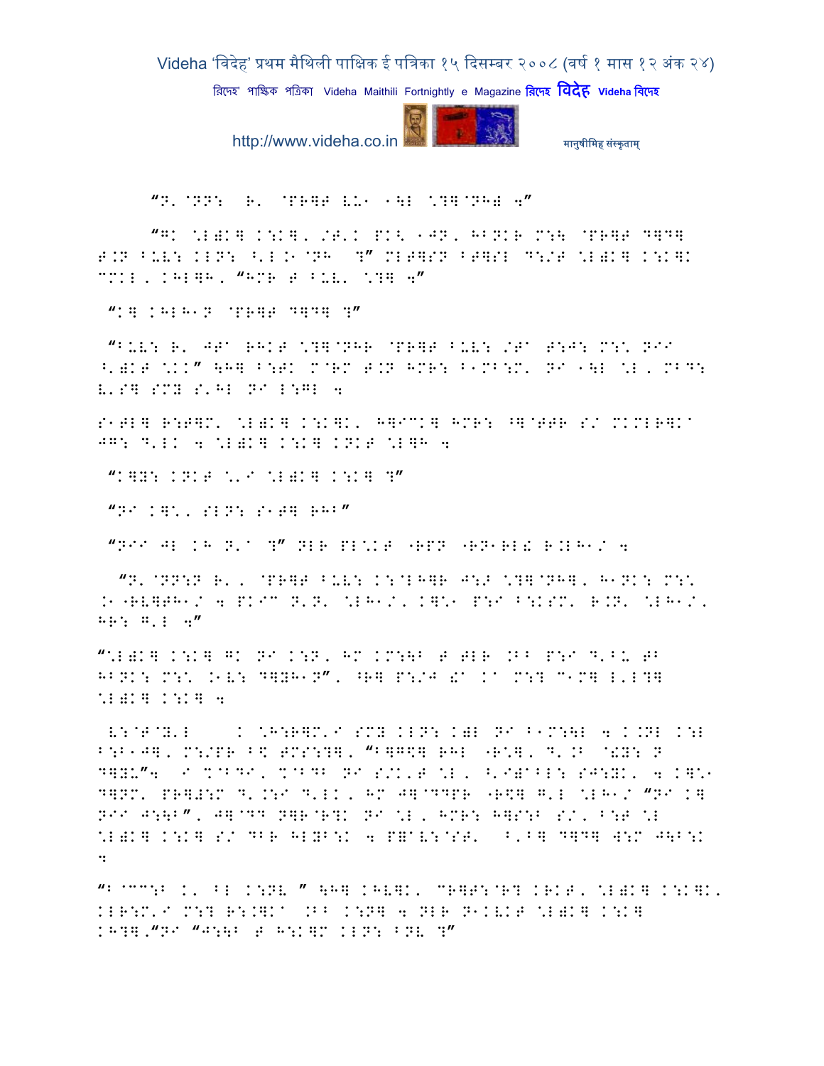"N'@NN: R' @PR]T VU1 1\L \?]@NH) W"

"GK \L)K] K:K], /T'K PK< 1JN, HBNKR M:\ @PR]T D]D] T.N BUV: KLN: ^'L.1@NH ?" MLT]SN BT]SL D:/T \L)K] K:K]K CCKL, KHL]H, "HMR T BUV' \?] W"

"K] KHLH1N @PR]T D]D] ?"

"BUV: R' JT^ RHKT \?]@NHR @PR]T BUV: /T^ T:J: M:\ NII ^')KT \KK" \H] B:TK M@RM T.N HMR: B1MB:M' NI 1\L \L, MBD: V'S] SMY S'HL NI L:GL W

S1TL] R:T]M' \L)K] K:K]K' H]ICK] HMR: ^]@TTR S/ MKMLR]K^ JG: D'LK W \L)K] K:K] KNKT \L]H W

"K]Y: KNKT \'I \L)K] K:K] ?"

"NI K]\, SLN: S1T] RHB"

"NII JL KH N'^ ?" NLR PL\KT "RPN "RN1RL! R.LH1/ W

"N'@NN:N R', @PR]T BUV: K:@LH]R J:J \?]@NH], H1NK: M:\ .1"RV]TH1/ W PKI^ N'N' \LH1/, K]\1 P:I B:KSM' R.N' \LH1/, HR: G'L W"

"\L)K] K:K] GK NI K:N, HM KM:\B T TLR .BB P:I D'BU TB HBNK: M:\ .1V: D]YH1N", ^R] P:/J !^ K^ M:? C1M] L'L?] \L)K] K:K] W

V:@T@Y'L K \H:R]M'I SMY KLN: K)L NI B1M:\L W K.NL K:L B:B1J], M:/PR B\$ TMS:?], "B]G\$] RHL "R\], D'.B @!Y: N D]YU"W I %@BDI, %@BDB NI S/K'T \L, ^'I)^BL: SJ:YK' W K]\1 D]NM' PR]≠:M D'.:I D'LK, HM J]@DDPR "R\$] G'L \LH1/ "NI K] NII J:\B", J]@DD N]R@R?K NI \L, HMR: H]S:B S/, B:T \L \L)K] K:K] S/ DBR HLYB:K W P]^V:@ST' B'B] D]D] W:M J\B:K W

"B@CC:B K' BL K:NV " \H] KHV]K' CR]T:@R? KRKT, \L)K] K:K]K' KLR:M'I M:? R:.]K^ .BB K:N] W NLR N1KVKT \L)K] K:K] KH?].'NI "J:\B T H:K]M KLN: BNV ?"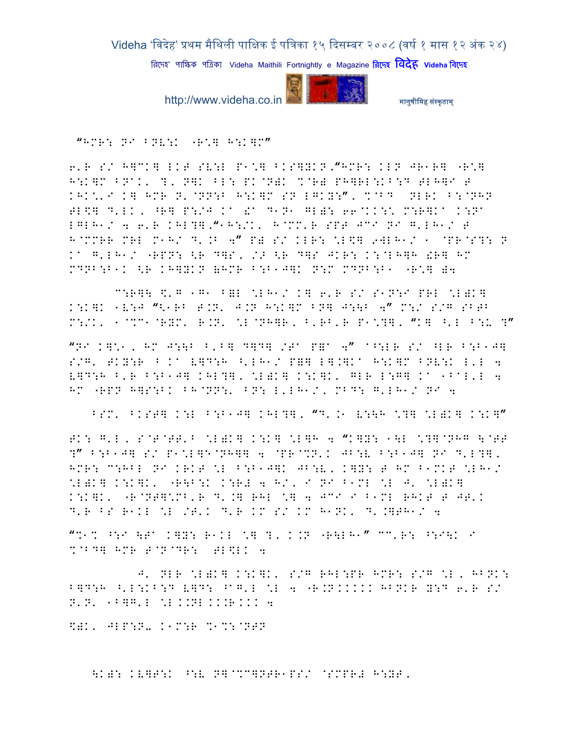“HMR: NI BNV:K -R'] H:K]M”

6'R S/ H]CK] LKT SV:L P1'] BKS]YKN,“HMR: KLN JR1R] -R'] H:K]M BNAK' ?' N]K BL: PK@N)K %@R) PH]RL:KB:D TLH]I T KHK'.I K] HMR N'@NN:B H:K]M SN LGKY:”, %@BD NLRK B:@NHN TL\$] D'LK, ^R] P:/J Ka !a D1N1 GL): 66@KK:\ M:R]Ka K:Na LGLH1/ 4 6'R KHL?],“1H:/K, H@MM'R SPT JCI NI G'LH1/ T H@MMRR MRL M1H/ D'.B 4” P) S/ KLR: ^L\$] 9WLH1/ 1 @PR@S?: N Ka G'LH1/ -RPN: <R D]S, /N <R D]S JKR: K:@LH]H !R] HM MDNB:B1K <R KH]YKN (HMR B:B1J]K N:M MDNB:B1 -R'] )4

C:R]\ \$'G 1G1 B]L ^LH1/ K] 6'R S/ S1N:I PRL ^L)K] K:K]K 1V:J “\$'RB T.N' J.N H:K]M BN] J:\B 4” M:/ S/G SBTB M:/K' 1@%M1@RYM' R.N' ^L@NH]R, B'RB'R P1^?], “K] ^'L B:U ?”

“NI K]^1, HM J:\B B'B] D]D] /Ta P=a 4” a^:LR S/ ^LR B:B1J] S/G' TKY:R B Ka V]D:H ^'LH1/ P=] L].]Ka H:K]M BNV:K L'L 4 V]D:H B'R B:B1J] KHL?], ^L)K] K:K]K, GLR L:G] Ka 1BaL'L 4 HM -RPN H]S:BK BH@NN:' BN: L'LH1/, MBD: G'LH1/ NI 4

BSM' BKST] K:L B:B1J] KHL?], “D'.1 V:\H ^?] ^L)K] K:K]”

TK: G'L, S@T@TT'B ^L)K] K:K] ^L]H 4 “K]Y: 1\L ^?]@NHG \@TT ?” B:B1J] S/ P1^L]E@NH]] 4 @PR@%N'K JB:V B:B1J] NI D'L?], HMR: C:HBL NI KRKT ^L B:B1J]K JB:V, K]Y: T HM B1MKT ^LH1/ ^L)K] K:K]K, -R\B:K K:R# 4 H/, I NI B1ML ^L J' ^L)K] K:K]K, -R@NT]^MB'R D'.] RHL ^] 4 JCI I B1ML RHKT T JT'K D'R BS R1KL ^L /T'K D'R KM S/ KM H1NK, D'.]TH1/ 4

“%1% ^:I \Ta K]Y: R1KL ^] ?' K.N -R\LH1” CC'R: ^:I\K I %@BD] HMR T@N@DR: TL\$LK 4

J' NLR ^L)K] K:K]K, S/G RHL:PR HMR: S/G ^L, HBNK: B]D:H ^'L:KB:D V]D: ^aG'L ^L 4 -R.NKKKKK HBNKR Y:D 6'R S/ N'N' 1B]G'L ^L.KNL.KK.R.KK 4

\$)K' JLP:N- K1M:R %1%:@NTN

\K): KV]T:K ^:V N]@%C]NTR1PS/ @SMPR# H:YT,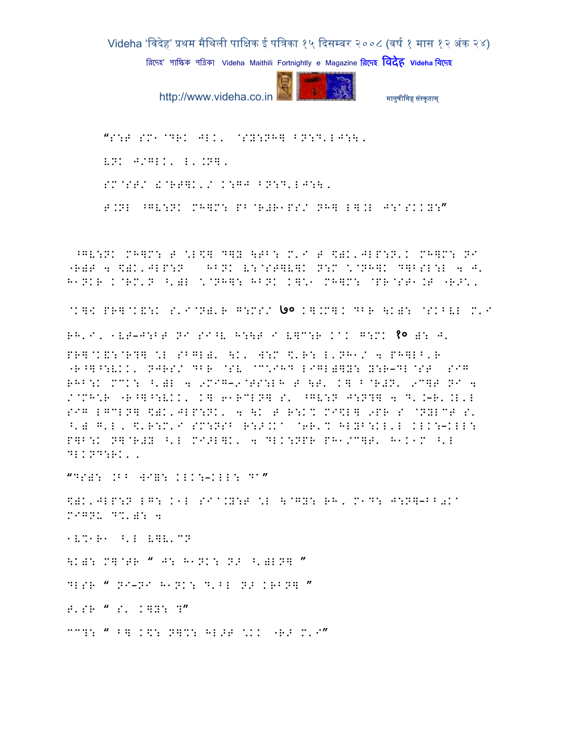“S:T SM1@DRK JLK' @SY:NH] BN:D'LJ:\'

VNK J/GLK' L'.N]'

SM@ST/ !@RT]K'/ K:GJ BN:D'LJ:\'

T.NL ^GV:NK MH]M: PB@R#R1PS/ NH] L].L J:@SKKY:”

^GV:NK MH]M: T \L\$] D]Y \TB: M'I T \$)K'JLP:N'K MH]M: NI "R)T 4 \$)K'JLP:N HBNK V:@ST]V]K N:M \@NH]K D]BSL:L 4 J' H1NKR K@RM'N ^')L \@NH]: HBNK K]\1 MH]M: @PR@ST1.T "R>\'

@K]K PR]@K&:K S'I@N)'R G:MS/ ७० K].M]K DBR \K): @SKBVL M'I

RH'I' 1VT–J:BT NI SI^V H:\T I V]C:R KAK G:MK १० ): J'

PR]@K&:@R?] \L SBGL)' \K' W:M \$'R: L'NH1/ 4 PH]LB'R "R^]^:VKK' NJRS/ DBR @SV @C\IHD LIGL)]Y: Y:R–DL@ST SIG RHB:K MCK: ^')L 4 9MIG–9@TS:LH T \T' K] B@R#N' 9C]T NI 4 /@MH\R "R^]^:VKK' K] 61RCLN] S' ^GV:N J:N?] 4 D'.–R'.L'L SIG LGCLN] \$)K'JLP:NK' 4 \K T R:K% MI\$L] 9PR S @NYLCT S' ^') G'L' \$'R:M'I SM:NSB R:>.KA @6R'% HLYB:KL'L KLK:–KLL: P]B:K N]@R#Y ^'L MI>L]K' 4 DLK:NPR PH1/C]T' H1K1M ^'L DLKND:RK''

“DS): .BB WI): KLK:–KLL: DA”

\$)K'JLP:N LG: K1L SIA.Y:T \L \@GY: RH' M1D: J:N]–BB0KA MIGNU D%'): 4

1V%1R1 ^'L V]V'CN

\K): M]@TR “ J: H1NK: NJ ^')LN] ”

DLSR “ NI–NI H1NK: D'BL NJ KRBN] ”

T'SR “ S' K]Y: ?”

CC?: “ B] K\$: N]%: HL>T \KK "R> M'I”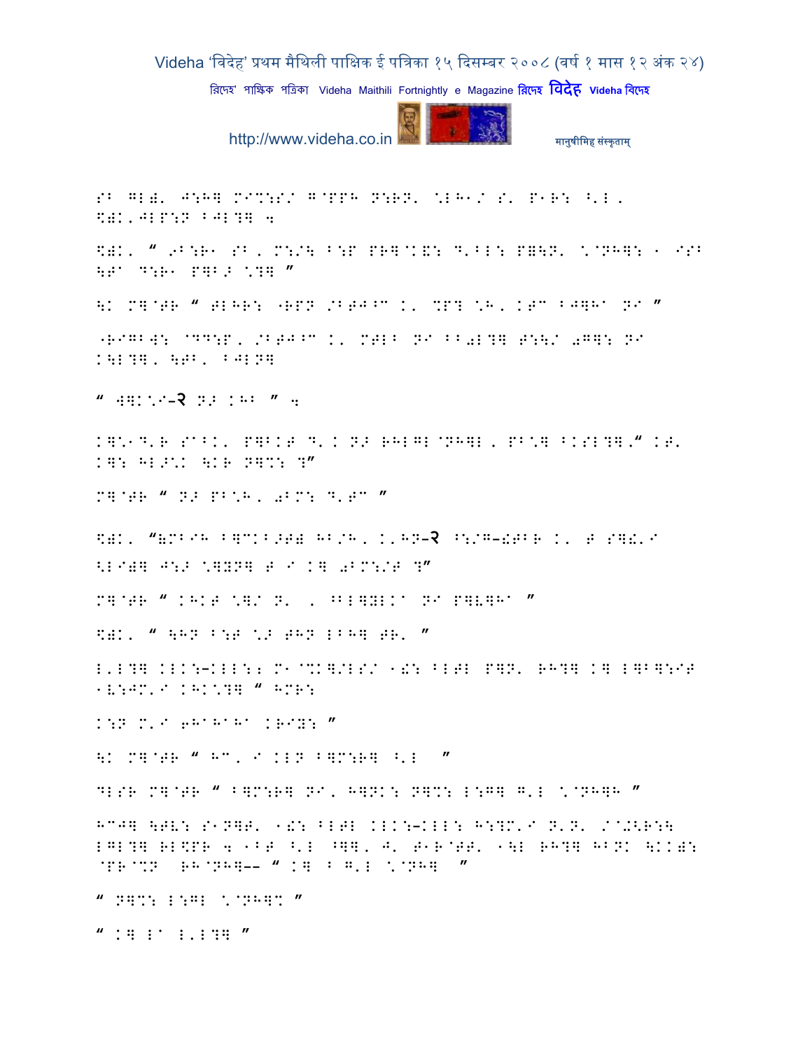SB GL)' J:H] M`%:S/ G@PPH N:RN' \LH1/ S' P1R: ^'L,
$)K,JLP:N BJL?] 4

$)K' " 9B:R1 SB, M:/\ B:P PR]@K&: D'BL: P=\N' \@NH]: 1 ISB
\T^ D:R1 P]B> \?] "

\K M]@TR " GLHR: "RPN /BTJ^C K' %P? \H, KTC BJ]H^ NI "

"RIGB]: @DD:P, /BTJ^C K' MTLB NI BB0L?] T:\/ 0G]: NI
K\L?], \TB, BJLN]

" W]K\I-२ N> KHB " 4

K]\1D'R SABK' P]BKT D'K N> RHLGL@NH]L, PB\] ^KSL?]," KT'
K]: HL>\K \KR N]%: ?"

M]@TR " N> PB\H, 0BM: D'TC "

$)K' "&MBIH B]CKB>T) HB/H, K'HN-२ ^:/G-!TBR K' T S]!'I
<LI)] J:> \]YN] T I K] 0BM:/T ?"

M]@TR " KHKT \]/ N' , ^BL]YLKA NI P]V]H^ "

$)K' " \HN B:T \> THN LBH] TR' "

L'L?] KLK:-KLL:; M1@%K]/LS/ 1!: ^LTL P]N' RH?] K] L]B]:IT
1V:JM'I KHK\?] " HMR:

K:N M'I 6H^H^H^ KRIY: "

\K M]@TR " HC, I KLN B]M:R] ^'L "

DLSR M]@TR " B]M:R] NI, H]NK: N]%: L:G] G'L \@NH]R "

HCJ] \TV: S1N]T' 1!: ^LTL KLK:-KLL: H:?M'I N'N' /@+\R:\
LGL?] RL$PR 4 1BT ^'L ^]], J' T1R@TT' 1\L RH?] HBNK \KK):
@PR@%N RH@NH]-- " K] B G'L \@NH] "

" N]%: L:GL \@NH]% "

" K] LA L'L?] "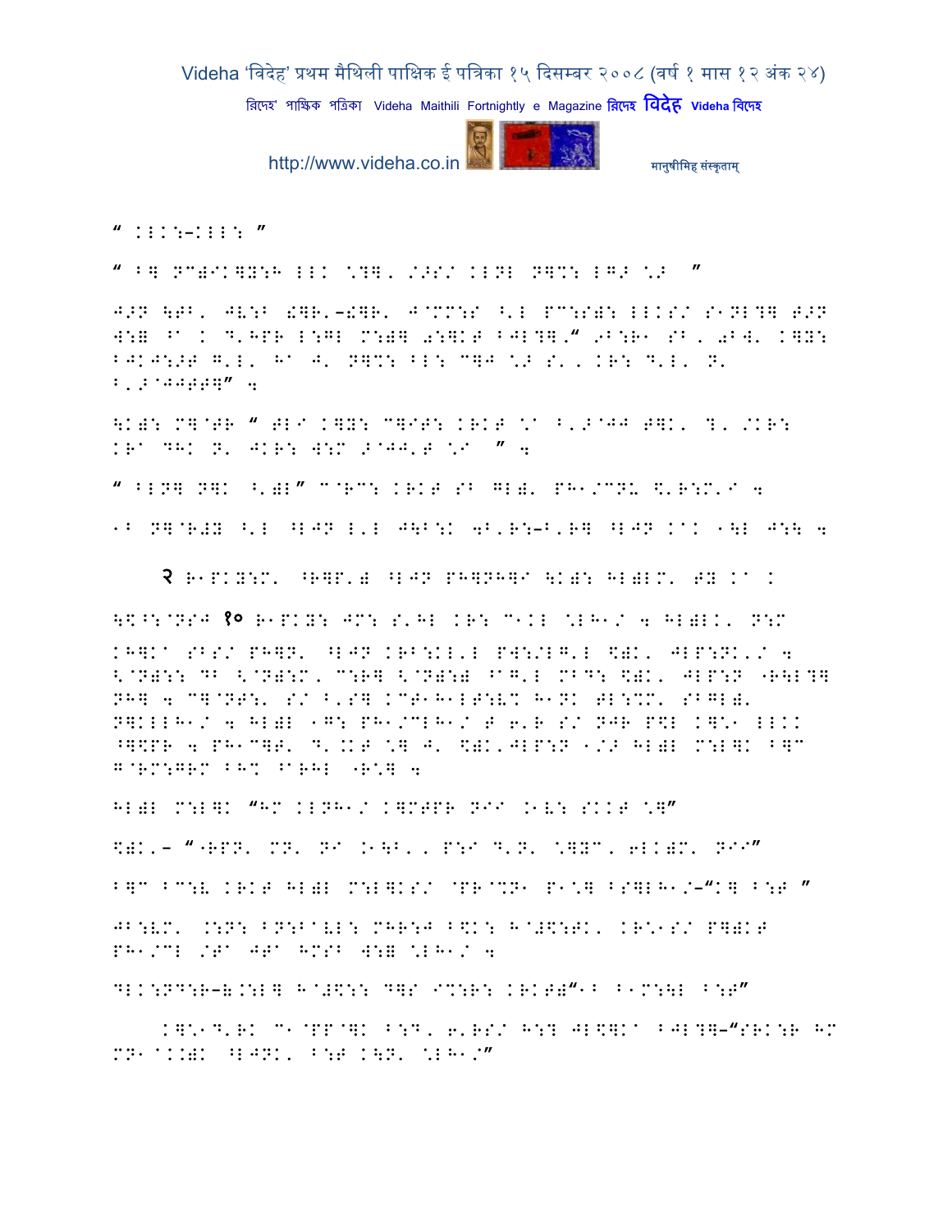" KLK:-KLL: "

" B] NC)IK]Y:H LLK \?], /኷S/ KLNL N]%: LG኷ \኷ "

J኷N \TB, JV:B !]R'-!]R, J@MM:S ^'L PC:S): LLKS/ S1NL?] T኷N W:= ^A K D'HPR L:GL M:)] 0:]KT BJL?]." 9B:R1 SB, 0B W' K]Y: BJKJ:኷T G'L, HA J' N]%: BL: C]J \኷ S', KR: D'L, N' B'኷@JJTT]" 4

\K): M]@TR " TLI K]Y: C]IT: KRKT \A B'኷@JJ T]K, ?'/KR: KRA DHK N' JKR: W:M ኷@JJ'T \I " 4

" BLN] N]K ^')L" C@RC: KRKT SB GL), PH1/CNU \$'R:M'I 4

1B N]@R#Y ^'L ^LJN L'L J\B:K 4B'R:-B'R] ^LJN KAK 1\L J:\ 4

२ R1PKY:M' ^R]P') ^LJN PH]NH]I \K): HL)LM' TY KA K

\\$^:@NSJ १० R1PKY: JM: S'HL KR: C1KL \LH1/ 4 HL)LK' N:M KH]KA SBS/ PH]N' ^LJN KRB:KL'L PW:/LG'L \$)K' JLP:NK'/ 4 <@N):: DB <@N):M' C:R] <@N):) ^AG'L MBD: \$)K' JLP:N "R\L?] NH] 4 C]@NT:' S/ B'S] KCT1H1LT:V% H1NK TL:%M' SBGL), N]KLLH1/ 4 HL)L 1G: PH1/CLH1/ T 6'R S/ NJR P\$L K]\*1 LLKK ^]\$PR 4 PH1C]T' D'.KT \] J' \$)K'JLP:N 1/኷ HL)L M:L]K B]C G@RM:GRM BH% ^ARHL "R\*] 4

HL)L M:L]K "HM KLNH1/ K]MTPR NII .1V: SKKT \]"

\$)K'- ""RPN' MN' NI .1\B', P:I D'N' \]YC, 6LK)M' NII"

B]C BC:V KRKT HL)L M:L]KS/ @PR@%N1 P1\*] BS]LH1/-"K] B:T "

JB:VM' .:N: BN:BAVL: MHR:J B\$K: H@#\$:TK' KR\*1S/ P])KT PH1/CL /TA JTA HMSB W:= \LH1/ 4

DLK:ND:R-(.:L] H@#\$:: D]S I%:R: KRKT)"1B B1M:\L B:T"

K]\*1D'RK C1@PP@]K B:D, 6'RS/ H:? JL\$]KA BJL?]-"SRK:R HM MN1@KK)K ^LJNK' B:T K\N' \LH1/"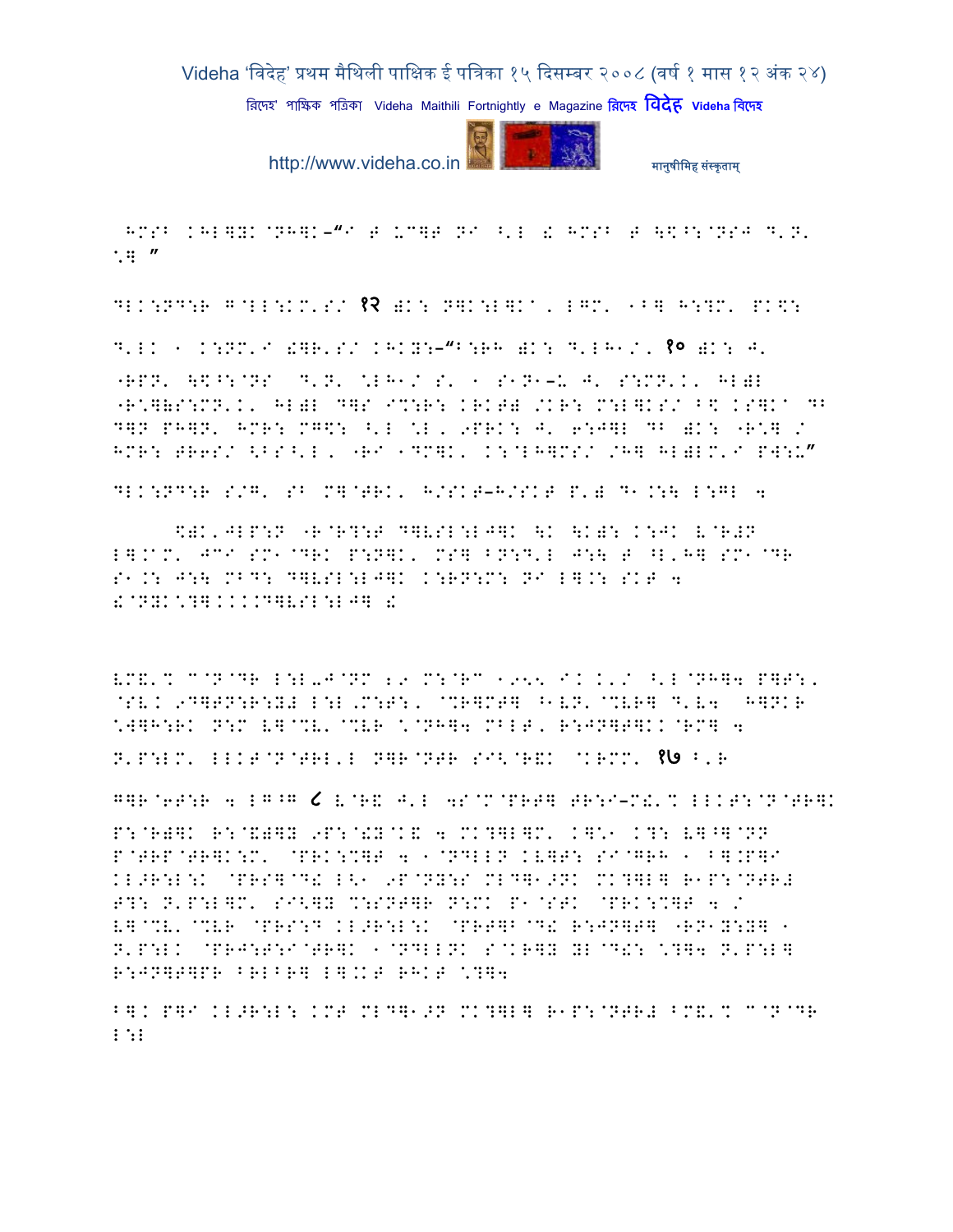HMSB KHL]YK@NH]K–"I T UC]T NI ^'L ! HMSB T \$^:@NSJ D'N' *] "

DLK:ND:R G@LL:KM'S/ १२ )K: N]K:L]K', LGM' 1B] H:?M' PK\$:

D'LK 1 K:NM'I !]R'S/ KHKY:–"B:RH )K: D'LH1/, १० )K: J'

"RPN' \$^:@NS D'N' \*LH1/ S' 1 S1N1–U J' S:MN'K' HL)L "R\*]RS:MN'K' HL)L D]S I%:R: KRKT) /KR: M:L]KS/ B\$ KS]K' DB D]N PH]N' HMR: MG\$: ^'L \*L, 9PRK: J' 6:J]L DB )K: "R\*] / HMR: TR6S/ <BS^'L, "RI 1DM]K' K:@LH]MS/ /H] HL)LM'I PW:U"

DLK:ND:R S/G' SB M]@TRK' H/SKT–H/SKT P') D1.:\ L:GL 4

\$)K'JLP:N "R@R?:T D]VSL:LJ]K \K \K): K:JK V@R#N L].M' JCI SM1@DRK P:N]K' MS] BN:D'L J:\ T ^L'H] SM1@DR S1.: J:\ MBD: D]VSL:LJ]K K:RN:M: NI L].: SKT 4 !@NYK\*]K.K.D]VSL:LJ] !

VM&'% C@N@DR L:L-J@NM 29 M:@RC 1955 IK K'/ ^'L@NH]4 P]T:, @SVK 9D]TN:R:Y# L:L'M:T:, @%R]MT] ^1VN'@%VR] D'V4 H]NKR \*]H:RK N:M V]@%V'@%VR \*@NH]4 MBLT, R:JN]T]KK@RM] 4

N'P:LM' LLKT@N@TRL'L N]R@NTR SI<@R&K @KRMM' १७ B'R

G]R@6T:R 4 LG^G ८ V@R& J'L 4S@M@PRT] TR:I–M!'% LLKT:@N@TR]K

P:@R)]K R:@&)]Y 9P:@!Y@K& 4 MK?]L]M' K]\*1 K?: V]^]@NN P@TRP@TR]K:M' @PRK:%]T 4 1@NDLLN KV]T: SI@GRH 1 B].P]I KL>R:L:K @PRS]@D! L<1 9P@NY:S MLD]1>NK MK?]L] R1P:@NTR# T?: N'P:L]M' SI<]Y %:SNT]R N:MK P1@STK @PRK:%]T 4 / V]@%V'@%VR @PRS:D KL>R:L:K @PRT]B@D! R:JN]T] "RN1Y:Y] 1 N'P:LK @PRJ:T:I@TR]K 1@NDLLNK S@KR]Y YL@D!: \*?]4 N'P:L] R:JN]T]PR BRLBR] L].KT RHKT \*?]4

B]K P]I KL>R:L: KMT MLD]1>N MK?]L] R1P:@NTR# BM&'% C@N@DR L:L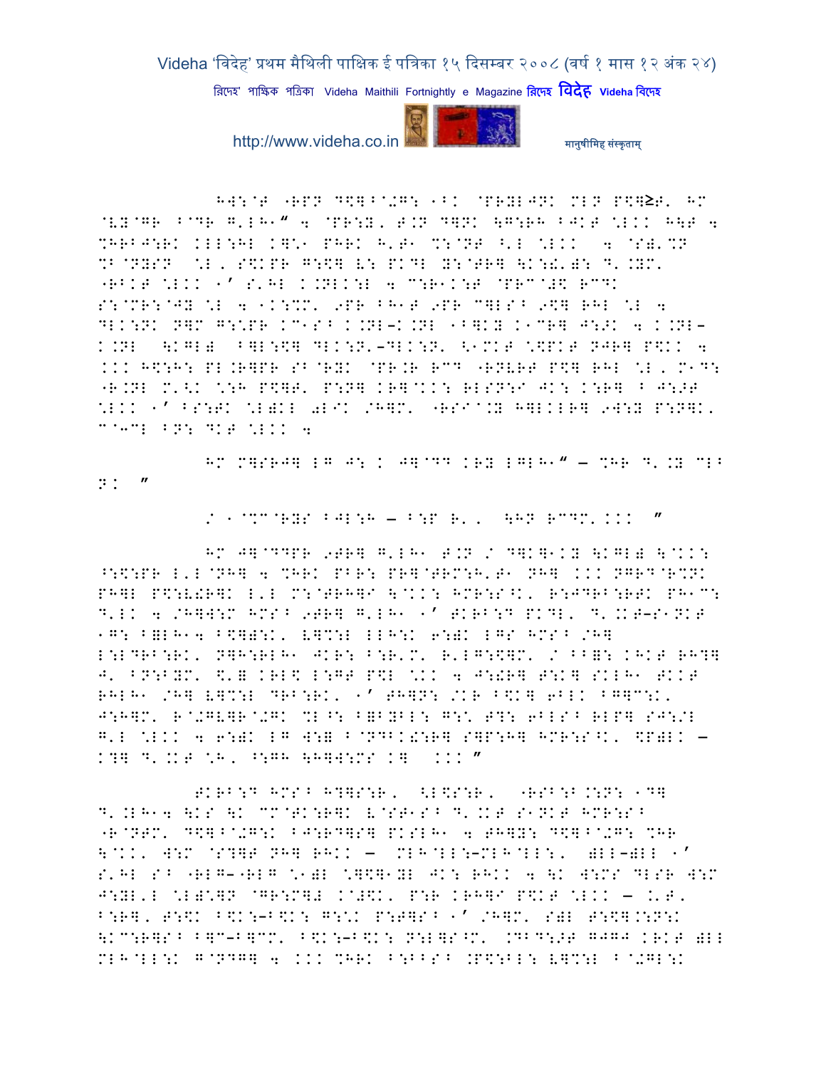HW:@T "RPP D\$]^@+G: ^B. @PRYLJN. MLP P\$]≥T' HM @VY@GR B@DR G'LH^" 4 @PR:Y, T.N D]N. \G:RH BJKT \*L.. H\T 4 %HRBJ:RK KLL:HL K]\*^ PHRK H'T^ %:@NT ^'L \*L.. 4 @S)'%N %B@NYSN \*L, S\$KPR G:\$] V: PKDL Y:@TR] \K:!')\: D'.YM' "RBKT \*L.. ^' S'HL K.NLK:L 4 C:R^K:T @PRC@#\$ RCDK S:@MR:@JY \*L 4 ^K:%M' 9PR BH^T 9PR C]LS^ 9\$] RHL \*L 4 DLK:NK N]M G:\*PR KC^S^ K.NL-K.NL ^B]KY K^CR] J:>K 4 K.NL-K.NL \KGL) B]L:\$] DLK:N'-DLK:N' <^MKT \*\$PKT NJR] P\$KK 4 ... H\$:H: PL.R]PR SB@RYK @PR.R RCD "RNVRT P\$] RHL \*L, M^D: "R.NL M'<K \*:H P\$]T' P:N] KR]@K.: RLSN:I JK: K:R] ^ J:>T \*L.. ^' BS:TK \*L)KL 0LIK /H]M' "RSI@.Y H]LKLR] 9W:Y P:N]K' C@3CL BN: DKT \*L.. 4

HM M]SRJ] LG J: K J]@DD KRY LGLH^" — %HR D'.Y CLB N.. "

/ ^@%C@RYS BJL:H — B:P R', \HN RCDM' ... "

HM J]@DDPR 9TR] G'LH^ T.N / D]K]^KY \KGL) \@K.: ^:\$:PR L'L@NH] 4 %HRK PBR: PR]@TRM:H'T^ NH] ... NGRD@R%NK PH]L P\$:V!R]K L'L M:@TRH]I \@K.: HMR:S^K' R:JDRB:RTK PH^C: D'LK 4 /H]W:M HMS^ 9TR] G'LH^ ^' TKRB:D PKDL' D'.KT-S^NKT ^G: B=LH^4 B\$]):K' V]%:L LLH:K 6:)K LGS HMS^ /H] L:LDRB:RK' N]H:RLH^ JKR: B:R'M' R'LG:\$]M' / BB=: KHKT RH?] J' BN:BYM' \$'= KRL\$ L:GT P\$L \*.K 4 J:!R] T:K] SKLH^ TKKT RHLH^ /H] V]%:L DRB:RK' ^' TH]N: /KR B\$K] 6BLK BG]C:K' J:H]M' R@+GV]R@+GK %L^: B=BYBL: G:\* T?: 6BLS^ RLP] SJ:/L G'L \*L.. 4 6:)K LG W:= ^@NDBK!:R] S]P:H] HMR:S^K' \$P)LK — K?] D'.KT \*H, ^:GH \H]W:MS K] ... "

TKRB:D HMS^ H?]S:R, <L\$S:R, "RSB:R.:N: ^D] D'.LH^4 \KS \K CM@TK:R]K V@ST^S^ D'.KT S^NKT HMR:S^ "R@NTM' D\$]^@+G:K BJ:RD]S] PKSLH^ 4 TH]Y: D\$]^@+G: %HR \@KK' W:M @S?]T NH] RHKK — MLH@LL:-MLH@LL:, )LL-)LL ^' S'HL SB "RLG-"RLG \*^)L \*]\$]^YL JK: RHKK 4 \K W:MS DLSR W:M J:YL'L \*L):]N @GR:M]# K@#\$K' P:R KRH]I P\$KT \*L.. — .'T, B:R], T:\$K B\$K:-B\$K: G:\*K P:T]S^ ^' /H]M' S)L T:\$].:N:K \KC:R]S^ B]C-B]CM' B\$K:-B\$K: N:L]S^M' .NBD:>T GJGJ KRKT )LL MLH@LL:K G@NDG] 4 ... %HRK B:BBS^ .P\$:BL: V]%:L ^@+GL:K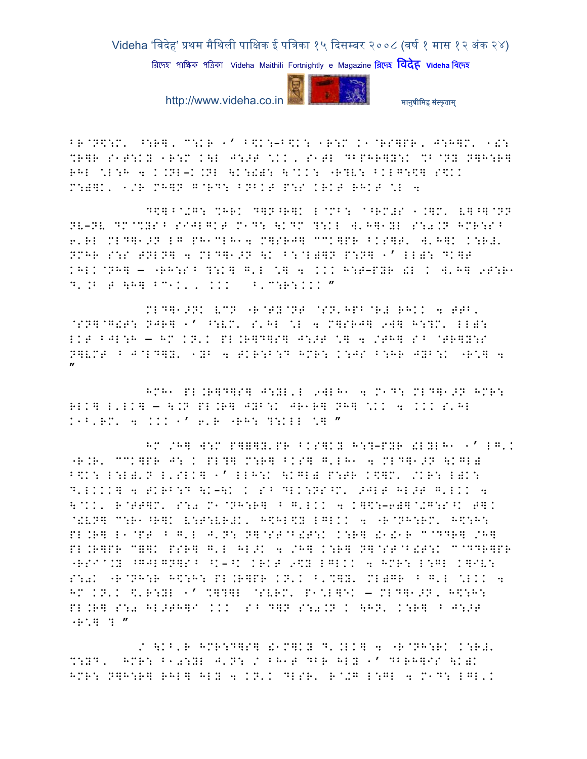BR@N\$:M' ^:R]' C:KR 1' B\$K:-B\$K: 1R:M K1@RS]PR' J:H]M' 1!:
%R]R S1T:KY 1R:M K\L J:>T \KK, S1TL DBPHR]Y:K %B@NY N]H:R]
RHL \L:H 4 K.NL-K.NL \K:!): \@KK: "R?V: BKLG:\$] S\$KK
M:)]K' 1/R MH]N G@RD: BNBKT P:S KRKT RHKT \L 4

D\$]B@+G: %HRK D]N^R]K L@MB: @^RM#S 1.]M' V]^]@NN
NV-NV DM@%YS^ SJ@LGKT M1D: \KDM ?:KL W'H]1YL S:0.N HMR:S^
6'RL MLD]1>N LG PH1CLH14 M]SR\J] CCK]PR BKS]R' W'H]K K:R#'
NMHR S:S TNLN] 4 MLD]1>N \K B:@L)]N P:N] 1' LL): DK]T
KHLK@NH] — "RH:S^ ?:K] G'L \] 4 KKK H:T-PYR !L K W'H] 9T:R1
D'.B T \H] BC1K', KKK B'C:R:KKK "

MLD]1>NK VCN "R@TY@NT @SN'HPB@R# RHKK 4 TTB'
@SN]@G!T: NJR] 1' ^:VM' S'HL \L 4 M]SR\J] 9W] H:?M' LL):
LKT BJL:H — HM KN'K PL.R]D]S] J:>T \] 4 /TH] S^ @TR]Y:S
N]VMT B J@LD]Y' 1YB 4 TKR:B:D HMR: K:JS B:HR JYB:K "R\] 4
"

HMH1 PL.R]D]S] J:YL'L 9WLH1 4 M1D: MLD]1>N HMR:
RLK] L'LK] — \.N PL.R] JYB:K JR1R] NH] \KK 4 KKK S'HL
K1B'RM' 4 KKK 1' 6'R "RH: ?:KLL \] "

HM /H] W:M P]))Y'PR BKS]KY H:?-PYR !LYLH1 1' LG'K
"R.R' CCK]PR J: K PL?] M:R] BKS] G'LH1 4 MLD]1>N \KGL)
B\$K: L:L)'N L'SLK] 1' LLH:K \KGL) P:TR K\$]M' /KR: L)K:
D'LKKK] 4 TKRB:D \K-\K K S^ DLK:NS^M' 9JLT HL>T G'LKK 4
\@KK' R@TT]M' S:0 M1@NH:R] B G'LKK 4 K]\$:-6)]@+G:S^K T]K
@!VN] C:R1^R]K V:T:VR#K' H\$HL\$Y LGLKK 4 "R@NH:RM' H\$:H:
PL.R] L1@PT B G'L J'N: N]@ST@B!T:K K:R] !1!1R C@DDR] /H]
PL.R]PR C]]K PSR] G'L HL>K 4 /H] K:R] N]@ST@B!T:K C@DDR]PR
"RSI@.Y ^GJLGN]S^ ^K-^K KRKT 9\$Y LGLKK 4 HMR: L:GL K]IV:
S:0K "R@NH:R H\$:H: PL.R]PR KN'K B'%]Y' ML)GR B G'L \LKK 4
HM KN'K \$'R:YL 1' %]?]L @SVRM' P1\L]IK — MLD]1>N' H\$:H:
PL.R] S:0 HL>TH]I KKK S^ D]N S:0.N K \HN' K:R] B J:>T
"R\] ? "

/ \KB'R HMR:D]S] !1M]KY D'.LK] 4 "R@NH:RK K:R#'
%:YD' HMR: B10:YL J'N: / BH1T DBR HLY 1' DBRH]IS \K)K
HMR: N]H:R] RHL] HLY 4 KN'K DLSR' R@+G L:GL 4 M1D: LGL'K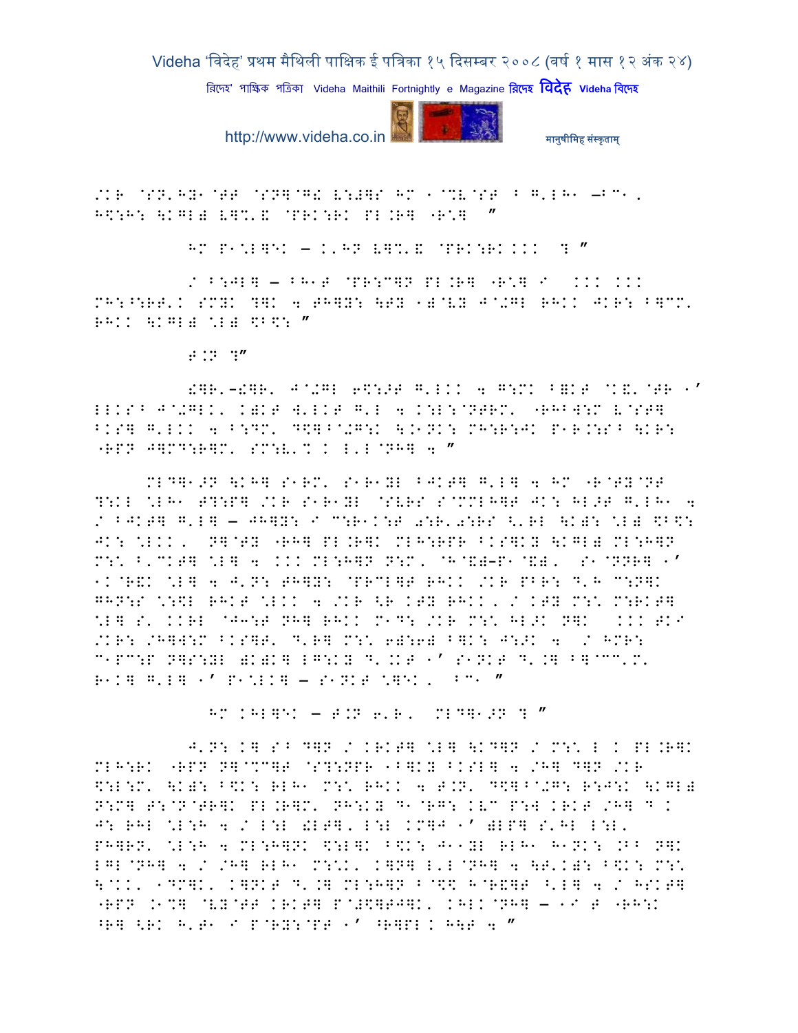/KR @SN'HY1@TT @SN]@G! V:#]S HM 1@%V@ST ^ G'LH1 —^C1,
H\$:H: \KGL) V]%'& @PRK:RK PL.R] "R\*] ″

HM P1\*L]EK — K'HN V]%'& @PRK:RK... ? ″

/ ^:JL] — ^H1T @PR:C]N PL.R] "R\*] I ... ...
MH:^:RT'K SMYK ?]K 4 TH]Y: \TY 1)@VY J@+GL RHKK JKR: ^]CM'
RHKK \KGL) \*L) \$^\$: ″

T.N ?″

!]R'-!]R' J@+GL 6\$:>T G'LKK 4 G:MK ^=KT @K&'@TR 1′
LLKS^ J@+GLK' K)KT W'LKT G'L 4 K:L:@NTRM' "RH^W:M V@ST]
^KS] G'LKK 4 ^:DM' D\$]^@+G:K \K1NK: MH:R:JK P1R.:S^ \KR:
"RPN J]MD:R]M' SM:V'% K L'L@NH] 4 ″

MLD]1>N \KH] S1RM' S1R1YL ^JKT] G'L] 4 HM "R@TY@NT
?:KL \*LH1 T?:P] /KR S1R1YL @SVRS S@MMLH]T JK: HL>T G'LH1 4
/ ^JKT] G'L] — JH]Y: I C:R1K:T 0:R'0:RS <'RL \K): \*L) \$^\$:
JK: \*LKK, N]@TY "RH] PL.R]K MLH:RPR ^KS]KY \KGL) MLH:H]N
M:\* ^'CKT] \*L] 4 ... MLH:H]N N:M' @H@&)—P1@&), S1@NNR] 1′
1K@R&K \*L] 4 J'N: TH]Y: @PRCL]T RHKK /KR PBR: D'H C:N]K
GHN:S \*:\$L RHKT \*LKK 4 /KR <R KTY RHKK, / KTY M:\* M:RKT]
\*L] S' KKRL @J3:T NH] RHKK M1D: /KR M:\* HL>K N]K ... TKI
/KR: /H]W:M ^KS]T' D'R] M:\* 6):6) ^]K: J:>K 4 / HMR:
C1PC:P N]S:YL )K)K] LG:KY D'.KT 1′ S1NKT D'.] ^]@CC'M'
R1K] G'L] 1′ P1\*LK] — S1NKT \*]EK, ^C1 ″

HM KHL]EK — T.N 6'R, MLD]1>N ? ″

J'N: K] S^ D]N / KRKT] \*L] \KD]N / M:\* L K PL.R]K
MLH:RK "RPN N]@%C]T @S?:NPR 1^]KY ^KSL] 4 /H] D]N /KR
\$:L:M' \K): ^\$K: RLH1 M:\* RHKK 4 T.N' D\$]^@+G: R:J:K \KGL)
N:M] T:@N@TR]K PL.R]M' NH:KY D1@RG: KVC P:W KRKT /H] D K
J: RHL \*L:H 4 / L:L !LT], L:L KM]J 1′ )LP] S'HL L:L'
PH]RN' \*L:H 4 MLH:H]NK \$:L]K ^\$K: J11YL RLH1 H1NK: .^^ N]K
LGL@NH] 4 / /H] RLH1 M:\*K' K]N] L'L@NH] 4 \T'K): ^\$K: M:\*
\@KK' 1DM]K' K]NKT D'.] MLH:H]N ^@\$\$ H@R&]T ^'L] 4 / HSKT]
"RPN .1%] @VY@TT KRKT] P@#\$]TJ]K' KHLK@NH] — 1I T "RH:K
^R] <RK H'T1 I P@RY:@PT 1′ ^R]PLK H\T 4 ″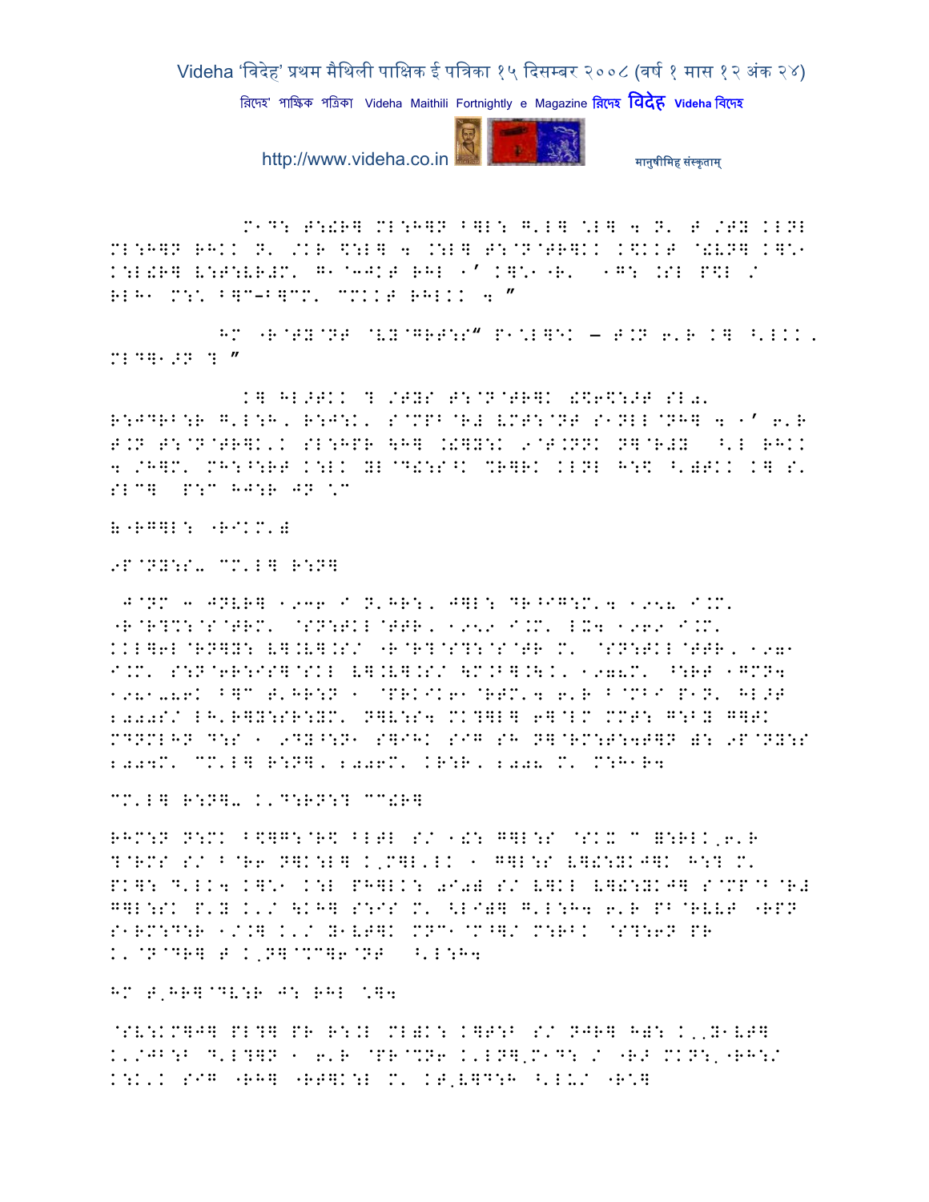M1D: F:!R] ML:H]N B]L: G'L] \L] 4 N' F /FY KLNL ML:H]N RHKK N' /KR $:L] 4 .:L] F:@N@FR]KK K$KKF @!VN] K]\1 K:L!R] V:T:VR#M' G1@3JKF RHL 1' K]\1 R' 1G: .SL P$L / RLH1 M:\ B]C-B]CM' CMKKF RHLKK 4 "

HM "R@TY@NT @VY@GRT:S" P1\L]EK – F.N 6'R K] ^'LKK' MLD]1>N ? "

K] HL>TKK ? /TYS F:@N@FR]K !\$6\$:>F SL0' R:JDRB:R G'L:H' R:J:K' S@MPB@R# VMT:@NT S1NLL@NH] 4 1' 6'R F.N F:@N@FR]K'K SL:HPR \H] .!]Y:K 9@F.NNK N]@R#Y ^'L RHKK 4 /H]M' MH:^:RT K:LK YL@D!:S^K %R]RK KLNL H:\$ ^')TKK K] S' SLC] P:C HJ:R JN \C

(("RG]L: "RIKM')

9P@NY:S- CM'L] R:N]

J@NM 3 JNVR] 1936 I N'HR:' J]L: DR^IG:M'4 1958 I.M' "R@R?%:@S@TRM' @SN:TKL@TTR' 1959 I.M' LX4 1969 I.M' KKL]6L@RN]Y: V].V].S/ "R@R?@S?:@S@TR M' @SN:TKL@TTR' 1971 I.M' S:N@6R:IS]@SKL V].V].S/ \M.B].\.K' 1978M' ^:RT 1GMN4 1981-86K B]C T'HR:N 1 @PRKIK61@RTM'4 6'R B@MBI P1N' HL>T 2000S/ LH'R]Y:SR:YM' N]V:S4 MK?]L] 6]@LM MMT: G:BY G]TK MDNMLHN D:S 1 9DY^:N1 S]IHK SIG SH N]@RM:T:4T]N ): 9P@NY:S 2004M' CM'L] R:N]' 2006M' KR:R' 2008 M' M:H1R4

CM'L] R:N]- K'D:RN:? CC!R]

RHM:N N:MK B\$]G:@R\$ BLTL S/ 1!: G]L:S @SKX C =:RLK,6'R ?@RMS S/ B@R6 N]K:L] K'M]L'LK 1 G]L:S V]!:YKJ]K H:? M' PK]: D'LK4 K]\1 K:L PH]LK: 0I0) S/ V]KL V]!:YKJ] S@MP@B@R# G]L:SK P'Y K'/ \KH] S:IS M' <LI0)] G'L:H4 6'R PB@RVVT "RPN S1RM:D:R 1/.] K'/ Y1VT]K MNC1@M^]/ M:RBK @S?:6N PR K'@N@DR] T K,N]@%C]6@NT ^'L:H4

HM T,HR]@DV:R J: RHL \]4

@SV:KM]J] PL?] PR R:.L ML)K: K]T:B S/ NJR] H): K',Y1VT] K'/JB:B D'L?]N 1 6'R @PR@%N6 K'LN],M1D: / "RJ MKN:'"RH:/ K:K'K SIG "RH] "RT]K:L M' KT,V]D:H ^'LU/ "R\]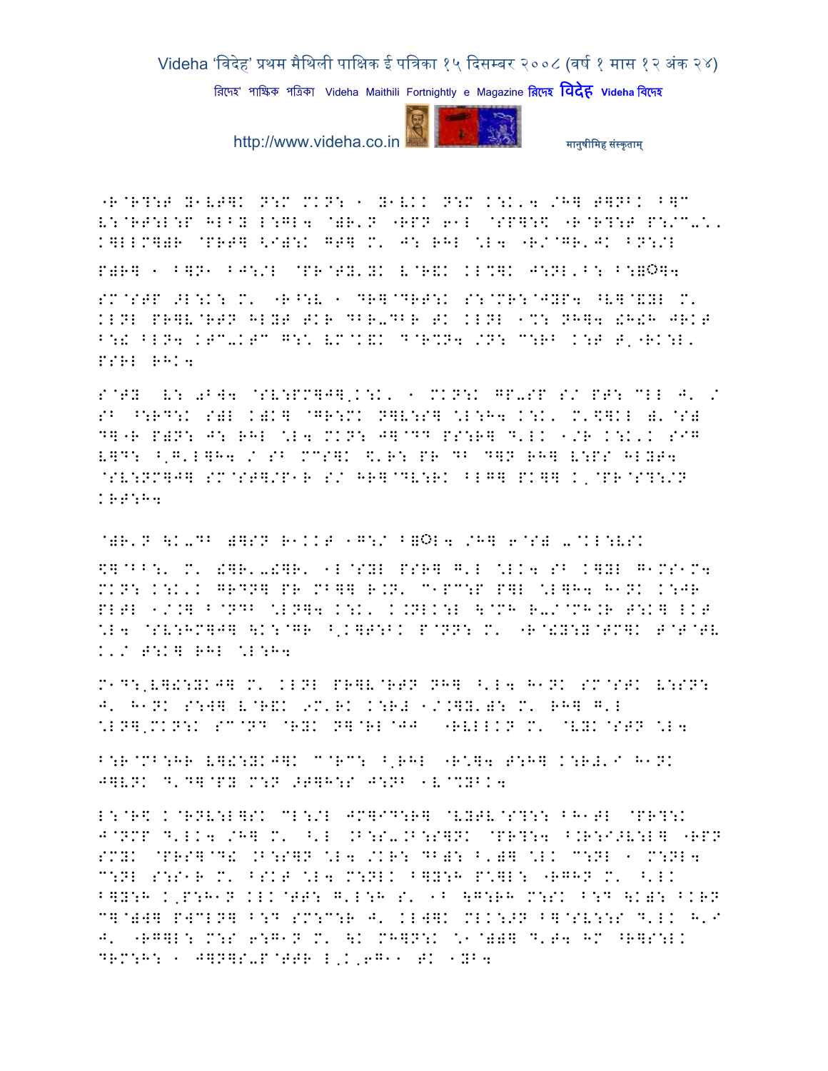"R@R?:T Y1VT]K N:M MKN: 1 Y1VKK N:M K:K'4 /H] T]NBK B]C V:@RT:L:P HLBY L:GL4 @)R'N "RPN 61L @SP]:\ "R@R?:T P:/C-.'. K]LLM])R @PRT] <I):K GT] M' J: RHL \L4 "R/@GR'JK BN:/L

P)R] 1 B]N1 BJ:/L @PR@TY'YK V@R&K KL%]K J:NL'B: B:=O]4

SM@STP ;L:K: M' "R^:V 1 DR]@DRT:K S:@MR:@JYP4 ^V]@&YL M' KLNL PR]V@RTN HLYT TKR DBR-DBR TK KLNL 1%: NH]4 !H!H JRKT B:! BLN4 KTC-KTC G:\ VM@K&K D@R%N4 /N: C:RB K:T T'"RK:L' PSRL RHK4

S@TY V: ;B]4 @SV:PM]J]'K:K' 1 MKN:K GP-SP S/ PT: CLL J' / SB ^:RD:K S)L K)K] @GR:MK N]V:S] \L:H4 K:K' M'\]KL ): @S) D]"R P)N: J: RHL \L4 MKN: J]@DD PS:R] D'LK 1/R K:K'K SIG V]D: ^'G'L]H4 / SB MCS]K together R: PR DB D]N RH] V:PS HLYT4 @SV:NM]J] SM@ST]/P1R S/ HR]@DV:RK BLG] PK]] K'@PR@S?:/N KRT:H4

@)R'N \K-DB )]SN R1KKT 1G:/ B=OL4 /H] 6@S) -@KL:VSK

\]@BB:' M' !]R'-!]R' 1L@SYL PSR] G'L \LK4 SB K]YL G1MS1M4 MKN: K:K'K GRDN] PR MB]] R.N' C1PC:P P]L \L]H4 H1NK K:JR PLTL 1/.] B@ND \LN]4 K:K' K.NLK:L \@MH R-/@MH.R T:K] LKT \L4 @SV:HM]J] \K:@GR ^'K]T:BK P@NN: M' "R@!Y:Y@TM]K T@T@TV K'/ T:K] RHL \L:H4

M1D:'V]!:YKJ] M' KLNL PR]V@RTN NH] ^'L4 H1NK SM@STK V:SN: J' H1NK S:W] V@R&K 9M'RK K:R# 1/.]Y')S M' RH] G'L \LN]'MKN:K SC@ND @RYK N]@RL@JJ "RVLLKN M' @VYK@STN \L4

B:R@MB:HR V]!:YKJ]K C@RC: ^'RHL "R\]4 T:H] K:R#'I H1NK J]VNK D'D]@PY M:N >T]H:S J:NB 1V@%YBK4

L:@R\ K@RNV:L]SK CL:/L JM]ID:R] @VYTV@S?:: BH1TL @PR?:K J@NMP D'LK4 /H] M' ^'L .B:S-.B:S]NK @PR?:4 B.R:I>V:L] "RPN SMYK @PRS]@D! .B:S]N \L4 /KR: DB): B')] \LK C:NL 1 M:NL4 C:NL S:S1R M' BSKT \L4 M:NLK B]Y:H P\]L: "RGHN M' ^'LK B]Y:H K'P:H1N KLK@TT: G'L:H S' 1B \G:RH M:SK B:D \K): BKRN C]@)W] PWCLN] B:D SM:C:R J' KLW]K MLK:>N B]@SV::S D'LK H'I J' "RG]L: M:S 6:G1N M' \K MH]N:K \1@)W] D'T4 HM ^R]S:LK DRM:H: 1 J]N]S-P@TTR L'K'6G11 TK 1YB4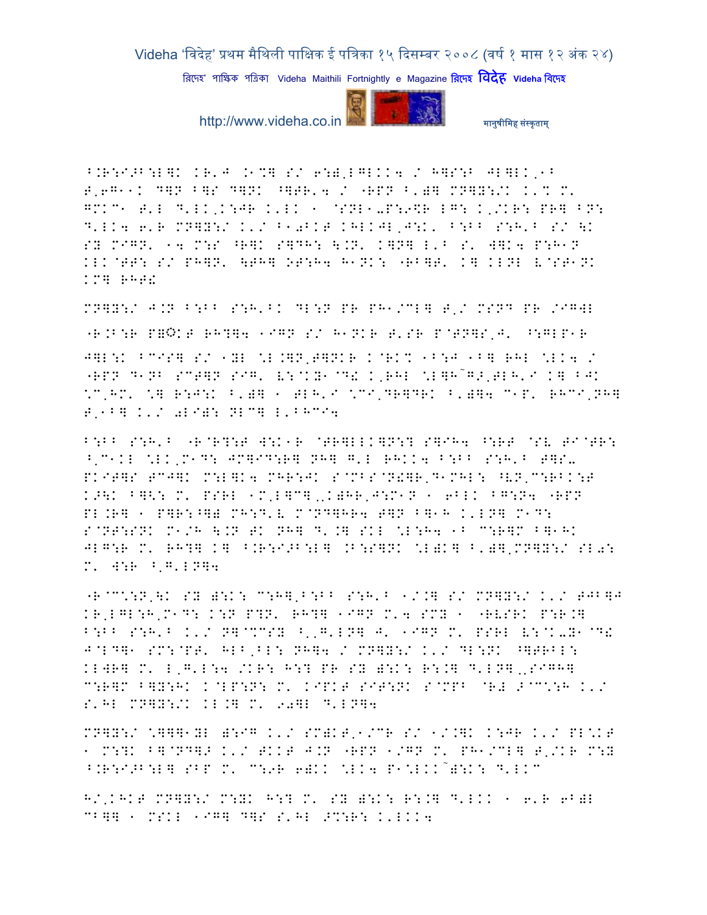^.R:I>B:L]K KR'J .1%] S/ 6:), LGLKK4 / H]S:B JL]LK,1B
T,6G11K D]N B]S D]NK ^]TR'4 / "RPN B')] MN]Y:/K K'% M'
GMKC1 T'L D'LK,K:JR K'LK 1 @SNL1-P:9\$R LG: K,/KR: PR] BN:
D'LK4 6'R MN]Y:/ K'/ B10BKT KHLKJL,J:K' B:BB S:H'B S/ \K
SY MIGN' 14 M:S ^R]K S]DH: \.N' K]N] L'B S' W]K4 P:H1N
KLK@TT: S/ PH]N' \TH] OT:H4 H1NK: "RB]T' K] KLNL V@ST1NK
KM] RHT!

MN]Y:/ J.N B:BB S:H'BK DL:N PR PH1/CL] T'/ MSND PR /IG]L

"R.B:R P]©KT RH?]4 1IGN S/ H1NKR T'SR P@TN]S,J' ^:GLP1R

J]L:K BCIS] S/ 1YL \*L.]N,T]NKR K@RK% 1B:J 1B] RHL \*LK4 /
"RPN D1NB SCT]N SIG' V:@KY1@D! K,RHL \*L]H~G>,TLH'I K] BJK
\*C,HM' \*] R:J:K B')] 1 TLH'I \*CI,DR]DRK B')]4 C1P' RHCI,NH]
T'1B] K'/ 0LI): NLC] L'BHCI4

B:BB S:H'B "R@R?:T W:K1R @TR]LLK]N:? S]IH4 ^:RT @SV TI@TR:
^'C1KL \*LK,M1D: JM]ID:R] NH] G'L RHKK4 B:BB S:H'B T]S-
PKIT]S TCJ]K M:L]K4 MHR:JK S@MBS@N!]R,D1MHL: ^VN,C:RBK:T
K>\K B]<: M' PSRL 1M,L]C],,K)HR,J:M1N 1 6BLK BG:N4 "RPN
PL.R] 1 P]R:^]) MH:D'V M@ND]HR4 T]N B]1H K'LN] M1D:
S@NT:SNK M1/H \.N TK NH] D'.] SKL \*L:H4 1B C:R]M B]1HK
JLG:R M' RH?] K] ^.R:I>B:L] .B:S]NK \*L)K] B')],MN]Y:/ SL0:
M' W:R ^'G'LN]4

"R@C\*:N,\K SY ):K: C:H],B:BB S:H'B 1/.] S/ MN]Y:/ K'/ TJB]J
KR,LGL:H,M1D: K:N P?N' RH?] 1IGN M'4 SMY 1 "RVSRK P:R.]
B:BB S:H'B K'/ N]@%CSY ^',G'LN] J' 1IGN M' PSRL V:@K-Y1@D!
J@LD]1 SM:@PT' HLB,BL: NH]4 / MN]Y:/ K'/ DL:NK ^]TRBL:
KLWR] M' L,G'L:4 /KR: H:? PR SY ):K: R:.] D'LN],,SIGH]
C:R]M B]Y:HK K@LP:N: M' KIPKT SIT:NK S@MPB @R! >@C\*:H K'/
S'HL MN]Y:/K KL.] M' 90]L D'LN]4

MN]Y:/ \*]]]1YL ):IG K'/ SM)KT,1/CR S/ 1/.]K K:JR K'/ PL\*KT
1 M:?K B]@ND]> K'/ TKKT J.N "RPN 1/GN M' PH1/CL] T'/KR M:Y
^.R:I>B:L] SBP M' C:9R 6)KK \*LK4 P1\*LKK~):K: D'LKC

H/,KHKT MN]Y:/ M:YK H:? M' SY ):K: R:.] D'LKK 1 6'R 6B)L
CB]] 1 MSKL 1IG] D]S S'HL >%:R: K'LKK4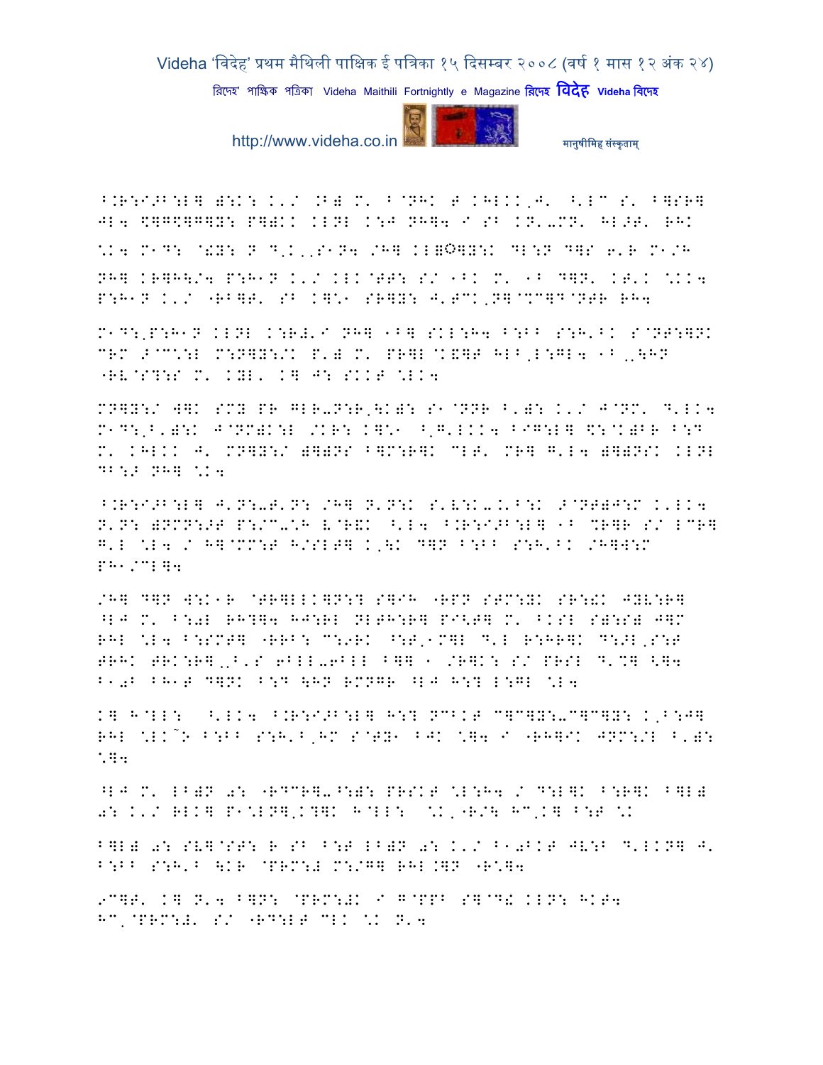^.R:I>B:L] ):K: K'/ .B) M' B@NHKT KHLKK,J' ^'LC S' B]SR]
JL4 $]G$]G]Y: P]):K KLNL K:J NH]4 I SB KN'-MN' HL>T' RHK

\K4 M1D: @!Y: N D'K',S1N4 /H] KL]◌]Y:K DL:N D]S 6'R M1/H

NH] KR]H\/4 P:H1N K'/ KLK@TT: S/ 1BK M' 1B D]N' KT'K \KK4
P:H1N K'/ "RB]T' SB K]\1 SR]Y: J'TCK,N]@%C]D@NTR RH4

M1D:,P:H1N KLNL K:R#'I NH] 1B] SKL:H4 B:BB S:H'BK S@NT:]NK
CRM >@C\:L M:N]Y:/K P') M' PR]L@K&]T HLB,L:GL4 1B,,\HN
"RV@S?:S M' KYL' K] J: SKKT \LK4

MN]Y:/ W]K SMY PR GLR-N:R,\K): S1@NNR B'): K'/ J@NM' D'LK4
M1D:,B'):K J@NM)K:L /KR: K]\1 ^,G'LKK4 BIG:L] \$:@K)BR B:D
M' KHLKK J' MN]Y:/ )]]NS B]M:R]K CLT' MR] G'L4 )]]NSK KLNL
DB:> NH] \K4

^.R:I>B:L] J'N:-T'N: /H] N'N:K S'V:K-.'B:K >@NT)J:M K'LK4
N'N: )NMN:>T P:/C-\H V@R&K ^'L4 ^.R:I>B:L] 1B %R]R S/ LCR]
G'L \L4 / H]@MM:T H/SLT] K,\K D]N B:BB S:H'BK /H]W:M
PH1/CL]4

/H] D]N W:K1R @TR]LLK]N:Y S]IH "RPN STM:YK SR:!K JYV:R]
^LJ M' B:0L RH?]4 HJ:RL NLTH:R] PI<T] M' BKSL S):S) J]M
RHL \L4 B:SMT] "RRB: C:9RK ^:T,1M]L D'L R:HR]K D:>L,S:T
TRHK TRK:R],,B'S 6BLL-6BLL B]] 1 /R]K: S/ PRSL D'%] <]4
B10B BH1T D]NK B:D \HN RMNGR ^LJ H:Y L:GL \L4

K] H@LL: ^'LK4 ^.R:I>B:L] H:Y NCBKT C]C]Y:-C]C]Y: K,B:J]
RHL \LK~9 B:BB S:H'B,HM S@TY1 BJK \]4 I "RH]IK JNM:/L B'):
\]4

^LJ M' LB)N 0: "RDCR]-^:): PRSKT \L:H4 / D:L]K B:R]K B]L)
0: K'/ RLK] P1\LN],K?]K H@LL: \K,"R/\ HC,K] B:T \K

B]L) 0: SV]@ST: R SB B:T LB)N 0: K'/ B10BKT JV:B D'LKN] J'
B:BB S:H'B \KR @PRM:# M:/G] RHL.]N "R\]4

9C]T' K] N'4 B]N: @PRM:#K I G@PPB S]@D! KLN: HKT4
HC,@PRM:#' S/ "RD:LT CLK \K N'4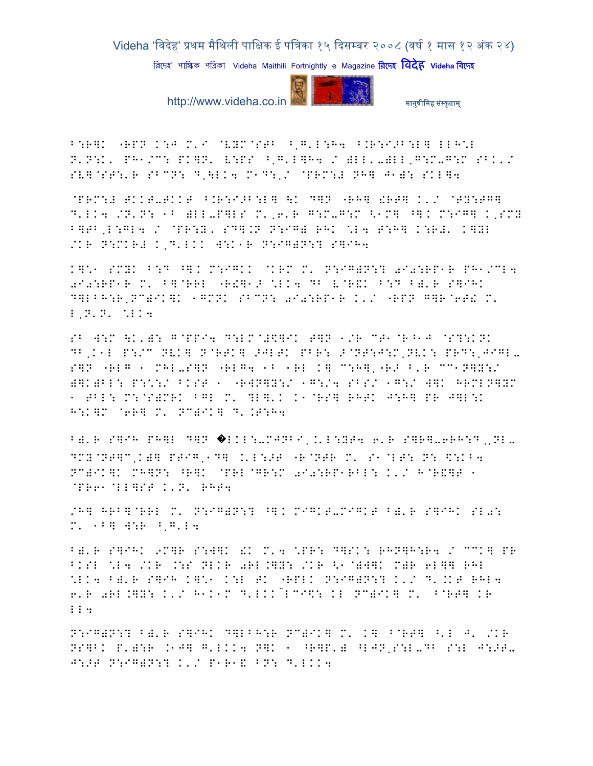B:R]K "RPN K:J M'I @VYM@STB ^,G'L:H4 B.R:I>B:L] LLH:L
N'N:K' PH1/C: PK]N' V:PS ^,G'L]H4 / )LL'-)LL,G:M-G:M SBK'/
SV]@ST:'R SBCN: D,\LK4 M1D:,/ @PRM:# NH] J1): SKL]4

@PRM:# TKKT-TKKT ^.R:I>B:L] \K D]N "RH] !RT] K'/ @TY:TG]
D'LK4 /N'N: 1B )LL-P]LS M',6'R G:M-G:M <1M] ^]K M:IG] K,SMY
B]TB,L:GL4 / @PR:Y' SD].N N:IG) RHK *L4 T:H] K:R#' K]YL
/KR N:MKR# K,D'LKK W:K1R N:IG)N:? S]IH4

K]*1 SMYK B:D ^]K M:IGKK @KRM M' N:IG)N:? 0I0:RP1R PH1/CL4
0I0:RP1R M' B]@RRL "R!]1> *LK4 DB V@R&K B:D B)'R S]IHK
D]LBH:R,NC)IK]K 1GMNK SBCN: 0I0:RP1R K'/ "RPN G]R@6T! M'
L,N'N' *LK4

SB W:M \K')): G@PPI4 D:LM@#$]IK T]N 1/R CT1@R^1J @S?:KNK
DB,K1L P:/C NVK] N@RTK] >JLTK PBR: >@NT:J:M,NVK: PRD:,JIGL-
S]N "RLG 1 MHL-S]N "RLG4 1B 1RL K] C:H],"R> B'R CC1N]Y:/
)]K)BL: P:/:/ BKSB 1 "RWN]Y:/ 1G:/4 SBS/ 1G:/ W]K HRMLN]YM
1 TBL: M:@S)MRK B]L M' ?L]'K K1@RS] RHTK J:H] PR J]L:K
H:K]M @6R] M' NC)IK] D'.T:H4

B)'R S]IH PH]L D]N ◆LKL:-MJNBI,K'L:YT4 6'R S]R]-6RH:D,NL-
DMY@NT]C,K)] PTIG,1D] K'L:>T "R@NTR M' S1@LT: N: $:KB4
NC)IK]K MH]N: ^R]K @PRL@GR:M 0I0:RP1RBL: K'/ H@R&]T 1
@PR61@LL]ST K'N' RHT4

/H] HRB]@RRL M' N:IG)N:? ^]K MIGKT-MIGKT B)'R S]IHK SL0:
M' 1B] W:R ^,G'L4

B)'R S]IHK 9M]R S:W]K !K M'4 *PR: D]SK: RHN]H:R4 / CCK] PR
BKSL *L4 /KR .:S NLKR 0RL.]Y: /KR <1@)W]K M)R 6L]] RHL
*LK4 B)'R S]IH K]*1 K:L TK "RPLK N:IG)N:? K'/ D'.KT RHL4
6'R 0RL.]Y: K'/ H1K1M D'LKK~LCI$: KL NC)IK] M' ^@RT] KR
LL4

N:IG)N:? B)'R S]IHK D]LBH:R NC)IK] M' K] ^@RT] ^'L J' /KR
NS]BK P')R .1J] G'LKK4 N]K 1 ^R]P') ^LJN,S:L-DB S:L J:>T-
J:>T N:IG)N:? K'/ P1R1& BN: D'LKK4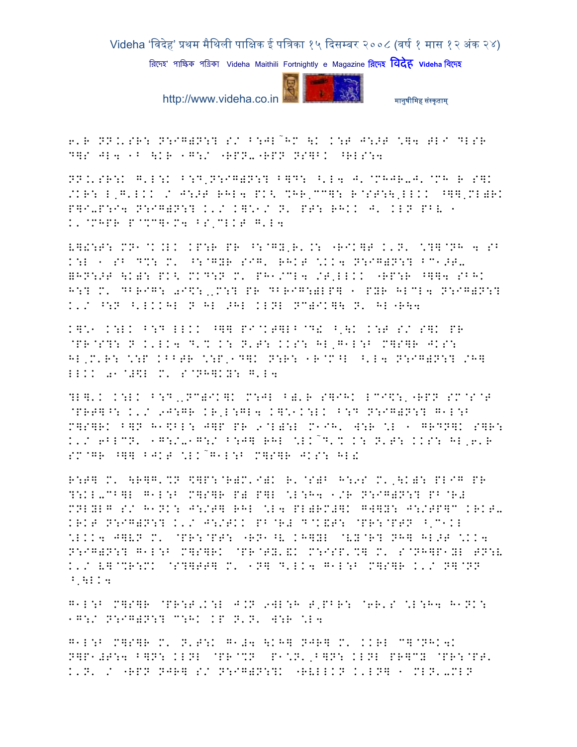6'R NN.'SR: N:IG)N:? S/ B:JL~HM \K K:T J:>T \]4 TLI DLSR D]S JL4 1B \KR 1G:/ "RPN-"RPN NS]BK ^RLS:4

NN.'SR:K G'L:K B:D,N:IG)N:? B]D: ^'L4 J'@MHJR-J'@MH R S]K /KR: L,G'LKK / J:>T RHL4 PK< %HR,CC]: R@ST:\,LLKK ^]],ML)RK P]I-P:I4 N:IG)N:? K'/ K]:1/ N' PT: RHKK J' KLN PBV 1 K'@MHPR P@%C]1M4 BS,CLKT G'L4

V]!:T: MN1@K.LK KP:R PR ^:@GY,R'.: "RIK]T K'N' \?]@NH 4 SB K:L 1 SB D%: M' ^:@GYR SIG' RHKT \KK4 N:IG)N:? BC1>T- =HN:>T \K): PK< MKD:N M' PH1/CL4 /T,LLKK "RP:R ^]]4 SBHK H:? M' DBRIG: 0I$:,,M:? PR DBRIG:)LP] 1 PYR HLCL4 N:IG)N:? K'/ ^:N ^'LKKHL N HL >HL KLNL NC)IK]\ N' HL"R\4

K]:1 K:LK B:D LLKK ^]] PI@KT]LB@D! ^'\K K:T S/ S]K PR @PR@S?: N K'LK4 D'% K: N'T: KKS: HL,G1L:B M]S]R JKS: HL,M'R: \:P KBBTR \:P,1D]K N:R: 1R@M^L ^'L4 N:IG)N:? /H] LLKK 01@#$L M' S@NH]KY: G'L4

?L]'K K:LK B:D,,NC)IK]K M:JL B)'R S]IHK LCI$:,"RPN SM@S@T @PRT]^: K'/ 9J:GR KR,L:GL4 K]:1K:LK B:D N:IG)N:? G1L:B M]S]RK B]N H1$BL: J]P PR 9@L):L M1IH' W:R \L 1 GRDN]K S]R: K'/ 6BLCN' 1G:/-1G:/ B:J] RHL \LK~D'% K: N'T: KKS: HL,6'R SM@GR ^]] BJKT \LK~G1L:B M]S]R JKS: HL!

R:T] M' \R]G'%N $]P:@R)M'I)K R'@S)B H:9S M',\K): PLIG PR ?:KL-CB]L G1L:B M]S]R P) P]L \L:H4 1/R N:IG)N:? PB@R# MNLYLG S/ H1NK: J:/T] RHL \L4 PL)RM#]K GW]Y: J:/TP]C KRKT- KRKT N:IG)N:? K'/ J:/TKK PB@R# D@K&T: @PR:@PTN ^,C1KL \LKK4 J]VN M' @PR:@PT: "RN1^V KH]YL @VY@R? NH] HL>T \KK4 N:IG)N:? G1L:B M]S]RK @PR@TY'&K M:ISP'%] M' S@NH]P1YL TN:V K'/ V]@%R:MK @S?]TT] M' 1N] D'LK4 G1L:B M]S]R K'/ N]@NN ^,\LK4

G1L:B M]S]R @PR:T,K:L J.N 9WL:H T,PBR: @6R'S \L:H4 H1NK: 1G:/ N:IG)N:? C:HK KP N'N' W:R \L4

G1L:B M]S]R M' N'T:K G1#4 \KH] NJR] M' KKRL C]@NHK4K N]P1#T:4 B]N: KLNL @PR@%N P1\N',B]N: KLNL PR]CY @PR:@PT' K'N' / "RPN NJR] S/ N:IG)N:?K "RVLLKN K'LN] 1 MLN'-MLN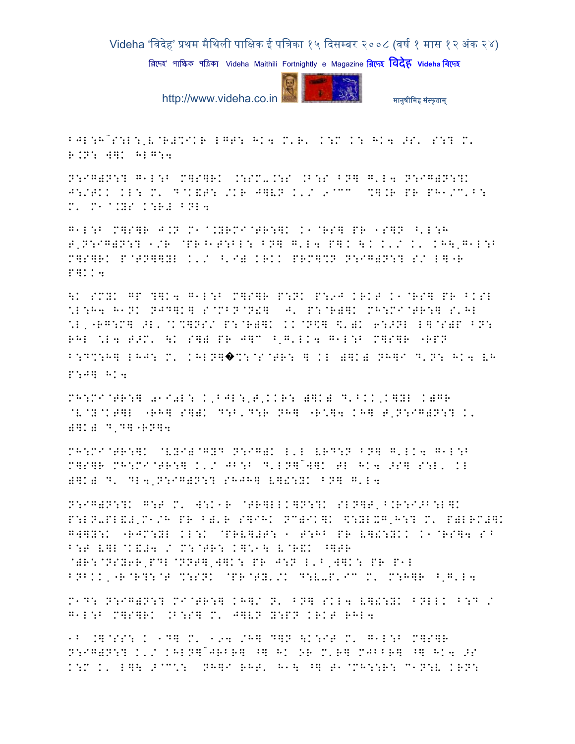BJL:H~S:L:,L@R#%IKR LGT: HK4 M'R' K:M K: HK4 >S' S:? M' R.N: W]K HLG:4

N:IG)N:? G1L:B M]S]RK .:SM-.:S .B:S BN] G'L4 N:IG)N:?K J:/TKK KL: M' D@K&T: /KR J]VN K'/ 9@CC %].R PR PH1/C'B: M' M1@.YS K:R# BNL4

G1L:B M]S]R J.N M1@.YRMI@TR:]K K1@RS] PR 1S]N ^'L:H T,N:IG)N:? 1/R @PR^1T:BL: BN] G'L4 P]K \K K'/ K' KH\,G1L:B M]S]RK P@TN]]YL K'/ ^'I) KRKK PRM]%N N:IG)N:? S/ L]"R P]KK4

\K SMYK GP ?]K4 G1L:B M]S]R P:NK P:9J KRKT K1@RS] PR BKSL \*L:H4 H1NK NJD]K] S@MBN@N!] J' P:@R)]K MH:MI@TR:] S'HL \*L,"RG:M] >L'@K%]NS/ P:@R)]K KK@N\$] \&')K 6:>NL L]@S)P BN: RHL \*L4 T>M' \K S]) PR J]C ^,G'LK4 G1L:B M]S]R "RPN B:D%:H] LHJ: M' KHLN]�%:@S@TR: ] KL )]K) NH]I D'N: HK4 VH P:J] HK4

MH:MI@TR:] 01I0L: K,BJL:,T,KKR: )]K) D'^KK,K]YL K)GR @V@Y@KT]L "RH] S])K D:B'D:R NH] "R\*]4 KH] T,N:IG)N:? K' )]K) D,D]"RN]4

MH:MI@TR:]K @VYI)@GYD N:IG)K L'L VRD:N BN] G'LK4 G1L:B M]S]R MH:MI@TR:] K'/ JB:B D'LN]~W]K TL HK4 >S] S:L' KL )]K) D' DL4,N:IG)N:? SHJH] V]!:YK BN] G'L4

N:IG)N:?K G:T M' W:K1R @TR]LKK]N:?K SLN]T,^.R:I>B:L]K P:LN-PL&#,M1/H PR B)'R S]IHK NC)IK]K \$:YLXG,H:? M' P)LRM#]K GW]Y:K "RJM:YL KL:K @PRV]#T: 1 T:HB PR V]!:YKK K1@RS]4 SB B:T V]L@K&#4 / M:@TR: K]\*1\ V@R&K ^]TR @)R:@NSY6R,PDL@NNT],W]K: PR J:N L'B,W]K: PR P1L BNBKK,"R@R?:@T %:SNK @PR@TY'/K D:V-P'IC M' M:H]R ^,G'L4

M1D: N:IG)N:? MI@TR:] KH]/ N' BN] SKL4 V]!:YK BNLLK B:D / G1L:B M]S]RK .B:S] M' J]VN Y:PN KRKT RHL4

1B .]@SS: K 1D] M' 194 /H] D]N \K:IT M' G1L:B M]S]R N:IG)N:? K'/ KHLN]~JRBR] ^] HK OR M'R] MJBBR] ^] HK4 >S K:M K' L]\ >@C\*: NH]I RHT' H1\ ^] T1@MH::R: C1N:V KRN: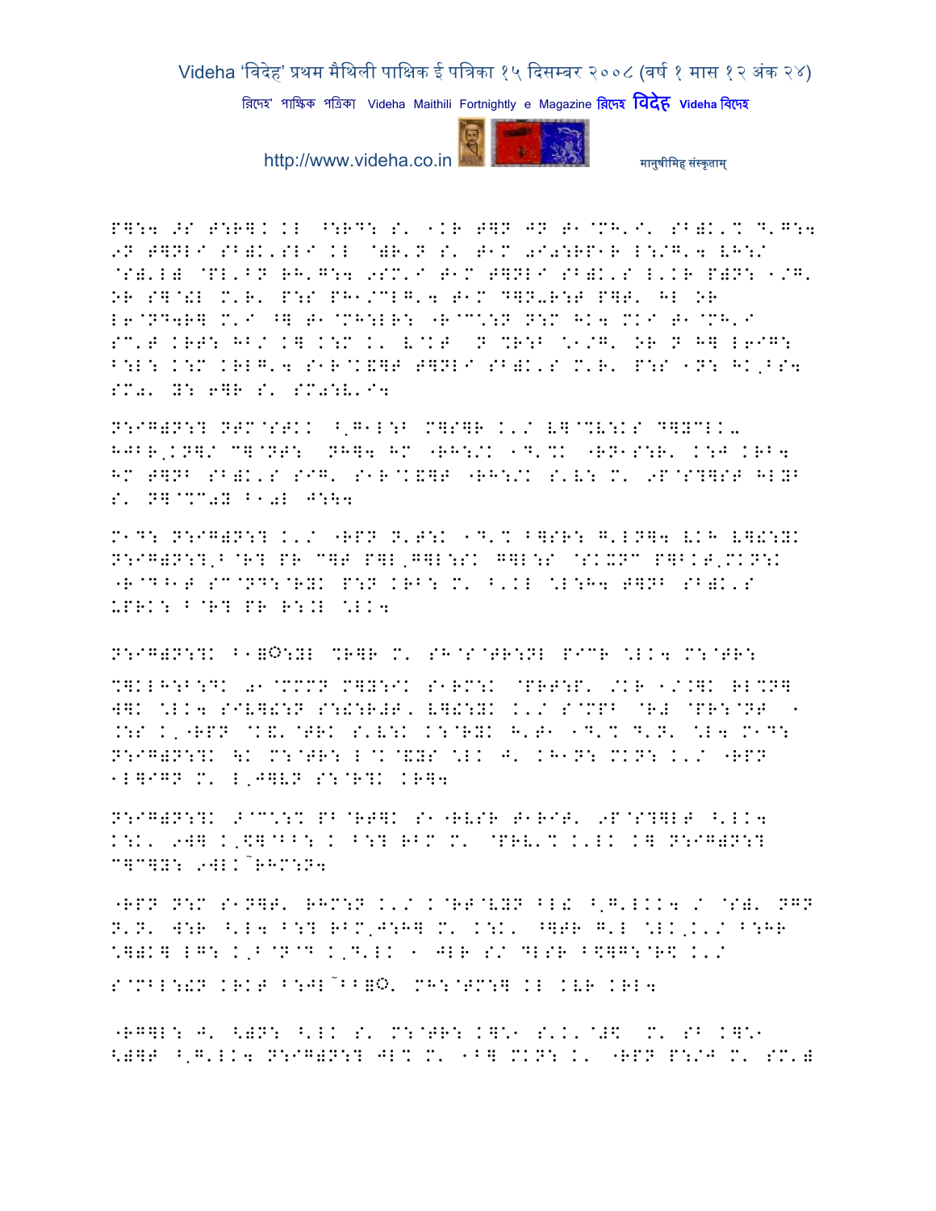P]:4 >S T:R]. KL ^:RD: S' 1KR T]N JN T1@MH'I' SB)K'% D'G:4 9N T]NLI SB)K'SLI KL @)R'N S' T1M 0I0:RP1R L:/G'4 VH:/ @S)'L) @PL'BN RH'G:4 9SM'I T1M T]NLI SB)K'S L'KR P)N: 1/G' OR S]@!L M'R' P:S PH1/CLG'4 T1M D]N-R:T P]T' HL OR L6@ND4R] M'I ^] T1@MH:LR: "R@C\*:N N:M HK4 MKI T1@MH'I SC'T KRT: HB/ K] K:M K' V@KT N %R:B \*1/G' OR N H] L6IG: B:L: K:M KRLG'4 S1R@K&]T T]NLI SB)K'S M'R' P:S 1N: HK,BS4 SM0' Y: 6]R S' SM0:V'I4

N:IG)N:? NTM@STKK ^,G1L:B M]S]R K'/ V]@%V:KS D]YCLK-HJBR,KN]/ C]@NT: NH]4 HM "RH:/K 1D'%K "RN1S:R' K:J KRB4 HM T]NB SB)K'S SIG' S1R@K&]T "RH:/K S'V: M' 9P@S?]ST HLYB S' N]@%C0Y B10L J:\4

M1D: N:IG)N:? K'/ "RPN N'T:K 1D'% B]SR: G'LN]4 VKH V]!:YK N:IG)N:?,B@R? PR C]T P]L,G]L:SK G]L:S @SKXNC P]BKT,MKN:K "R@D^1T SC@ND:@RYK P:N KRB: M' B'KL \*L:H4 T]NB SB)K'S UPRK: B@R? PR R:.L \*LK4

N:IG)N:?K B1=©:YL %R]R M' SH@S@TR:NL PICR \*LK4 M:@TR: %]KLH:B:DK 0I@MMMN M]Y:IK S1RM:K @PRT:P' /KR 1/.]K RL%N] W]K \*LK4 SIV]!:N S:!:R#T' V]!:YK K'/ S@MPB @R# @PR:@NT 1 .:S K'"RPN @K&'@TRK S'V:K K:@RYK H'T1 1D'% D'N' \*L4 M1D: N:IG)N:?K \K M:@TR: L@K@&YS \*LK J' KH1N: MKN: K'/ "RPN 1L]IGN M' L,J]VN S:@R?K KR]4

N:IG)N:?K ->@C\*:% PB@RT]K S1"RVSR T1RIT' 9P@S?]LT ^'LK4 K:K' 9W] K,\$]@BB: K B:? RBM M' @PRV'% K'LK K] N:IG)N:? C]C]Y: 9WLK~RHM:N4

"RPN N:M S1N]T' RHM:N K'/ K@RT@VYN BL! ^,G'LKK4 / @S)' NGN N'N' W:R ^'L4 B:? RBM,J:H] M' K:K' ^]TR G'L \*LK,K'/ B:HR \*]).] LG: K,B@N@D K,D'LK 1 JLR S/ DLSR B\$]G:@R\$ K'/ S@MBL:!N KRKT B:JL~BB=©' MH:@TM:] KL KVR KRL4

"RG]L: J' <)N: ^'LK S' M:@TR: K]\*1 S'K'@#\$ M' SB K]\*1 <)]T ^,G'LK4 N:IG)N:? JL% M' 1B] MKN: K' "RPN P:/J M' SM')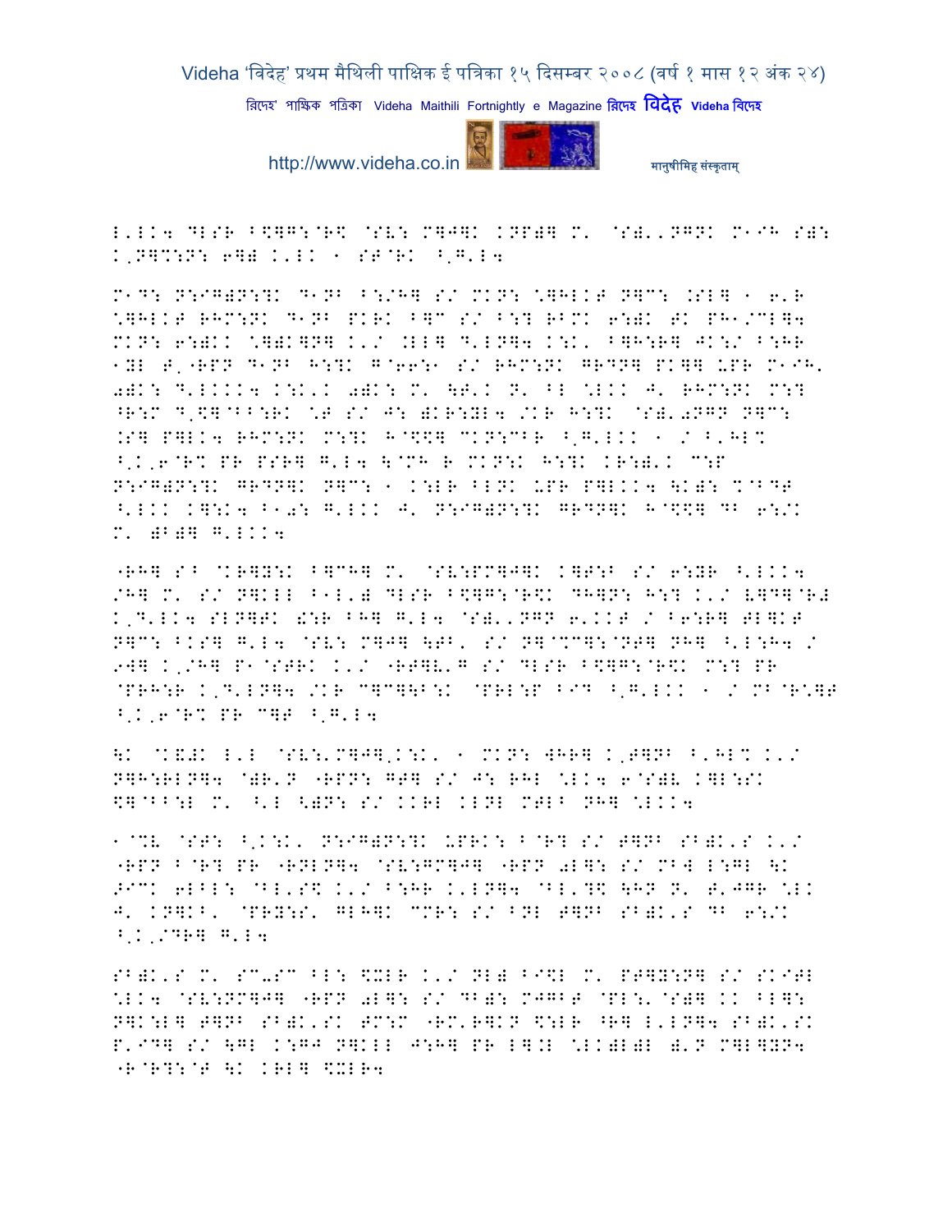L'LK4 DLSR B$]G:@R$ @SV: M]J]K KNP)] M' @S)'NGNK M1IH S): K'N]%:N: 6]) K'LK 1 ST@RK ^'G'L4

M1D: N:IG)N:?K D1NB B:/H] S/ MKN: \]HLKT N]C: .SL] 1 6'R \]HLKT RHM:NK D1NB PKRK B]C S/ B:? RBMK 6:)K TK PH1/CL]4 MKN: 6:)KK \])K]N] K'/ .LL] D'LN]4 K:K' B]H:R] JK:/ B:HR 1YL T'"RPN D1NB H:?K G@66:1 S/ RHM:NK GRDN] PK]] UPR M1IH' 0)K: D'LKKK4 K:K'K 0)K: M' \T'K N' BL \LKK J' RHM:NK M:? ^R:M D'$]@BB:RK \T S/ J: )KR:YL4 /KR H:?K @S)'0NGN N]C: .S] P]LK4 RHM:NK M:?K H@$\$] CKN:CBR ^'G'LKK 1 / ^'HL% ^'K'6@R% PR PSR] G'L4 \@MH R MKN:K H:?K KR:)'K C:P N:IG)N:?K GRDN]K N]C: 1 K:LR BLNK UPR P]LKK4 \K): %@BDT ^'LKK K]:K4 B10: G'LKK J' N:IG)N:?K GRDN]K H@$\$] DB 6:/K M' )B)] G'LKK4

"RH] SB @KR]Y:K B]CH] M' @SV:PM]J]K K]T:B S/ 6:YR ^'LKK4 /H] M' S/ N]KLL B1L') DLSR B$]G:@R$K DH]N: H:? K'/ V]D]@R# K'D'LK4 SLN]TK !:R BH] G'L4 @S)'NGN 6'KKT / B6:R] TL]KT N]C: BKS] G'L4 @SV: M]J] \TB' S/ N]@%C]:@NT] NH] ^'L:H4 / 9W] K'/H] P1@STRK K'/ "RT]V'G S/ DLSR B$]G:@R$K M:? PR @PRH:R K'D'LN]4 /KR C]C]\B:K @PRL:P BID ^'G'LKK 1 / MB@R\]T ^'K'6@R% PR C]T ^'G'L4

\K @K&)K L'L @SV:'M]J]'K:K' 1 MKN: WHR] K'T]NB ^'HL% K'/ N]H:RLN]4 @)R'N "RPN: GT] S/ J: RHL \LK4 6@S)V K]L:SK $]@BB:L M' ^'L <)N: S/ KKRL KLNL MTLB NH] \LKK4

1@%V @ST: ^'K:K' N:IG)N:?K UPRK: B@R? S/ T]NB SB)K'S K'/ "RPN B@R? PR "RNLN]4 @SV:GM]J] "RPN 0L]: S/ MBW L:GL \K >IC^K 6LBL: @BL'S$ K'/ B:HR K'LN]4 @BL'?$ \HN N' T'JGR \LK J' KN]KB' @PRY:S' GLH]K CMR: S/ BNL T]NB SB)K'S DB 6:/K ^'K'/DR] G'L4

SB)K'S M' SC-SC BL: $XLR K'/ NL) BI$L M' PT]Y:N] S/ SKITL \LK4 @SV:NM]J] "RPN 0L]: S/ DB): MJGBT @PL:'@S)] KK BL]: N]K:L] T]NB SB)K'SK TM:M "RM'R]KN $:LR ^R] L'LN]4 SB)K'SK P'ID] S/ \GL K:GJ N]KLL J:H] PR L].L \LK)L)L )'N M]L]YN4 "R@R?:@T \K KRL] $XLR4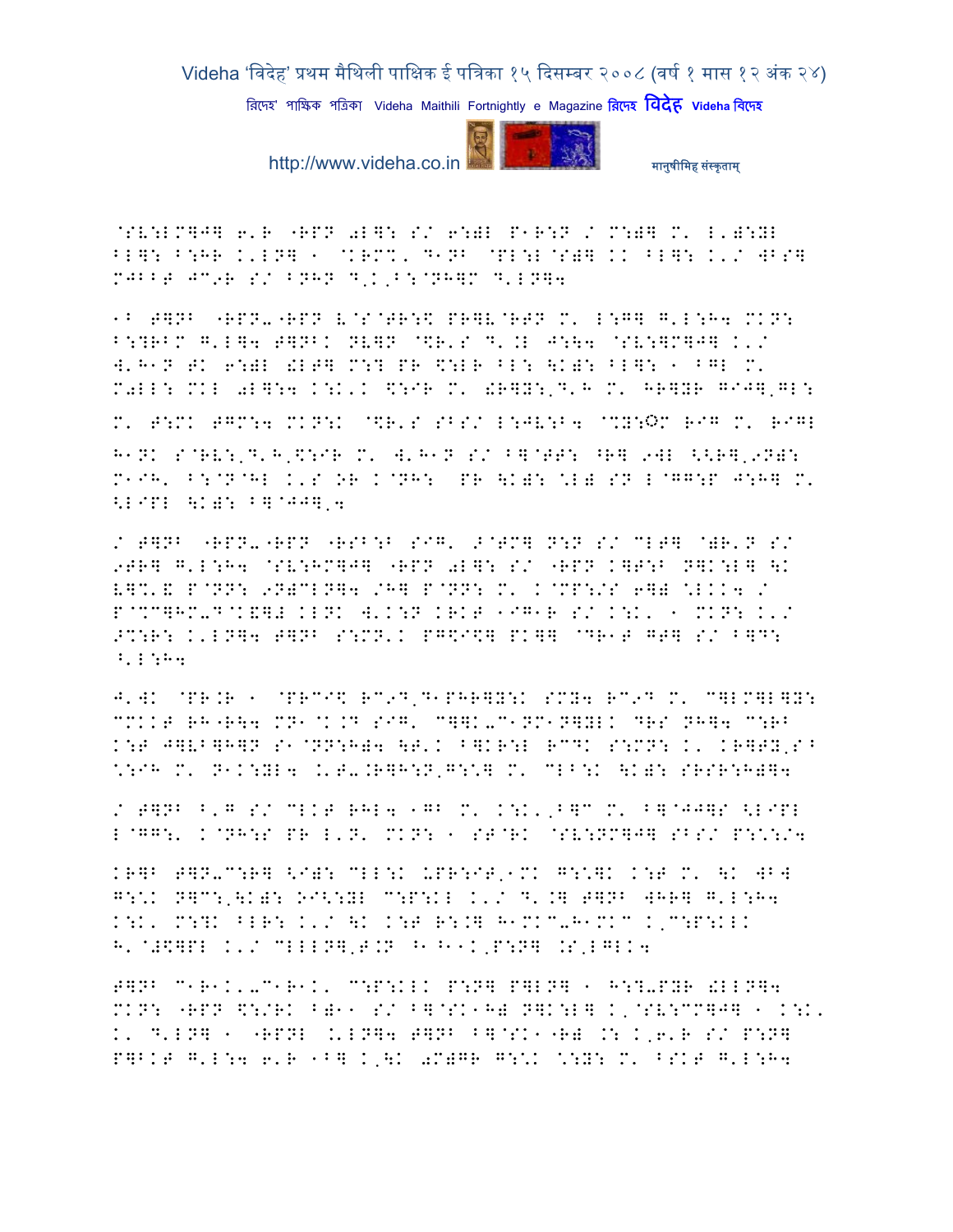@SV:LM]J] 6'R "RPN 0L]: S/ 6:)L P1R:N / M:)] M' L'):YL BL]: B:HR K'LN] 1 @KRM%' D1NB @PL:L@S)] KK BL]: K'/ WBS] MJBBT JC9R S/ BNHN D'K'B:@NH]M D'LN]4

1B T]NB "RPN-"RPN V@S@TR:$ PR]V@RTN M' L:G] G'L:H4 MKN: B:?RBM G'L]4 T]NBK NV]N @$R'S D'.L J:\4 @SV:]M]J] K'/ W'H1N TK 6:)L !LT] M:? PR $:LR BL: \K): BL]: 1 BGL M' M0LL: MKL 0L]:4 K:K'K $:IR M' !R]Y:'D'H M' HR]YR GIJ]'GL:

M' T:MK TGM:4 MKN:K @$R'S SBS/ L:JV:B4 @%Y:ऌM RIG M' RIGL H1NK S@RV:'D'H'$:IR M' W'H1N S/ B]@TT: ^R] 9WL <<R]'9N): M1IH' B:@N@HL K'S OR K@NH: PR \K): \L) SN L@GG:P J:H] M' <LIPL \K): B]@JJ]'4

/ T]NB "RPN-"RPN "RSB:B SIG' >@TM] N:N S/ CLT] @)R'N S/ 9TR] G'L:H4 @SV:HM]J] "RPN 0L]: S/ "RPN K]T:B N]K:L] \K V]%'& P@NN: 9N)CLN]4 /H] P@NN: M' K@MP:/S 6]) \LKK4 / P@%C]HM-D@K&]# KLNK W'K:N KRKT 1IG1R S/ K:K' 1 MKN: K'/ >%:R: K'LN]4 T]NB S:MN'K PG$I$] PK]] @DR1T GT] S/ B]D: ^'L:H4

J'WK @PR.R 1 @PRCI$ RC9D'D1PHR]Y:K SMY4 RC9D M' C]LM]L]Y: CMKKT RH"R\4 MN1@K.D SIG' C]]K-C1NM1N]YLK DRS NH]4 C:RB K:T J]VB]H]N S1@NN:H)4 \T'K B]KR:L RCDK S:MN: K' KR]TY'S^ \:IH M' N1K:YL4 .'T-.R]H:N'G:\] M' CLB:K \K): SRSR:H)]4

/ T]NB B'G S/ CLKT RHL4 1GB M' K:K''B]C M' B]@JJ]S <LIPL L@GG:' K@NH:S PR L'N' MKN: 1 ST@RK @SV:NM]J] SBS/ P:\:/4

KR]B T]N-C:R] <I): CLL:K UPR:IT'1MK G:\]K K:T M' \K WB] G:\K N]C:'\K): OI<:YL C:P:KL K'/ D'.] T]NB W]R] G'L:H4 K:K' M:?K BLR: K'/ \K K:T R:.] H1MKC-H1MKC K'C:P:KLK H'@#$]PL K'/ CLLLN]'T.N ^1^11K'P:N] .S'LGLK4

T]NB C1R1K'-C1R1K' C:P:KLK P:N] P]LN] 1 H:?-PYR !LLN]4 MKN: "RPN $:/RK B)11 S/ B]@SK1H) N]K:L] K'@SV:CM]J] 1 K:K' K' D'LN] 1 "RPNL .'LN]4 T]NB B]@SK1"R) .: K'6'R S/ P:N] P]BKT G'L:4 6'R 1B] K'\K 0M)GR G:\K \:Y: M' BSKT G'L:H4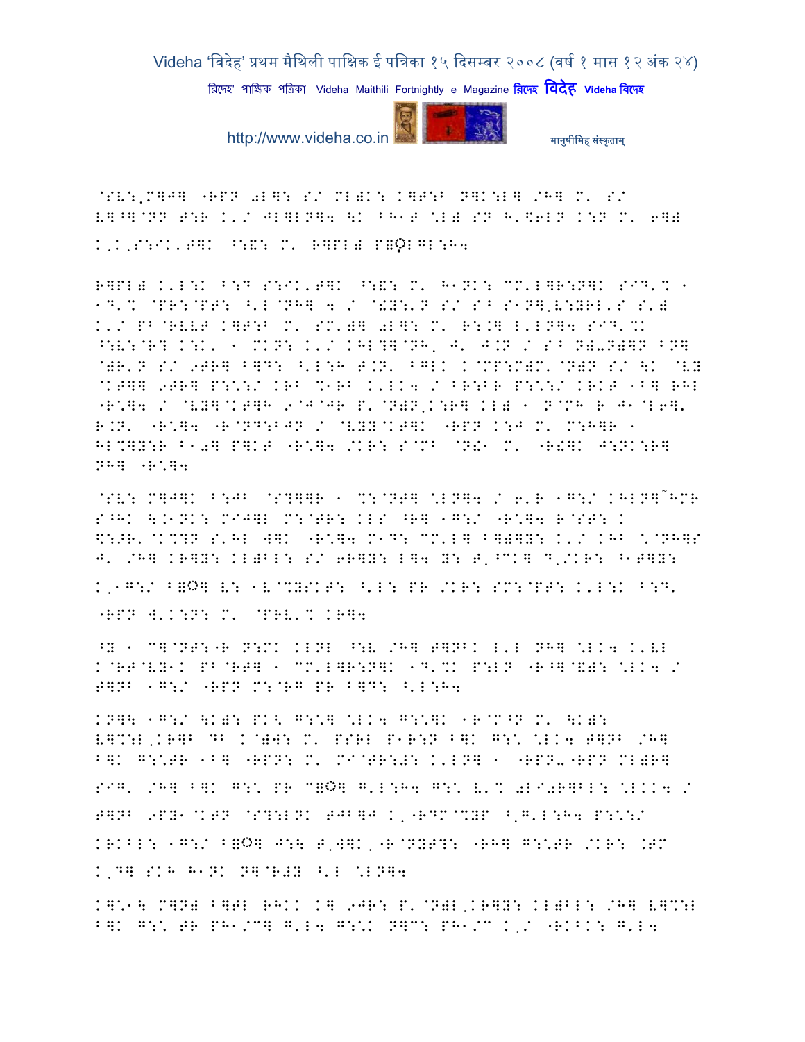@SV:.M]J] "RPN 0L]: S/ ML)K: K]T:B N]K:L] /H] M' S/
V]^]@NN T:R K'/ JL]LN]4 \K BH1T \L) SN H'\$6LN K:N M' 6])
K'K'S:IK'T]K ^:&: M' R]PL) P=QLGL:H4

R]PL) K'L:K B:D S:IK'T]K ^:&: M' H1NK: CM'L]R:N]K SID'% 1
1D'% @PR:@PT: ^'L@NH] 4 / @!Y:'N S/ SB S1N]'V:YRL'S S')
K'/ PB@RVVT K]T:B M' SM')] 0L]: M' R:.] L'LN]4 SID'%K
^:V:@R] K:K' 1 MKN: K'/ KHL?]@NH' J' J.N / SB N)-N)]N BN]
@)R'N S/ 9TR] B]D: ^'L:H T.N' BGLK K@MP:M)M'@N)N S/ \K @VY
@KT]] 9TR] P:\*:/ KRB %1RB K'LK4 / BR:BR P:\*:/ KRKT 1B] RHL
"R\*]4 / @VY]@KT]H 9@J@JR P'@N)N'K:R] KL) 1 N@MH R J1@L6]'
R.N' "R\*]4 "R@ND:BJN / @VYY@KT]K "RPN K:J M' M:H]R 1
HL%]Y:R B10] P]KT "R\*]4 /KR: S@MB @N!1 M' "R!]K J:NK:R]
NH] "R\*]4

@SV: M]J]K B:JB @S?]]R 1 %:@NT] \LN]4 / 6'R 1G:/ KHLN]~HMR
S^HK \.1NK: MIJ]L M:@TR: KLS ^R] 1G:/ "R\*]4 R@ST: K
\$:>R'@K%?N S'HL W]K "R\*]4 M1D: CM'L] B]))Y: K'/ KHB \*@NH]S
J' /H] KR]Y: KL)BL: S/ 6R]Y: L]4 Y: T'^CK] D'/KR: ^1T]Y:
K'1G:/ B=O] V: 1V@%YSKT: ^'L: PR /KR: SM:@PT: K'L:K B:D'
"RPN W'K:N: M' @PRV'% KR]4

^Y 1 C]@NT:"R N:MK KLNL ^:V /H] T]NBK L'L NH] \LK4 K'VL
K@RT@VY1K PB@RT] 1 CM'L]R:N]K 1D'%K P:LN "R^]@&): \LK4 /
T]NB 1G:/ "RPN M:@RG PR B]D: ^'L:H4

KN]\ 1G:/ \K): PK< G:\*] \LK4 G:\*]K 1R@M^N M' \K):
V]%:L'KR]B DB K@)W: M' PSRL P1R:N B]K G:\ \LK4 T]NB /H]
B]K G:\*TR 1B] "RPN: M' MI@TR:#: K'LN] 1 "RPN-"RPN ML)R]
SIG' /H] B]K G:\ PR C=O] G'L:H4 G:\ V'% 0LI0R]BL: \LKK4 /
T]NB 9PY1@KTN @S?:LNK TJB]J K'"RDM@%YP ^'G'L:H4 P:\*:/
KRKBL: 1G:/ B=O] J:\ T'W]K'"R@NYT?: "RH] G:\*TR /KR: .TM
K'D] SKH H1NK N]@R#Y ^'L \LN]4

K]\*1\ M]N) B]TL RHKK K] 9JR: P'@N)L'KR]Y: KL)BL: /H] V]%:L
B]K G:\ TR PH1/C] G'L4 G:\*K N]C: PH1/C K'/ "RKBK: G'L4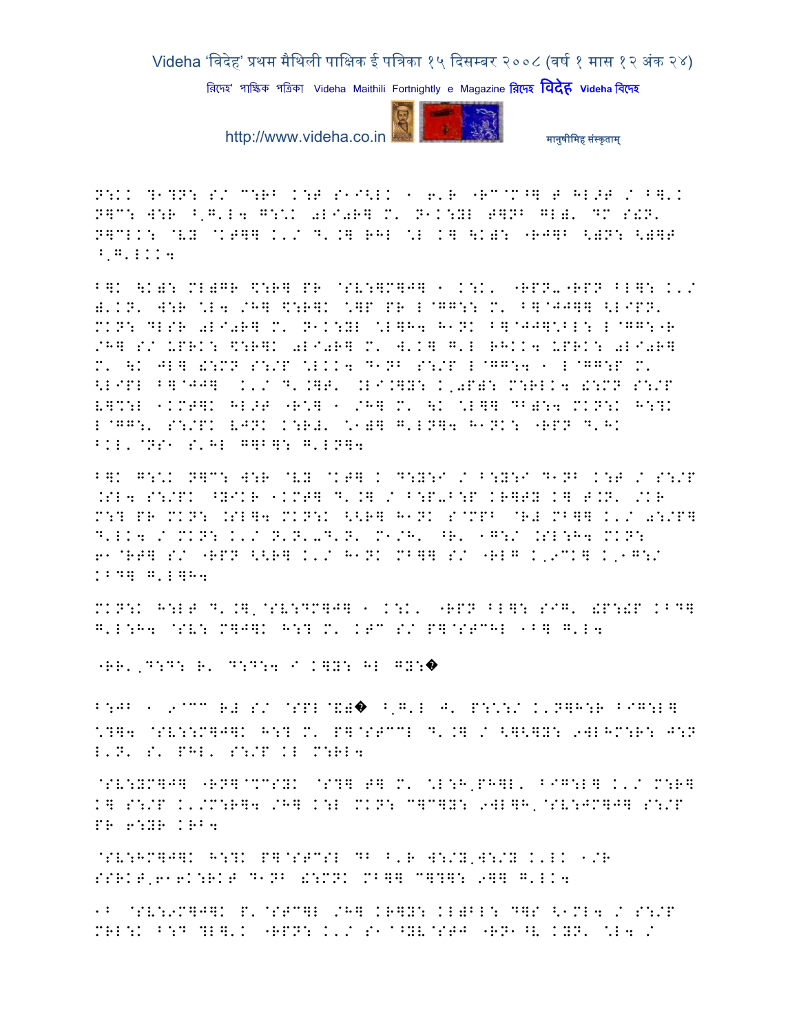P:KK ?1?P: S/ C:RB K:T S1I<LK 1 6'R "RC@M^] T HL>T / B]'K
P]C: W:R ^'G'L4 G:\*K 0LI0R] M' P1K:YL T]PB GL)' DM S!P'
P]CLK: @VY @KT]] K'/ D'.] RHL \*L K] \K): "RJ]B <)P: <)]T
^'G'LKK4

B]K \K): ML)GR \$:R] PR @SV:]M]J] 1 K:K' "RPP-"RPP BL]: K'/
)'KP' W:R \*L4 /H] \$:R]K \*]P PR L@GG:: M' B]@JJ]] <LIPP'
MKP: DLSR 0LI0R] M' P1K:YL \*L]H4 H1PK B]@JJ]\*BL: L@GG:"R
/H] S/ UPRK: \$:R]K 0LI0R] M' W'K] G'L RHKK4 UPRK: 0LI0R]
M' \K JL] !:MP S:/P \*LKK4 D1PB S:/P L@GG:4 1 L@GG:P M'
<LIPL B]@JJ] K'/ D'.]T' .LI.]Y: K, 0P): M:RLK4 !:MP S:/P
V]%:L 1KMT]K HL>T "R\*] 1 /H] M' \K \*L]] DB):4 MKP:K H:?K
L@GG:' S:/PK VJPK K:R)' \*1)] G'LP]4 H1PK: "RPP D'HK
BKL'@PS1 S'HL G]B]: G'LP]4

B]K G:\*K P]C: W:R @VY @KT] K D:Y:I / B:Y:I D1PB K:T / S:/P
.SL4 S:/PK ^YIKR 1KMT] D'.] / B:P-B:P KR]TY K] T.P' /KR
M:? PR MKP: .SL]4 MKP:K <<R] H1PK S@MPB @R# MB]] K'/ 0:/P]
D'LK4 / MKP: K'/ P'P'-D'P' M1/H' ^R' 1G:/ .SL:H4 MKP:
61@RT] S/ "RPP <<R] K'/ H1PK MB]] S/ "RLG K,9CK] K,1G:/
KBD] G'L]H4

MKP:K H:LT D'.], @SV:DM]J] 1 K:K' "RPP BL]: SIG' !P:!P KBD]
G'L:H4 @SV: M]J]K H:? M' KTC S/ P]@STCHL 1B] G'L4

"RR', D:D: R' D:D:4 I K]Y: HL GY:�

B:JB 1 9@CC R# S/ @SPL@&)� ^'G'L J' P:\*:/ K'P]H:R BIG:L]
\*?]4 @SV::M]J]K H:? M' P]@STCCL D'.] / <]<]Y: 9WLHM:R: J:P
L'P' S' PHL' S:/P KL M:RL4

@SV:YM]J] "RP]@%CSYK @S?] T] M' \*L:H, PH]L' BIG:L] K'/ M:R]
K] S:/P K'/M:R]4 /H] K:L MKP: C]C]Y: 9WL]H, @SV:JM]J] S:/P
PR 6:YR KRB4

@SV:HM]J]K H:?K P]@STCSL DB ^'R W:/Y,W:/Y K'LK 1/R
SSRKT,61, 6K:RKT D1PB !:MPK MB]] C]?]: 9]] G'LK4

1B @SV:9M]J]K P' @STC]L /H] KR]Y: KL)BL: D]S <1ML4 / S:/P
MRL:K B:D ?L]'K "RPP: K'/ S1@^YV@STJ "RP1^V KYP' \*L4 /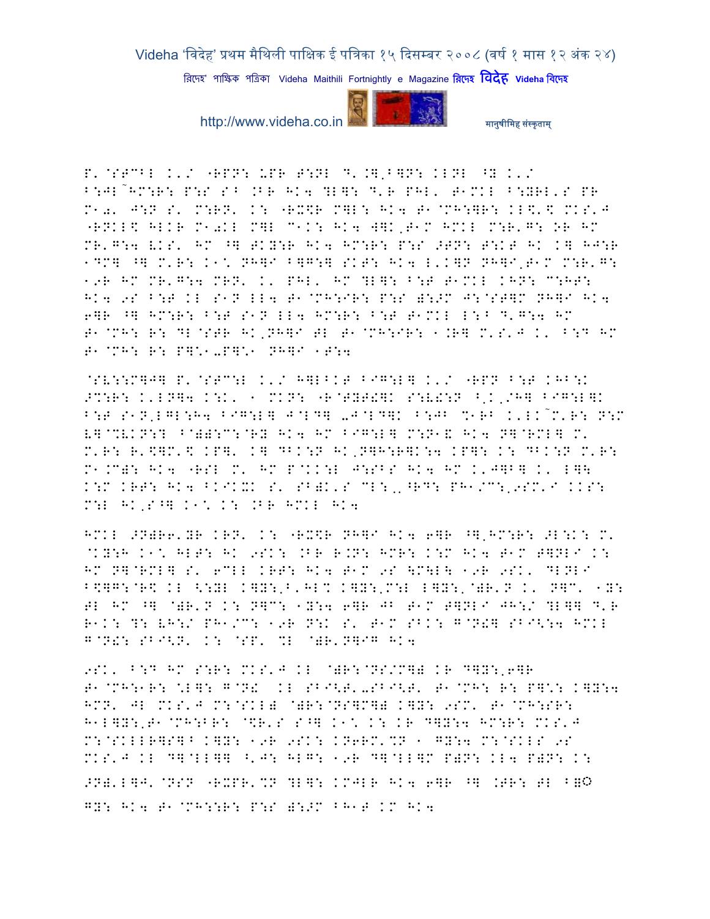P'@STC^L K'/ "RPN: UPR T:NL D'.]'^]N: KLNL ^Y K'/
B:JL~HM:R: P:S S^ .BR HK4 ?L]: D'R PHL' T1MKL B:YRL'S PR
M10' J:N S' M:RN' K: "RX\$R M]L: HK4 T1@MH:]R: KL\$'\$ MKS'J
"RNKL\$ HLKR M10KL M]L C1K: HK4 W]K,T1M HMKL M:R'G: OR HM
MR'G:4 VKS' HM ^] TKY:R HK4 HM:R: P:S >TN: T:KT HK K] HJ:R
1DM] ^] M'R: K1\* NH]I B]G:] SKT: HK4 L'K]N NH]I,T1M M:R'G:
19R HM MR'G:4 MRN' K' PHL' HM ?L]: B:T T1MKL KHN: C:HT:
HK4 9S B:T KL S1N LL4 T1@MH:IR: P:S ):>M J:@ST]M NH]I HK4
6]R ^] HM:R: B:T S1N LL4 HM:R: B:T T1MKL L:B D'G:4 HM
T1@MH: R: DL@STR HK,NH]I TL T1@MH:IR: 1.R] M'S'J K' B:D HM
T1@MH: R: P]\*1-P]\*1 NH]I 1T:4

@SV::M]J] P'@STC:L K'/ H]LBKT BIG:L] K'/ "RPN B:T KHB:K
>\%:R: K'LN]4 K:K' 1 MKN: "R@TYT!]K S:V!:N ^'K,/H] BIG:L]K
B:T S1N,LGL:H4 BIG:L] J@LD] -J@LD]K B:JB \%1RB K'LK~M'R: N:M
V]@\%VKN:? B@)):C:@RY HK4 HM BIG:L] M:N1. HK4 N]@RML] M'
M'R: R'\$]M'\$ KP]' K] DBK:N HK,N]H:R]K:4 KP]: K: DBK:N M'R:
M1.C): HK4 "RSL M' HM P@KK:L J:SBS HK4 HM K'J]B] K' L]\
K:M KRT: HK4 BKIKXK S' SB)K'S CL:,,^RD: PH1/C:,9SM'I KKS:
M:L HK,S^] K1\* K: .BR HMKL HK4

HMKL >N)R6'YR KRN' K: "RX\$R NH]I HK4 6]R ^],HM:R: >L:K: M'
@KY:H K1\* HLT: HK 9SK: .BR R.N: HMR: K:M HK4 T1M T]NLI K:
HM N]@RML] S' 6CLL KRT: HK4 T1M 9S \M:L\ 19R 9SK' DLNLI
B\$]G:@R\$ KL <:YL K]Y:,B'HL\% K]Y:,M:L L]Y:,@)R'N K' N]C' 1Y:
TL HM ^] @)R'N K: N]C: 1Y:4 6]R JB T1M T]NLI JH:/ ?L]] D'R
R1K: ?: VH:/ PH1/C: 19R N:K S' T1M SBK: G@N!] SBI<:4 HMKL
G@N!: SBI<N' K: @SP' \%L @)R'N]IG HK4

9SK' B:D HM S:R: MKS'J KL @)R:@NS/M]) KR D]Y:,6]R
T1@MH:1R: \*L]: G@N! KL SBI<T'-SBI<T' T1@MH: R: P]\*: K]Y:4
HMN' JL MKS'J M:@SKL) @)R:@NS]M]) K]Y: 9SM' T1@MH:SR:
H1L]Y:,T1@MH:BR: @\$R'S S^] K1\* K: KR D]Y:4 HM:R: MKS'J
M:@SKLLR]S]^ K]Y: 19R 9SK: KN6RM'\%N 1 GY:4 M:@SKLS 9S
MKS'J KL D]@LL]] ^'J: HLG: 19R D]@LL]M P)N: KL4 P)N: K:
>N)'L]J' @NSN "RXPR'\%N ?L]: KMJLR HK4 6]R ^] .TR: TL B]◌ 
GY: HK4 T1@MH::R: P:S ):>M BH1T KM HK4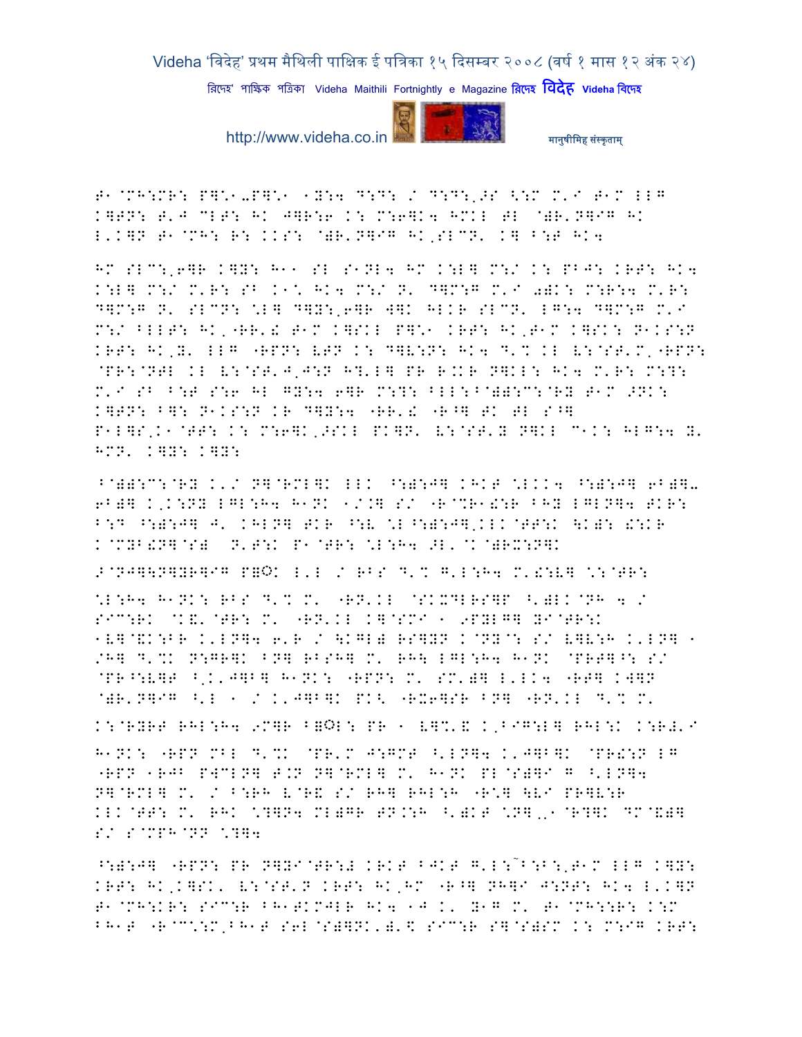T1@MH:MR: P]\*1-P]\*1 1Y:4 D:D: / D:D:,>S <:M M'I T1M LLG
K]TN: T'J CLT: HK J]R:6 K: M:6]K4 HMKL TL @)R'N]IG HK
L'K]N T1@MH: R: KKS: @)R'N]IG HK,SLCN' K] B:T HK4

HM SLC:,6]R K]Y: H11 SL S1NL4 HM K:L] M:/ K: PBJ: KRT: HK4
K:L] M:/ M'R: SB K1\* HK4 M:/ N' D]M:G M'I 0)K: M:R:4 M'R:
D]M:G N' SLCN: \*L] D]Y:,6]R W]K HLKR SLCN' LG:4 D]M:G M'I
M:/ BLLT: HK,"RR'! T1M K]SKL P]\*1 KRT: HK,T1M K]SK: N1KS:N
KRT: HK,Y' LLG "RPN: VTN K: D]V:N: HK4 D'% KL V:@ST'M,"RPN:
@PR:@NTL KL V:@ST'J,J:N H?'L] PR R.KR N]KL: HK4 M'R: M:?:
M'I SB B:T S:6 HL GY:4 6]R M:?: BLL:B@)):C:@RY T1M >NK:
K]TN: B]: N1KS:N KR D]Y:4 "RR'! "R^] TK TL S^]
P1L]S,K1@TT: K: M:6]K,>SKL PK]N' V:@ST'Y N]KL C1K: HLG:4 Y'
HMN' K]Y: K]Y:

^@)):C:@RY K'/ N]@RML]K LLK ^:)):J] KHKT \*LKK4 ^:)):J] 6B)]-
6B)] K,K:NY LGL:H4 H1NK 1/.] S/ "R@%R1!:R BHY LGLN]4 TKR:
B:D ^:)):J] J' KHLN] TKR ^:V \*L^:)):J],KLK@TT:K \K): !:KR
K@MYB!N]@S) N'T:K P1@TR: \*L:H4 >L'@K@)RX:N]K

>@NJ]\N]YR]IG P=ँK L'L / RBS D'% G'L:H4 M'!:V] \*:@TR:

\*L:H4 H1NK: RBS D'% M' "RN'KL @SKXMLRS]P ^')LK@NH 4 /
SIC:RK @K&'@TR: M' "RN'KL K]@SMI 1 9PYLG] YI@TR:K
1V]@&K:BR K'LN]4 6'R / \KGL) RS]YN K@NY@: S/ V]V:H K'LN] 1
/H] D'%K N:GR]K BN] RBSH] M' RH\ LGL:H4 H1NK @PRT]^: S/
@PR^:V]T ^'K'J]B] H1NK: "RPN: M' SM')] L'LK4 "RT] KW]N
@)R'N]IG ^'L 1 / K'J]B]K PK< "RX6]SR BN] "RN'KL D'% M'

K:@RYRT RHL:H4 9M]R B=ँL: PR 1 V]%'& K,BIG:L] RHL:K K:R#'I

H1NK: "RPN MBL D'%K @PR'M J:GMT ^'LN]4 K'J]B]K @PR!:N LG
"RPN 1RJB PWCLN] T.N N]@RML] M' H1NK PL@S)]I G ^'LN]4
N]@RML] M' / B:RH V@R& S/ RH] RHL:H "R\*] \VI PR]V:R
KLK@TT: M' RHK \*?]N4 MLGR TN.:H ^')KT \*N],1@R?]K DM@&)]
S/ S@MPH@NN \*?]4

^:)):J] "RPN: PR N]YI@TR:# KRKT BJKT G'L:~B:B:,T1M LLG K]Y:
KRT: HK,K]SK' V:@ST'N KRT: HK,HM "R^] NH]I J:NT: HK4 L'K]N
T1@MH:KR: SIC:R BH1TKMJLR HK4 1J K' Y1G M' T1@MH::R: K:M
BH1T "R@C:M,BH1T S6L@S)]NK')'$ SIC:R S]@S)SM K: M:IG KRT: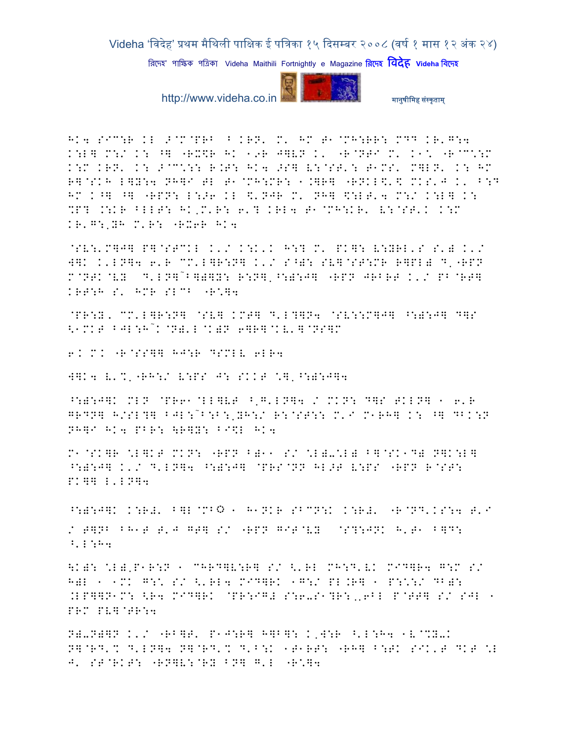HK4 SIC:R KL >@M@PRB B KRN' M' HM T1@MH:RR: MDD KR'G:4 K:L] M:/ K: ^] "RX\$R HK 19R J]VN K' "R@NTI M' K1\* "R@C\*:M K:M KRN' K: >@C\*:: R.T: HK4 >S] V:@ST': T1MS' M]LN' K: HM R]@SKH L]Y:4 NH]I TL T1@MH:MR: 1.]R] "RNKL\$'\$ MKS'J K' B:D HM K^] ^] "RPN: L:>6 KL \$'NJR M' NH] \$:LT'4 M:/ K:L] K: %P? .:KR BLLT: HK,M'R: 6'? KRL4 T1@MH:KR' V:@ST'K K:M KR'G:,YH M'R: "RX6R HK4

@SV:'M]J] P]@STCKL K'/ K:K'K H:? M' PK]: V:YRL'S S') K'/ W]K K'LN]4 6'R CM'L]R:N] K'/ S^): SV]@ST:MR R]PL) D'"RPN M@NTK@VY D'LN]~B])]Y: R:N],^:):J] "RPN JRBRT K'/ PB@RT] KRT:H S' HMR SLCB "R\*]4

@PR:Y, CM'L]R:N] @SV] KMT] D'L?]N4 @SV:::M]J] ^:):J] D]S <1MKT BJL:H~K@N)'L@K)N 6]R]@KV'] @NS]M

6K MK "R@SS]] HJ:R DSMLV 6LR4

W]K4 V'%,"RH:/ V:PS J: SKKT \*],^:):J]4

^:):J]K MLN @PR61@LL]VT ^,G'LN]4 / MKN: D]S TKLN] 1 6'R GRDN] H/SL?] BJL:~B:B:,YH:/ R:@ST:: M'I M1RH] K: ^] DBK:N NH]I HK4 PBR: \R]Y: BI\$L HK4

M1@SK]R \*L]KT MKN: "RPN B)11 S/ \*L)-\*L) B]@SK1D) N]K:L] ^:):J] K'/ D'LN]4 ^:):J] @PRS@NN HL>T V:PS "RPN R@ST: PK]] L'LN]4

^:):J]K K:R#' B]L@MB© 1 H1NKR SBCN:K K:R#' "R@ND'KS:4 T'I / T]NB BH1T T'J GT] S/ "RPN GIT@VY @S?:JNK H'T1 B]D: ^'L:H4

\K): \*L),P1R:N 1 CHRD]V:R] S/ <'RL MH:D'VK MID]R4 G:M S/ H)L 1 1MK G:\* S/ <'RL4 MID]RK 1G:/ PL.R] 1 P:\*:/ DB): .LP]]N1M: <R4 MID]RK @PR:IG# S:6-S1?R:,,6BL P@TT] S/ SJL 1 PRM PV]@TR:4

N)-N)]N K'/ "RB]T' P1J:R] H]B]: K,W:R ^'L:H4 1V@%Y-K N]@RD'% D'LN]4 N]@RD'% D'B:K 1T1RT: "RH] B:TK SIK'T DKT \*L J' ST@RKT: "RN]V:@RY BN] G'L "R\*]4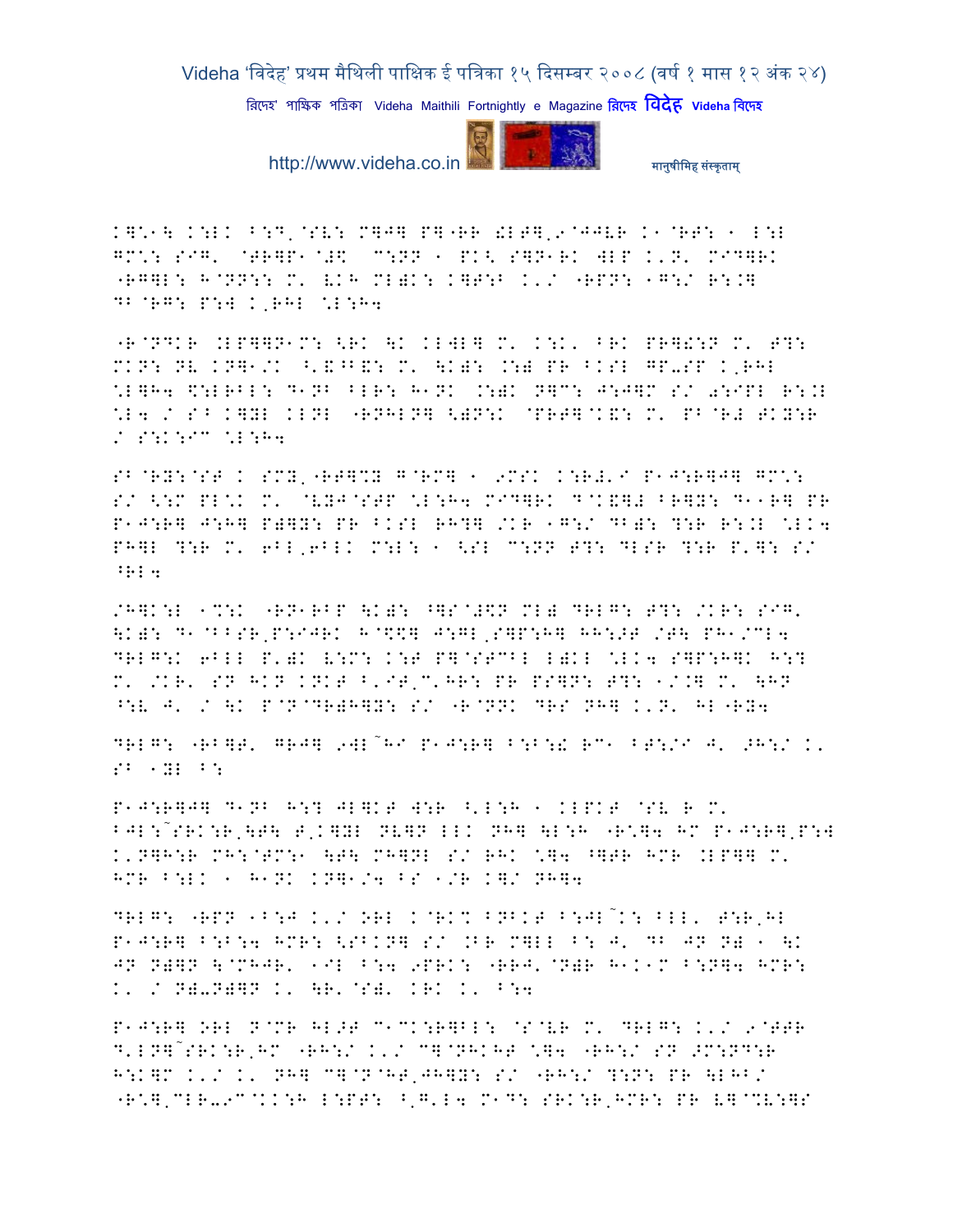K]\*1\ K:LK B:D\_@SV: M]J] P]"RR !LT],9@JJVR K1@RT: 1 L:L GM\*: SIG' @TR]P1@#\$ C:NN 1 PK< S]N1RK WLP K'N' MID]RK "RG]L: H@NN:: M' VKH ML)K: K]T:B K'/ "RPN: 1G:/ R:.] DB@RG: P:W K,RHL \*L:H4

"R@NDKR .LP]]N1M: <RK \K KLWL] M' K:K' BRK PR]!:N M' T?: MKN: NV KN]1/K ^'&^B&: M' \K): .:) PR BKSL GP-SP K,RHL \*L]H4 \$:LRBL: D1NB BLR: H1NK .:)K N]C: J:J]M S/ 0:IPL R:.L \*L4 / S^ K]YL KLNL "RNHLN] <)N:K @PRT]@K&: M' PB@R# TKY:R / S:K:IC \*L:H4

SB@RY:@ST K SMY,"RT]%Y G@RM] 1 9MSK K:R#'I P1J:R]J] GM\*: S/ <:M PL\*K M' @VYJ@STP \*L:H4 MID]RK D@K&]# BR]Y: D11R] PR P1J:R] J:H] P)]Y: PR BKSL RH?] /KR 1G:/ DB): ?:R R:.L \*LK4 PH]L ?:R M' 6BL,6BLK M:L: 1 <SL C:NN T?: DLSR ?:R P']: S/ ^RL4

/H]K:L 1%:K "RN1RBP \K): ^]S@#\$N ML) DRLG: T?: /KR: SIG' \K): D1@BBSR,P:IJRK H@\$\$] J:GL,S]P:H] HH:>T /T\ PH1/CL4 DRLG:K 6BLL P')K V:M: K:T P]@STCBL L)KL \*LK4 S]P:H]K H:? M' /KR' SN HKN KNKT B'IT,C'HR: PR PS]N: T?: 1/.] M' \HN ^:V J' / \K P@N@DR)H]Y: S/ "R@NNK DRS NH] K'N' HL"RY4

DRLG: "RB]T' GRJ] 9WL~HI P1J:R] B:B:! RC1 BT:/I J' >H:/ K' SB 1YL B:

P1J:R]J] D1NB H:? JL]KT W:R ^'L:H 1 KLPKT @SV R M' BJL:~SRK:R,\T\ T,K]YL NV]N LLK NH] \L:H "R\*]4 HC P1J:R],P:W K'N]H:R MH:@TM:1 \T\ MH]NL S/ RHK \*]4 ^]TR HMR .LP]] M' HMR B:LK 1 H1NK KN]1/4 BS 1/R K]/ NH]4

DRLG: "RPN 1B:J K'/ ORL K@RK% BNBKT B:JL~K: BLL' T:R,HL P1J:R] B:B:4 HMR: <SBKN] S/ .BR M]LL B: J' DB JN N) 1 \K JN N)]N \@MHJR' 1IL B:4 9PRK: "RRJ'@N)R H1K1M B:N]4 HMR: K' / N)-N)]N K' \R'@S)' KRK K' B:4

P1J:R] ORL N@MR HL>T C1CK:R]BL: @S@VR M' DRLG: K'/ 9@TTR D'LN]~SRK:R,HC "RH:/ K'/ C]@NHKHT \*]4 "RH:/ SN >M:ND:R H:K]M K'/ K' NH] C]@N@HT,JH]Y: S/ "RH:/ ?:N: PR \LHB/ "R\*],CLR-9C@KK:H L:PT: ^'G'L4 M1D: SRK:R,HMR: PR V]@%V:]S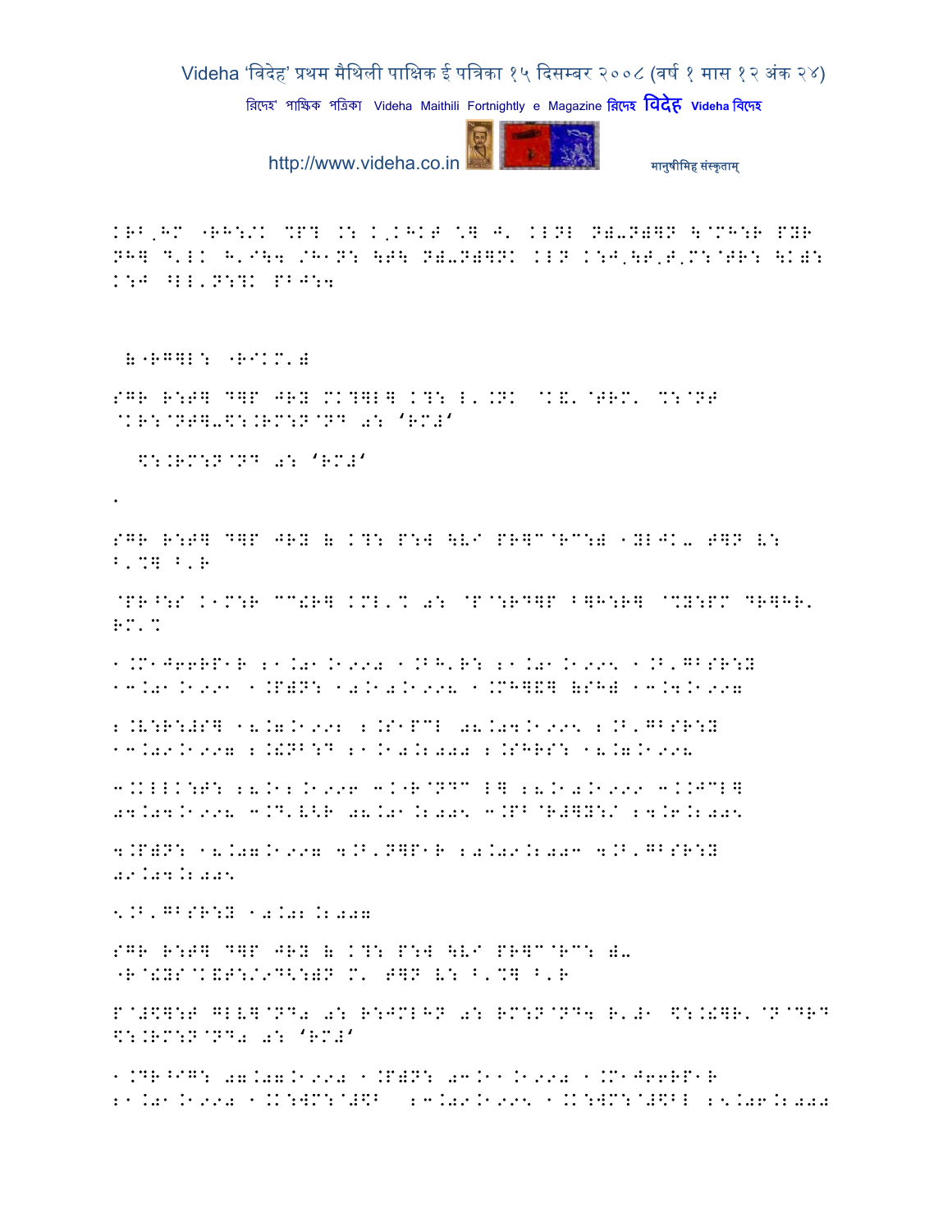KRB,HM "RH:/K %P? .: K,KHKT ^? J' KLNL N)-N)?N \@MH:R PYR NH? D'LK H'I\4 /H1N: \T\ N)-N)?NK KLN K:J'\T'T'M:@TR: \K): K:J ^LL'N:?K PBJ:4

&"RG?L: "RIKM'&

SGR R:T? D?P JRY MK?]L? K?: L'.NK @K&'@TRM' %:@NT @KR:@NT?-\$:.RM:N@ND 0: 'RM#'

\$:.RM:N@ND 0: 'RM#'

.

SGR R:T? D?P JRY & K?: P:4 \LI PR?C@RC:) 1YLJK- T?N L: B'%? B'R

@PR^:S K1M:R CC!R? KML'% 0: @P@:RD?P B?H:R? @%Y:PM DR?HR' RM'%

1.M1J66RP1R 21.01.1990 1.BH'R: 21.01.1995 1.B'GBSR:Y 13.01.1991 1.P)N: 10.10.1998 1.MH?&? (SH) 13.4.1997

2.L:R:#S? 18.7.1992 2.S1PCL 08.04.1995 2.B'GBSR:Y 13.09.1997 2.!NB:D 21.10.2000 2.SHRS: 18.7.1996

3.KLLK:T: 28.12.1996 3.K"R@NDC L? 28.10.1999 3.KJCL? 04.04.1998 3.D'L<R 08.01.2005 3.PB@R#?Y:/ 24.6.2005

4.P)N: 18.07.1997 4.B'N?P1R 20.09.2003 4.B'GBSR:Y 09.04.2005

5.B'GBSR:Y 10.02.2007

SGR R:T? D?P JRY & K?: P:4 \LI PR?C@RC: )- "R@!YS@K&T:/9D<:)N M' T?N L: B'%? B'R

P@#\$?:T GLL?@ND0 0: R:JMLHN 0: RM:N@ND4 R'#1 \$:.!?R'@N@DRD \$:.RM:N@ND0 0: 'RM#'

1.DR^IG: 07.07.1990 1.P)N: 03.11.1990 1.M1J66RP1R 21.01.1990 1.K:WM:@#\$B 23.09.1995 1.K:WM:@#\$BL 25.06.2000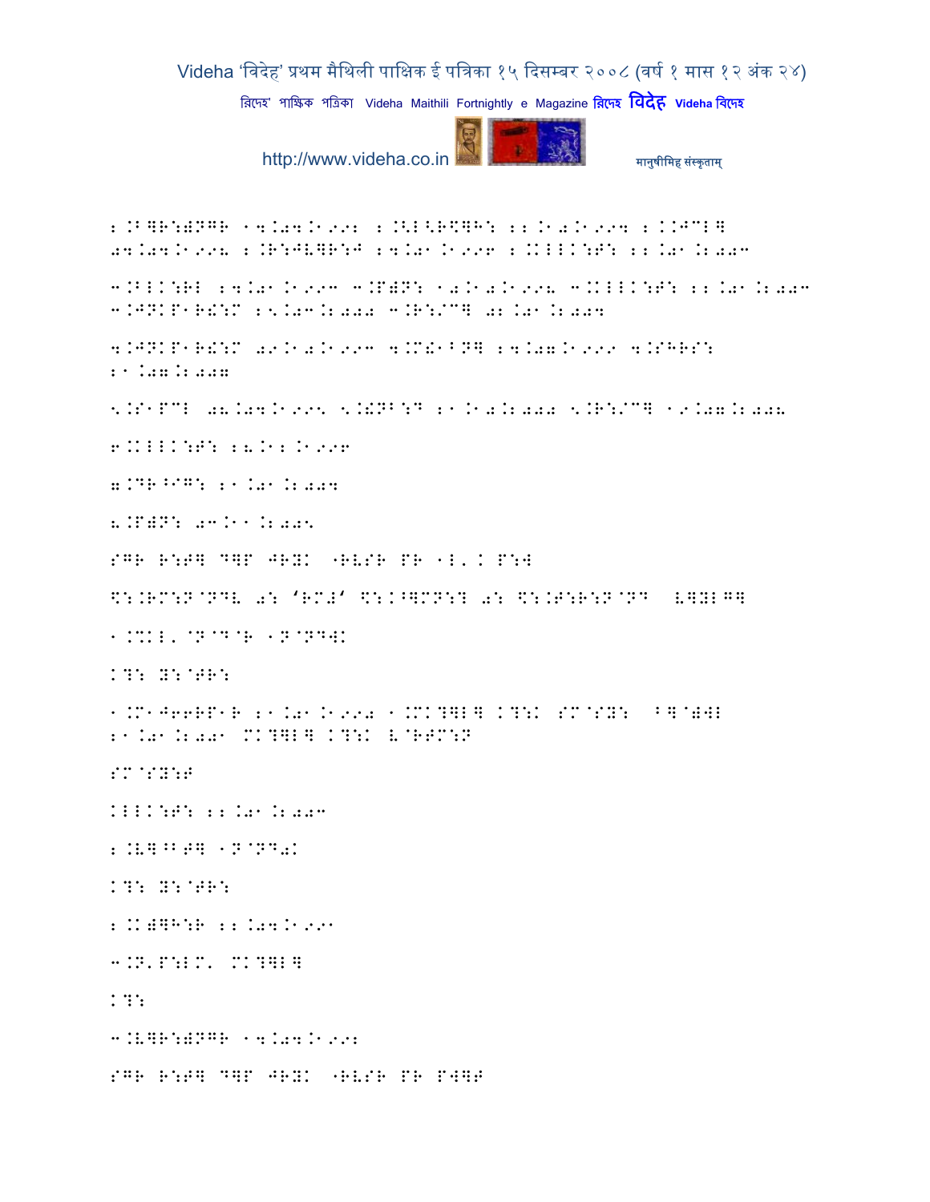2.B]R:)NGR 14.04.1992 2.<L<R\]H: 22.10.1994 2.KKJCL]
04.04.1998 2.R:JV]R:J 24.01.1996 2.KLLK:T: 22.01.2003

3.BLK:RL 24.01.1993 3.P)N: 10.10.1998 3.KLLK:T: 22.01.2003
3.JNKP1R!:M 25.03.2000 3.R:/C] 02.01.2004

4.JNKP1R!:M 09.10.1993 4.M!1^N] 24.07.1999 4.SHRS:
21.07.2007

5.S1PCL 08.04.1995 5.!NB:D 21.10.2000 5.R:/C] 19.07.2008

6.KLLK:T: 28.12.1996

7.DR^IG: 21.01.2004

8.P)N: 03.11.2005

SGR R:T] D]P JRYK "RVSR PR 1L'K P:W

\:.RM:N@NDV 0: 'RM#' \:.^]MN:? 0: \:.T:R:N@ND V]YLG]

1.%KL'@N@D@R 1N@NDWK

K?: Y:@TR:

1.M1J66RP1R 21.01.1990 1.MK?]L] K?:K SM@SY: ^]@)WL
21.01.2001 MK?]L] K?:K V@RTM:N

SM@SY:T

KLLK:T: 22.01.2003

2.V]^BT] 1N@ND0K

K?: Y:@TR:

2.K)]H:R 22.04.1991

3.N'P:LM' MK?]L]

K?:

3.V]R:)NGR 14.04.1992

SGR R:T] D]P JRYK "RVSR PR PW]R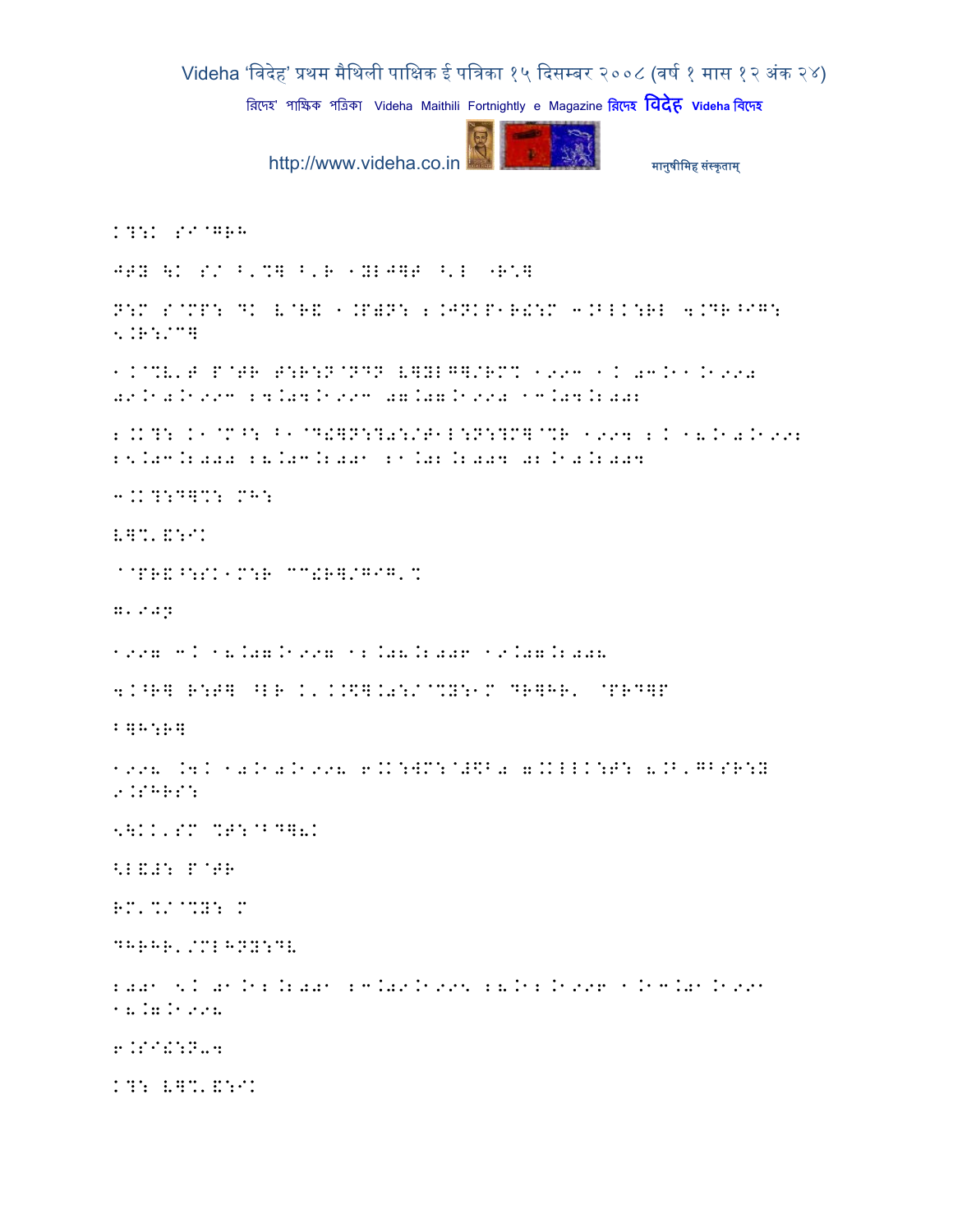K?:K S^@GRH

JTY \K S/ B'%] B'R 1YLJ]T ^'L 1R*]

N:M S@MP: DK V@R& 1.P)N: 2.JNKP1R!:M 3.BLK:RL 4.DR^IG: 5.R:/C]

1.K%V'T P@TR T:R:N@ND V]YLG]/RM% 1993 1K 03.11.1990 09.10.1993 24.04.1993 07.07.1990 13.04.2002

2.K?: K1@M^: B1@D!]N:?0:/T1L:N:?M]@%R 1994 2K 18.10.1992 25.03.2000 28.03.2001 21.02.2004 02.10.2004

3.K?:D]%: MH:

V]%'&:IK

@@PR&^:SK1M:R CC!R]/GIG'%

G.1902

1997 3K 18.07.1997 12.08.2006 19.07.2008

4.^R] R:T] ^LR K'.K$].0:/@%Y:1M DR]HR' @PRD]P

B]H:R]

1998 .4K 10.10.1998 6.K:WM:@#$B0 7.KLLK:T: 8.B'GBSR:Y 9.SHRS:

5\KK'SM %T:@BD]8K

<L&#: P@TR

RM'%/@%Y: M

DHRHR'/MLHNY:DV

2001 5K 01.12.2001 23.09.1995 28.12.1996 1.13.01.1991 18.7.1998

6.SI!:N-4

K?: V]%'&:IK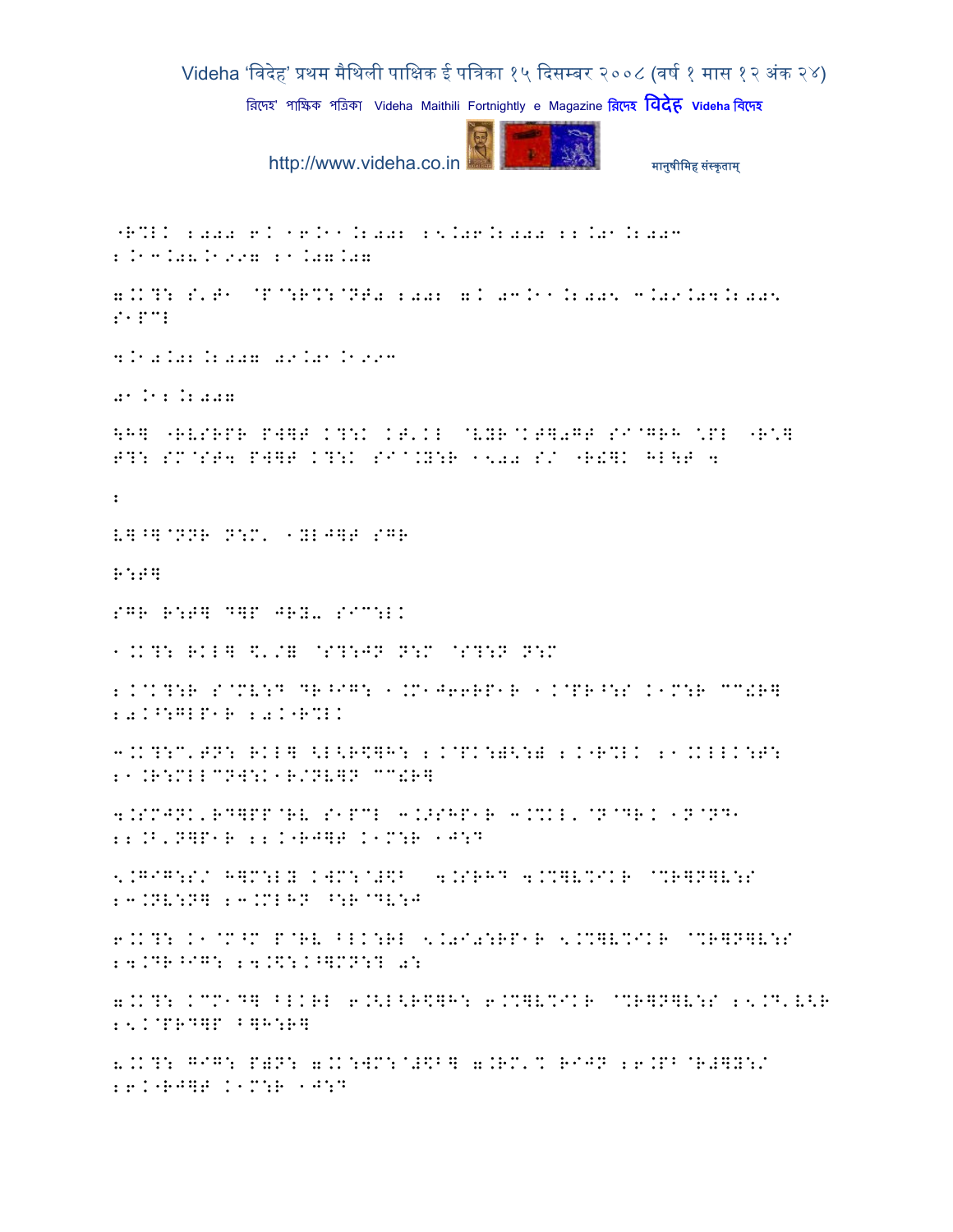"R%LK 2000 6. 16.11.2002 25.06.2000 22.01.2003
2.13.08.1997 21.07.07

7.K?: S'T1 @P@:R%:@NT0 2002 7. 03.11.2005 3.09.04.2005
S1PCL

4.10.02.2007 09.01.1993

01.12.2007

\H] "RVSRPR PW]T K?:K KT'KL @VYR@KT]0GT SI@GRH \PL "R\]
T?: SM@ST4 PW]T K?:K SI@.Y:R 1500 S/ "R!]K HL\T 4

2

V]^]@NNR N:M' 1YLJ]T SGR

R:T]

SGR R:T] D]P JRY- SIC:LK

1.K?: RKL] \$'/= @S?:JN N:M @S?:N N:M

2.@K?:R S@MV:D DR^IG: 1.M1J66RP1R 1.@PR^:S K1M:R CC!R]
20.^:GLP1R 20."R%LK

3.K?:C'TN: RKL] <L<R\$]H: 2.@PK:)<:) 2."R%LK 21.KLLK:T:
21.R:MLLCNW:K1R/NV]N CC!R]

4.SMJNK'RD]PP@RV S1PCL 3.>SHP1R 3.%KL'@N@DR. 1N@ND1
22.B'N]P1R 22."RJ]T K1M:R 1J:D

5.GIG:S/ H]M:LY KWM:@#\$B 4.SRHD 4.%]V%IKR @%R]N]V:S
23.NV:N] 23.MLHN ^:R@DV:J

6.K?: K1@M^M P@RV BLK:RL 5.0I0:RP1R 5.%]V%IKR @%R]N]V:S
24.DR^IG: 24.\$:.^]MN:? 0:

7.K?: KCM1D] BLKRL 6.<L<R\$]H: 6.%]V%IKR @%R]N]V:S 25.D'V<R
25.@PRD]P B]H:R]

8.K?: GIG: P)N: 7.K:WM:@#\$B] 7.RM'% RIJN 26.PB@R#]Y:/
26."RJ]T K1M:R 1J:D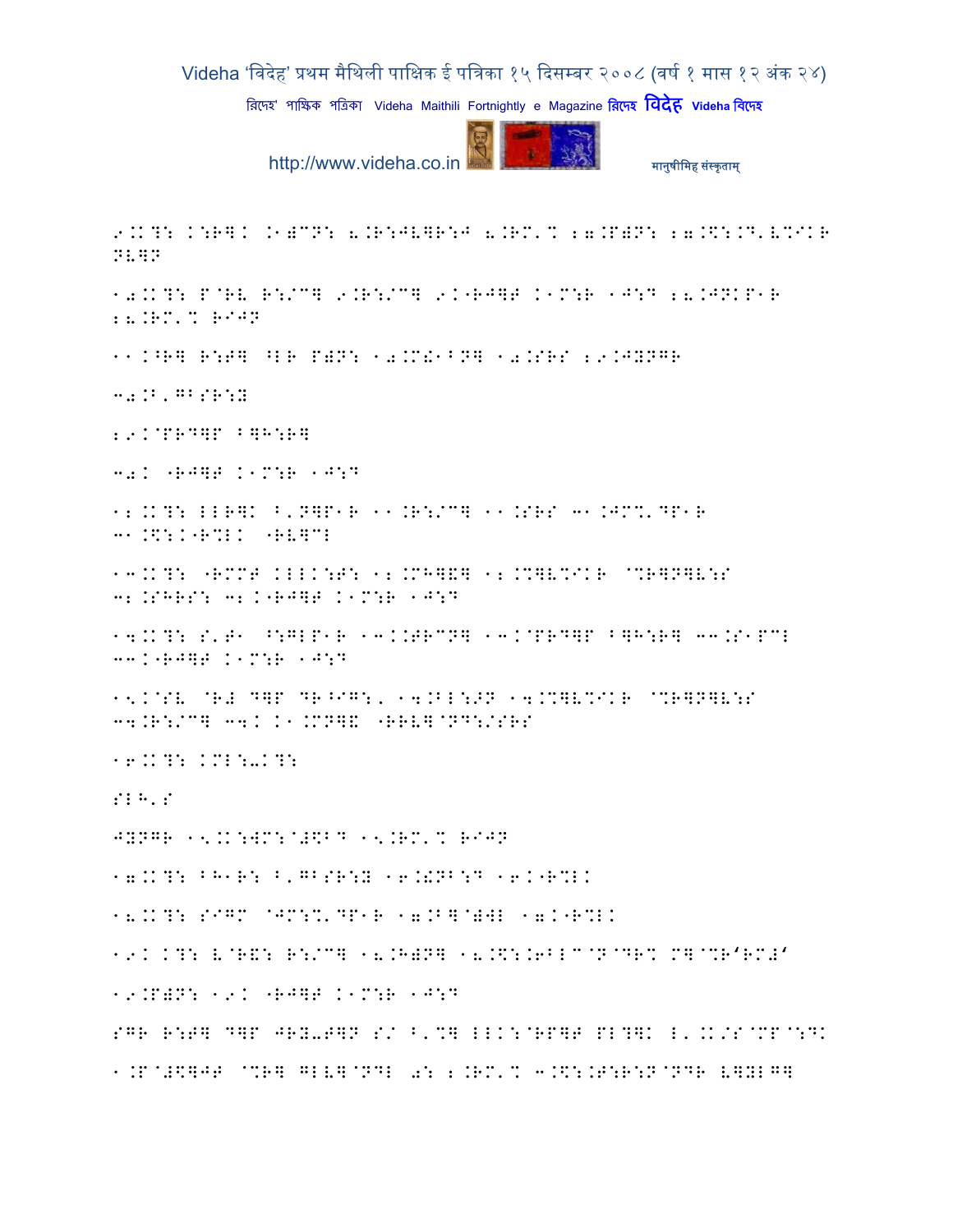9.K?: K:R]K .1)CN: 8.R:JV]R:J 8.RM'% 27.P)N: 27.\$:.D'V%IKR NV]N

10.K?: P@RV R:/C] 9.R:/C] 9.K"RJ]T K1M:R 1J:D 28.JNKP1R 28.RM'% RIJN

11.K^R] R:T] ^LR P)N: 10.M!1BN] 10.SRS 29.JYNGR

30.B'GBSR:Y

29.K@PRD]P B]H:R]

30.K "RJ]T K1M:R 1J:D

12.K?: LLR]K B'N]P1R 11.R:/C] 11.SRS 31.JM%'DP1R 31.\$:.K"R%LK "RV]CL

13.K?: "RMMT KLLK:T: 12.MH]&] 12.M]V%IKR @%R]N]V:S 32.SHRS: 32.K"RJ]T K1M:R 1J:D

14.K?: S'T1 ^:GLP1R 13.K.TRCN] 13.K@PRD]P B]H:R] 33.S1PCL 33.K"RJ]T K1M:R 1J:D

15.K@SV @R# D]P DR^IG:, 14.BL:>N 14.M]V%IKR @%R]N]V:S 34.R:/C] 34.K K1.MN]& "RRV]@ND:/SRS

16.K?: KML:-K?:

SLH'S

JYNGR 15.K:WM:@#\$BD 15.RM'% RIJN

17.K?: BH1R: B'GBSR:Y 16.!NB:D 16.K"R%LK

18.K?: SIGM @JM:%'DP1R 17.B]@)WL 17.K"R%LK

19.K K?: V@R&: R:/C] 18.H)N] 18.\$:.6BLC@N@DR% M]@%R'RM#'

19.P)N: 19.K "RJ]T K1M:R 1J:D

SGR R:T] D]P JRY-T]N S/ B'%] LLK:@RP]T PL?]K L'.K/S@MP@:DK 1.P@#\$]JT @%R] GLV]@NDL 0: 2.RM'% 3.\$:.T:R:N@NDR V]YLG]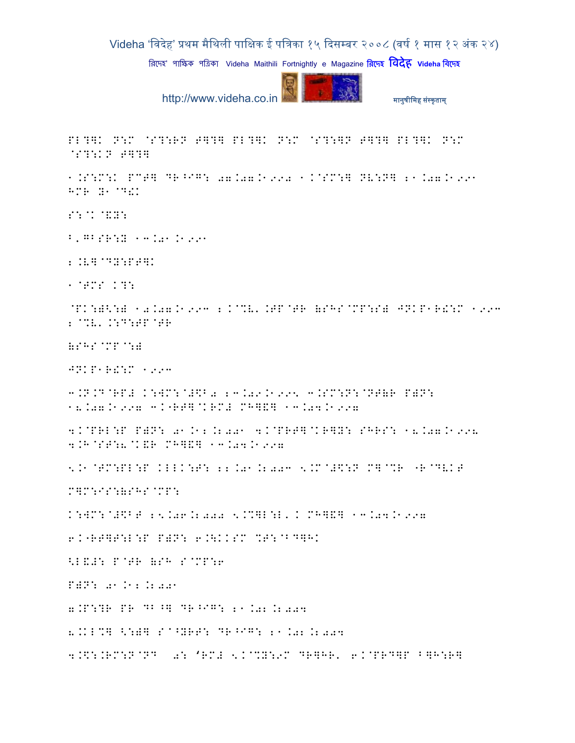PL?]K N:M @S?:RN T]?] PL?]K N:M @S?:]N T]?] PL?]K N:M @S?:KN T]?]

1.S:M:K PCT] DR^IG: 07.07.1990 1.K@SM:] NV:N] 21.07.1991 HMR Y1@D!K

S:@K@&Y:

B,GBSR:Y 13.01.1991

2.V]@DY:PT]K

1@TMS K?:

@PK:)<:) 10.07.1993 2.K@%V'.TP@TR (SHS@MP:S) JNKP1R!:M 1993 2@%V'.K:D:TP@TR

(SHS@MP@:)

JNKP1R!:M 1993

3.N.D@RP# K:WM:@#\$B0 23.09.1995 3.SM:N:@NT(R P)N: 18.07.1997 3.K"RT]@KRM# MH]&] 13.04.1997

4.K@PRL:P P)N: 01.12.2001 4.K@PRT]@KR]Y: SHRS: 18.07.1998 4.H@ST:8@K&R MH]&] 13.04.1997

5.1@TM:PL:P KLLK:T: 22.01.2003 5.M@#\$:N M]@%R "R@DVKT

M]M:IS:(SHS@MP:

K:WM:@#\$BT 25.06.2000 5.%]L:L'.K MH]&] 13.04.1997

6.K"RT]T:L:P P)N: 6.\KKSM %T:@BD]HK

<L&#: P@TR (SH S@MP:6

P)N: 01.12.2001

7.P:?R PR DB^] DR^IG: 21.02.2004

8.KL%] <:)] S@^YRT: DR^IG: 21.02.2004

9.\$:.RM:N@ND 0: 'RM# 5.K@%Y:9M DR]HR' 6.K@PRD]P B]H:R]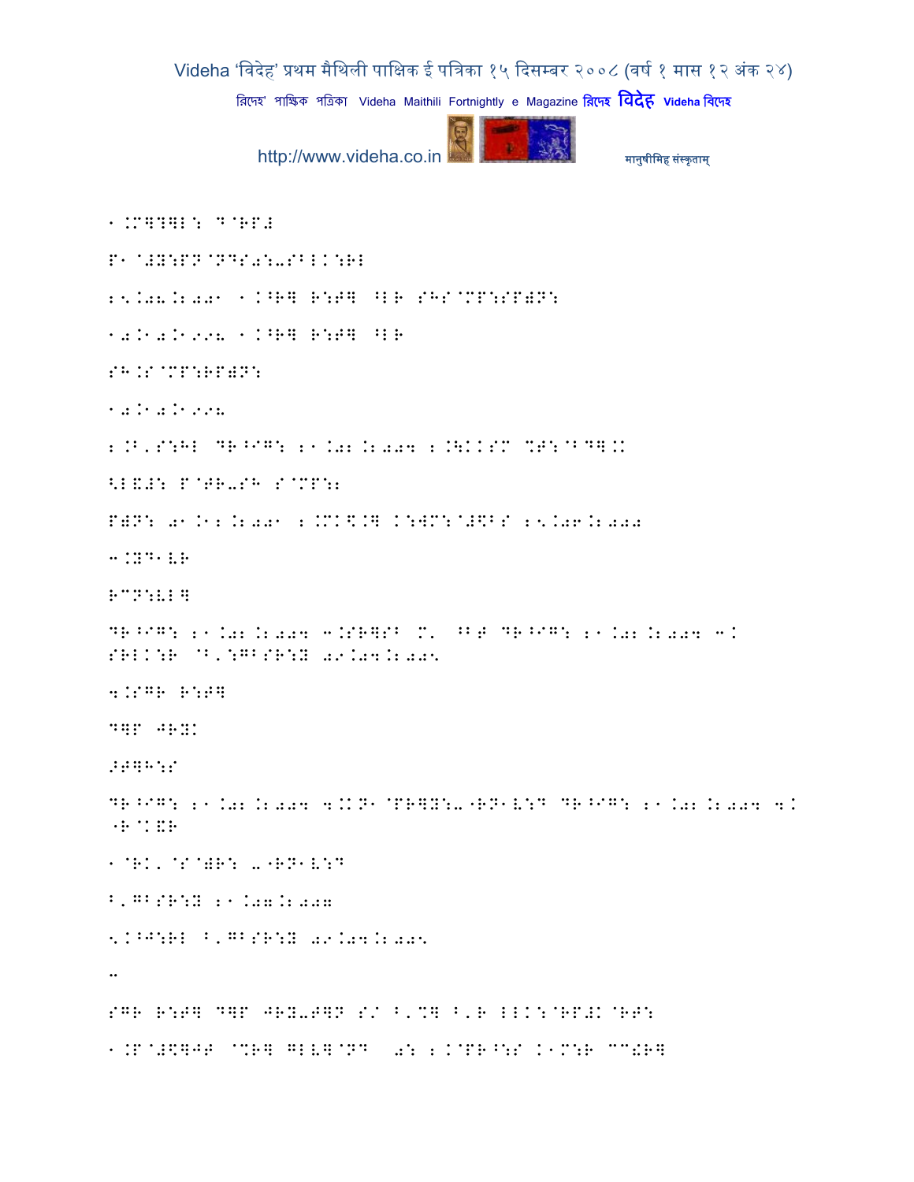1.M]?]L: D@RP#

P1@#Y:PN@NDS0:-SBLK:RL

25.08.2001 1.^R] R:T] ^LR SHS@MP:SP)N:

10.10.1998 1.^R] R:T] ^LR

SH.S@MP:RP)N:

10.10.1998

2.B,S:HL DR^IG: 21.02.2004 2.\KKSM %T:@BD].K

<L&#: P@TR-SH S@MP:2

P)N: 01.12.2001 2.MK\$.] K:WM:@#\$BS 25.06.2000

3.YD1VR

RCN:VL]

DR^IG: 21.02.2004 3.SR]SB M' ^BT DR^IG: 21.02.2004 3.
SRLK:R @B,:GBSR:Y 09.04.2005

4.SGR R:T]

D]P JRYK

>T]H:S

DR^IG: 21.02.2004 4.KN1@PR]Y:-"RN1V:D DR^IG: 21.02.2004 4.
"R@K&R

1@RK'@S@)R: -"RN1V:D

B,GBSR:Y 21.07.2007

5.^J:RL B,GBSR:Y 09.04.2005

-

SGR R:T] D]P JRY-T]N S/ B,%] B,R LLK:@RP#K@RT:

1.P@#\$]JT @%R] GLV]@ND 0: 2.K@PR^:S K1M:R ""!R]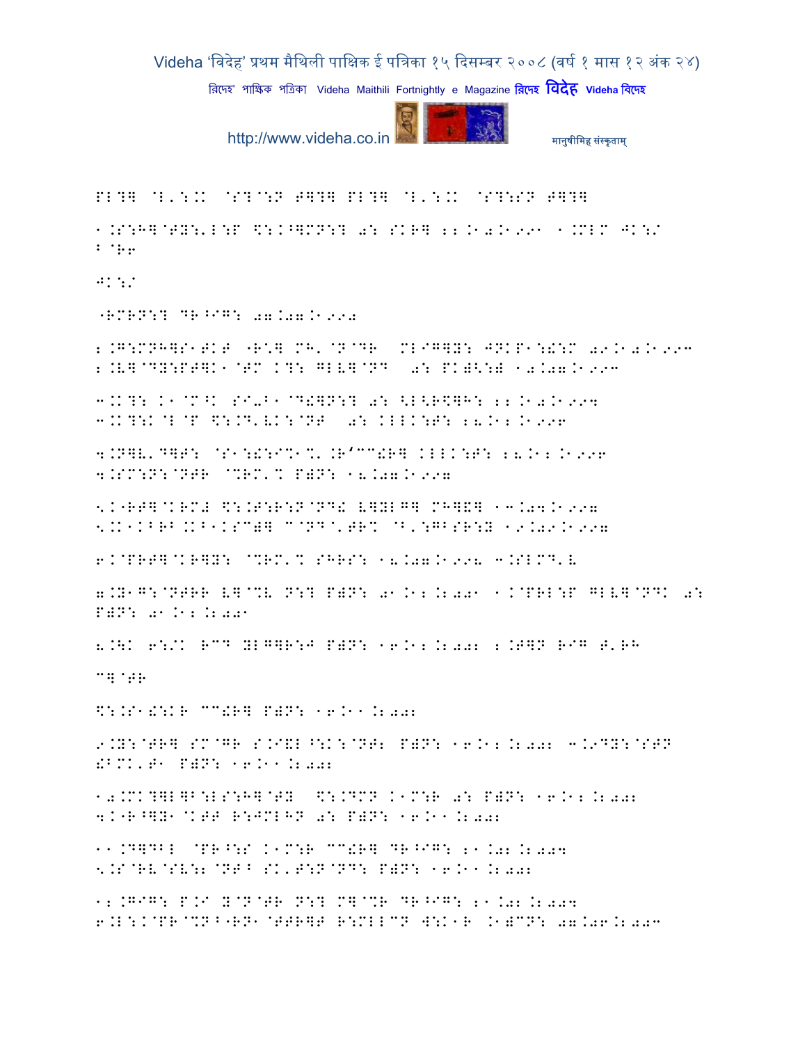PL?] @L'.:.K @S?@:N T]?] PL?] @L'.:.K @S?:SN T]?]

1.S:H]@TY:'L:P \$:.^]MN:? 0: SKR] 22.10.1991 1.MLM JK:/ B@R6

JK:/

"RMRN:? DR^IG: 07.07.1990

2.G:MNH]S1TKT "R'] MH'@N@DR MLIG]Y: JNKP1:!:M 09.10.1993
2.V]@DY:PT]K1@TM K?: GLV]@ND 0: PK)[:) 10.07.1993

3.K?: K1@M^K SI-B1@D!]N:? 0: <L<R\$]H: 22.10.1994
3.K?:K@L@P \$:.D'VK:@NT 0: KLLK:T: 28.12.1996

4.N]V'D]T: @S1:!:I%1%'.R'CC!R] KLLK:T: 28.12.1996
4.SM:N:@NTR @%RM'% P)N: 18.07.1997

5.K"RT]@KRMT \$:.T:R:N@ND! V]YLG] MH]&] 13.04.1997
5.K1KBRB.KB1KSC)] C@ND@'TR% @B':GBSR:Y 19.09.1997

6.K@PRT]@KR]Y: @%RM'% SHRS: 18.07.1998 3.SLMD'V

7.Y1G:@NTRR V]@%V N:? P)N: 01.12.2001 1.K@PRL:P GLV]@NDK 0: P)N: 01.12.2001

8.\K 6:/K RCD YLG]R:J P)N: 16.12.2002 2.T]N RIG T'RH

C]@TR

\$:.S1!:KR CC!R] P)N: 16.11.2002

9.Y:@TR] SM@GR S.I&L^:K:@NT2 P)N: 16.12.2002 3.9DY:@STN !BMK'T1 P)N: 16.11.2002

10.MK?]L]B:LS:H]@TY \$:.DMN K1M:R 0: P)N: 16.12.2002
4.K"R^]Y1@KTT R:JMLHN 0: P)N: 16.11.2002

11.D]DBL @PR^:S K1M:R CC!R] DR^IG: 21.02.2004
5.S@RV@SV:2@NT^ SK'T:N@ND: P)N: 16.11.2002

12.GIG: P.I Y@N@TR N:? M]@%R DR^IG: 21.02.2004
6.L:.K@PR@%N^"RN1@TTR]T R:MLLCN W:K1R .1)CN: 07.06.2003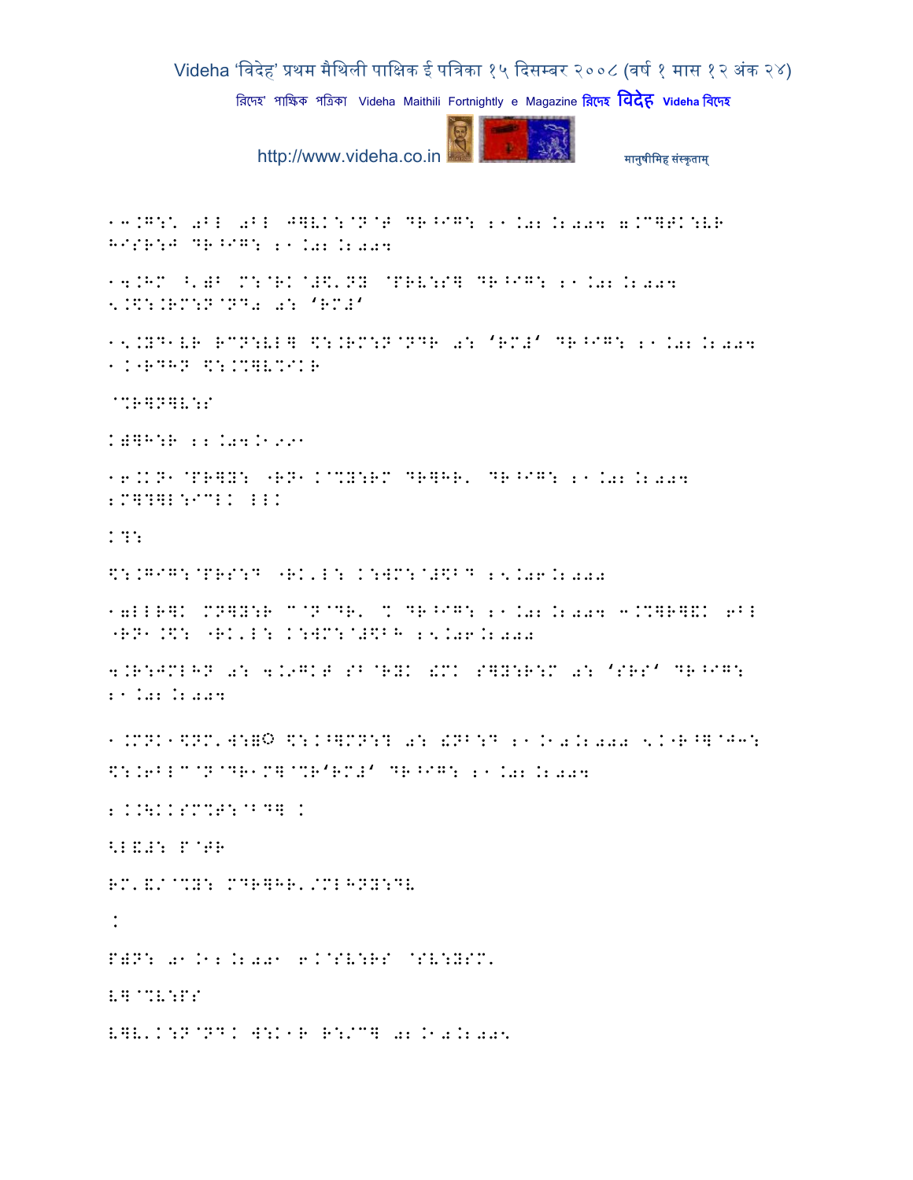13.G:\ 0Bl 0Bl J]V.:@N@T DR^IG: 21.02.2004 7.C]TK:VR HISR:J DR^IG: 21.02.2004

14.HM ^')B M:@RK@#$'NY @PRV:S] DR^IG: 21.02.2004 5.$:.RM:N@ND0 0: 'RM#'

15.YD1VR RCN:VL] $:.RM:N@NDR 0: 'RM#' DR^IG: 21.02.2004 1.-RDHN $:.%]V%IKR

@%R]N]V:S

K)]H:R 22.04.1991

16.KN1@PR]Y: -RN1.@%Y:RM DR]HR' DR^IG: 21.02.2004 2M]?]L:ICLK LLK

K?:

$:.GIG:@PRS:D -RK'L: K:WM:@#$BD 25.06.2000

17LLR]K MN]Y:R C@N@DR' % DR^IG: 21.02.2004 3.%]R]&K 6BL -RN1.$: -RK'L: K:WM:@#$BH 25.06.2000

4.R:JMLHN 0: 4.9GKT SB@RYK !MK S]Y:R:M 0: 'SRS' DR^IG: 21.02.2004

1.MNK1$NM'W:); $:.^]MN:? 0: !NB:D 21.10.2000 5.K-R^]@J3: $:.6BLC@N@DR1M]@%R'RM#' DR^IG: 21.02.2004

2.K\KKSM%T:@BD] K

<L&#: P@TR

RM'&/@%Y: MDR]HR'/MLHNY:DV

.

P)N: 01.12.2001 6.@SV:RS @SV:YSM'

V]@%V:PS

V]V'K:N@NDK W:K1R R:/C] 02.10.2005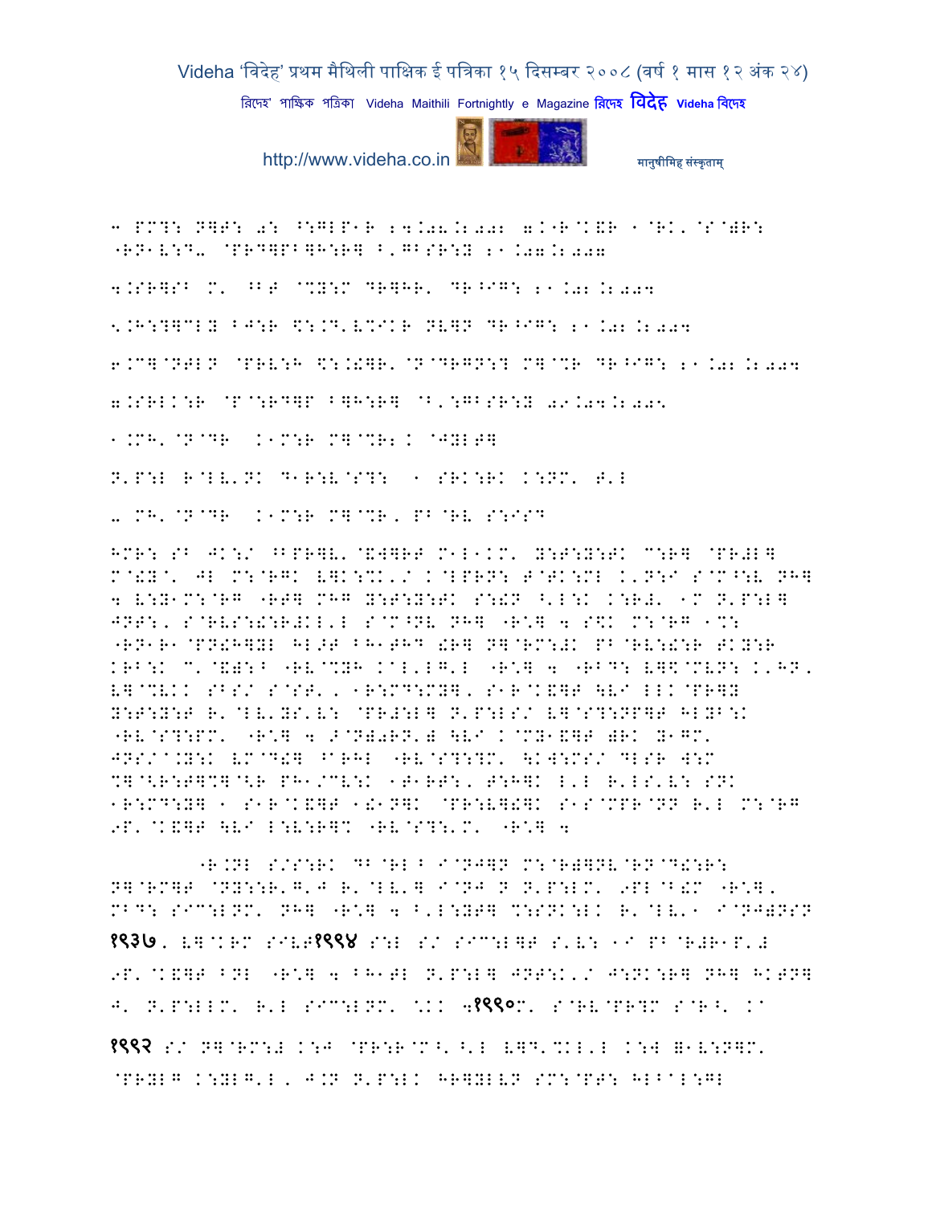3 PM?: N]T: 0: ^:GLP1R 24.08.2002 7.K"R@K&R 1@RK'@S@)R: "RN1V:D- @PRD]PB]H:R] B'GBSR:Y 21.07.2007

4.SR]SB M' ^BT @%Y:M DR]HR' DR^IG: 21.02.2004

5.H:?]CLY BJ:R $:.D'V%IKR NV]N DR^IG: 21.02.2004

6.C]@NTLN @PRV:H $:.!]R'@N@DRGN:? M]@%R DR^IG: 21.02.2004

7.SRLK:R @P@:RD]P B]H:R] @B':GBSR:Y 09.04.2005

1.MH'@N@DR K1M:R M]@%R2K @JYLT]

N'P:L R@LV'NK D1R:V@S?: 1 SRK:RK K:NM' T'L

2 MH'@N@DR K1M:R M]@%R' PB@RV S:ISD

HMR: SB JK:/ ^BPR]V'@&W]RT M1L1KM' Y:T:Y:TK C:R] @PR#L] M@!Y^' JL M:@RGK V]K:%K'/ K@LPRN: T@TK:ML K'N:I S@M^:V NH] 4 V:Y1M:@RG "RT] MHG Y:T:Y:TK S:!N ^'L:K K:R#' 1M N'P:L] JNT:, S@RVS:!:R#KL'L S@M^NV NH] "R\*] 4 S$K M:@RG 1%: "RN1R1@PN!H]YL HL>T BH1THD !R] N]@RM:#K PB@RV:!:R TKY:R KRB:K C'@&):^ "RV@%YH K@L'LG'L "R\*] 4 "RBD: V]$@MVN: K'HN, V]@%VKK SBS/ S@ST', 1R:MD:MY], S1R@K&]T \VI LLK@PR]Y Y:T:Y:T R'@LV'YS'V: @PR#:L] N'P:LS/ V]@S?:NP]T HLYB:K "RV@S?:PM' "R\*] 4 >@N)0RN') \VI K@MY1&]T )RK Y1GM' JNS/^.Y:K VM@D!] ^ARHL "RV@S?:?M' \KW:MS/ DLSR W:M %]@<R:T]%]@<R PH1/CV:K 1T1RT:, T:H]K L'L R'LS'V: SNK 1R:MD:Y] 1 S1R@K&]T 1!1N]K @PR:V]!]K S1S@MPR@NN R'L M:@RG 9P'@K&]T \VI L:V:R]% "RV@S?:'M' "R\*] 4

"R.NL S/S:RK DB@RL^ I@NJ]N M:@R)]NV@RN@D!:R: N]@RM]T @NY::R'G'J R'@LV'] I@NJ N N'P:LM' 9PL@B!M "R\*], MBD: SIC:LNM' NH] "R\*] 4 B'L:YT] %:SNK:LK R'@LV'1 I@NJ)NSN **१९३७**, V]@KRM SIVT**१९९४** S:L S/ SIC:L]T S'V: 1I PB@R#R1P'# 9P'@K&]T BNL "R\*] 4 BH1TL N'P:L] JNT:K'/ J:NK:R] NH] HKTN] J' N'P:LLM' R'L SIC:LNM' \KK 4**१९९०**M' S@RV@PR?M S@R^' K^

**१९९२** S/ N]@RM:# K:J @PR:R@M^' ^'L V]D'%KL'L K:W =1V:N]M' @PRYLG K:YLG'L, J.N N'P:LK HR]YLVN SM:@PT: HLBAL:GL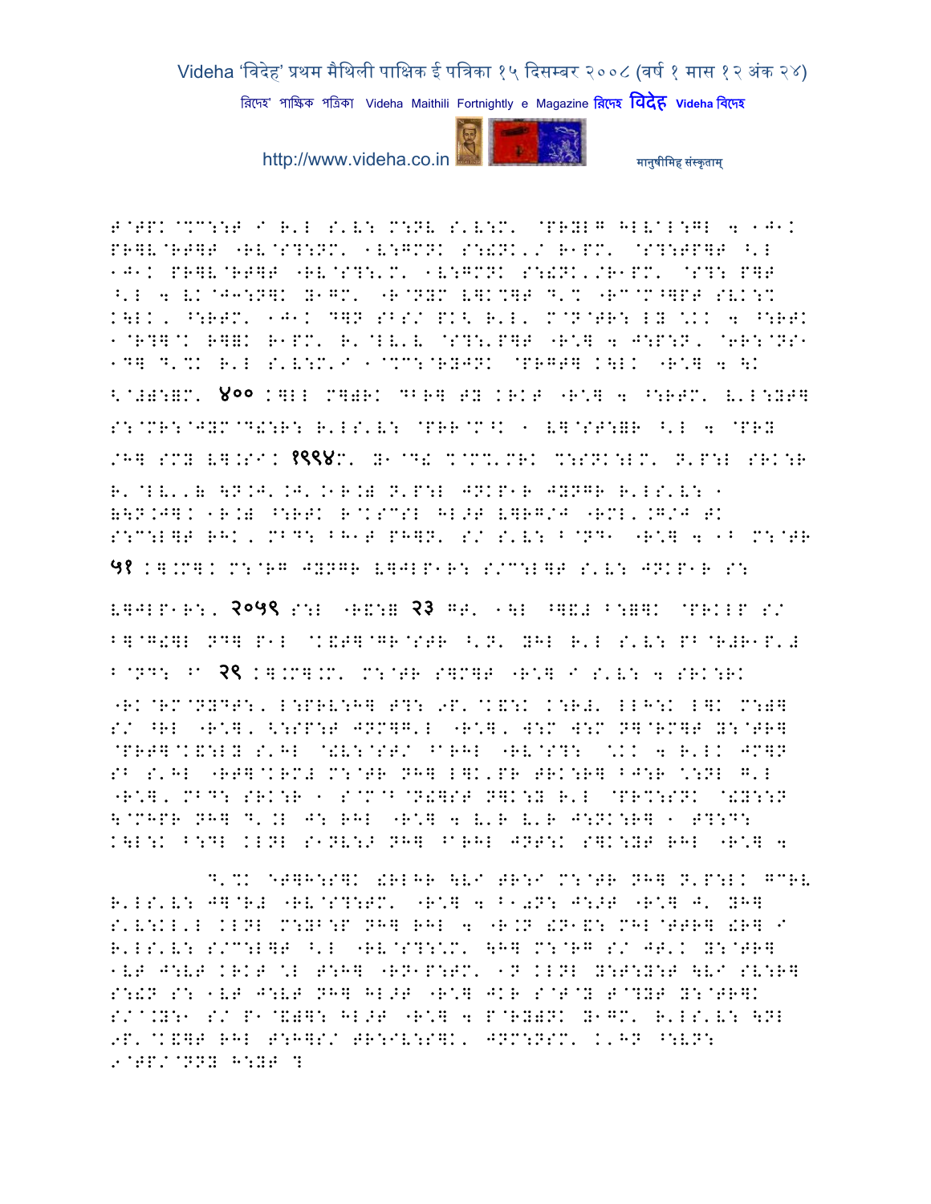F@TPK@%C::T I R'L S'V: M:NV S'V:M' @PRYLG HLV@L:GL 4 1J1K PR]V@RT]T "RV@S?:NM' 1V:GMNK S:!NK'/ R1PM' @S?:TP]T ^'L 1J1K PR]V@RT]T "RV@S?:'M' 1V:GMNK S:!NK'/R1PM' @S?: P]T ^'L 4 VK@J3:N]K Y1GM' "R@NYM V]K%]T D'% "RC@M^]PT SVK:% K\LK, ^:RTM' 1J1K D]N SBS/ PK< R'L' M@N@TR: LY \*KK 4 ^:RTK 1@R?]@K R]]K R1PM' R'@LV'V @S?:'P]T "R\*] 4 J:P:N, @6R:@NS1 1D] D'%K R'L S'V:M'I 1@%C:@RYJNK @PRG T] K\LK "R\*] 4 \K <@#Y:=M' ४०० K]LL M]=RK DBR] TY KRKT "R\*] 4 ^:RTM' V'L:YT] S:@MR:@JYM@D!:R: R'LS'V: @PRR@M^K 1 V]@ST:=R ^'L 4 @PRY /H] SMY V].SIK १९९४M' Y1@D! %@M%'MRK %:SNK:LM' N'P:L SRK:R R'@LV'' \N.J'.J'.1R.= N'P:L JNKP1R JYNGR R'LS'V: 1 =\N.J]K 1R.= ^:RTK R@KSCSL HL>T V]RG/J "RML'.G/J TK S:C:L]T RHK, MBD: BH1T PH]N' S/ S'V: B@ND1 "R\*] 4 1B M:@TR ५१ K].M]K M:@RG JYNGR V]JLP1R: S/C:L]T S'V: JNKP1R S: V]JLP1R:, २०५९ S:L "R&:= २३ GT' 1\L ^]&# B:=]K @PRKLP S/ B]@G!]L ND] P1L @K&T]@GR@STR ^'N' YHL R'L S'V: PB@R#R1P'# B@ND: ^A २९ K].M].M' M:@TR S]M]T "R\*] I S'V: 4 SRK:RK "RK@RM@NYDT:, L:PRV:H] T?: 9P'@K&:K K:R#' LLH:K L]K M:=] S/ ^RL "R\*], <:SP:T JNM]G'L "R\*], W:M W:M N]@RM]T Y:@TR] @PRT]@K&:LY S'HL @!V:@ST/ ^ARHL "RV@S?: \*KK 4 R'LK JM]N SB S'HL "RT]@KRM# M:@TR NH] L]K'PR TRK:R] BJ:R \*:NL G'L "R\*], MBD: SRK:R 1 S@M@B@N!]ST N]K:Y R'L @PR%:SNK @!Y::N \@MHPR NH] D'.L J: RHL "R\*] 4 V'R V'R J:NK:R] 1 T?:D: K\L:K B:DL KLNL S1NV:> NH] ^ARHL JNT:K S]K:YT RHL "R\*] 4

D'%K @T]H:S]K !RLHR \VI TR:I M:@TR NH] N'P:LK GCRV R'LS'V: J]@R# "RV@S?:TM' "R\*] 4 B1+N: J:>T "R\*] J' YH] S'V:KL'L KLNL M:YB:P NH] RHL 4 "R.N !N1&: MHL@TTR] !R] I R'LS'V: S/C:L]T ^'L "RV@S?:\*M' \H] M:@RG S/ JT'K Y:@TR] 1VT J:VT KRKT \*L T:H] "RN1P:TM' 1N KLNL Y:T:Y:T \VI SV:R] S:!N S: 1VT J:VT NH] HL>T "R\*] JKR S@T@Y T@?YT Y:@TR]K S/@.Y:1 S/ P1@&=]: HL>T "R\*] 4 P@RY=NK Y1GM' R'LS'V: \NL 9P'@K&]T RHL T:H]S/ TR:IV:S]K' JNM:NSM' K'HN ^:VN: 9@TP/@NNY H:YT ?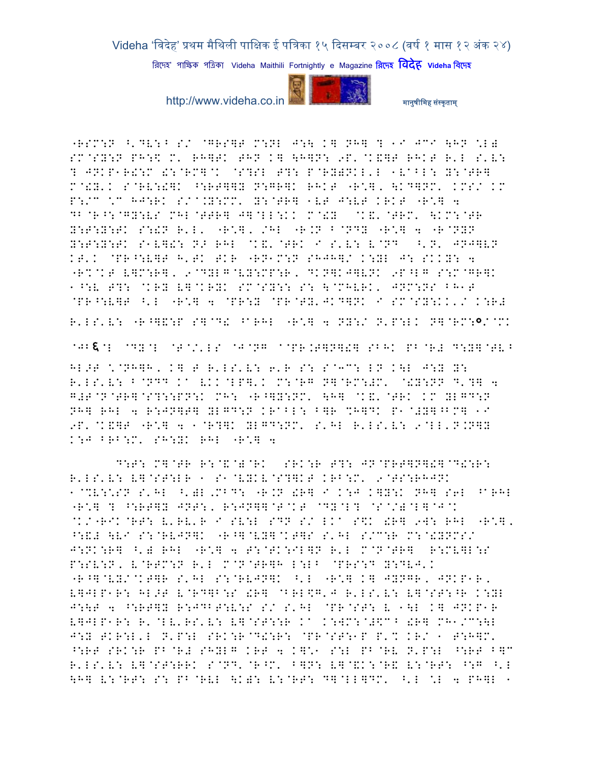"RSM:N ^'DV:^ S/ @GRS]T M:NL J:\ K] NH] ? 1I JCI \HN ^L)
SM@SY:N PH:\$ M' RH]TK THN K] \H]N: 9P'@K&]T RHKT R'L S'V:
? JNKP1R!:M !:@RM]@K @S?SL T?: P@RY)NKL'L 1VA^L: Y:@TR]
M@!Y'K S@RV:!]K ^:RT]]Y N:GR]K RHKT "R\*], \KD]NM' KMS/ KM
P:/C \*C HJ:RK S/@.Y:MM' Y:@TR] 1VT J:VT KRKT "R\*] 4
DB@R^:@GY:VS MHL@TTR] J]@LL:KK M@!Y @K&'@TRM' \KM:@TR
Y:T:Y:TK S:!N R'L' "R\*], /HL "R.N B@NDY "R\*] 4 "R@NYN
Y:T:Y:TK S1V]!: N> RHL @K&'@TRK I S'V: V@ND ^'N' JNJ]VN
KT'K @PR^:V]T H'TK TKR "RN1M:N SHJH]/ K:YL J: SKKY: 4
"R%@KT V]M:R], 9@DYLG@VY:MP:R, DKN]KJ]VNK 9P^LG S:M@GR]K
1^:V T?: @KRY V]@KRYK SM@SY:: S: \@MHVRK' JNM:NS BH1T
@PR^:V]T ^'L "R\*] 4 @PR:Y @PR@TY'JKD]NK I SM@SY:KK'/ K:R#
R'LS'V: "R^]&:P S]@D! ^@RHL "R\*] 4 NY:/ N'P:LK N]@RM:०/@MK

@JB६@L @DY@L @T@/'LS @J@NG @@PR.T]N]!] SBHK PB@R# D:Y]@TV^
HL>T \*@NH]H, K] T R'LS'V: 6'R S: S@3C: LN K\L J:Y Y:
R'LS'V: B@NDD Ka VKK@LP]'K M:@RG N]@RM:#M' @!Y:NN D'?] 4
G#T@N@TR]@S?::PN:K MH: "R^]Y:NM' \H] @K&'@TRK KM YLGD:N
NH] RHL 4 R:JN]T] YLGD:N KRaBL: B]R %H]DK P1@#Y]^BM] 1I
9P'@K&]T "R\*] 4 1@R?]K YLGD:NM' S'HL R'LS'V: 9@LL'N.N]Y
K:J BRB:M' SH:YK RHL "R\*] 4

D:T: M]@TR R:@&@)@RK SRK:R T?: JN@PRT]N]!]@D!:R:
R'LS'V: V]@ST:LR 1 S1@VYKV@S?]KT KRB:M' 9@TS:RHJNK
1@%V:\*SN S'HL ^')L'MBD: "R.N !R] I K:J K]Y:K NH] S6L ^@RHL
"R\*] ? ^:RT]Y JNT:, R:JN]]@T@KT @DY@L? @S@/)@L]@J@K
@K/"RIK@RT: V'RV'R I SV:L SDN S/ LKa S\$K !R] 9W: RHL "R\*],
^:&# \VI S:@RVJN]K "R^]@VY]@KT]S S'HL S/C:R M:@!YNMS/
J:NK:R] ^') RHL "R\*] 4 T:@TK:IL]N R'L M@N@TR] R:MV]L:S
P:SV:N, V@RTM:N R'L M@N@TR]H L:LB @PRS:D Y:DVJ'K
"R^]@VY/@KT]R S'HL S:@RVJN]K ^'L "R\*] K] JYNGR, JNKP1R,
V]JLP1R: HL>T V@RD]B:S !R] @BRL\$]'J R'LS'V: V]@ST:^R K:YL
J:\T 4 ^:RT]Y R:JDBT:V:S S/ S'HL @PR@ST: V 1\L K] JNKP1R
V]JLP1R: R'@LV'RS'V: V]@ST::R Ka K:WM:@#\$C^ !R] MH1/C:\L
J:Y TKR:L'L N'P:L SRK:R@D!:R: @PR@ST:1P P'% KR/ 1 T:H]M'
^:RT SRK:R PB@R# SHYLG KRT 4 K]\*1 S:L PB@RV N'P:L ^:RT B]C
R'LS'V: V]@ST:RRK S@ND'@R^M' B]N: V]@&K:@R& V:@RT: ^:G ^'L
\H] V:@RT: S: PB@RVL \K): V:@RT: D]@LL]DM' ^'L \*L 4 PH]L 1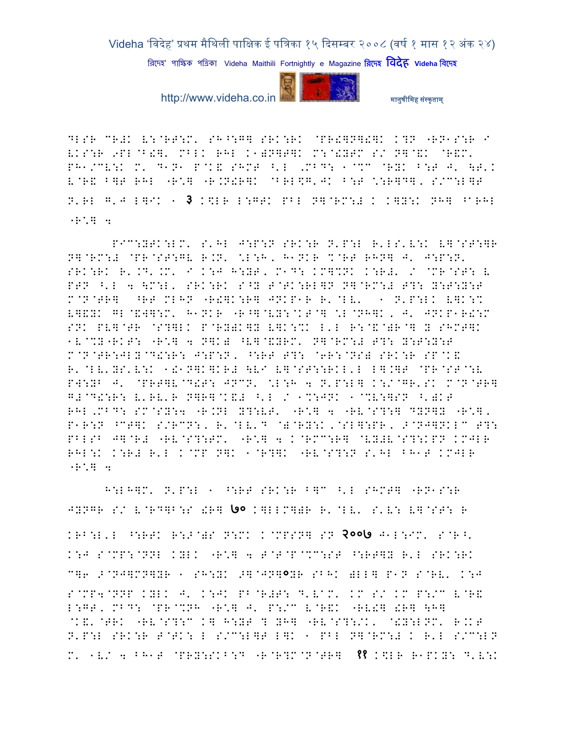DLSR CR#K E:@RT:M' SH^:G] SRK:RK @PR!]N]!]K K?N "RN1S:R I
EKS:R 9PL@B!]' MBLK RHL K1)N]T]K M:@!YTM S/ N]@\K @R&M'
PH1/CE:K M' D1N1 P@K& SHMT ^'L ,MBD: 1@%C @RYK B:T J' \T'K
E@R& B]T RHL "R\*] "R.N!R]K @BRL\$G'JK B:T \*:R]D], S/C:L]T
N'RL G'J L]IK 1 **३** K\$LR L:GTK PBL N]@RM:# K K]Y:K NH] ^aRHL
"R\*] 4

PIC:YTK:LM' S'HL J:P:N SRK:R N'P:L R'LS'E:K E]@ST:]R
N]@RM:# @PR@ST:GE R.N' \*L:H, H1NKR %@RT RHN] J' J:P:N'
SRK:RK R'.D'.M' I K:J H:YT, M1D: KM]%NK K:R#' / @MR@ST: E
PTN ^'L 4 \M:L' SRK:RK S^Y T@TK:RL]N N]@RM:# T?: Y:T:Y:T
M@N@TR] ^RT MLHN "R!]K:R] JNKP1R R'@LE' 1 N'P:LK E]K:%
E]&YK GL@\W]:M' H1NKR "R^]@EY:@KT@] \*L@NH]K, J' JNKP1R!:M
SNK PE]@TR @S?]LK P@RY)K]Y E]K:%K L'L R:@&)R@] Y SHMT]K
1E@%Y"RKT: "R\*] 4 N]K) ^E]@&YRM' N]@RM:# T?: Y:T:Y:T
M@N@TR:JLY@D!:R: J:P:N, ^:RT T?: @6R:@NS) SRK:R SP@K&
R'@LE'YS'E:K 1!1N]K]KR# \EI E]@ST::RKL'L L].]T @PR@ST@:E
PW:YB J' @PRT]E@D!T: JNCN' \*L:H 4 N'P:L] K:/@GR'SK M@N@TR]
G#@D!:R: E'RE'R N]R]@K&# ^'L / 1%:JNK 1@%E:]SN ^')KT
RHL,MBD: SM@SY:4 "R.NL Y?:ET' "R\*] 4 "RE@S?:] DYN]Y "R\*],
P1R:N ^CT]K S/RCN:, R'@LE'D @)@RY:K,@SL]:PR, >@NJ]NKLC T?:
PBLSB J]@R# "RE@S?:TM' "R\*] 4 K@RMC:R] @EY#E@S?:KPN KMJLR
RHL:K K:R# R'L K@MP N]K 1@R?]K "RE@S?:N S'HL BH1T KMJLR
"R\*] 4

H:LH]M' N'P:L 1 ^:RT SRK:R B]C ^'L SHMT] "RN1S:R
JYNGR S/ E@RD]B:S !R] **७०** K]LLM])R R'@LE' S'E: E]@ST: R
KRB:L'L ^:RTK R:>@)S N:MK K@MPSN] SN **२००७** J1L:IM' S@R^'
K:J S@MP:@NNL KYLK "R\*] 4 T@T@P@%C:ST ^:RT]Y R'L SRK:RK
C]6 >@NJ]MN]YR 1 SH:YK >]@JN]**०**YR SBHK )LL] P1N S@RE' K:J
S@MP4@NNP KYLK J' K:JK PB@R#T: D'E^M' KM S/ KM P:/C E@R&
L:GT, MBD: @PR@%NH "R\*] J' P:/C E@R&K "RE!] !R] \H]
@K&'@TRK "RE@S?:C K] H:YT ? YH] "RE@S?:/K' @!Y:LNM' R.KT
N'P:L SRK:R T@TK: L S/C:L]T L]K 1 PBL N]@RM:# K R'L S/C:LN
M' 1E/ 4 BH1T @PRY:SKB:D "R@R?M@N@TR] **११** K\$LR R1PKY: D'E:K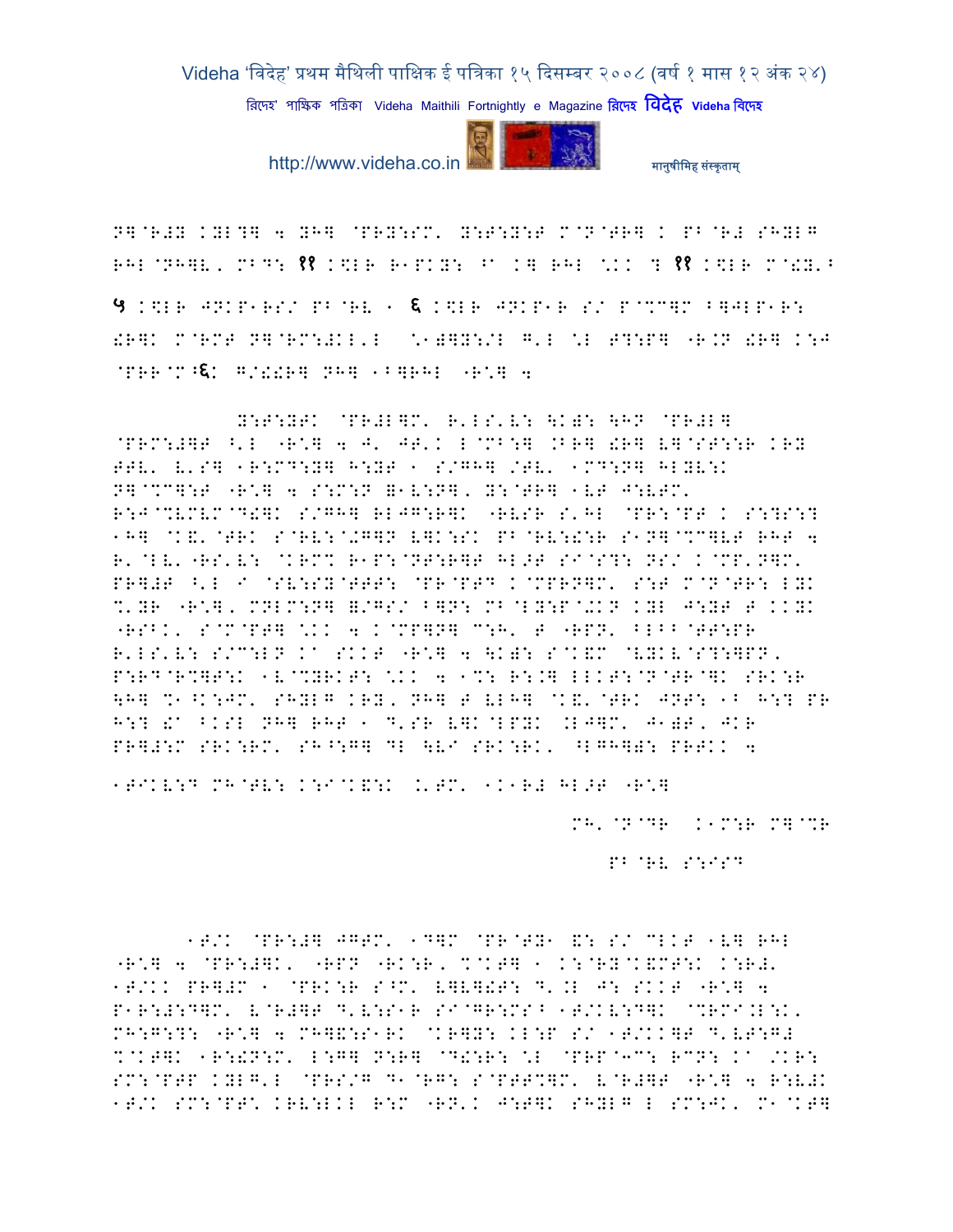N])R#Y KYL?] 4 YH] @PRY:SM' Y:T:Y:T M@N@TR] K PB@R# SHYLG RHL@NH]V, MBD: ११ K\LR R1PKY: ^A K] RHL \*KK ? ११ K\LR M@!Y'^

५ K\LR JNKP1RS/ PB@RV 1 ६ K\LR JNKP1R S/ P@%C]M ^]JLP1R: !R]K M@RMT N]@RM:#KL'L \*1)]Y:/L G'L \*L T?:P] "R.N !R] K:J @PRR@M^६: G/!!R] NH] 1B]RHL "R\*] 4

Y:T:YTK @PR#L]M' R'LS'V: \K): \HN @PR#L] @PRM:#]T ^'L "R\*] 4 J' JT'K L@MB:] .R] !R] V]@ST::R KRY TTV' V'S] 1R:MD:Y] H:YT 1 S/GH] /TV' 1MD:N] HLYV:K N]@%C]:T "R\*] 4 S:M:N =1V:N], Y:@TR] 1VT J:VTM' R:J@%VMVM@D!]K S/GH] RLJG:R]K "RVSR S'HL @PR:@PT K S:?S:? 1H] @K&'@TRK S@RV:@+G]N V]K:SK PB@RV:!:R S1N]@%C]VT RHT 4 R'@LV'"RS'V: @KRM% R1P:@NT:R]T HL>T SI@S?: NS/ K@MP'N]M' PR]#T ^'L I @SV:SY@TTT: @PR@PTD K@MPRN]M' S:T M@N@TR: LYK %'YR "R\*], MNLM:N] =/GS/ ^]N: MB@LY:P@+KN KYL J:YT T KKYK "RSBK' S@M@PT] \*KK 4 K@MP]N] C:H' T "RPN' ^LBB@TT:PR R'LS'V: S/C:LN KA SKKT "R\*] 4 \K): S@K&M @VYKV@S?:]PN, P:RD@R%]T:K 1V@%YRKT: \*KK 4 1%: R:.] LLKT:@N@TR@]K SRK:R \H] %1^K:JM' SHYLG KRY, NH] T VLH] @K&'@TRK JNT: 1B H:? PR H:? !A BKSL NH] RHT 1 D'SR V]K@LPYK .LJ]M' J1)T, JKR PR]#:M SRK:RM' SH^:G] DL \VI SRK:RK' ^LGH]): PRTKK 4

1TIKV:D MH@TV: K:I@K&:K .'TM' 1K1R# HL>T "R\*]

MH'@N@DR K1M:R M]@%R

PB@RV S:IST

1T/K @PR:#] JGTM' 1D]M @PR@TY1 &: S/ CLKT 1V] RHL "R\*] 4 @PR:#]K' "RPN "RK:R, %@KT] 1 K:@RY@K&MT:K K:R#' 1T/KK PR]#M 1 @PRK:R S^M' V]V]!T: D'.L J: SKKT "R\*] 4 P1R:#:D]M' V@R#]T D'V:S1R SI@GR:MS^ 1T/KV:D]K @%RMI.L:K' MH:G:?: "R\*] 4 MH]&:S1RK @KR]Y: KL:P S/ 1T/KK]T D'VT:G# %@KT]K 1R:!N:M' L:G] N:R] @D!:R: \*L @PRP@[C: RCN: KA /KR: SM:@PTP KYLG'L @PRS/G D1@RG: S@PTT%]M' V@R#]T "R\*] 4 R:V#K 1T/K SM:@PT\* KRV:LKL R:M "RN'K J:T]K SHYLG L SM:JK' M1@KT]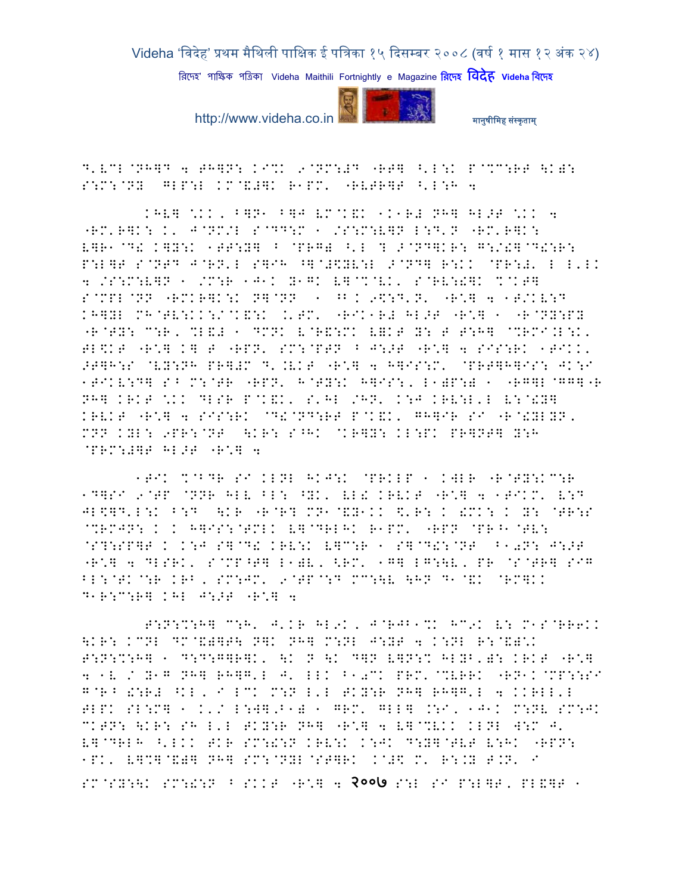D'V%L@NH]D 4 TH]N: KI%K 9@NM:#D "RT] ^'L:K P@%C:RT \K): S:M:@NY GLP:L KM@&#]K R1PM' "RVTR]T ^'L:H 4

KHV] \KK, B]N1 B]J VM@K&K 1K1R# NH] HL>T \KK 4 "RM'R]K: K' J@NM/L S@DD:M 1 /S:M:V]N L:D'N "RM'R]K: V]R1@D! K]Y:K 1TT:Y] B @PR@) ^'L ? >@ND]KR: G:/!]@D!:R: P:L]T S@NTD J@RN'L S]IH ^]@#\$YV:L >@ND] R:KK @PR:#' L L'LK 4 /S:M:V]N 1 /M:R 1J1K Y1GK V]@%@VK, S@RV:!]K %@KT] S@MPL@NN "RMKR]K:K N]@NN 1 ^B K 9\$:D'N' "R\*] 4 1T/KV:D KH]YL MH@TV:KK:/@K&:K .'TM' "RIK1R# HL>T "R\*] 1 "R@NY:PY "R@TY: C:R, %L&# 1 DMNK V@R&:MK V]KT Y: T T:H] @%RMI.L:K, TL\$KT "R\*] K] T "RPN' SM:@PTN B J:>T "R\*] 4 SIS:RK 1TIKK, >T]H:S @VY:NH PR]#M D'.VKT "R\*] 4 H]IS:M' @PRT]H]IS: JK:I 1TIKV:D] S^ M:@TR "RPN' H@TY:K H]IS:, L1)P:) 1 "RG]L@GG]"R NH] KRKT \KK DLSR P@K&K, S'HL /HN' K:J KRV:L'L V:@!Y] KRVKT "R\*] 4 SIS:RK @D!@ND:RT P@K&K, GH]IR SI "R@!YLYN, MNN KYL: 9PR:@NT \KR: S^HK @KR]Y: KL:PK PR]NT] Y:H @PRM:#]T HL>T "R\*] 4

1TIK %@BDR SI KLNL HKJ:K @PRKLP 1 KWLR "R@TY:KC:R 1D]SI 9@TP @NNR HLV BL: ^YK' VL! KRVKT "R\*] 4 1TIKM' V:D JL\$]D'L:K B:D \KR "R@R? MN1@&Y1KK \$'R: K !MK: K Y: @TR:S @%RMJN: K K H]IS:@TMLK V]@DRLHK R1PM' "RPN @PR^1@TV: @S?:SP]T K K:J S]@D! KRV:K V]C:R 1 S]@D!:@NT B1)N: J:>T "R\*] 4 DLSRK, S@MP^T] L1)V, <RM' 1G] LG:\V, PR @S@TR] SIG BL:@TK@:R KRB, SM:JM' 9@TP@:D MC:\V \HN D1@&K @RM]KK D1R:C:R] KHL J:>T "R\*] 4

T:N:%:H] C:H' J'KR HL9K, J@RJB1%K HC9K V: M1S@RR6KK \KR: KCNL DM@&)]T\ N]K NH] M:NL J:YT 4 K:NL R:@&):K T:N:%:H] 1 D:D:G]R]K, \K N \K D]N V]N:% HLYB')N: KRKT "R\*] 4 1V / Y1G NH] RH]G'L J' LLK B1)CK PRM'@%VRRK "RN1K@MP:S:I G@R^ !:R# ^KL, I LCK M:N L'L TKY:R NH] RH]G'L 4 KKRLL'L TLPK SL:M] 1 K'/ L:W].B1) 1 GRM' GLL] .:I, 1J1K M:NV SM:JK CKTN: \KR: SH L'L TKY:R NH] "R\*] 4 V]@%VKK KLNL W:M J' V]@DRLH ^'LKK TKR SM:!:N KRV:K K:JK D:Y]@TVT V:HK "RPN: 1PK' V]%]@&)] NH] SM:@NYL@ST]RK K@#\$ M' R:.Y T.N' I SM@SY:\K SM:!:N B SKKT "R\*] 4 २००७ S:L SI P:L]T, PL&]T 1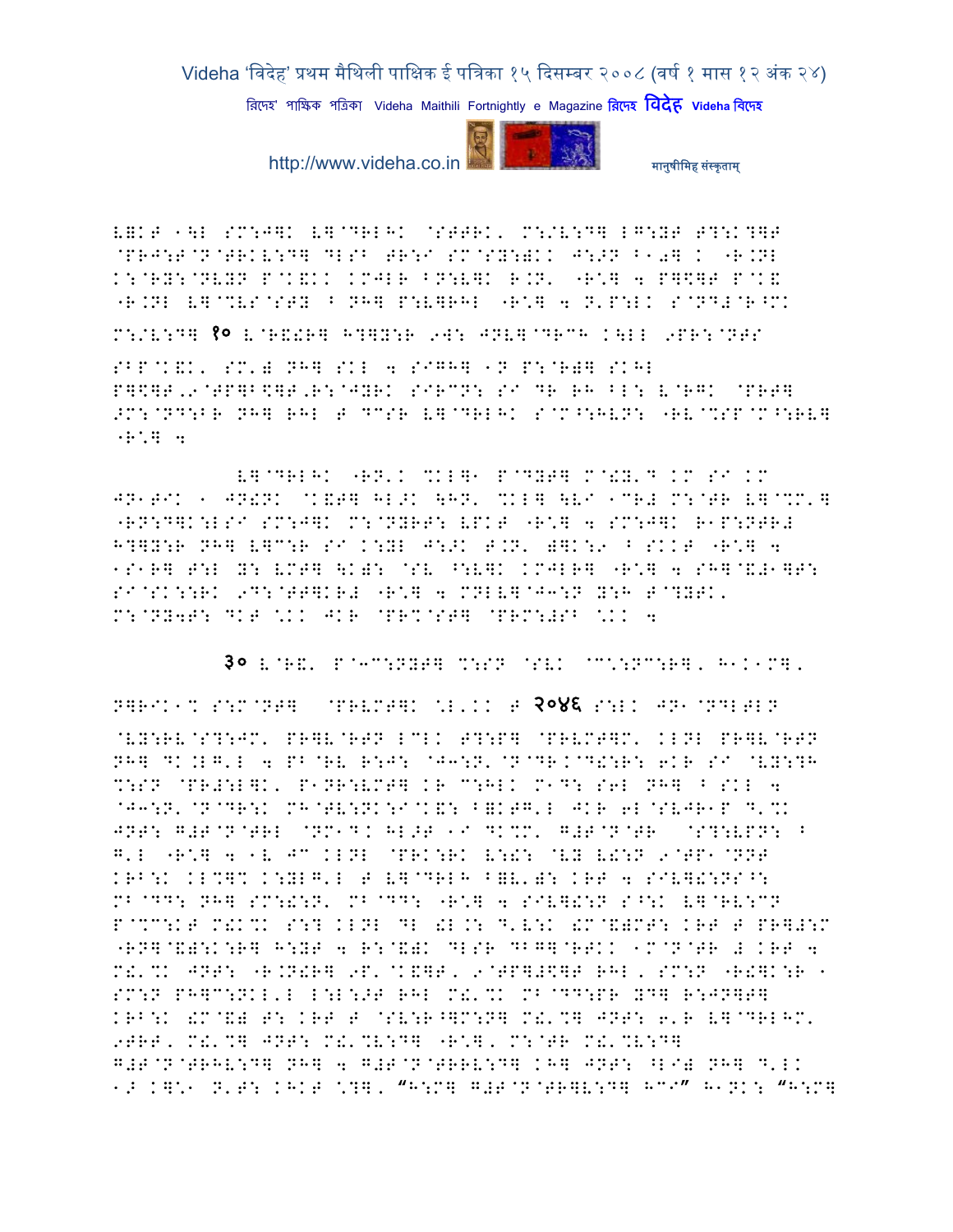V=KT 1\L SM:J]K V]@DRLHK @STTRK' M:/V:D] LG:YT T?:K?]T
@PRJ:T@N@TRKV:D] DLSB TR:I SM@SY:)KK J:>N B10] K 1R.NL
K:@RY:@NVYN P@K&KK KMJLR BN:V]K R.N' 1R\*] 4 P]\$]T P@K&
1R.NL V]@%VS@STY B NH] P:V]RHL 1R\*] 4 N'P:LK S@ND#@R^MK

M:/V:D] १० V@R&!R] H?]Y:R 9W: JNV]@DRCH K\LL 9PR:@NTS

SBP@K&K' SM') NH] SKL 4 SIGH] 1N P:@R)] SKHL
P]\$]T,9@TP]B\$]T,R:@JYRK SIRCN: SI DR RH BL: V@RGK @PRT]
>M:@ND:BR NH] RHL T DCSR V]@DRLHK S@M^:HVN: 1RV@%SP@M^:RV]
1R\*] 4

V]@DRLHK 1RN'K %KL]1 P@DYT] M@!Y'D KM SI KM
JN1TIK 1 JN!NK @K&T] HL>K \HN' %KL] \VI 1CR# M:@TR V]@%M']
1RN:D]K:LSI SM:J]K M:@NYRT: VPKT 1R\*] 4 SM:J]K R1P:NTR#
H?]Y:R NH] V]C:R SI K:YL J:>K T.N' )]K:9 B SKKT 1R\*] 4
1S1R] T:L Y: VMT] \K): @SV ^:V]K KMJLR] 1R\*] 4 SH]@&#1]T:
SI@SK::RK 9D:@TT]KR# 1R\*] 4 MNLV]^J3:N Y:H T@?YTK'
M:@NY4T: DKT \*KK JKR @PR%@ST] @PRM:#SB \*KK 4

३० V@R&' P@3C:NYT] %:SN @SVK @C\*:NC:R]' H1K1M]'

N]RIK1% S:M@NT] @PRVMT]K \*L'KK T २०४६ S:LK JN1@NDLTLN
@VY:RV@S?:JM' PR]V@RTN LCLK T?:P] @PRVMT]M' KLNL PR]V@RTN
NH] DK.LG'L 4 PB@RV R:J: @J3:N'@N@DR.@D!:R: 6KR SI @VY:?H
%:SN @PR#:L]K' P1NR:VMT] KR C:HLK M1D: S6L NH] B SKL 4
@J3:N'@N@DR:K MH@TV:NK:I@K&: B]KTG'L JKR 6L@SVJR1P D'%K
JNT: G#T@N@TRL @NM1D.K HL>T 1I DK%M' G#T@N@TR @S?:VPN: B
G'L 1R\*] 4 1V JC KLNL @PRK:RK V:!: @VY V!:N 9@TP1@NNT
KRB:K KL%]% K:YLG'L T V]@DRLH B]V'): KRT 4 SIV]!:NS^:
MB@DD: NH] SM:!:N' MB@DD: 1R\*] 4 SIV]!:N S^:K V]@RV:CN
P@%C:KT M!K%K S:? KLNL DL !L.: D'V:K !M@&)MT: KRT T PR]#:M
1RN]@&):K:R] H:YT 4 R:@&)K DLSR DBG]@RTKK 1M@N@TR # KRT 4
M!'%K JNT: 1R.N!R] 9P'@K&]T' 9@TP]#\$]T RHL' SM:N 1R!]K:R 1
SM:N PH]C:NKL'L L:L:>T RHL M!'%K MB@DD:PR YD] R:JN]T]
KRB:K !M@&) T: KRT T @SV:R^]M:N] M!'%] JNT: 6'R V]@DRLHM'
9TRT' M!'%] JNT: M!'%V:D] 1R\*]' M:@TR M!'%V:D]
G#T@N@TRHV:D] NH] 4 G#T@N@TRRV:D] KH] JNT: ^LI) NH] D'LK
1> K]\*1 N'T: KHKT \*?]' "H:M] G#T@N@TR]V:D] HCI" H1NK: "H:M]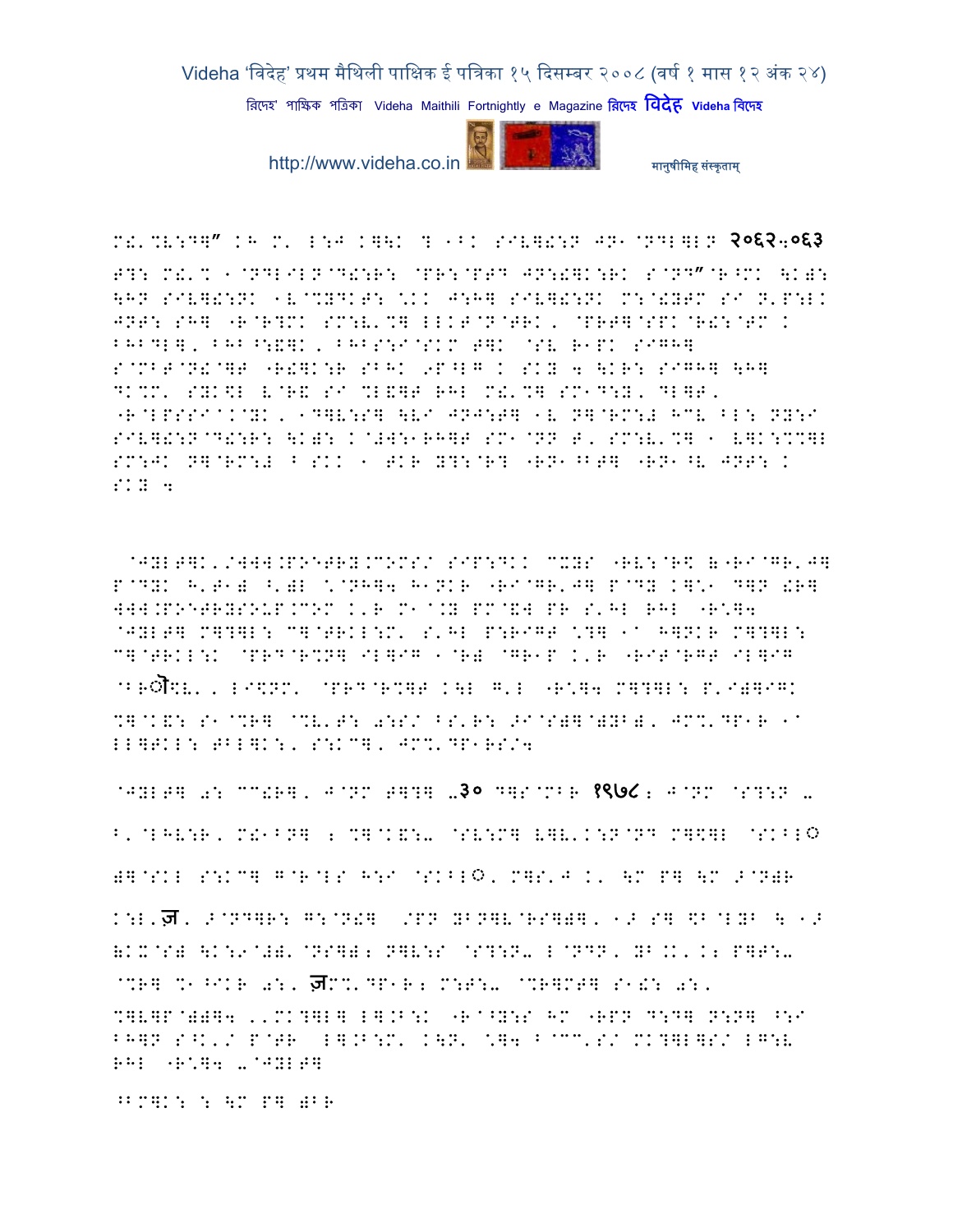M!'%V:D]" K他 M' L:J K]\K ? +^K SIV]!:N JN1 @NDL]LN २०६२-०६३

F?: M!'% 1@NDLILN@D!:R: @PR:@PTD JN:!]K:RK S@ND"@R^MK \K): \HN SIV]!:NK 1V@%YDKT: \KK J:H] SIV]!:NK M:@!YTM SI N'P:LK JNT: SH] "R@R?MK SM:V'%] LLKT@N@TRK, @PRT]@SPK@R!:@TM K BHBDL], BHB^:!]K, BHBS:I@SKM T]K @SV R1PK SIGH] S@MBT@N!@]T "R!]K:R SBHK 9P^LG K SKY 4 \KR: SIGH] \H] DK%M' SYK\L V@R& SI %L&]T RHL M!'%] SM1D:Y, DL]T, "R@LPSSI@.K@YK, 1D]V:S] \VI JNJ:T] 1V N]@RM:# HCV BL: NY:I SIV]!:N@D!:R: \K): K@#W:1RH]T SM1@NN T, SM:V'%] 1 V]K:%%]L SM:JK N]@RM:# ^ SKK 1 TKR Y?:@R? "RN1^BT] "RN1^V JNT: K SKY 4

@JYLT]K'/WWW.POETRY.COM S/ SIP:DKK CXYS "RV:@R\$ &"RI@GR'J] P@DYK H'T1) ^'): \@NH]4 H1NKR "RI@GR'J] P@DY K]\*1 D]N !R] WWW.POETRYSOUP.COM K'R M1@.Y PM@&W PR S'HL RHL "R\*]4 @JYLT] M]?]L: C]@TRKL:M' S'HL P:RIGT \*?] 1@ H]NKR M]?]L: C]@TRKL:K @PRD@R%N] IL]IG 1@R) @GR1P K'R "RIT@RGT IL]IG @Rऒ\$V', LI\$NM' @PRD@R%]T K\L G'L "R\*]4 M]?]L: P'I)]IGK %]@K&: S1@%R] @%V'T: 0:S/ BS'R: >I@S)]@)YB), JM%'DP1R 1@ LL]TKL: TBL]K:, S:KC], JM%'DP1RS/4

@JYLT] 0: CC!R], J@NM T]?] -३० D]S@MBR १९७८; J@NM @S?:N - B'@LHV:R, M!1BN] ; %]@K&:- @SV:M] V]V'K:N@ND M]\$]L @SKBL○ )]@SKL S:KC] G@R@LS H:I @SKBL○, M]S'J K' \M P] \M >@N)R K:L,ज़, >@ND]R: G:@N!] /PN YBN]V@RS]), 1> S] \$B@LYB \ 1> &KX@S) \K:9@#)'@NS]); N]V:S @S?:N- L@NDN, YB.K', K; P]T:- @%R] %1^IKR 0:, ज़M%'DP1R; M:T:- @%R]MT] S1!: 0:, %]V]P@))]4 ''MK?]L] L].B:K "R@^Y:S HM "RPN D:D] N:N] ^:I BH]N S^K'/ P@TR L].B:M' K\N' \*]4 B@CC'S/ MK?]L]S/ LG:V RHL "R\*]4 -@JYLT]

^BM]K: : \M P] )BR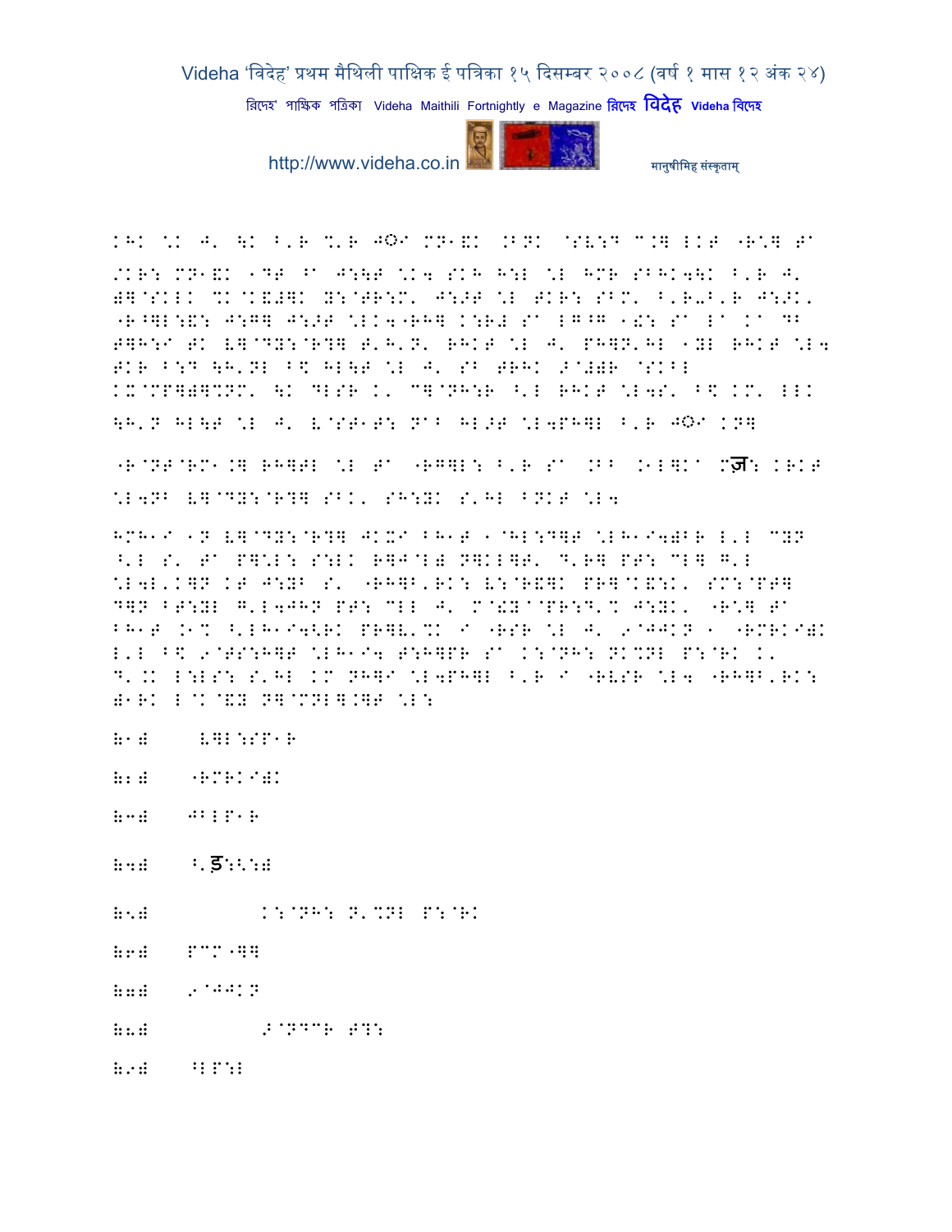KHK \K J' \K B'R %'R J◌I MN1&K .BNK @SV:D C.] LKT "R\] TA /KR: MN1&K 1DT ^A J:\T \K4 SKH H:L \L HMR SBHK4\K B'R J' )]@SKLK %K@K&#]K Y:@TR:M' J:>T \L TKR: SBM' B'R-B'R J:>K' "R^]L:&: J:G] J:>T \LK4"RH] K:R# SA LG^G 1!: SA LA KA DB T]H:I TK V]@DY:@R?] T'H'N' RHKT \L J' PH]N'HL 1YL RHKT \L4 TKR B:D \H'NL B\$ HL\T \L J' SB TRHK >A#)R @SKBL KX@MP])]%NM' \K DLSR K' C]@NH:R ^'L RHKT \L4S' B\$ KM' LLK \H'N HL\T \L J' V@ST1T: NAB HL>T \L4PH]L B'R J◌I KN]

"R@NT@RM1.] RH]TL \L TA "RG]L: B'R SA .BB .1L]KA Mज़: KRKT \L4NB V]@DY:@R?] SBK' SH:YK S'HL BNKT \L4

HMH1I 1N V]@DY:@R?] JKXI BH1T 1@HL:D]T \LH1I4)BR L'L CYN ^'L S' TA P]\L: S:LK R]J@L) N]KL]T' D'R] PT: CL] G'L \L4L'K]N KT J:YB S' "RH]B'RK: V:@R&]K PR]@K&:K' SM:@PT] D]N BT:YL G'L4JHN PT: CLL J' M@!Y@@PR:D'% J:YK' "R\] TA BH1T .1% ^'LH1I4<RK PR]V'%K I "RSR \L J' 9@JJKN 1 "RMRKI)K L'L B\$ 9@TS:H]T \LH1I4 T:H]PR SA K:@NH: NK%NL P:@RK K' D'.K L:LS: S'HL KM NH]I \L4PH]L B'R I "RVSR \L4 "RH]B'RK: )1RK L@K@&Y N]@MNL].]T \L:

(1) V]L:SP1R

(2) "RMRKI)K

(3) JBLP1R

(4) ^'ड़:<:)

(5) K:@NH: N'%NL P:@RK

(6) PCM"]]

(7) 9@JJKN

(8) >@NDCR T?:

(9) ^LP:L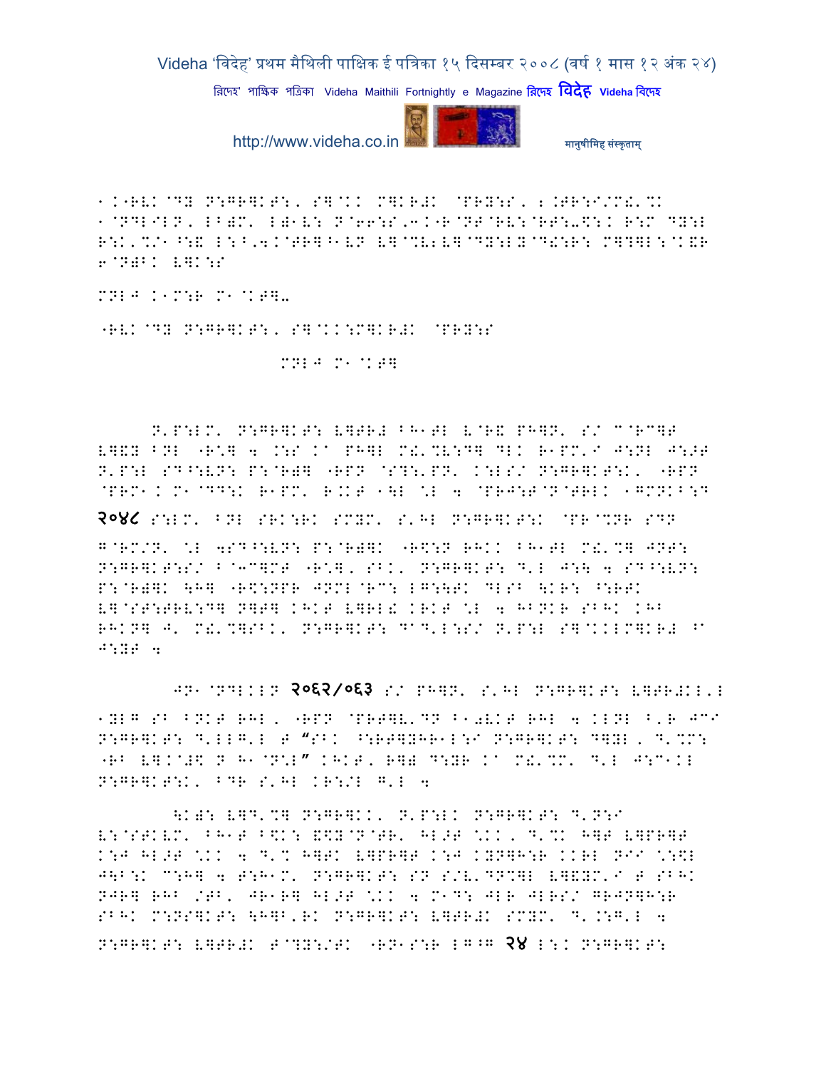1.K"RVK@DY N:GR]KT:, S]@KK M]KR#K @PRY:S, 2.TR:I/M!'%K
1@NDLILN, LB)M' L)1V: N@66:S,3.K"R@NT@RV:@RT:-\$:. R:M DY:L
R:K'%/1^:& L:^,4.@TR]^1VN V]@%V2V]@DY:LY@D!:R: M]?]L:@K&R
6@N)BK V]K:S

MNLJ .1M:R M1@KT]-

"RVK@DY N:GR]KT:, S]@KK:M]KR#K @PRY:S

MNLJ M1@KT]

N'P:LM' N:GR]KT: V]TR# BH1TL V@R& PH]N' S/ C@RC]T
V]&Y BNL "R\%] 4 .:S K^ PH]L M!'%V:D] DLK R1PM'I J:NL J:>T
N'P:L SD^:VN: P:@R)] "RPN @S?:'PN' K:LS/ N:GR]KT:K' "RPN
@PRM1. M1@DD:K R1PM' R.KT 1\L \%L 4 @PRJ:T@N@TRLK 1GMNKB:D

२०४८ S:LM' BNL SRK:RK SMYM' S'HL N:GR]KT:K @PR@%NR SDN
G@RM/N' \%L 4SD^:VN: P:@R)]K "R\$:N RHKK BH1TL M!'%] JNT:
N:GR]KT:S/ B@3C]MT "R\%], SBK' N:GR]KT: D'L J:\ 4 SD^:VN:
P:@R)]K \H] "R\$:NPR JNML@RC: LG:\TK DLSB \KR: ^:RTK
V]@ST:TRV:D] N]T] KHKT V]RL! KRKT \%L 4 HBNKR SBHK KHB
RHKN] J' M!'%]SBK' N:GR]KT: D^D'L:S/ N'P:L S]@KKLM]KR# ^
J:YT 4

JN1@NDLKLN २०६२/०६३ S/ PH]N' S'HL N:GR]KT: V]TR#KL'L
1YLG SB BNKT RHL, "RPN @PRT]V'DN B10VKT RHL 4 KLNL B'R JC/
N:GR]KT: D'LLG'L T "SBK ^:RT]YHR1L:I N:GR]KT: D]YL, D'%M:
"RB V].@#\$ N H1@N\%L" KHKT, R]) D:YR K^ M!'%M' D'L J:C1KL
N:GR]KT:K' BDR S'HL KR:/L G'L 4

\K): V]D'%] N:GR]KK' N'P:LK N:GR]KT: D'N:I
V:@STKVM' BH1T B\$K: &\$Y@N@TR' HL>T \%KK, D'%K H]T V]PR]T
K:J HL>T \%KK 4 D'% H]TK V]PR]T K:J KYN]H:R KKRL NII \%:\$L
J\B:K C:H] 4 T:H1M' N:GR]KT: SN S/V'DN%]L V]&YM'I T SBHK
NJR] RHB /TB' JR1R] HL>T \%KK 4 M1D: JLR JLRS/ GRJN]H:R
SBHK M:NS]KT: \H]B'RK N:GR]KT: V]TR#K SMYM' D'.:G'L 4
N:GR]KT: V]TR#K T@?Y:/TK "RN1S:R LG^G २४ L:K N:GR]KT: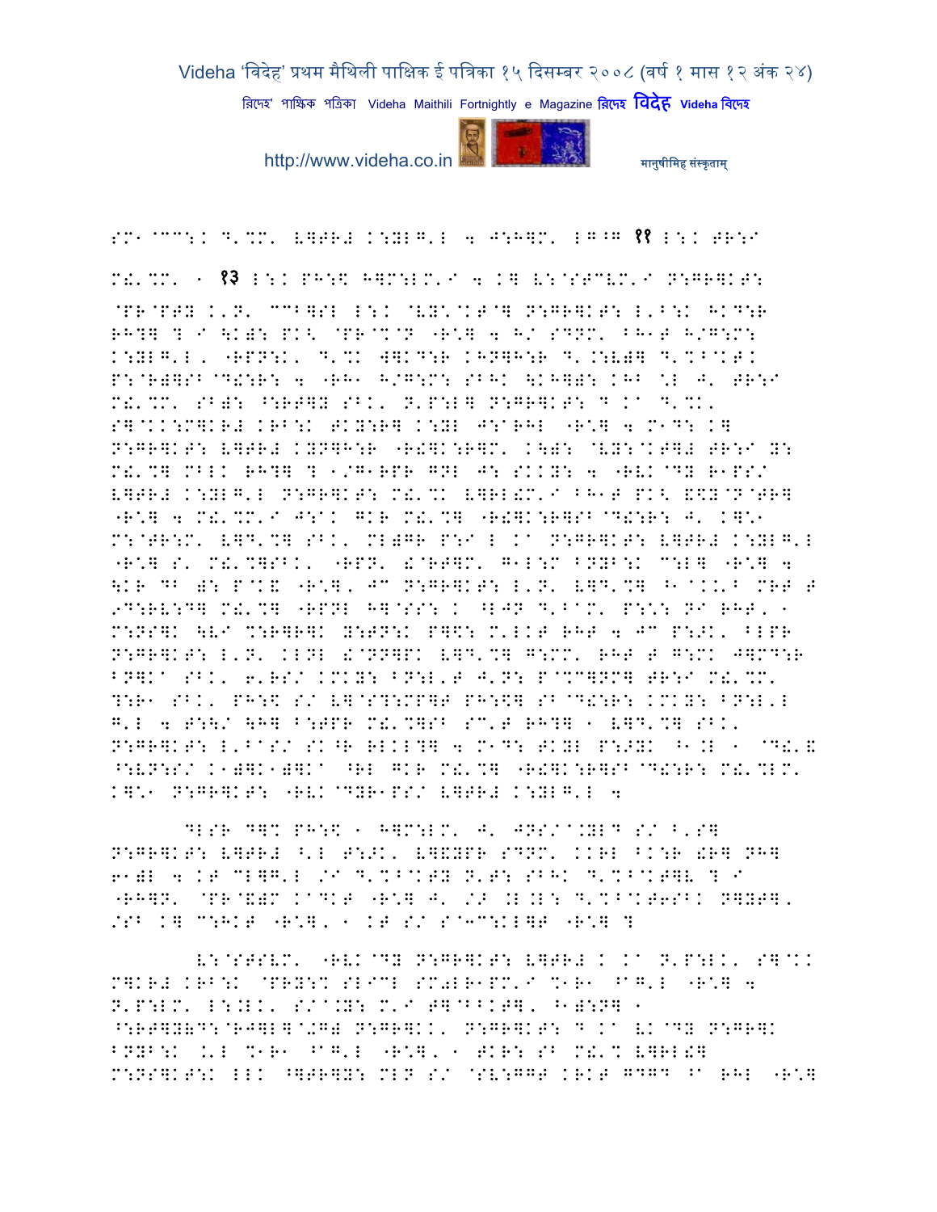SM1@CC:: D'%M' V]TR# K:YLG'L 4 J:H]M' LG^G ११ L:K TR:I

M!'%M' 1 १३ L:K PH:$ H]M:LM'I 4 K] V:@STCVM'I N:GR]KT:

@PR@PTY K'N' CCB]SL L:K @VY'@KT@] N:GR]KT: L'B:K HKD:R RH?] ? I \K): PK< @PR@%@N "R*] 4 H/ SDNM' BH1T H/G:M: K:YLG'L, "RPN:K' D'%K W]KD:R KHN]H:R D'.:V)] D'%^@KT. P:@R)]SB@D!:R: 4 "RH1 H/G:M: SBHK \KH]): KHB *L J' TR:I M!'%M' SB): ^:RT]Y SBK' N'P:L] N:GR]KT: D Ka D'%K' S]@KK:M]KR# KRB:K TKY:R] K:YL J:aRHL "R*] 4 M1D: K] N:GR]KT: V]TR# KYN]H:R "R!]K:R]M' K\): @VY:@KT]# TR:I Y: M!'%] MBLK RH?] ? 1/G1RPR GNL J: SKKY: 4 "RVK@DY R1PS/ V]TR# K:YLG'L N:GR]KT: M!'%K V]RL!M'I BH1T PK< &$Y@N@TR] "R*] 4 M!'%M'I J:aK GKR M!'%] "R!]K:R]SB@D!:R: J' K]*1 M:@TR:M' V]D'%] SBK' MLGR P:I L Ka N:GR]KT: V]TR# K:YLG'L "R*] S' M!'%]SBK' "RPN' !@RT]M' G1L:M BNYB:K C:L] "R*] 4 \KR DB ): P@K& "R*], JC N:GR]KT: L'N' V]D'%] ^1@KK'B MRT T 9D:RV:D] M!'%] "RPNL H]@SS: K ^LJN D'BaM' P:*: NI RHT, 1 M:NS]K \VI %:R]R]K Y:TN:K P]$: M'LKT RHT 4 JC P:>K' BLPR N:GR]KT: L'N' KLNL !@NN]PK V]D'%] G:MM' RHT T G:MK J]MD:R BN]Ka SBK' 6'RS/ KMKY: BN:L'T J'N: P@%C]NM] TR:I M!'%M' ?:R1 SBK' PH:$ S/ V]@S?:MP]T PH:$] SB@D!:R: KMKY: BN:L'L G'L 4 T:\/ \H] B:TPR M!'%]SB SC'T RH?] 1 V]D'%] SBK' N:GR]KT: L'BaS/ SK^R RLKL?] 4 M1D: TKYL P:>YK ^1.L 1 @D!'& ^:VN:S/ K1)]K1)]Ka ^RL GKR M!'%] "R!]K:R]SB@D!:R: M!'%LM' K]*1 N:GR]KT: "RVK@DYR1PS/ V]TR# K:YLG'L 4

DLSR D]% PH:$ 1 H]M:LM' J' JNS/a.YLD S/ B'S] N:GR]KT: V]TR# ^'L T:>K' V]&YPR SDNM' KKRL BK:R !R] NH] 61)L 4 KT CL]G'L /I D'%^@KTY N'T: SBHK D'%^@KT]V ? I "RH]N' @PR@&)M KaDKT "R*] J' /> .L.L: D'%^@KT6SBK N]YT], /SB K] C:HKT "R*], 1 KT S/ S@3C:KL]T "R*] ?

V:@STSVM' "RVK@DY N:GR]KT: V]TR# K Ka N'P:LK' S]@KK M]KR# KRB:K @PRY:% SLICL SM0LR1PM'I %1R1 ^aG'L "R*] 4 N'P:LM' L:.LK' S/a.Y: M'I T]@BBKT], ^1):N] 1 ^:RT]Y)D:@RJ]L]@+G) N:GR]KK' N:GR]KT: D Ka VK@DY N:GR]K BNYB:K .'L %1R1 ^aG'L "R*], 1 TKR: SB M!'% V]RL!] M:NS]KT:K LLK ^]TR]Y: MLN S/ @SV:GGT KRKT GDGD ^a RHL "R*]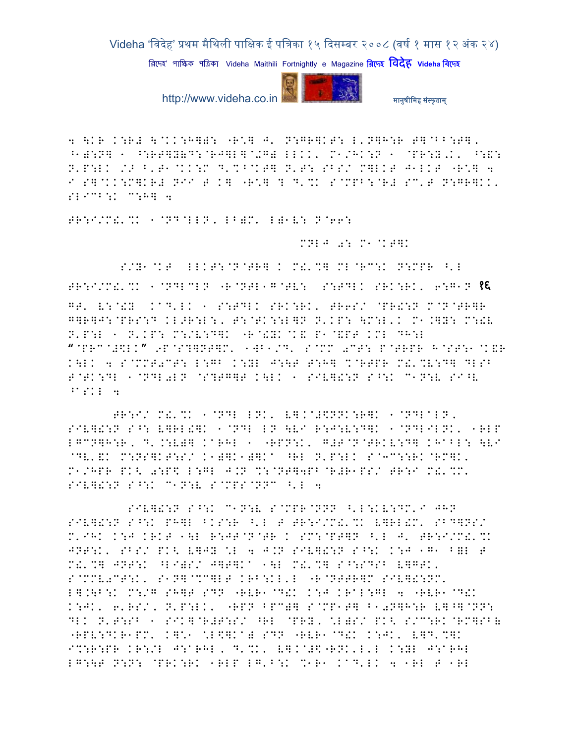4 \KR K:R# \@KK:H]): "R\*] J' N:GR]KT: L'N]H:R T]@BB:T],
^1):N] 1 ^:RT]Y(D:@RJ]L]@+G) LLKK' M1/HK:N 1 @PR:Y'K' ^:&:
N'P:LK /> B'T1@KK:M D'%B@KT] N'T: SBS/ M]LKT J1LKT "R\*] 4
I S]@KK:M]KR# NII T K] "R\*] ? D'%K S@MPB:@R# SC'T N:GR]KK'
SLICB:K C:H] 4

TR:I/M&'%K 1@ND@LLN, LB)M' L)1V: N@66:

MNLJ 0: M1@KT]K

S/Y1@KT LLKT:@N@TR] K M&'%] ML@RC:K N:MPR ^'L
TR:I/M&'%K 1@NDLCLN "R@NTL1G@TV: S:TDLK SRK:RK' 6:G1N १६
GT' V:@&Y KAD'LK 1 S:TDLK SRK:RK' TR6S/ @PR&:N M@N@TR]R
G]R]J:@PRS:D KL>R:L:, T:@TK::L]N N'KP: \M:L'K M1.]Y: M:&V
N'P:L 1 N'KP: M:/V:D]K "R@&YK@K& P1@&PT KML DH:L
"@PRC@#$LK" 9P@S?]NT]M' 1WB1/D' S@MM 0CT: P@TRPR H@ST:1@K&R
K\LK 4 S@MMT0CT: L:GB K:YL J:\T T:H] %@RTPR M&'%V:D] DLSB
T@TK:DL 1@NDL0LN @S?TG]T K\LK 1 SIV]&:N S^:K C1N:V SI^V
^ASKL 4

TR:I/ M&'%K 1@NDL LNK' V].K@#$NNK:R]K 1@NDL@LN,
SIV]&:N S^: V]RL&]K 1@NDL LN \VI R:J:V:D]K 1@NDLILNK' 1RLP
LGCN]H:R, D'.:V)] KARHL 1 "RPN:K' G#T@N@TRKV:D] KHABL: \VI
@DV'&K M:NS]KT:S/ K1)]K1)]KA ^RL N'P:LK S@3C::RK@RM]K'
M1/HPR PK< 0:P$ L:GL J.N %:@NT]4PB@R#R1PS/ TR:I M&'%M'
SIV]&:N S^:K C1N:V S@MPS@NNC ^'L 4

SIV]&:N S^:K C1N:V S@MPR@NNN ^'L:KV:DM'I JHN
SIV]&:N S^:K PH]L ^KS:R ^'L T TR:I/M&'%K V]RL&M' SBD]NS/
M'IHK K:J KRKT 1\L R:JT@N@TR K SM:@PT]N ^'L J' TR:I/M&'%K
JNT:K' SBS/ PK< V]JY \*L 4 J.N SIV]&:N S^:K K:J 1G1 B=L T
M&'%] JNT:K ^LI)S/ J]T]KA 1\L M&'%] S^:SDSB V]GTK'
S@MMV0CT:K' S1N]@%C]LT KRB:KL'L "R@NTTR]M SIV]&:NM'
L].\B:K M:/G SH]T SDN "RVR1@D&K K:J KRAL:GL 4 "RVR1@D&K
K:JK' 6'RS/' N'P:LK' "RPN BPC)] S@MP1T] B10N]H:R V]^]@NN:
DLK N'T:SB 1 SIK]@R#T:S/ ^RL @PRY' \*L)S/ PK< S/C:RK@RM]SB(
"RPV:DKR1PM' K]\*1 \*L$]KA) SDN "RVR1@D&K K:JK' V]D'%]K
I%:R:PR KR:/L J:ARHL, D'%K' V].K@#$"RNK'L'L K:YL J:ARHL
LG:\T N:N: @PRK:RK 1RLP LG'B:K %1R1 KAD'LK 4 1RL T 1RL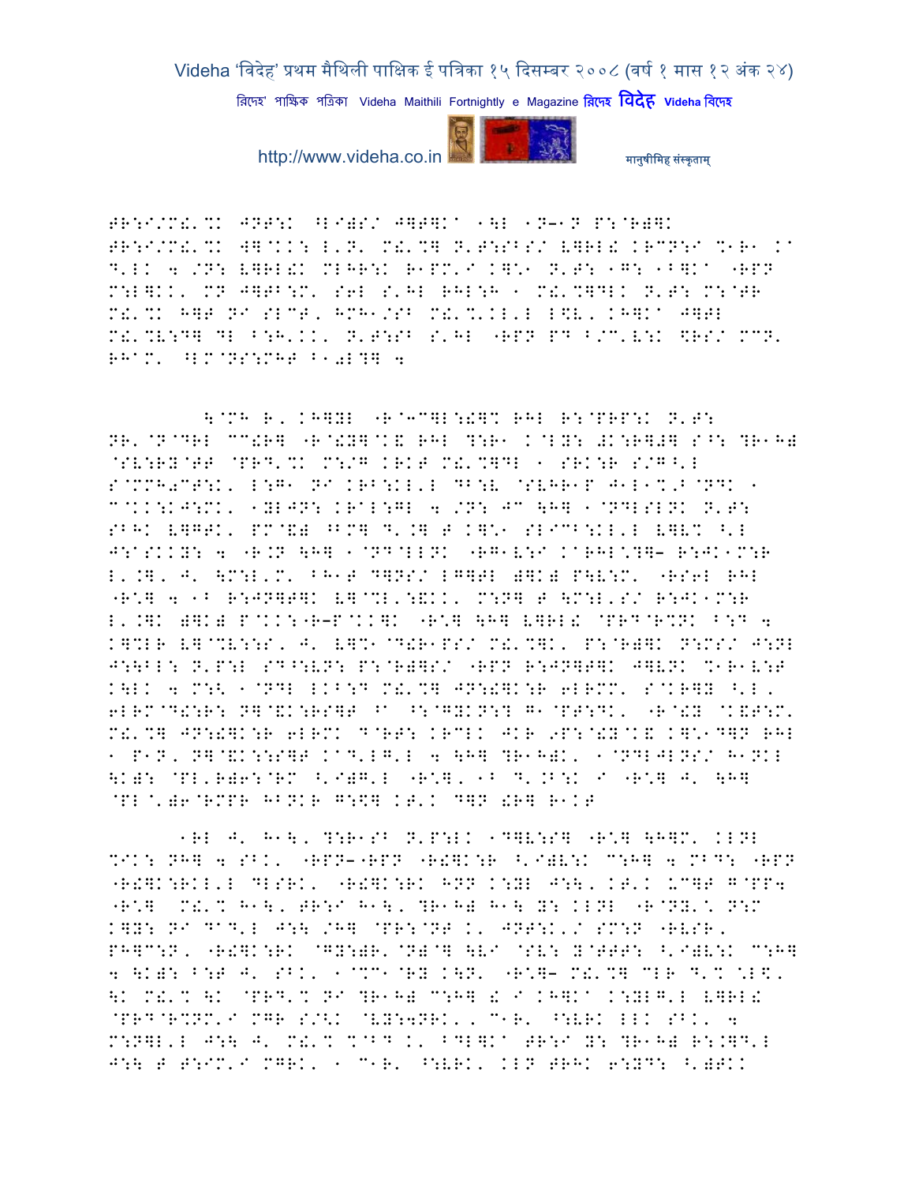TR:I/M!'%K JNT:K ^LI)S/ J]T]Ka 1\L 1N–1N P:@R)]K
TR:I/M!'%KW]@KK: L'N' M!'%] N'T:SBS/ V]RL! KRCN:I %1R1 Ka
D'LK 4 /N: V]RL!K MLHR:K R1PM'I K]\*1 N'T: 1G: 1B]Ka "RPN
M:L]KK' MN J]TB:M' S6L S'HL RHL:H 1 M!'%]DLK N'T: M:@TR
M!'%K H]T NI SLCT, HMH1/SB M!'%'KL'L L\$V, KH]Ka J]TL
M!'%V:D] DL B:H'KK' N'T:SB S'HL "RPN PD B/C'V:K \$RS/ MCN'
RHaM' ^LM@NS:MHT B10L?] 4

\@MH R' KH]YL "R@3C]L:!]% RHL R:@PRP:K N'T:
NR'@N@DRL CC!R] "R@!Y]@K& RHL ?:R1 K@LY: #K:R]#] S^: ?R1H)
@SV:RY@TT @PRD'%K M:/G KRKT M!'%]DL 1 SRK:R S/G^'L
S@MMH0CT:K' L:G1 NI KRB:KL'L DB:V @SVHR1P J1L1%'B@NDK 1
C@KK:KJ:MK' 1YLJN: KRaL:GL 4 /N: JC \H] 1@NDLSLNK N'T:
SBHK V]GTK' PM@&) ^BM] D'.] T K]\*1 SLIC^:KL'L V]V% ^'L
J:aSKKY: 4 "R.N \H] 1@ND@LLNK "RG1V:I KaRHL\*?]– R:JK1M:R
L'.]' J' \M:L'M' BH1T D]NS/ LG]TL )]K) P\V:M' "RS6L RHL
"R\*] 4 1B R:JN]T]K V]@%L':&KK' M:N] T \M:L'S/ R:JK1M:R
L'.]K )]K) P@KK:"R–P@KK]K "R\*] \H] V]RL! @PRD@R%NK B:D 4
K]%LR V]@%V:::S' J' V]%1@D!R1PS/ M!'%]K' P:@R)]K N:MS/ J:NL
J:\BL: N'P:L SD^:VN: P:@R)]S/ "RPN R:JN]T]K J]VNK %1R1V:T
K\LK 4 M:\< 1@NDL LKB:D M!'%] JN:!]K:R 6LRMM' S@KR]Y ^'L'
6LRM@D!:R: N]@&K:RS]T ^a ^:@GYKN:? G1@PT:DK' "R@!Y @K&T:M'
M!'%] JN:!]K:R 6LRMK D@RT: KRCLK JKR 9P:@!Y@K& K]\*1D]N RHL
1 P1N' N]@&K::S]T KaD'LG'L 4 \H] ?R1H)K' 1@NDLJLNS/ H1NKL
\K): @PL'R)6:@RM ^'I)G'L "R\*]' 1B D'.B:K I "R\*] J' \H]
@PL@')6@RMPR HBNKR G:\$] KT'K D]N !R] R1KT

1RL J' H1\' ?:R1SB N'P:LK 1D]V:S] "R\*] \H]M' KLNL
%IK: NH] 4 SBK' "RPN–"RPN "R!]K:R ^'I)V:K C:H] 4 MBD: "RPN
"R!]K:RKL'L DLSRK' "R!]K:RK HNN K:YL J:\' KT'K UC]T G@PP4
"R\*] M!'% H1\' TR:I H1\' ?R1H) H1\ Y: KLNL "R@NY'\* N:M
K]Y: NI DaD'L J:\ /H] @PR:@NT K' JNT:K'/ SM:N "RVSR'
PH]C:N' "R!]K:RK @GY:)R'@N)@] \VI @SV: Y@TTT: ^'I)V:K C:H]
4 \K): B:T J' SBK' 1@%C1@RY K\*N' "R\*]– M!'%] CLR D'% \*L\$'
\K M!'% \K @PRD'% NI ?R1H) C:H] ! I KH]Ka K:YLG'L V]RL!
@PRD@R%NM'I MGR S/<K @VY:4NRK'' C1R' ^:VRK LLK SBK' 4
M:N]L'L J:\ J' M!'% %@BD K' BDL]Ka TR:I Y: ?R1H) R:.]D'L
J:\ T T:IM'I MGRK' 1 C1R' ^:VRK' KLN TRHK 6:YD: ^')TKK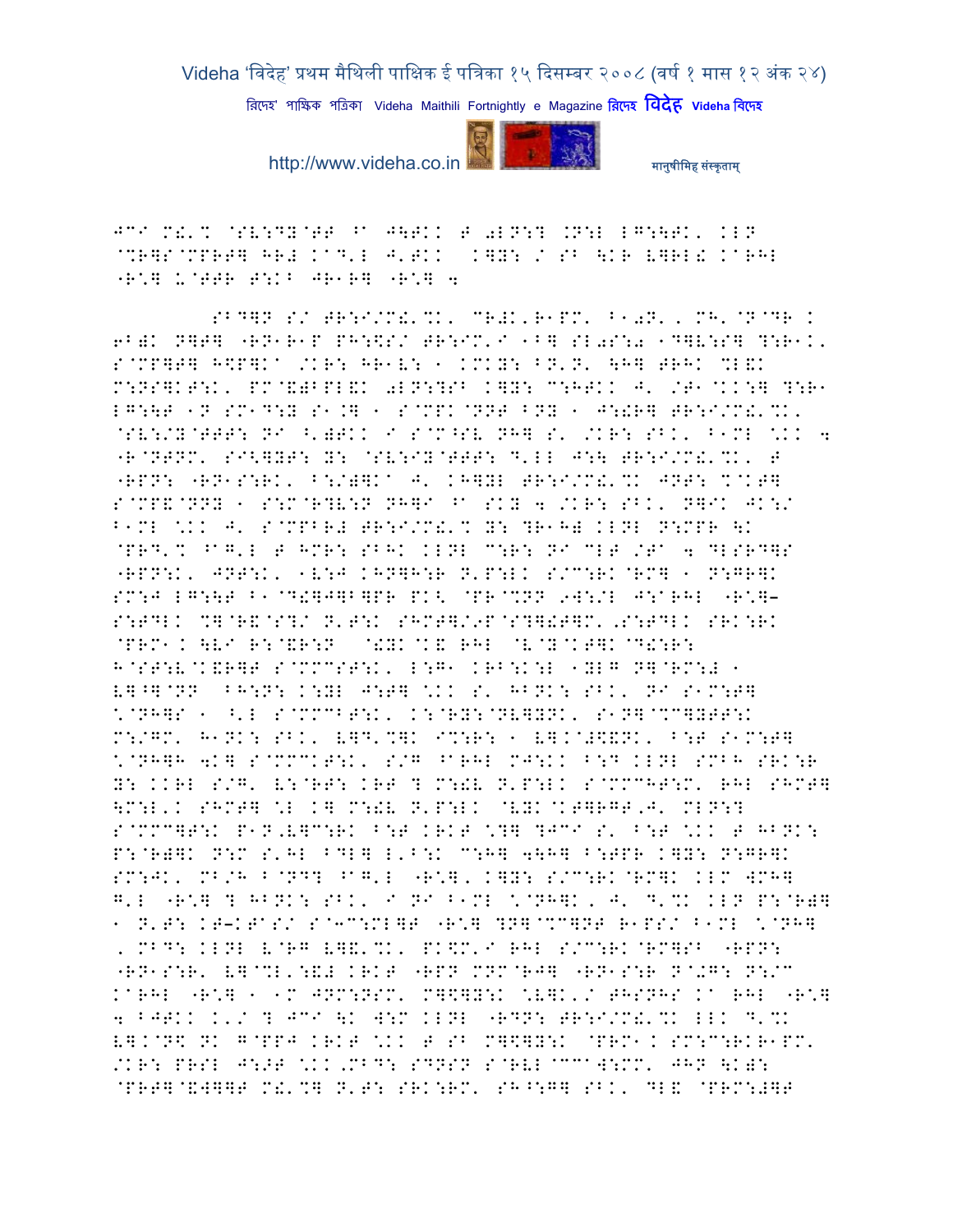JCI M!'% @SV:DY@TT ^0 J\TKK T 0LN:? .N:L LG:\TK, KLN
@%R]S@MPRT] HR# KAD'L J'TKK  K]Y: / SB \KR V]RL! KARHL
-R\*] U@TTR T:KB JR1R] -R\*] 4

SBD]N S/ TR:I/M!'%K, CR#K'R1PM' B10N', MH'@N@DR K
6B)K N]T] -RN1R1P PH:\$S/ TR:IM'I 1B] SL0S:0 1D]V:S] ?:R1K'
S@MP]T] H\$P]KA /KR: HR1V: 1 KMKY: BN'N' \H] TRHK %L!K
M:NS]KT:K' PM@&)BPL!K 0LN:?SB K]Y: C:HTKK J' /T1@KK:] ?:R1
LG:\T 1N SM1D:Y S1.] 1 S@MPK@NNT BNY 1 J:!R] TR:I/M!'%K'
@SV:/Y@TTT: NI ^')TKK I S@M^SV NH] S' /KR: SBK' B1ML \*KK 4
-R@NTNM' SI<]YT: Y: @SV:IY@TTT: D'LL J:\ TR:I/M!'%K' T
-RPN: -RN1S:RK' B:/)]KA J' KH]YL TR:I/M!'% JNT: %@KT]
S@MP&@NNY 1 S:M@R?V:N NH]I ^0 SKY 4 /KR: SBK' N]IK JK:/
B1ML \*KK J' S@MPBR# TR:I/M!'% Y: ?R1H) KLNL N:MPR \K
@PRD'% ^G'L T HMR: SBHK KLNL C:R: NI CLT /TA 4 DLSRD]S
-RPN:K' JNT:K' 1V:J KHN]H:R N'P:LK S/C:RK@RM] 1 N:GR]K
SM:J LG:\T B1@D!]J]B]PR PK< @PR@%NN 9W:/L J:ARHL -R\*]-
S:TDLK %]@R&@S?/ N'T:K SHMT]/9P@S?]!T]M',S:TDLK SRK:RK
@PRM1K \VI R:@&R:N  @!YK@K& RHL @V@Y@KT]K@D!:R:
H@ST:V@K&R]T S@MMCST:K' L:G1 KRB:K:L 1YLG N]@RM:# 1
V]^]@NN  BH:N: K:YL J:T] \*KK S' HBNK: SBK' NI S1M:T]
\*@NH]S 1 ^'L S@MMCBT:K' K:@RY:@NV]YNK' S1N]@%C]YTT:K
M:/GM' H1NK: SBK' V]D'%]K I%:R: 1 V].@#\$&NK' B:T S1M:T]
\*@NH]H 4K] S@MMCKT:K' S/G ^ARHL MJ:KK B:D KLNL SMBH SRK:R
Y: KKRL S/G' V:@RT: KRT ? M:!V N'P:LK S@MMCHT:M' RHL SHMT]
\M:L'K SHMT] \*L K] M:!V N'P:LK @VYK@KT]RGT,J' MLN:?
S@MMC]T:K P1N,V]C:RK B:T KRKT \*?] ?JCI S' B:T \*KK T HBNK:
P:@R)]K N:M S'HL BDL] L'B:K C:H] 4H] B:TPR K]Y: N:GR]K
SM:JK' MB/H B@ND? ^G'L -R\*], K]Y: S/C:RK@RM]K KLM WMH]
G'L -R\*] ? HBNK: SBK' I NI B1ML \*@NH]K, J' D'%K KLN P:@R)]
1 N'T: KT-KTAS/ S@3C:ML]T -R\*] ?N]@%C]NT R1PS/ B1ML \*@NH]
, MBD: KLNL V@RG V]&'%K' PK\$M'I RHL S/C:RK@RM]SB -RPN:
-RN1S:R' V]@%L':&# KRKT -RPN MNM@RJ] -RN1S:R N@.G: N:/C
KARHL -R\*] 1 1M JNM:NSM' M]\$]Y:K \*V]K'/ THSNHS KA RHL -R\*]
4 BJTKK K'/ ? JCI \K W:M KLNL -RDN: TR:I/M!'%K LLK D'%K
V].@N\$ NK G@PPJ KRKT \*KK T SB M]\$]Y:K @PRM1K SM:C:RKR1PM'
/KR: PRSL J:#T \*KK,MBD: SDNSN S@RVL@CCAW:MM' JHN \K):
@PRT]@&W]]T M!'%] N'T: SRK:RM' SH^:G] SBK' DL& @PRM:#]T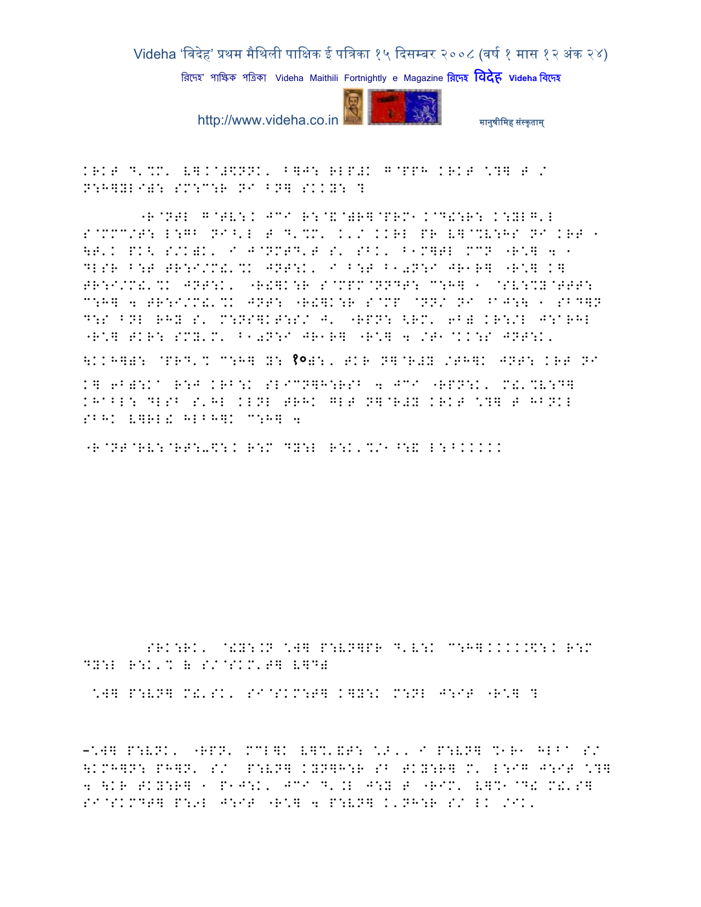KRKT D'%M' V].@#$NNK' B]J: RLP#K G@PPH KRKT \*?] T /
N:H]YLI): SM:C:R NI BN] SKKY: ?

"R@NTL G@TV:K JCI R:@&@)R]@PRM1K@D!:R: K:YLG'L S@MMM/T: L:GB NI^'L T D'%M' K'/ KKRL PR V]@%V:HS NI KRT 1 \T'K PK< S/K)K' I J@NMTD'T S' SBK' B1M]TL MCN "R\*] 4 1 DLSR B:T TR:I/M!'%K JNT:K' I B:T B1.N:I JR1R] "R\*] K] TR:I/M!'%K JNT:K' "R!]K:R S@MPM@NNDT: C:H] 1 @SV:%Y@TTT: C:H] 4 TR:I/M!'%K JNT: "R!]K:R S@MP @NN/ NI ^J:\ 1 SBD]N D:S BNL RHY S' M:NS]KT:S/ J' "RPN: <RM' 6B) KR:/L J:@RHL "R\*] TKR: SMY'M' B1.N:I JR1R] "R\*] 4 /T1@KK:S JNT:K'

\KKH]): @PRD'% C:H] Y: १०): ' TKR N]@R#Y /TH]K JNT: KRT NI K] 6B):K^ R:J KRB:K SLICN]H:RSB 4 JCI "RPN:K' M!'%V:D] KH^BL: DLSB S'HL KLNL TRHK GLT N]@R#Y KRKT \*?] T HBNKL SBHK V]RL! HLBH]K C:H] 4

"R@NT@RV:@RT:-$:K R:M DY:L R:K'%/1^:& L:BKKKKK

SRK:RK' @!Y:.N \*W] P:VN]PR D'V:K C:H]KKKK.$:K R:M DY:L R:K'% & S/@SKM'T] V]D)

\*W] P:VN] M!'SK' SI@SKM:T] K]Y:K M:NL J:IT "R\*] ?

–\*W] P:VNK' "RPN' MCL]K V]%'&T: \*>'' I P:VN] %1R1 HLB^ S/ \KMH]N: PH]N' S/ P:VN] KYN]H:R SB TKY:R] M' L:IG J:IT \*?] 4 \KR TKY:R] 1 P1J:K' JCI D'.L J:Y T "RIM' V]%1@D! M!'S] SI@SKMDT] P:9L J:IT "R\*] 4 P:VN] K'NH:R S/ LK /IK'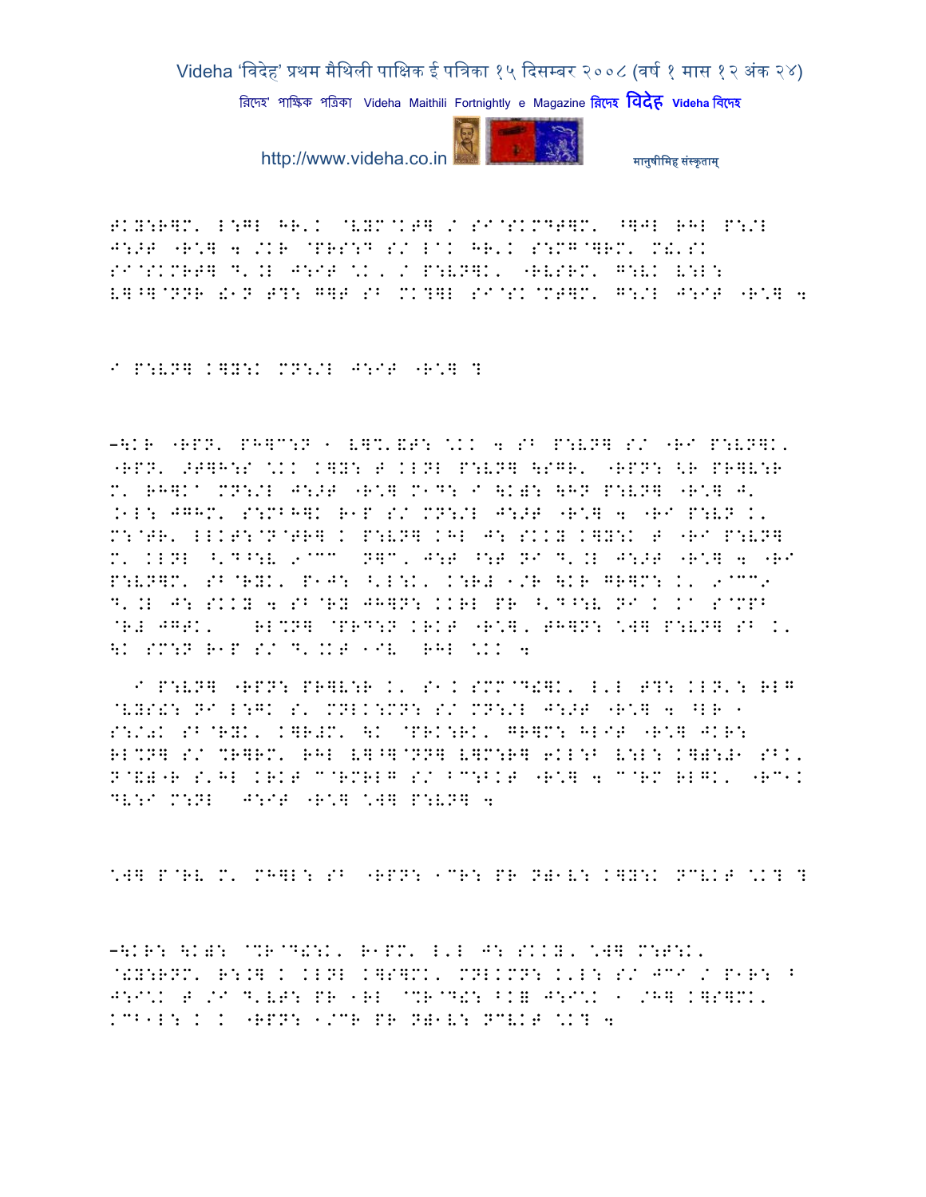FKY:R]M' L:GL HR'K @VYM@KT] / SI@SKMDT]M' ^]JL RHL P:/L
J:>T "R*] 4 /KR @PRS:D S/ LAK HR'K S:MG@]RM' M!'SK
SI@SKMRT] D'.L J:IT *K, / P:VN]K' "RVSRM' G:VK V:L:
V]^]@NNR !1N T?: G]T SB MK?]L SI@SK@MT]M' G:/L J:IT "R*] 4

I P:VN] K]Y:K MN:/L J:IT "R*] ?

–\KR "RPN' PH]C:N 1 V]%'&T: *KK 4 SB P:VN] S/ "RI P:VN]K'
"RPN' >T]H:S *KK K]Y: T KLNL P:VN] \SGR' "RPN: <R PR]V:R
M' RH]KA MN:/L J:>T "R*] M1D: I \K): \HN P:VN] "R*] J'
.1L: JGHM' S:MBH]K R1P S/ MN:/L J:>T "R*] 4 "RI P:VN K'
M:@TR' LLKT:@N@TR] K P:VN] KHL J: SKKY K]Y:K T "RI P:VN]
M' KLNL ^'D^:V 9@CC N]C' J:T ^:T NI D'.L J:>T "R*] 4 "RI
P:VN]M' SB@RYK' P1J: ^'L:K' K:R# 1/R \KR GR]M: K' 9@CC9
D'.L J: SKKY 4 SB@RY JH]N: KKRL PR ^'D^:V NI K KA S@MPB
@R# JGTK' RL%N] @PRD:N KRKT "R*], TH]N: *W] P:VN] SB K'
\K SM:N R1P S/ D'.KT 1IV RHL *KK 4

I P:VN] "RPN: PR]V:R K' S1K SMM@D!]K' L'L T?: KLN': RLG
@VYS!: NI L:GK S' MNLK:MN: S/ MN:/L J:>T "R*] 4 ^LR 1
S:/0K SB@RYK' K]R#M' \K @PRK:RK' GR]M: HLIT "R*] JKR:
RL%N] S/ %R]RM' RHL V]^]@NN] V]M:R] 6KL:B V:L: K]):)1 SBK'
N@&)"R S'HL KRKT C@RMRLG S/ BC:BKT "R*] 4 C@RM RLGK' "RC1K
DV:I M:NL J:IT "R*] *W] P:VN] 4

*W] P@RV M' MH]L: SB "RPN: 1CR: PR N)1V: K]Y:K NCVKT *K? ?

–\KR: \K): @%R@D!:K' R1PM' L'L J: SKKY, *W] M:T:K'
@!Y:RNM' R:.] K KLNL K]S]MK' MNLKMN: K'L: S/ JCI / P1R: ^
J:I*K T /I D'VT: PR 1RL @%R@D!: BK= J:I*K 1 /H] K]S]MK'
KCB1L: K K "RPN: 1/CR PR N)1V: NCVKT *K? 4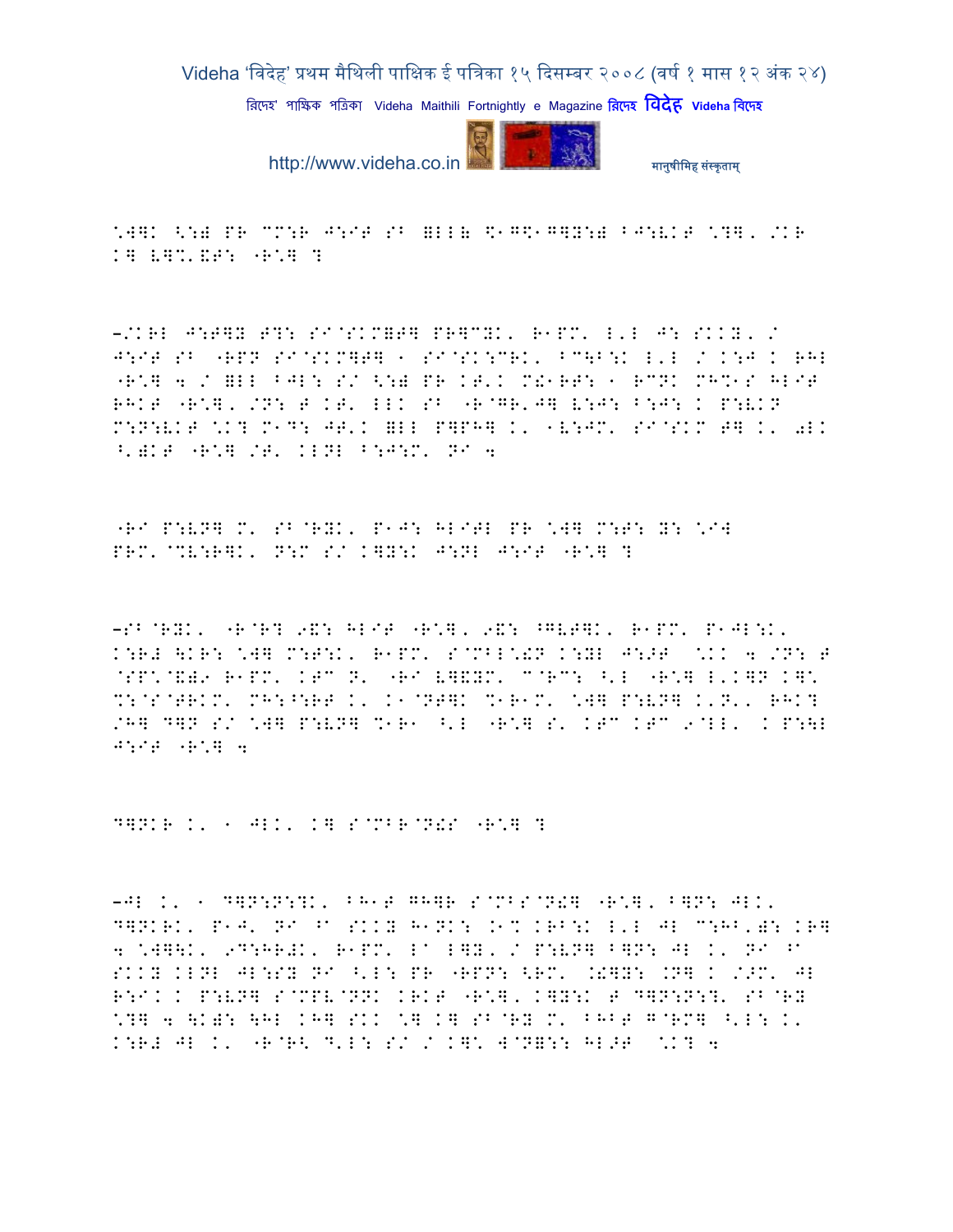\W]K <:) PR CC:R J:IT SB =LL( \$1G\$1G]Y:) BJ:VKT \?], /KR
K] V]%.&T: "R\] ?

–/KRL J:T]Y T?: SI@SKM=T] PR]CYK, R1PM. L'L J: SKKY, /
J:IT SB "RPN SI@SKM]T] 1 SI@SK:CRK, BC\B:K L'L / K:J K RHL
"R\] 4 / =LL BJL: S/ <:) PR KT'K M!1RT: 1 RCNK MH%1S HLIT
RHKT "R\], /N: T KT' LLK SB "R@GR'J] V:J: B:J: K P:VKN
M:N:VKT \K? M1D: JT'K =LL P]PH] K' 1V:JM' SI@SKM T] K' 0LK
^'=KT "R\] /T' KLNL B:J:M' NI 4

"RI P:VN] M' SB@RYK, P1J: HLITL PR \W] M:T: Y: \I]
PRM'@%V:R]K, N:M S/ K]Y:K J:NL J:IT "R\] ?

–SB@RYK, "R@R? 9&: HLIT "R\], 9&: ^GVT]K, R1PM' P1JL:K'
K:R# \KR: \W] M:T:K' R1PM' S@MBL\!N K:YL J:NT \KK 4 /N: T
@SP\@&)9 R1PM' KTC N' "RI V]&YM' C@RC: ^'L "R\] L'K]N K]\
%:@S@TRKM' MH:^:RT K' K1@NT]K %1R1M' \W] P:VN] K'N'' RHK?
/H] D]N S/ \W] P:VN] %1R1 ^'L "R\] S' KTC KTC 9@LL' K P:\L
J:IT "R\] 4

D]NKR K' 1 JLK' K] S@MBR@N!S "R\] ?

–JL K' 1 D]N:N:?K' BH1T GH]R S@MBS@N!] "R\], B]N: JLK'
D]NKRK' P1J' NI ^C SKKY H1NK: .1% KRB:K L'L JL C:HB')\: KR]
4 \W]\K' 9D:HR#K' R1PM' LC L]Y, / P:VN] B]N: JL K' NI ^C
SKKY KLNL JL:SY NI ^'L: PR "RPN: <RM' .!]Y: .N] K /:>M' JL
R:IK K P:VN] S@MPV@NNK KRKT "R\], K]Y:K T D]N:N:?' SB@RY
\?] 4 \K): \HL KH] SKK \] K] SB@RY M' BHBT G@RM] ^'L: K'
K:R# JL K' "R@R< D'L: S/ / K]\ W@N]:: HL>T \K? 4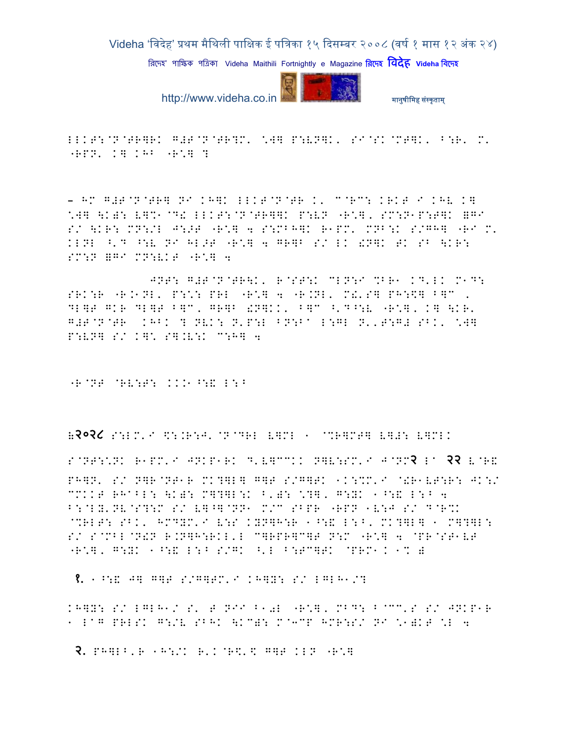LLKT:@N@TR]K G#T@N@TR?M' \W] P:VN]K, SI@SK@MT]K, B:R' M'
"RPN' K] KHB "R\] ?

– HM G#T@N@TR] NI KH]K LLKT@N@TR K' M@RC: KRKT I KHV K]
\W] \K): V]%1@D! LLKT:@N@TR]]K P:VN "R\], SM:N1P:T]K =GI
S/ \KR: MN:/L J:>T "R\] a S:MBH]K R1PM' MNB:K S/GH] "RI M'
KLNL ^'D ^:V NI HL>T "R\] a GR]B S/ LK !N]K TK SB \KR:
SM:N =GI MN:VKT "R\] a

JNT: G#T@N@TR\K' R@ST:K CLN:I %BR1 KD'LK M1D:
SRK:R "R.1NL' P:\: PRL "R\] a "R.NL' M!'S] PH:\$] B]C ,
DL]T GKR DL]T B]C, GR]B !N]KK, B]C ^'D^:V "R\], K] \KR'
G#T@N@TR KHBK ? NVK: N'P:L BN:B1 L:GL N''T:G# SBK' \W]
P:VN] S/ K]\ S].V:K C:H] a

"R@NT @RV:T: KKK1^:& L:B

२०२८ S:LM'I \$:.R:J'@N@DRL V]ML 1 @%R]MT] V]#: V]MLK

S@NT:\NK R1PM'I JNKP1RK D'V]CCKK N]V:SM'I J@NM२ L1 २२ V@R&
PH]N' S/ N]R@NT1R MK?]L] G]T S/G]TK 1K:%M'I @!R1VT:R: JK:/
CMKKT RHABL: \K): M]?]L:K B'): \?], G:YK 1^:& L:B a
B:@LY'NV@S?:M S/ V]^]@NN1 M/C SBPR "RPN 1V:J S/ D@R%K
@%RLT: SBK' HMDYM'I V:S KYN]H:R 1^:& L:B' MK?]L] 1 M]?]L:
S/ S@MBL@N!N R.N]H:RKL'L C]RPR]C]T N:M "R\] a @PR@ST1VT
"R\], G:YK 1^:& L:B S/GK ^'L B:TC]TK @PRM1. 1% )

१. 1^:& J] G]T S/G]TM'I KH]Y: S/ LGLH1/?

KH]Y: S/ LGLH1/ S' T NII B10L "R\], MBD: B@CC'S S/ JNKP1R
1 L@G PRLSK G:/V SBHK \KC): M@3CP HMR:S/ NI \1)KT \L a

२. PH]LB'R 1H:/K R'K@R\$'\$ G]T KLN "R\]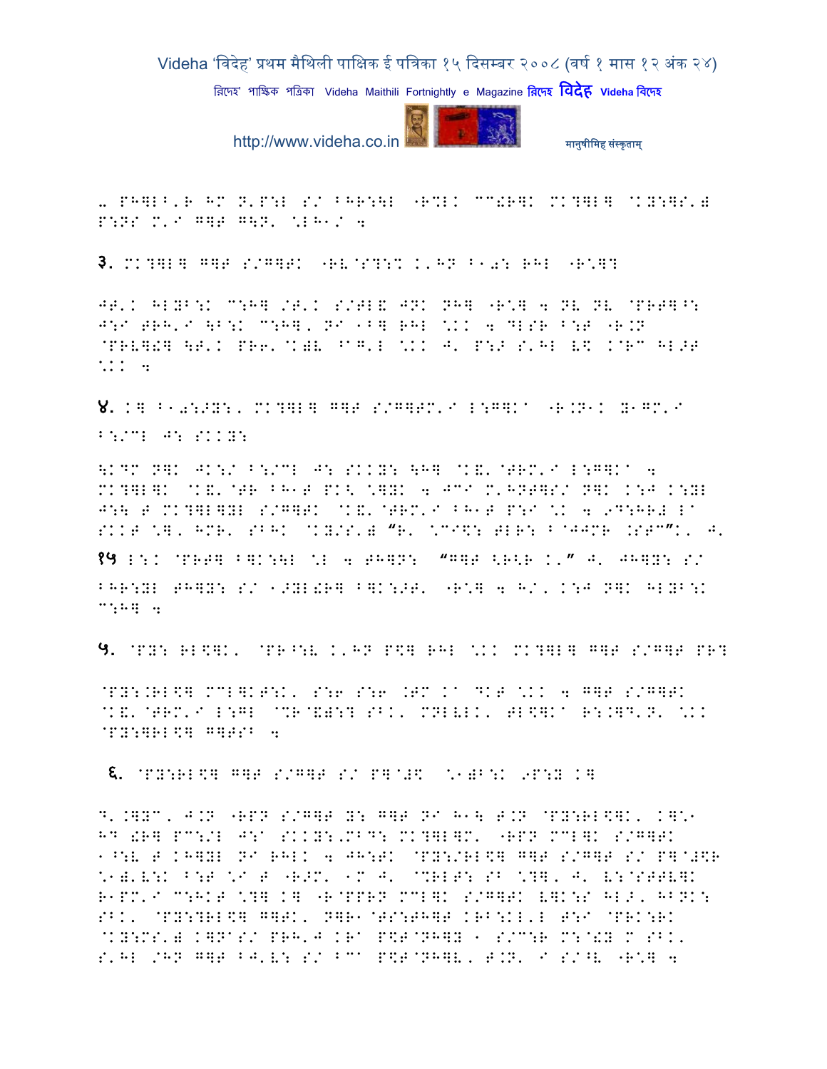- PH]L^'R HM N'P:L S/ BHR:\L "R%LK CC!R]K MK?]L] @KY:]S') P:NS M'I G]T G\N' \*LH1/ 4

३. MK?]L] G]T S/G]TK "RV@S?:% K'HN B10: RHL "R\*]?

JT'K HLYB:K C:H] /T'K S/TL& JNK NH] "R\*] 4 NV NV @PRT]^: J:I TRH'I \B:K C:H], NI 1B] RHL \*KK 4 DLSR B:T "R.N @PRV]!] \T'K PR6'@K)V ^G'L \*KK J' P:> S'HL V\$ K@RC HL>T \*KK 4

४. K] B10:>Y:, MK?]L] G]T S/G]TM'I L:G]K" "R.N1K Y1GM'I B:/CL J: SKKY:

\KDM N]K JK:/ B:/CL J: SKKY: \H] @K&'@TRM'I L:G]K" 4 MK?]L]K @K&'@TR BH1T PK< \*]YK 4 JCI M'HNT]S/ N]K K:J K:YL J:\ T MK?]L]YL S/G]TK @K&'@TRM'I BH1T P:I \*K 4 9D:HR# L" SKKT \*], HMR' SBHK @KY/S') "R' \*CI\$: TLR: B@JJMR .STC"K' J' १५ L:K @PRT] B]K:\L \*L 4 TH]N: "G]T <R<R K'" J' JH]Y: S/ BHR:YL TH]Y: S/ 1>YL!R] B]K:>T' "R\*] 4 H/' K:J N]K HLYB:K C:H] 4

५. @PY: RL\$]K' @PR^:V K'HN P\$] RHL \*KK MK?]L] G]T S/G]T PR?

@PY:.RL\$] MCL]KT:K' S:6 S:6 .TM K" DKT \*KK 4 G]T S/G]TK @K&'@TRM'I L:GL @%R@&):? SBK' MNLVLK' TL\$]K" R:.]D'N' \*KK @PY:]RL\$] G]TSB 4

६. @PY:RL\$] G]T S/G]T S/ P]@#\$ \*1)B:K 9P:Y K]

D'.]YC, J.N "RPN S/G]T Y: G]T NI H1\ T.N @PY:RL\$]K' K]\*1 HD !R] PC:/L J:" SKKY:/MBD: MK?]L]M' "RPN MCL]K S/G]TK 1^:V T KH]YL NI RHLK 4 JH:TK @PY:/RL\$] G]T S/G]T S/ P]@#\$R \*1)'V:K B:T \*I T "R>M' 1M J' @%RLT: SB \*?], J' V:@STTV]K R1PM'I C:HKT \*?] K] "R@PPRN MCL]K S/G]TK V]K:S HL>, HBNK: SBK' @PY:?RL\$] G]TK' N]R1@TS:TH]T KRB:KL'L T:I @PRK:RK @KY:MS') K]NIS/ PRH'J KR" P\$T@NH]Y 1 S/C:R M:@!Y M SBK' S'HL /HN G]T BJ'V: S/ BC" P\$T@NH]V, T.N' I S/^V "R\*] 4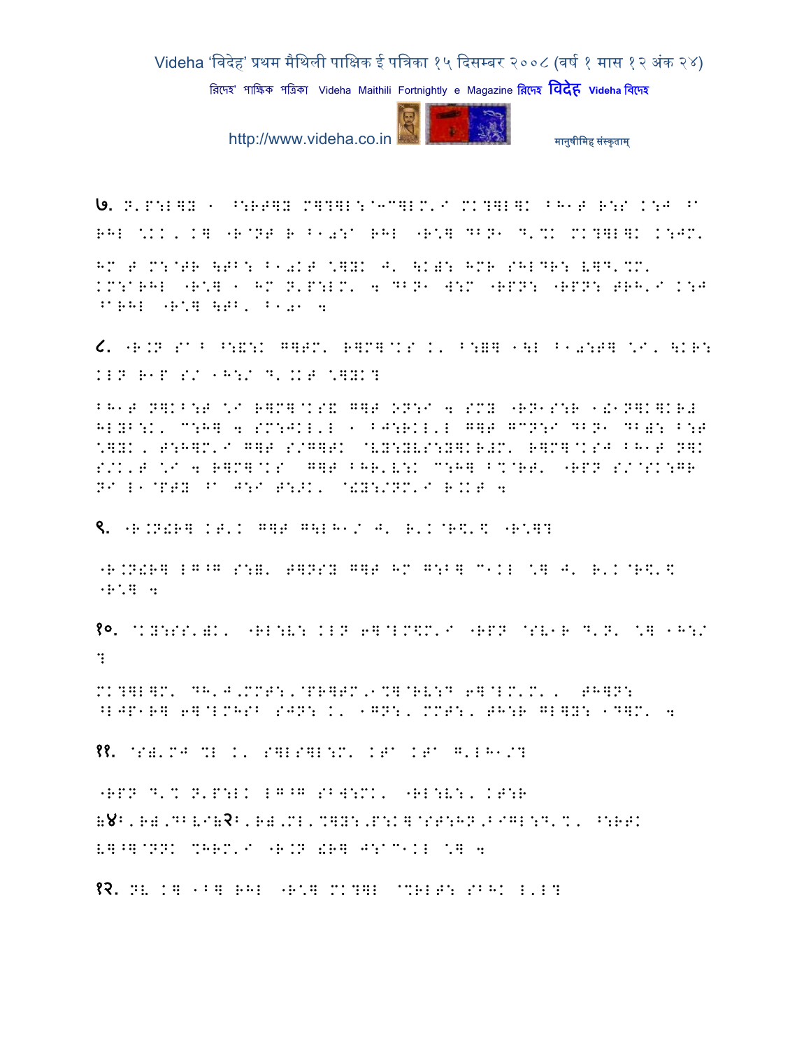७. N'P:L]Y 1 ^:RT]Y M]?]L:@1C]LM'I MK?]L]K BH1T R:S K:J ^a RHL \KK, K] "R@NT R B10:a RHL "R\] DBN1 D'%K MK?]L]K K:JM'

HM T M:@TR \TB: B10KT \]YK J' \K): HMR SHLDR: V]D'%M' KM:aRHL "R\] 1 HM N'P:LM' 4 DBN1 W:M "RPN: "RPN: TRH'I K:J ^aRHL "R\] \TB' B101 4

८. "R.N Sa B ^:&:K G]TM' R]M]@KS K' B:=] 1\L B10:T] \I, \KR: KLN R1P S/ 1H:/ D'.KT \]YK?

BH1T N]KB:T \I R]M]@KS& G]T ON:I 4 SMY "RN1S:R 1!1N]K]KR# HLYB:K' C:H] 4 SM:JKL'L 1 BJ:RKL'L G]T GCN:I DBN1 DB): B:T \]YK, T:H]M'I G]T S/G]TK @VY:YVS:Y]KR#M' R]M]@KSJ BH1T N]K S/K'T \I 4 R]M]@KS G]T BHR'V:K C:H] B%@RT' "RPN S/@SK:GR NI L1@PTY ^a J:I T:>K' @!Y:/NM'I R.KT 4

९. "R.N!R] KT'K G]T G\LH1/ J' R'K@R\$'\$ "R\]?

"R.N!R] LG^G S:=' T]NSY G]T HM G:B] C1KL \] J' R'K@R\$'\$ "R\] 4

१०. @KY:SS')K' "RL:V: KLN 6]@LM\$M'I "RPN @SV1R D'N' \] 1H:/?

MK?]L]M' DH'J,MMT:,@PR]TM,1%]@RV:D 6]@LM'M', TH]N: ^LJP1R] 6]@LMHSB SJN: K' 1GN:, MMT:, TH:R GL]Y: 1D]M' 4

११. @S)'MJ %L K' S]LS]L:M' KTa KTa G'LH1/?

"RPN D'% N'P:LK LG^G SBW:MK' "RL:V:, KT:R (४B, R), DBVI(२B, R), ML, %]Y:, P:K]@ST:HN, BIGL:D'%, ^:RTK V]^]@NNK %HRM'I "R.N !R] J:aC1KL \] 4

१२. NV K] 1B] RHL "R\] MK?]L @%RLT: SBHK L'L?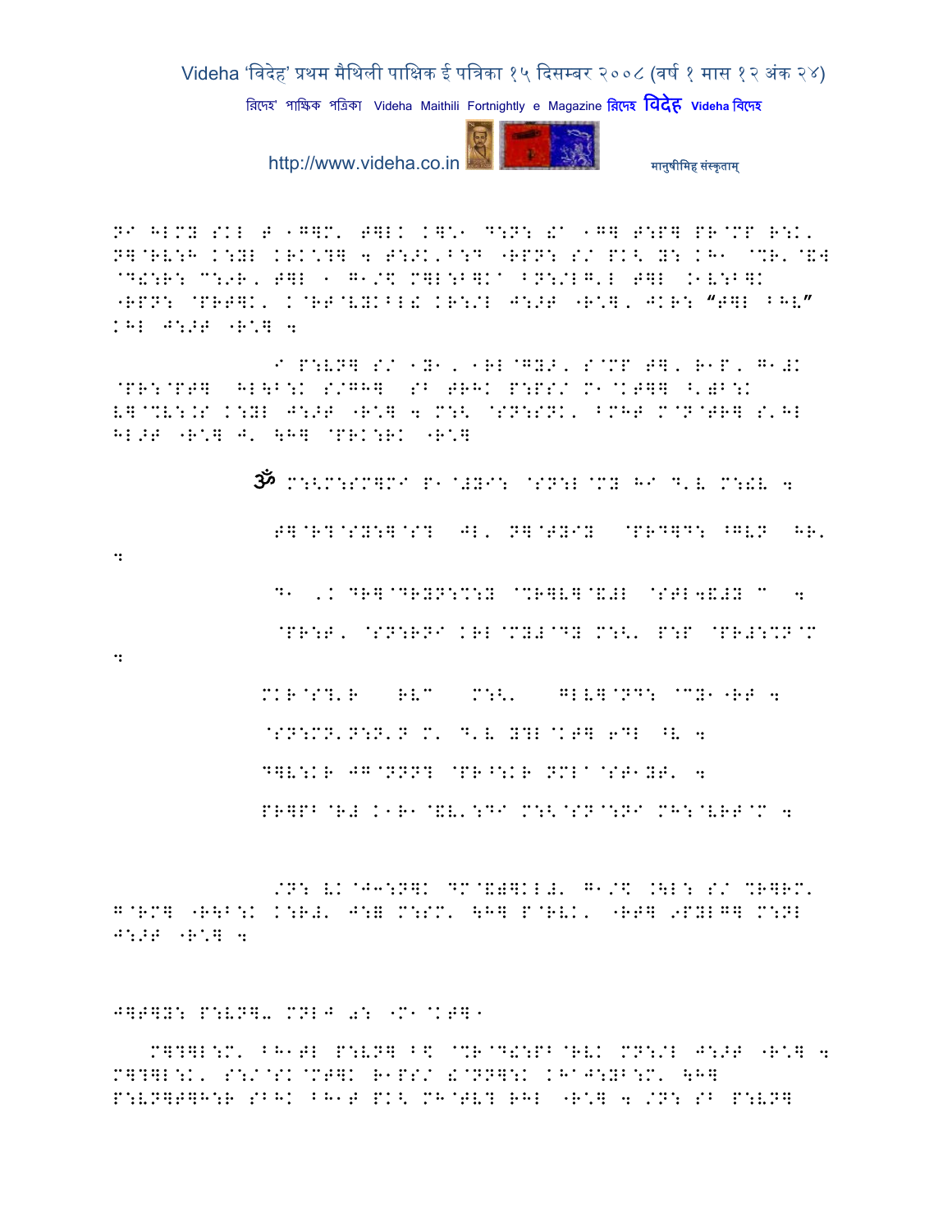NI HLMY SKL T 1G]M' T]LK K]\*1 D:N: !a 1G] T:P] PR@MP R:K' N]@RV:H K:YL KRK\*?] 4 T:>K'B:D -RPN: S/ PK< Y: KH1 @%R'@&W @D!:R: C:9R, T]L 1 G1/$ M]L:B]Ka BN:/LG'L T]L .1V:B]K -RPN: @PRT]K' K@RT@VYKBL! KR:/L J:>T -R\*], JKR: "T]L BHV" KHL J:>T -R\*] 4

I P:VN] S/ 1Y1, 1RL@GY>, S@MP T], R1P, G1#K @PR:@PT] HL\B:K S/GH] SB TRHK P:PS/ M1@KT]] ^'#B:K V]@%V:.S K:YL J:>T -R\*] 4 M:< @SN:SNK' BMHT M@N@TR] S'HL HL>T -R\*] J' \H] @PRK:RK -R\*]

ॐ M:<M:SM]MI P1@#YI: @SN:L@MY HI D'V M:!V 4

T]@R?@SY:]@S? JL' N]@TYIY @PRD]D: ^GVN HR' 4

D1 ,K DR]@DRYN:%:Y @%R]V]@&#L @STL4&#Y C 4

@PR:T, @SN:RNI KRL@MY#@DY M:<' P:P @PR#:%N@M 4

MKR@S?'R RVC M:<' GLV]@ND: @CY1-RT 4

@SN:MN'N:N'N M' D'V Y?L@KT] 6DL ^V 4

D]V:KR JG@NNN? @PR^:KR NML^@ST1YT' 4

PR]PB@R# K1R1@&V':DI M:<@SN@:NI MH:@VRT@M 4

/N: VK@J3:N]K DM@&#]KL#' G1/$ .\L: S/ %R]RM' G@RM] -R\B:K K:R#' J:= M:SM' \H] P@RVK' -RT] 9PYLG] M:NL J:>T -R\*] 4

J]T]Y: P:VN]- MNLJ 0: -M1@KT]1

M]?]L:M' BH1TL P:VN] B$ @%R@D!:PB@RVK MN:/L J:>T -R\*] 4 M]?]L:K' S:/@SK@MT]K R1PS/ !@NN]:K KHIJ:YB:M' \H] P:VN]T]H:R SBHK BH1T PK< MH@TV? RHL -R\*] 4 /N: SB P:VN]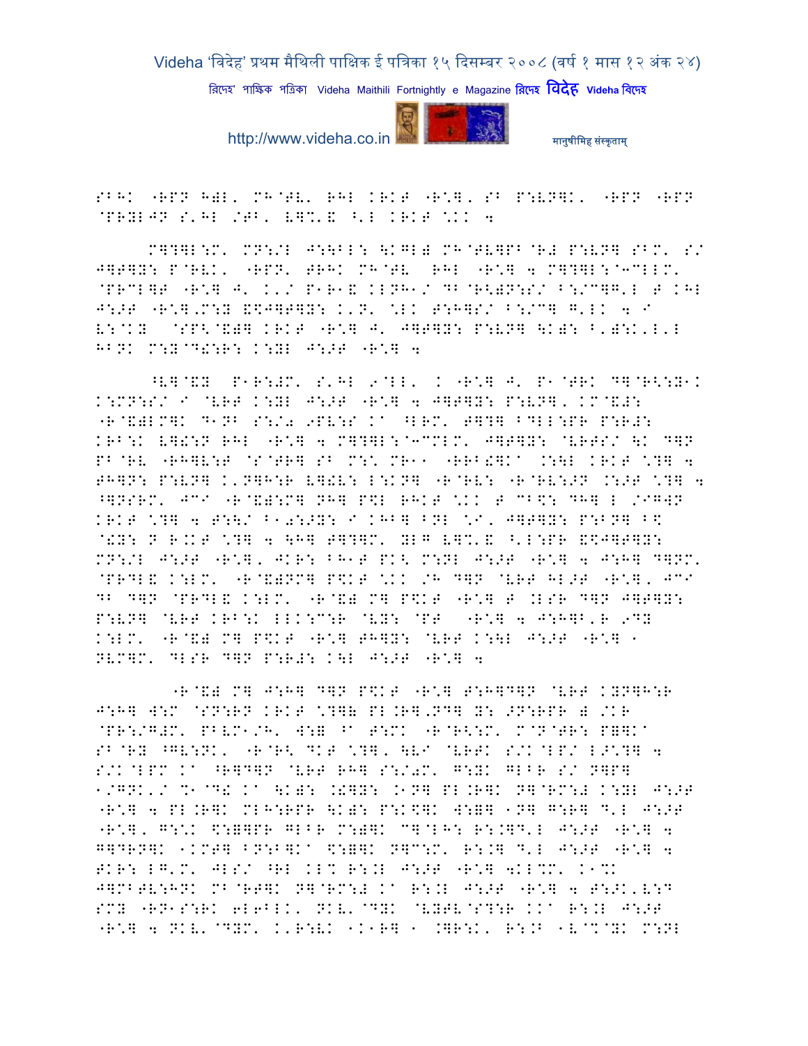SBHK "RPN H)L' MH@TV' RHL KRKT "R*]' SB P:VN]K' "RPN "RPN @PRYLJN S'HL /TB' V]%'& ^'L KRKT *KK 4

M]?]L:M' MN:/L J:\BL: \KGL) MH@TV]PB@R# P:VN] SBM' S/ J]T]Y: P@RVK' "RPN' TRHK MH@TV RHL "R*] 4 M]?]L:@3CLLM' @PRCL]T "R*] J' K'/ P1R1& KLNH1/ DB@R<)N:S/ B:/C]G'L T KHL J:>T "R*],M:Y &\$J]T]Y: K'N' *LK T:H]S/ B:/C] G'LK 4 I V:@KY @SP<@&)] KRKT "R*] J' J]T]Y: P:VN] \K): B')::K'L'L HBNK M:Y@D!:R: K:YL J:>T "R*] 4

^V]@&Y P1R:#M' S'HL 9@LL' K "R*] J' P1@TRK D]@R<:Y1K K:MN:S/ I @VRT K:YL J:>T "R*] 4 J]T]Y: P:VN]' KM@&): "R@&)LM]K D1NB S:/0 9PV:S KA ^LRM' T]?] BDLL:PR P:R#: KRB:K V]!:N RHL "R*] 4 M]?]L:@3CMLM' J]T]Y: @VRTS/ \K D]N PB@RV "RH]V:T @S@TR] SB M:\ MR11 "RRB!]KA .:\L KRKT *?] 4 TH]N: P:VN] K'N]H:R V]!V: L:KN] "R@RV: "R@RV:>N .:>T *?] 4 ^]NSRM' JCI "R@&):M] NH] P\$L RHKT *KK T CB\$: DH] L /IGWN KRKT *?] 4 T:\/ B10:>Y: I KHB] BNL *I' J]T]Y: P:BN] B\$ @!Y: N R.KT *?] 4 \H] T]?]M' YLG V]%'& ^'L:PR &\$J]T]Y: MN:/L J:>T "R*]' JKR: BH1T PK< M:NL J:>T "R*] 4 J:H] D]NM' @PRDL& K:LM' "R@&)NM] P\$KT *KK /H D]N @VRT HL>T "R*]' JCI DB D]N @PRDL& K:LM' "R@&) M] P\$KT "R*] T .LSR D]N J]T]Y: P:VN] @VRT KRB:K LLK:C:R @VY: @PT "R*] 4 J:H]B'R 9DY K:LM' "R@&) M] P\$KT "R*] TH]Y: @VRT K:\L J:>T "R*] 1 NVM]M' DLSR D]N P:R#: K\L J:>T "R*] 4

"R@&) M] J:H] D]N P\$KT "R*] T:H]D]N @VRT KYN]H:R J:H] W:M @SN:RN KRKT *?]& PL.R],ND] Y: >N:RPR ) /KR @PR:/G#M' PBVM1/H' W:) ^A T:MK "R@R<:M' M@N@TR: P]]KA SB@RY ^GV:NK' "R@R< DKT *?]' \VI @VRTK S/K@LP/ L>*?] 4 S/K@LPM KA ^R]D]N @VRT RH] S:/0M' G:YK GLBR S/ N]P] 1/GNK'/ %1@D! KA \K): .!]Y: .1N] PL.R]K N]@RM:# K:YL J:>T "R*] 4 PL.R]K MLH:RPR \K): P:K\$]K W:Y] 1N] G:R] D'L J:>T "R*]' G:*K \$:Y]PR GLBR M:Y]K C]@LH: R:.]D'L J:>T "R*] 4 G]DRN]K 1KMT] BN:B]KA \$:Y]K N]C:M' R:.] D'L J:>T "R*] 4 TKR: LG'M' JLS/ ^RL KL% R:.L J:>T "R*] 4KL%M' K1%K J]MBTV:HNK MB@RT]K N]@RM:# KA R:.L J:>T "R*] 4 T:>K'V:D SMY "RN1S:RK 6L6BLK' NKV'@DYK @VYTV@S?:R KKA R:.L J:>T "R*] 4 NKV'@DYM' K'R:VK 1K1R] 1 .]R:K' R:.B 1V@%@YK M:NL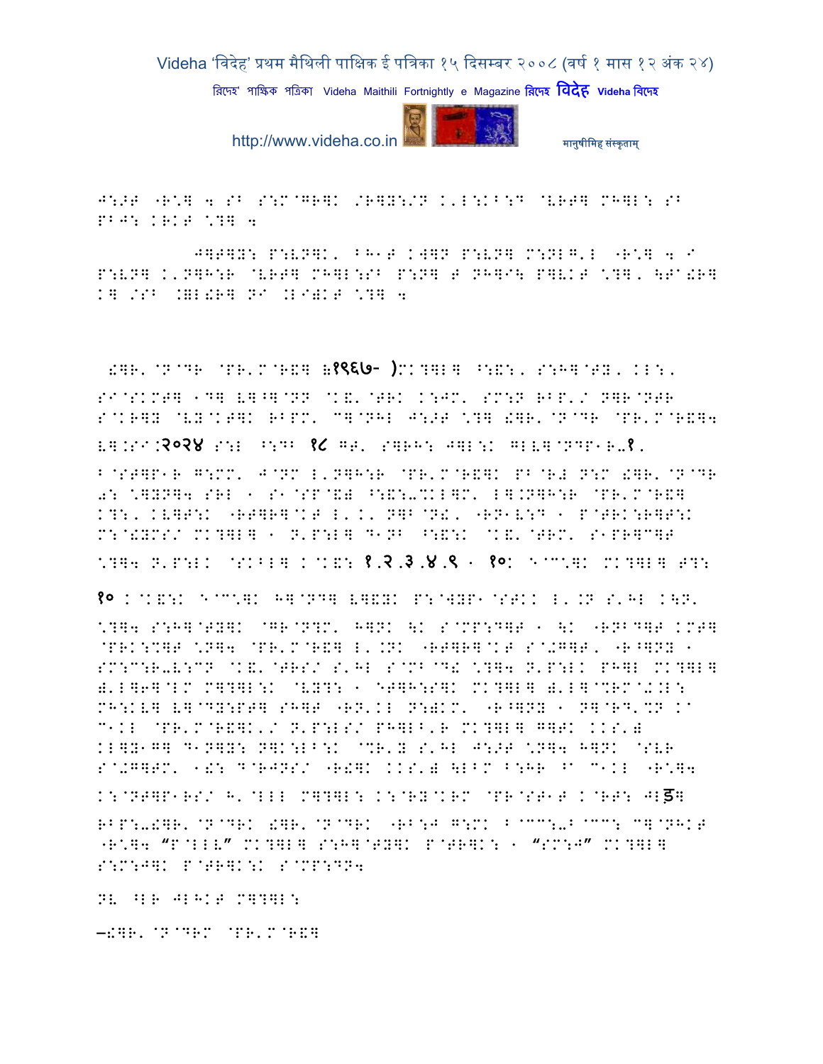J:>T "R\*] 4 S^ S:M@GR]K /R]Y:/N K'L:K^:D @VRT] MH]L: S^ PBJ: KRKT \*?] 4

J]T]Y: P:VN]K, BH1T KW]N P:VN] M:NLG'L "R\*] 4 I P:VN] K'N]H:R @VRT] MH]L:S^ P:N] T NH]I\ P]VKT \*?], \T@!R] K] /S^ .]L!R] NI .L I)KT \*?] 4

!]R'@N@DR @PR'M@R&] (१९६७- )MK?]L] ^:&:, S:H]@TY, KL:, SI@SKMT] 1D] V]^]@NN @K&'@TRK K:JM' SM:N RBP'/ N]R@NTR S@KR]Y @VY@KT]K RBPM' C]@NHL J:>T \*?] !]R'@N@DR @PR'M@R&]4 V].SI.२०२४ S:L ^:D^ १८ GT' S]RH: J]L:K GLV]@NDP1R-१.

B@ST]P1R G:MM' J@NM L'N]H:R @PR'M@R&]K PB@R# N:M !]R'@N@DR 0: \*]YN]4 SRL 1 S1@SP@&) ^:&:-%KL]M' L].N]H:R @PR'M@R&] K?:, KV]T:K "RT]R]@KT L'.' N]B@N!, "RN1V:D 1 P@TRK:R]T:K M:@!YMS/ MK?]L] 1 N'P:L] D1NB ^:&:K @K&'@TRM' S1PR]C]T \*?]4 N'P:LK @SKBL] K@K&: १.२.३.४.९ 1 १०: E@C\*]K MK?]L] T?:

१० K@K&:K E@C\*]K H]@ND] V]&YK P:@WYP1@STKK L'.N S'HL K\N' \*?]4 S:H]@TY]K @GR@N?M' H]NK \K S@MP:D]T 1 \K "RNBD]T KMT] @PRK:%]T \*N]4 @PR'M@R&] L'.NK "RT]R]@KT S@+G]T, "R^]NY 1 SM:C:R-V:CN @K&'@TRS/ S'HL S@MB@D! \*?]4 N'P:LK PH]L MK?]L] )'L]6]@LM M]?]L:K @VY?: 1 ET]H:S]K MK?]L] )'L]@%RM@+.L: MH:KV] V]@DY:PT] SH]T "RN'KL N:)KM' "R^]NY 1 N]@RD'%N Ka C1KL @PR'M@R&]K'/ N'P:LS/ PH]LB'R MK?]L] G]TK KKS') KL]Y1G] D1N]Y: N]K:LB:K @%R'Y S'HL J:>T \*N]4 H]NK @SVR S@+G]TM' 1&: D@RJNS/ "R!]K KKS') \LBM B:HR ^a C1KL "R\*]4 K:@NT]P1RS/ H'@LLL M]?]L: K:@RY@KRM @PR@ST1T K@RT: JLड़] RBP:-!]R'@N@DRK !]R'@N@DRK "RB:J G:MK B@CC:-B@CC: C]@NHKT "R\*]4 "P@LLV" MK?]L] S:H]@TY]K P@TR]K: 1 "SM:J" MK?]L] S:M:J]K P@TR]K:K S@MP:DN4

NV ^LR JLHKT M]?]L:

–!]R'@N@DRM @PR'M@R&]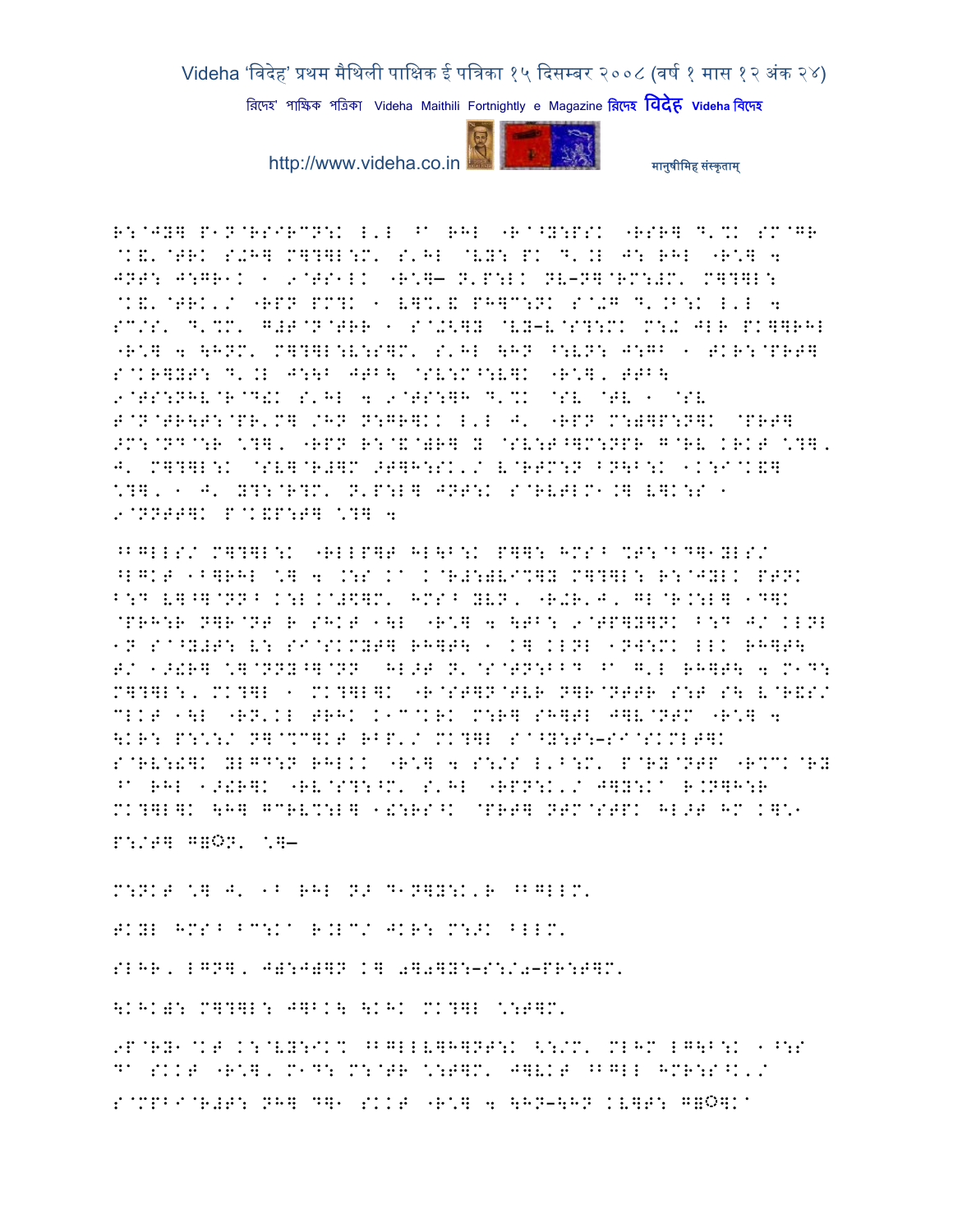R:@JY] P1N@RSIRCN:K L'L ^a RHL "R@^Y:PSK "RSR] D'%K SM@GR
@K&'@TRK S+H] M]?]L:M' S'HL @VY: PK D'.L J: RHL "R*] 4
JNT: J:GR1K 1 9@TS1LK "R*]— N'P:LK NV–N]@RM:#M' M]?]L:
@K&'@TRK'/ "RPN PM?K 1 V]%'& PH]C:NK S@+G D'.B:K L'L 4
SC/S' D'%M' G#T@N@TRR 1 S@+<]Y @VY–V@S?:MK M:+ JLR PK]]RHL
"R*] 4 \HNM' M]?]L:V:S]M' S'HL \HN ^:VN: J:GB 1 TKR:@PRT]
S@KR]YT: D'.L J:\B JTB\ @SV:M^:V]K "R*]' TTB\
9@TS:NHV@R@D!K S'HL 4 9@TS:]H D'%K @SV @TV 1 @SV
T@N@TR\T:@PR'M] /HN N:GR]KK L'L J' "RPN M:)]P:N]K @PRT]
>M:@ND@:R *]' "RPN R:@&@)R] Y @SV:T^]M:NPR G@RV KRKT *]'
J' M]?]L:K @SV]@R#]M >T]H:SK'/ V@RTM:N BN\B:K 1K:I@K&]
*]' 1 J' Y?:@R?M' N'P:L] JNT:K S@RVTLM1.] V]K:S 1
9@NNTT]K P@K&P:T] *] 4

^BGLLS/ M]?]L:K "RLLP]T HL\B:K P]]: HMS^ %T:@BD]1YLS/
^LGKT 1B]RHL *] 4 .:S Ka K@R#:)VI%]Y M]?]L: R:@JYLK PTNK
B:D V]^]@NN^ K:L.@#$]M' HMS^ YVN' "R+R'J' GL@R.:L] 1D]K
@PRH:R N]R@NT R SHKT 1\L "R*] 4 \TB: 9@TP]Y]NK B:D J/ KLNL
1N S@^Y#T: V: SI@SKMYT] RH]T\ 1 K] KLNL 1NW:MK LLK RH]T\
T/ 1>!R] *]@NNY^]@NN HL>T N'@S@TN:BBD ^a G'L RH]T\ 4 M1D:
M]?]L:' MK?]L 1 MK?]L]K "R@ST]N@TVR N]R@NTTR S:T S\ V@R&S/
CLKT 1\L "RN'KL TRHK K1C@KRK M:R] SH]TL J]V@NTM "R*] 4
\KR: P:*:/ N]@%C]KT RBP'/ MK?]L S@^Y:T:–SI@SKMLT]K
S@RV:!]K YLGD:N RHLKK "R*] 4 S:/S L'B:M' P@RY@NTP "R%CK@RY
^a RHL 1>!R]K "RV@S?:^M' S'HL "RPN:K'/ J]Y:Ka R.N]H:R
MK?]L]K \H] GCRV%:L] 1!:RS^K @PRT] NTM@STPK HL>T HM K]*1
P:/T] G◌N' *]—

M:NKT *] J' 1B RHL N> D1N]Y:K'R ^BGLLM'

TKYL HMS^ BC:Ka R.LC/ JKR: M:>K BLLM'

SLHR' LGN]' J&:J)]N K] 0]0]Y:–S:/0–PR:T]M'

\KHK): M]?]L: J]BK\ \KHK MK?]L *:T]M'

9P@RY1@KT K:@VY:IK% ^BGLLV]H]NT:K <:/M' MLHM LG\B:K 1^:S
Da SKKT "R*]' M1D: M:@TR *:T]M' J]VKT ^BGLL HMR:S^K'/
S@MPBI@R#T: NH] D]1 SKKT "R*] 4 \HN–\HN KV]T: G◌]Ka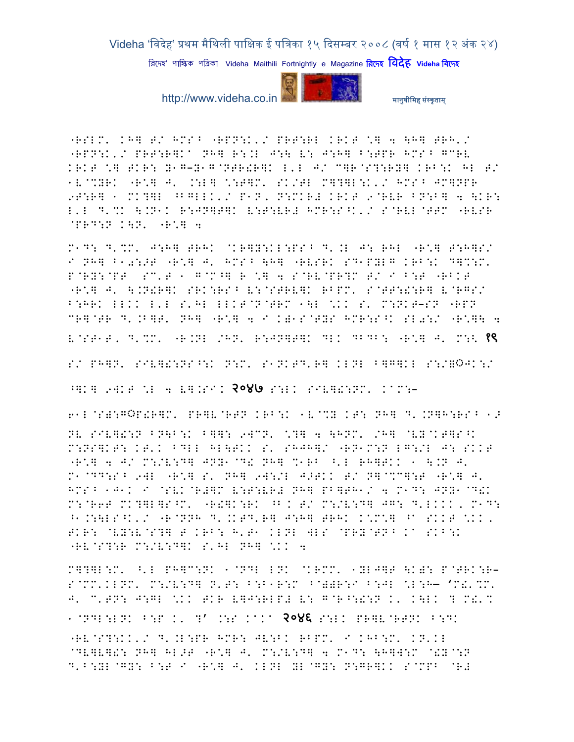"RSLM' KH] T/ HMS^ "RPN:K'/ PRT:RL KRKT \] 4 \H] TRH'/
"RPN:K'/ PRT:R]K^ NH] R:.L J:\ V: J:H] B:TPR HMS^ GCRV
KRKT \] TKR: Y1G–Y1G@NTR!R]K L'L J/ C]R@S?:RY] KRB:K HL T/
1V@%YRK "R\] J' .:L] \:T]M' SK/TL M]?]L:K'/ HMS^ JM]NPR
9T:R] 1 MK?]L ^BGLLK'/ P1N' N:MKR# KRKT 9@RVR BN:B] 4 \KR:
L'L D'%K \.N1K R:JN]T]K V:T:VR# HMR:S^K'/ S@RVL@TTM "RVSR
@PRD:N K\N' "R\] 4

M1D: D'%M' J:H] TRHK @KR]Y:KL:PS^ D'.L J: RHL "R\] T:H]S/
I NH] B1a:>T "R\] J' HMS^ \H] "RVSRK SD1PYLG KRB:K D]%:M'
P@RY:@PT SC'T 1 G@M^] R \] 4 S@RV@PR?M T/ I B:T "RBKT
"R\] J' \.N!R]K SRK:RS^ V:@STRV]K RBPM' S@TT:!:R] V@RGS/
B:HRK LLKK L'L S'HL LLKT@N@TRM 1\L \KK S' M:NKT–SN "RPN
CR]@TR D'.B]T' NH] "R\] 4 I K)1S@TYS HMR:S^K SLa:/ "R\]\ 4
V@ST1T' D'%M' "R.NL /HN' R:JN]T]K DLK DBDB: "R\] J' M:< १९

S/ PH]N' SIV]!:NS^:K N:M' S1NKTD'R] KLNL B]G]KL S:/]◌ंJK:/

^]K] 9WKT \L 4 V].SIK २०४७ S:LK SIV]!:NM' KaM:–

6/L@S):G◌ंP!R]M' PR]V@RTN KRB:K 1V@%Y KT: NH] D'.N]H:RS^ 1>
NV SIV]!:N BN\B:K B]]: 9WCN' \?] 4 \HNM' /H] @VY@KT]S^K
M:NS]KT: KT'K BDLL HL\TKK S' SHJH]/ "RN1M:N LG:/L J: SKKT
"R\] 4 J/ M:/V:D] JNY1@D! NH] %1RB ^'L RH]TKK 1 \.N J'
M1@DD:S^ 9WL "R\] S' NH] 9W:/L J>TKK T/ N]@%C]:T "R\] J'
HMS^ 1J1K I @SVK@R#]M V:T:VR# NH] PB]TH1/ 4 M1D: JNY1@D!K
M:@R6T MK?]L]S^M' "R!]K:RK ^B.K T/ M:/V:D] JG: D'LKKK' M1D:
^1.:\LS^K'/ "R@NNH D'.KTD'R] J:H] TRHK K\M\] ^a SKKT \KK'
TKR: @VY:V@S?] T KRB: H'T1 KLNL WLS @PRY@TN^ Ka SKB:K
"RV@S?:R M:/V:D]K S'HL NH] \KK 4

M]?]L:M' ^'L PH]C:NK 1@NDL LNK @KRMM' 1YLJ]T \K): P@TRK:R–
S@MM'KLNM' M:/V:D] N'T: B:B1R:M ^@))R:I B:JL \L:H– 'M!'%M'
J' C'TN: J:GL \KK TKR V]J:RLP# V: G@R^:!:N K' K\LK ? M!'%
1@NDL:LNK B:P K' ?' .:S KaKa २०४६ S:LK PR]V@RTNK B:DK

"RV@S?:KK'/ D'.L:PR HMR: JV:BK RBPM' I KHB:M' KN'KL
@DV]V]!: NH] HL>T "R\] J' M:/V:D] 4 M1D: \H]W:M @!Y@:N
D'B:YL@GY: B:T I "R\] J' KLNL YL@GY: N:GR]KK S@MPB @R#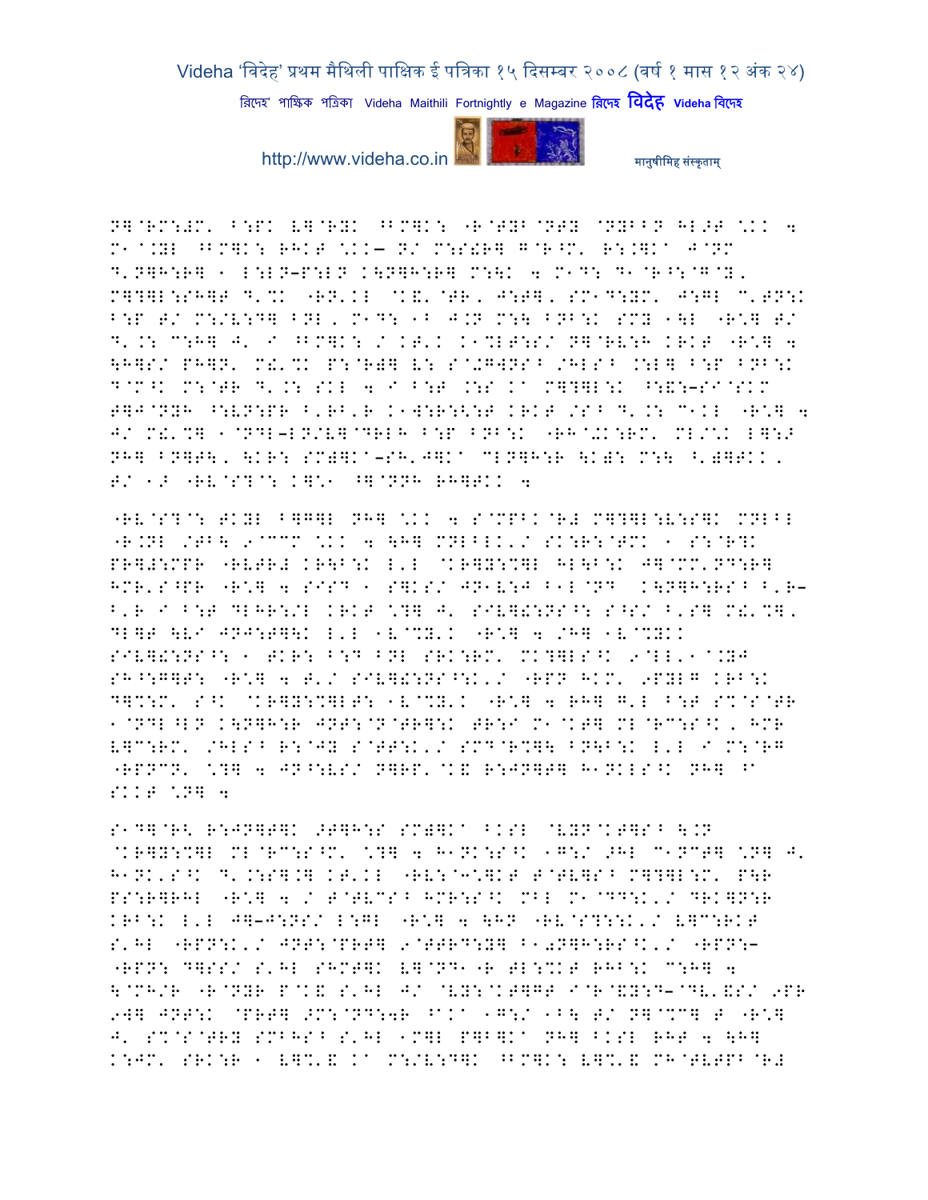N]@RM:#M' ^:PK V]@RYK ^BM]K: "R@TYB@NTY @NYBBN HL>T \.K 4
M1@.YL ^BM]K: RHKT \.K— N/ M:S!R] G@R^M' R:.]Ka J@NM
D'N]H:R] 1 L:LN–P:LN K\N]H:R] M:\K 4 M1D: D1@R^:@G@Y'
M]?]L:SH]T D'%K "RN'KL @K&'@TR' J:T]' SM1D:YM' J:GL C'TN:K
B:P T/ M:/V:D] BNL' M1D: 1B J.N M:\ BNB:K SMY 1\L "R\] T/
D'.: C:H] J' I ^BM]K: / KT'K K1%LT:S/ N]@RV:H KRKT "R\] 4
\H]S/ PH]N' M!'%K P:@R]] V: S@+GWNS^ /HLS^ .:L] B:P BNB:K
D@M^K M:@TR D'.: SKL 4 I B:T .:S Ka M]?]L:K ^:&:–SI@SKM
T]J@NYH ^:VN:PR B'RB'R K1W:R:<:T KRKT /S^ D'.: C1KL "R\] 4
J/ M!'%] 1@NDL–LN/V]@DRLH B:P BNB:K "RH@+K:RM' ML/\K L]:>
NH] BN]T\' \KR: SM)]Ka–SH'J]Ka CLN]H:R \K): M:\ ^')]TKK'
T/ 1> "RV@S?@: K]\1 ^]@NNH RH]TKK 4

"RV@S?@: TKYL B]G]L NH] \.K 4 S@MPBK@R# M]?]L:V:S]K MNLBL
"R.NL /TB\ 9@CCM \.K 4 \H] MNLBLK'/ SK:R:@TMK 1 S:@R?K
PR]#:MPR "RVTR# KR\B:K L'L @KR]Y:%]L HL\B:K J]@MM'ND:R]
HMR'S^PR "R\] 4 SISD 1 S]KS/ JN1V:J B1L@ND K\N]H:RS^ B'R–
B'R I B:T DLHR:/L KRKT \?] J' SIV]!:NS^: S^S/ B'S] M!'%]'
DL]T \VI JNJ:T]\K L'L 1V@%Y'K "R\] 4 /H] 1V@%YKK
SIV]!:NS^: 1 TKR: B:D BNL SRK:RM' MK?]LS^K 9@LL'1@.YJ
SH^:G]T: "R\] 4 T'/ SIV]!:NS^:K'/ "RPN HKM' 9PYLG KRB:K
D]%:M' S^K @KR]Y:%]LT: 1V@%Y'K "R\] 4 RH] G'L B:T S%@S@TR
1@NDL^LN K\N]H:R JNT:@N@TR]:K TR:I M1@KT] ML@RC:S^K' HMR
V]C:RM' /HLS^ R:@JY S@TT:K'/ SMD@R%]\ BN\B:K L'L I M:@RG
"RPNCN' \?] 4 JN^:VS/ N]RP'@K& R:JN]T] H1NKLS^K NH] ^a
SKKT \N] 4

S1D]@R< R:JN]T]K >T]H:S SM)]Ka BKSL @VYN@KT]S^ \.N
@KR]Y:%]L ML@RC:S^M' \?] 4 H1NK:S^K 1G:/ >HL C1NCT] \N] J'
H1NK'S^K D'.:S].] KT'KL "RV:@3\]KT T@TV]S^ M]?]L:M' P\R
PS:R]RHL "R\] 4 / T@TVCS^ HMR:S^K MBL M1@DD:K'/ DRK]N:R
KRB:K L'L J]–J:NS/ L:GL "R\] 4 \HN "RV@S?::K'/ V]C:RKT
S'HL "RPN:K'/ JNT:@PRT] 9@TTRD:Y] B1+N]H:RS^K'/ "RPN:–
"RPN: D]SS/ S'HL SHMT]K V]@ND1"R TL:%KT RHB:K C:H] 4
\@MH/R "R@NYR P@K& S'HL J/ @VY:@KT]GT I@R@&Y:D–@DV'&S/ 9PR
9W] JNT:K @PRT] >M:@ND:WR ^aKa 1G:/ 1B\ T/ N]@%C] T "R\]
J' S%@S@TRY SMBHS^ S'HL 1M]L P]B]Ka NH] BKSL RHT 4 \H]
K:JM' SRK:R 1 V]%'& Ka M:/V:D]K ^BM]K: V]%'& MH@TVTPB@R#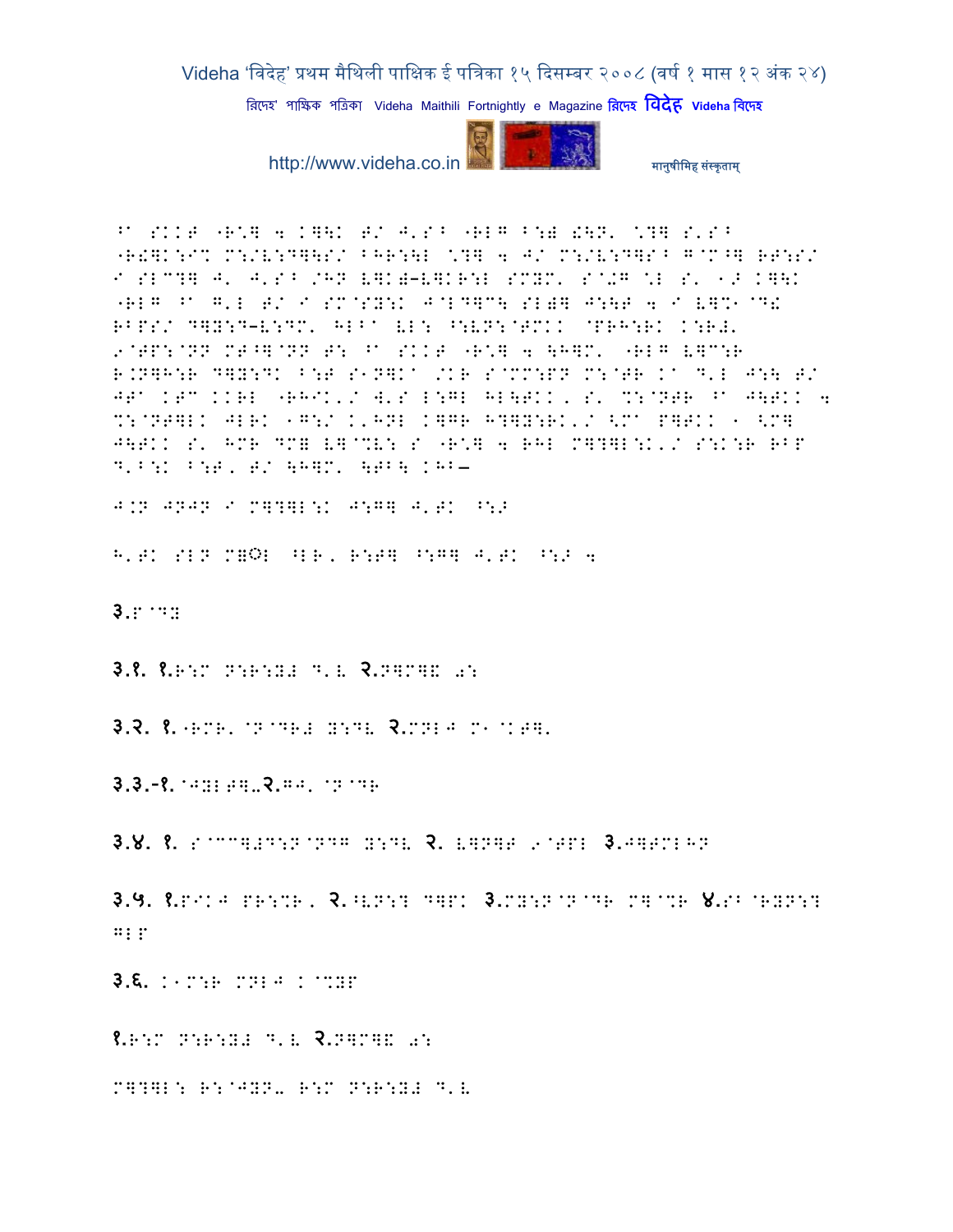^a SKKT "R*] 4 K]\K T/ J'S^ "RLG ^:) !\N' *?] S'S^ "R!]K:I% M:/V:D]\S/ ^HR:\L *?] 4 J/ M:/V:D]S^ G@M^] RT:S/ I SLC?] J' J'S^ /HN V]K)-V]KR:L SMYM' S@+G *L S' 1> K]\K "RLG ^a G'L T/ I SM@SY:K J@LD]C\ SL)] J:\T 4 I V]%1@D! RBPS/ D]Y:D-V:DM' HLBa VL: ^:VN:@TMKK @PRH:RK K:R#' 9@TP:@NN MT^]@NN T: ^a SKKT "R*] 4 \H]M' "RLG V]C:R R.N]H:R D]Y:DK ^:T S1N]Ka /KR S@MM:PN M:@TR Ka D'L J:\ T/ JTa KTC KKRL "RHIK'/ W'S L:GL HL\TKK, S' %:@NTR ^a J\TKK 4 %:@NT]LK JLRK 1G:/ K'HNL K]GR H?]Y:RK'/ <Ma P]TKK 1 <M] J\TKK S' HMR DM) V]@%V: S "R*] 4 RHL M]?]L:K'/ S:K:R RBP D'^:K ^:T, T/ \H]M' \TB\ KHB-

J.N JNJN I M]?]L:K J:G] J'TK ^:>

H'TK SLN M]◌ॅL ^LR, R:T] ^:G] J'TK ^:> 4

३.P@DY

३.१. १.R:M N:R:Y# D'L २.N]M]K (:

३.२. १."RMR' @N@DR# Y:DV २.MNLJ M1@KT]'

३.३.-१.@JYLT].२.GJ' @N@DR

३.४. १. S@CC]#D:N@NDG Y:DV २. V]N]T 9@TPL ३.J]TMLHN

३.५. १.PIKJ PR:%R, २.^VN:? D]PK ३.MY:N@N@DR M]@%R ४.SB@RYN:? GLP

३.६. K1M:R MNLJ K@%YP

१.R:M N:R:Y# D'L २.N]M]K (:

M]?]L: R:@JYN. R:M N:R:Y# D'L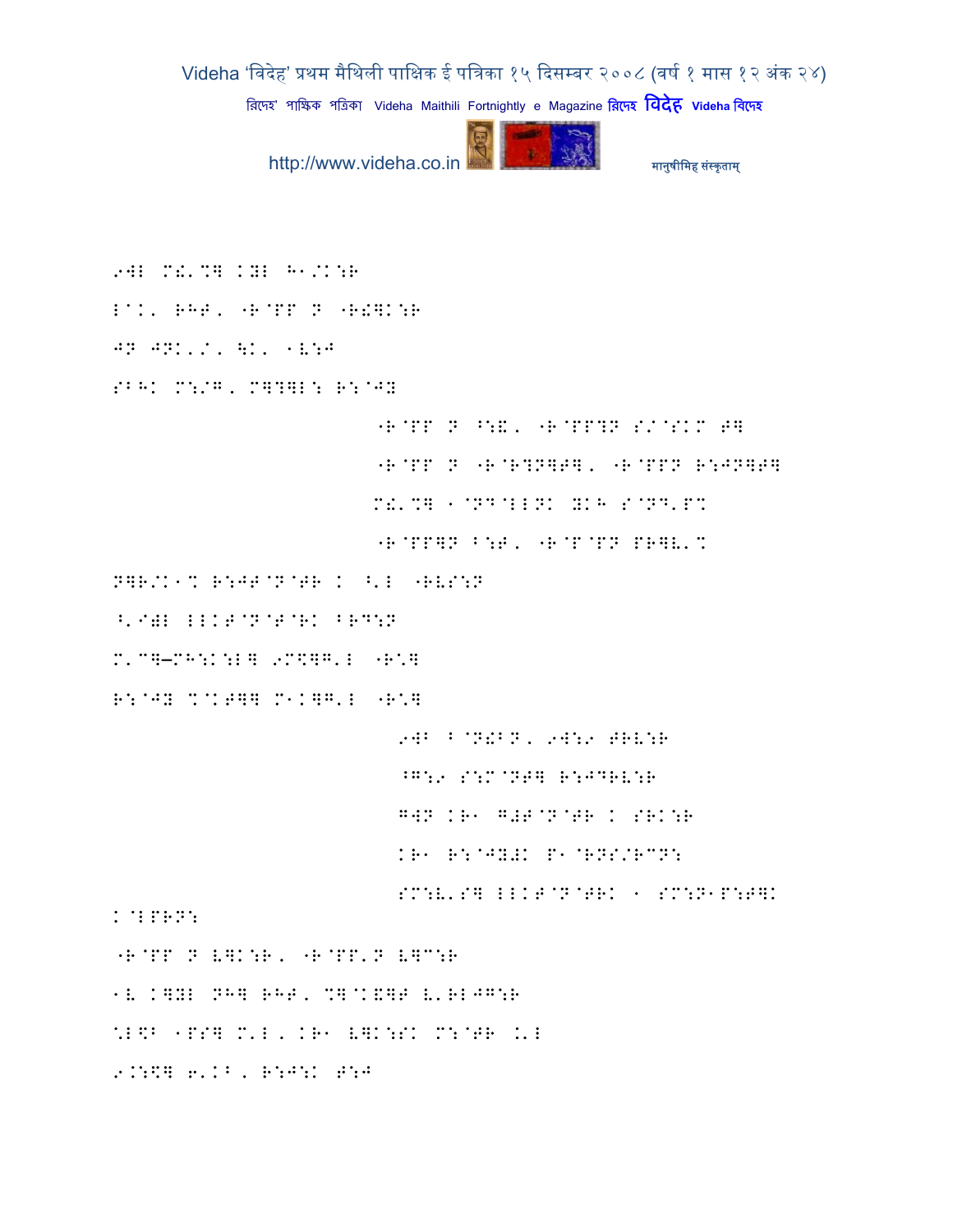9WL M&'%] KYL H1/K:R

L^K' RHT' "R@PP N "R!]K:R

JN JNK'/' \K' 1V:J

SBHK M:/G' M]?]L: R:@JY

"R@PP N ^:&' "R@PP?N S/@SKM T]

"R@PP N "R@R?N]T]' "R@PPN R:JN]T]

M&'%] 1@ND@LLNK YKH S@ND'P%

"R@PP]N B:T' "R@P@PN PR]V'%

N]R/K1% R:JT@N@TR K ^'L "RVS:N

^'I)L LLKT@N@T@RK BRD:N

M'C]–MH:K:L] 9M\]G'L "R*]

R:@JY %@KT]] M1K]G'L "R*]

9WB B@N!BN' 9W:9 TRV:R

^G:9 S:M@NT] R:JDRV:R

GWN KR1 G#T@N@TR K SRK:R

KR1 R:@JY#K P1@RNS/RCN:

SM:V'S] LLKT@N@TRK 1 SM:N1P:T]K

K@LPRN:

"R@PP N V]K:R' "R@PP'N V]C:R

1V K]YL NH] RHT' %]@K&]T V'RLJG:R

\L\B 1PS] M'L' KR1 V]K:SK M:@TR .'L

9.:\] 6'KB' R:J:K T:J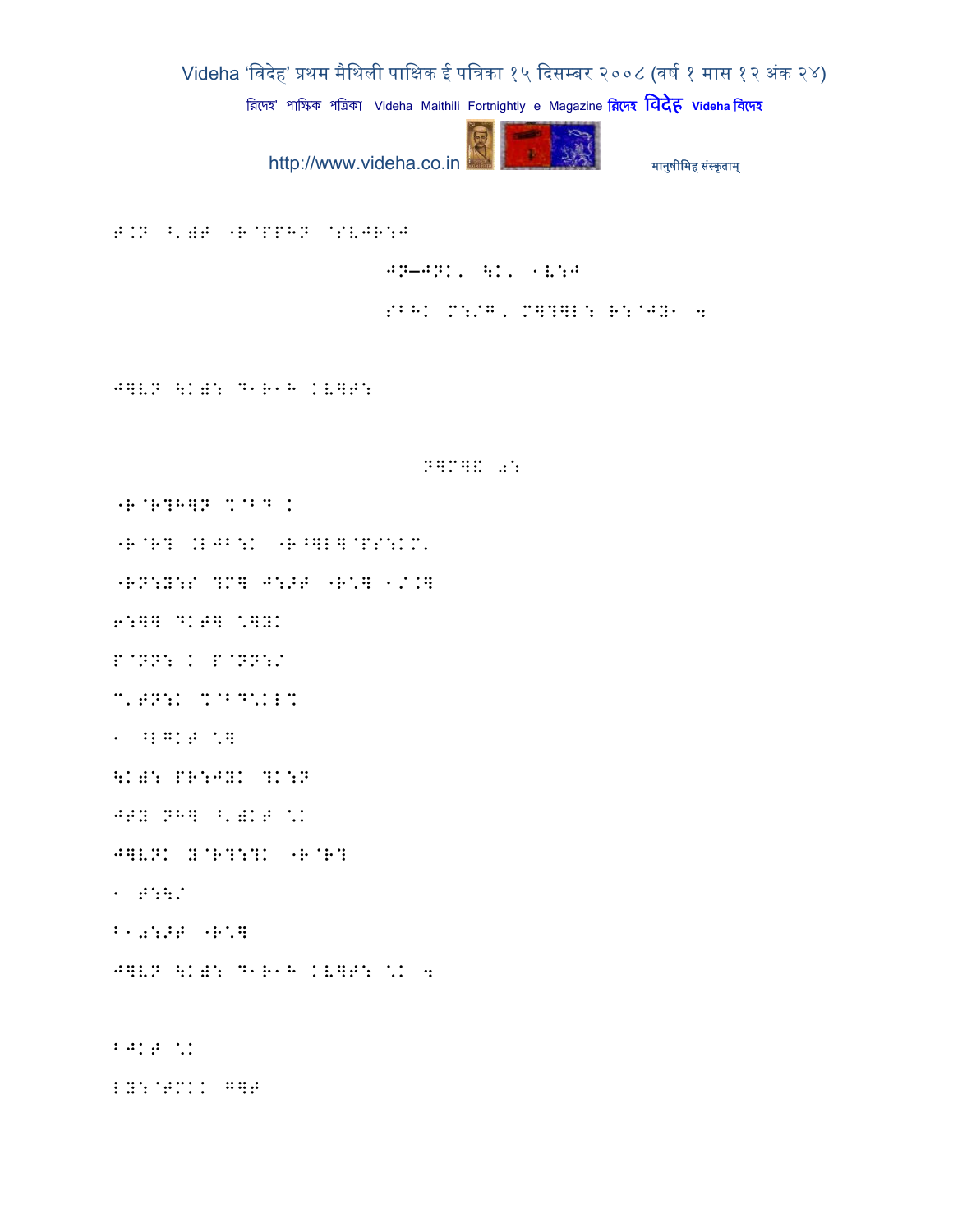F.N ^')F "R@PPHN @SVJR:J

JN—JNK, \K, 1V:J

SBHK M:/G, M]?]L: R:@JY1 4

J]VN \K): D1R1H KV]F:

N]M]& 0:

"R@R?H]N %@BD K

"R@R? .LJB:K "R^]L]@PS:KM'

"RN:Y:S ?M] J:>F "R\*] 1/.]

6:]] DKF] \*]YK

P@NN: K P@NN:/

C'FN:K %@BD\*KL%

1 ^LGKF \*]

\K): PR:JYK ?K:N

JFY NH] ^')KF \*K

J]VNK Y@R?:?K "R@R?

1 F:\/

B10:>F "R\*]

J]VN \K): D1R1H KV]F: \*K 4

BJKF \*K

LY:@FMKK G]F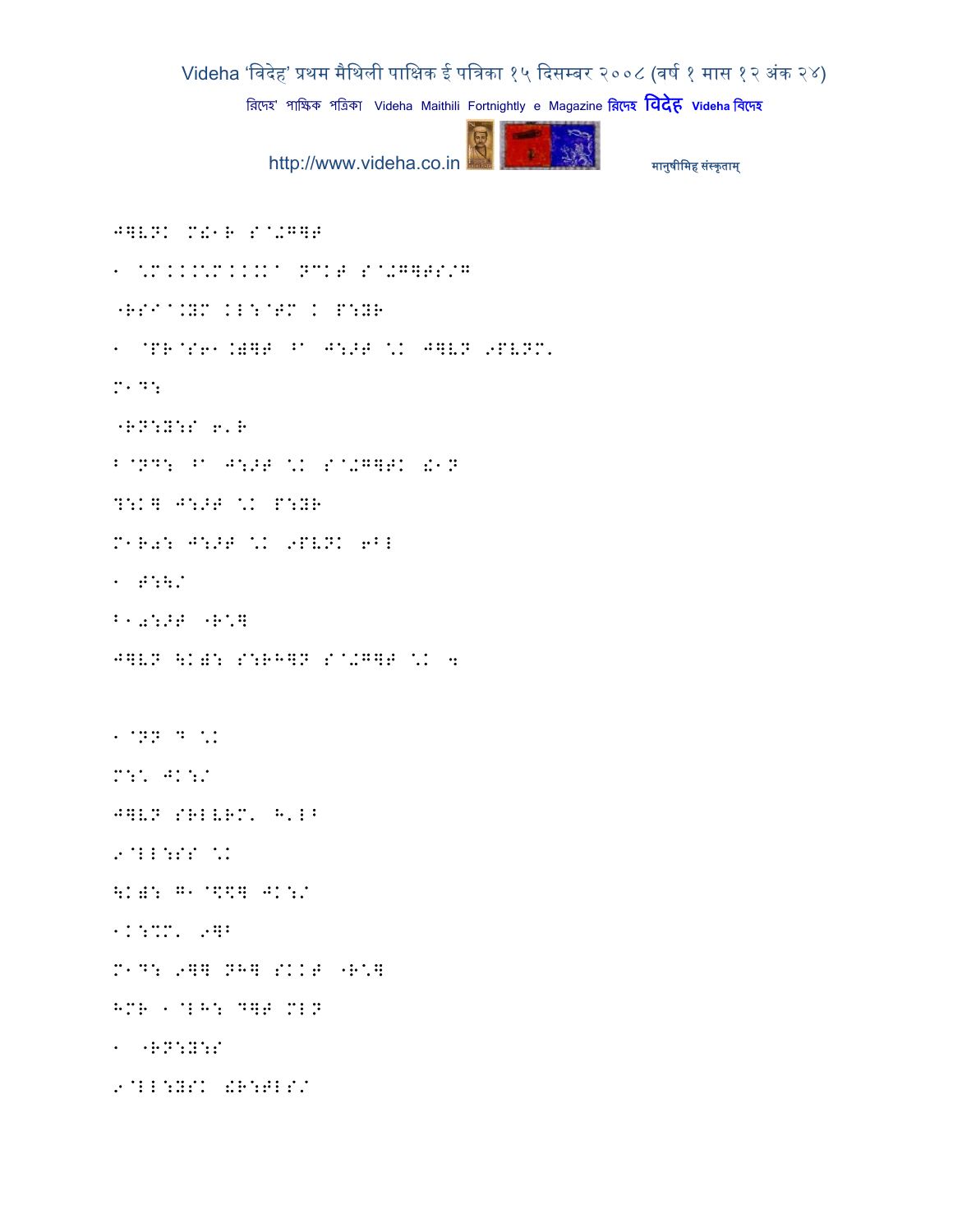J]VN M%1R S^+G]T

1 *M.........K^ NCKT S^+G]TS/G

"RSI^.YM KL:^TM K P:YR

1 @PR@S61.)]T ^^ J:>T *K J]VN 9PVNM.

M1D:

"RN:Y:S 6.R

B@ND: ^^ J:>T *K S^+G]TK !1N

?:K] J:>T *K P:YR

M1R0: J:>T *K 9PVNK 6BL

1 T:\/

B10:>T "R*]

J]VN \K): S:RH]N S^+G]T *K 4

1@NN D *K

M:* JK:/

J]VN SRLVRM. H.LB

9@LL:SS *K

\K): G1@$%] JK:/

1K:%M. 9]B

M1D: 9]] NH] SKKT "R*]

HMR 1@LH: D]T MLN

1 "RN:Y:S

9@LL:YSK !R:TLS/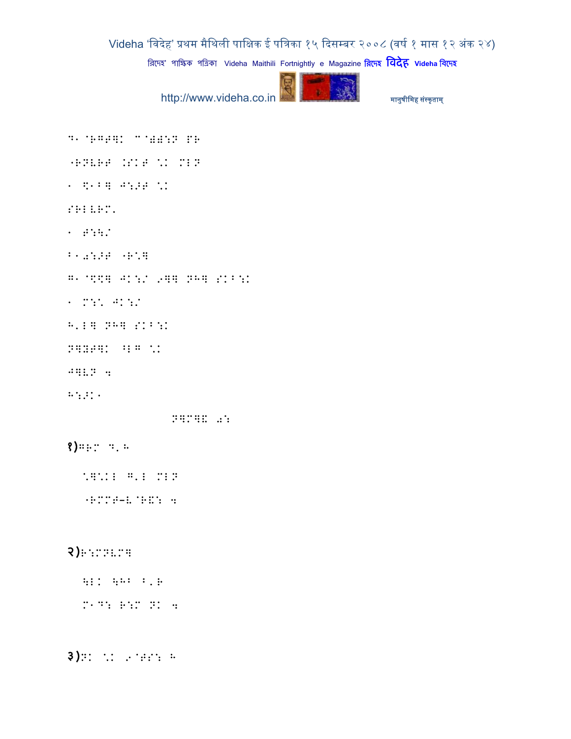D1 @RGT]K C@)):N PR

"RNVRT .SKT \K MLN

1 \$1B] J:>T \K

SRLVRM'

1 T:\/

B10:>T "R\]

G1@\$\$] JK:/ 9]] NH] SKB:K

1 M:\ JK:/

H'L] NH] SKB:K

N]YT]K ^LG \K

J]VN 4

H:>K1

N]C]= 0:

१)GRM D'H

\]\KL G'L MLN

"RMMT–V@R&: 4

२)R:MNVM]

\LK \HB B'R

M1D: R:M NK 4

३)NK \K 9@TS: H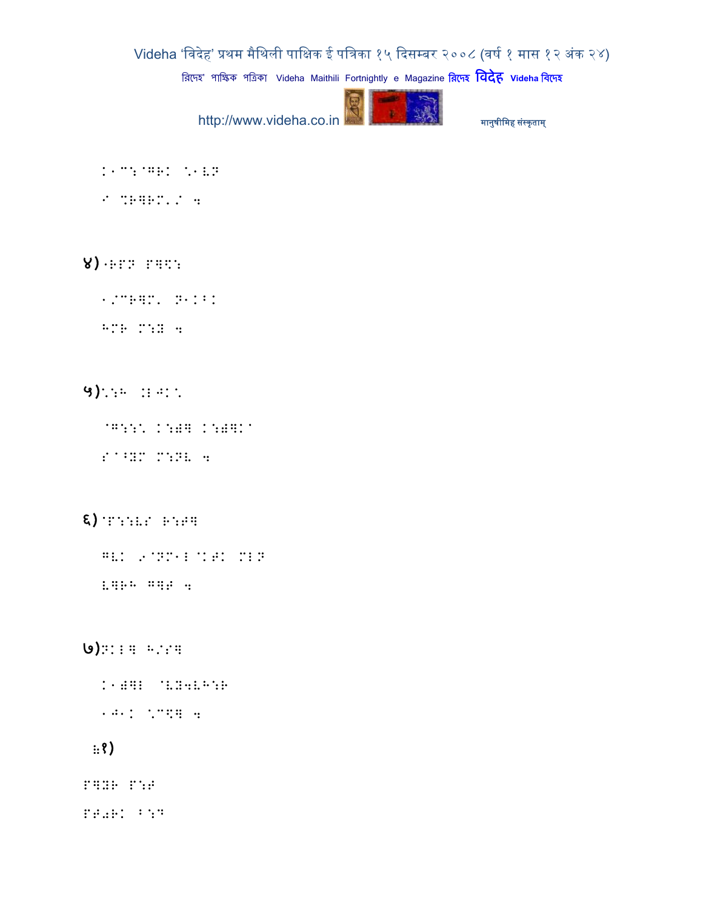K1":@GRK \1VN

I %R]RM./ 4

४)once P]\:

1/"R]M. N1KB!

H^R M:Y 4

५)\:H :ELK\

@G:::\ K:- K:-]K

S^Y M:NV 4

६)@P::VS R:T]

GVK 9@NM1E@KTK MEN

V]RH G]T 4

७)NKE] H/S]

K1 @VY4VH:R

1J1K \"\] 4

8१)

P]YR P:T

PT0RK B:D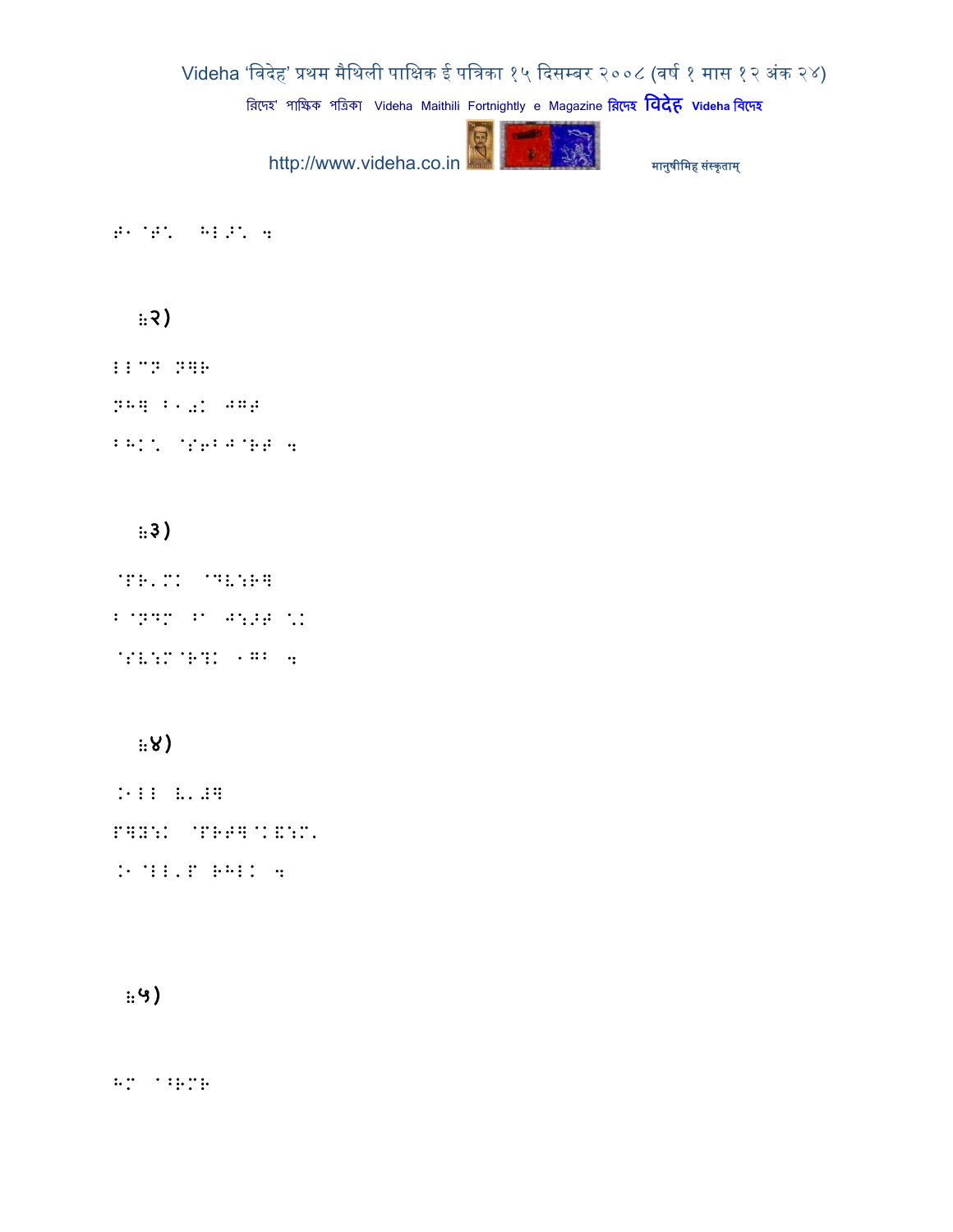G1 G. H;.. 4

2)

;;"? ?]B

?H] B1v. Jq.

BHK. @S6B J@BT 4

3)

@PB'M. @DV:B]

B@?D" ^ J:\T \.

@SV:M@B?. 1GB 4

४)

:1;; V'T]

F]Y:. @PBT]@.E:M'

:1@;;'F RH;. 4

५)

HM 1^BMB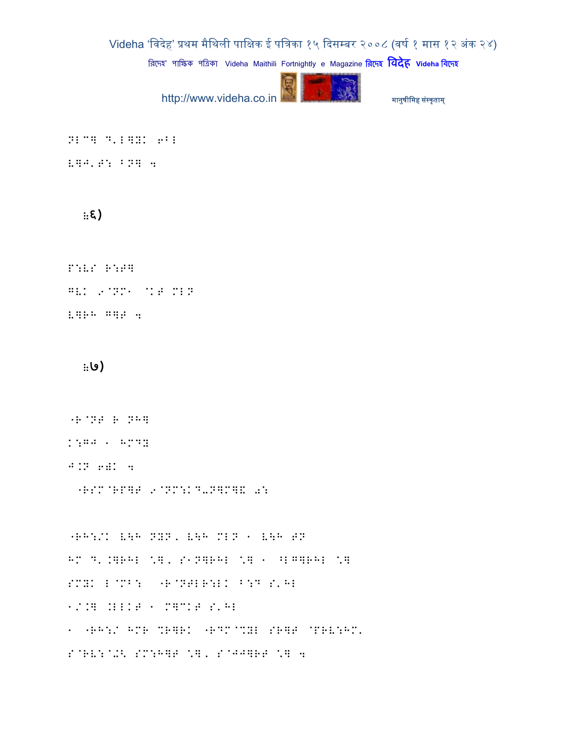NLCG D'LGYK 6BL

[GJ'T: BNG 4

ꣻ६)

P:[S R:TG

G[K 9@NM1 @KT MLN

[GRH GGT 4

ꣻ७)

"R@NT R NHG

K:GJ 1 HMDY

J.N 6', 4

"RSM@RPGT 9@NM:KD-NGMG& a:

"RH:/K [\H NYN, [\H MLN 1 [\H TN

HM D'.GRHL \*G, S1NGRHL \*G 1 ^LGGRHL \*G

SMYK L@MB: "R@NTLR:LK B:D S'HL

1/.G .LLKT 1 MGCKT S'HL

1 "RH:/ HMR %RGRK "RDM@%YL SRGT @PR[:HM'

S@R[:@+< SM:HGT \*G, S@JJGRT \*G 4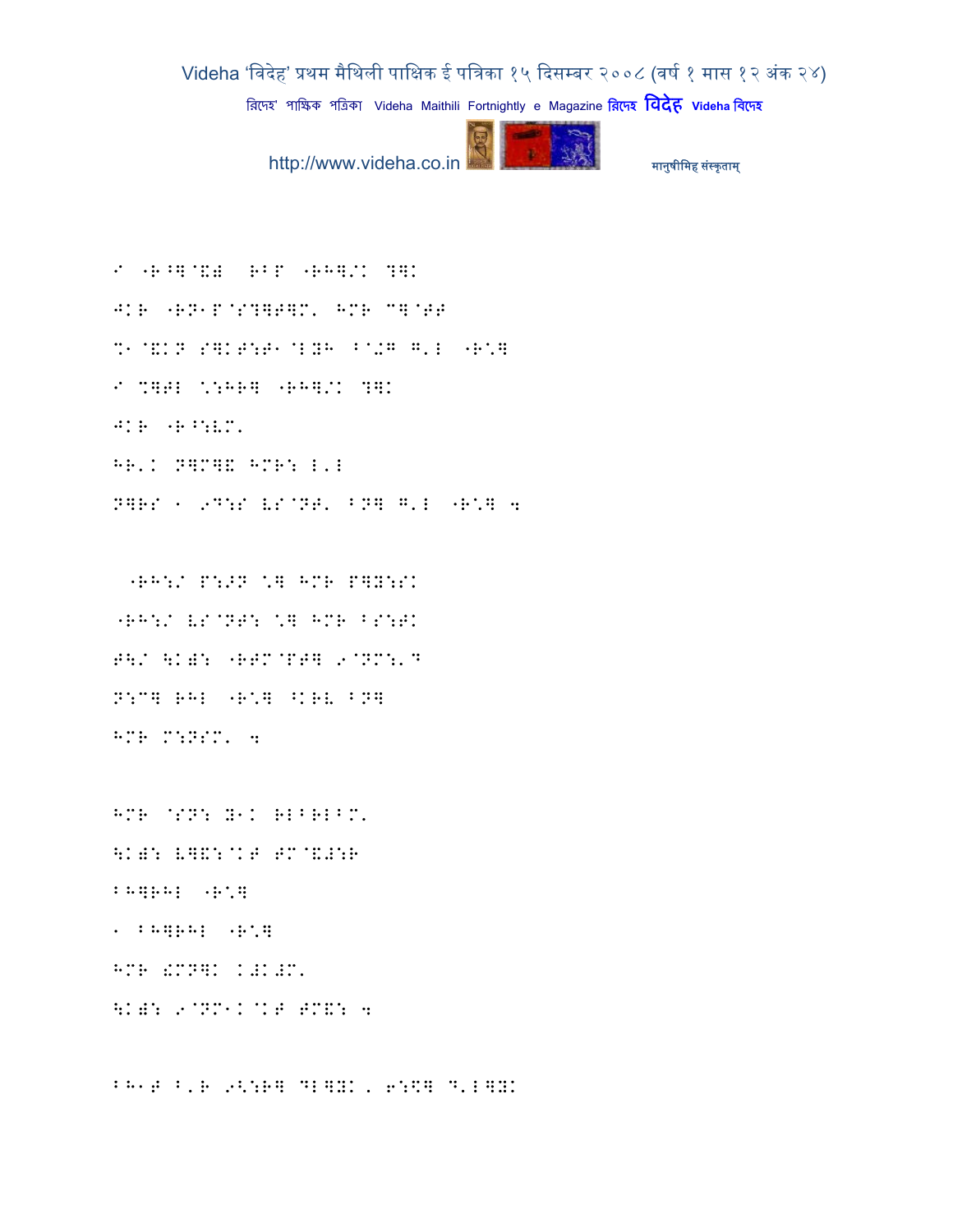I "R^]@&# RBP "RH]/K ?]K

JKR "RN1P@S?]T]M' HMR C]@TT

%1@&KN S]KT:T1@LYH B@+G G'L "R\*]

I %]TL \*:HR] "RH]/K ?]K

JKR "R^:VM'

HR'K N]M]& HMR: L'L

N]RS 1 9D:S VS@NT' BN] G'L "R\*] 4

"RH:/ P:>N \*] HMR P]Y:SK

"RH:/ VS@NT: \*] HMR BS:TK

T]/ \K#: "RTM@PT] 9@NM:'D

N:C] RHL "R\*] ^KRV BN]

HMR M:NSM' 4

HMR @SN: Y1K RLBRLBM'

\K#: V]&:@KT TM@&#:R

BH]RHL "R\*]

1 BH]RHL "R\*]

HMR !MN]K K#K#M'

\K#: 9@NM1K@KT TM&: 4

BH1T B'R 9<:R] DL]YK, 6:\$] D'L]YK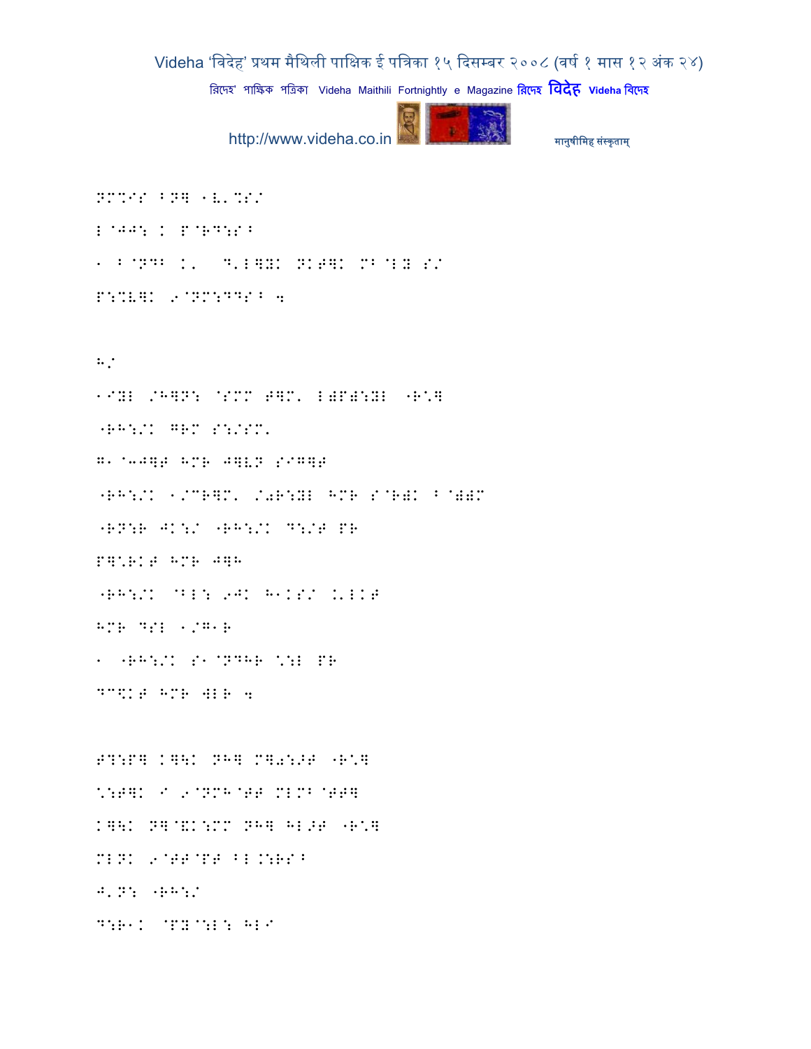NM%IS BN] 1V'%S/

L@JJ: K P@RD:SB

1 B@NDB K' D'L]Y. NKT]K MB@LY S/

P:%V]K 9@NM:DDSB 4

H/

1IYL /H]N: @SMM T]M' L)P):YL "R\]

"RH:/K GRM S:/SM'

G1@3J]T HMR J]VN SIG]T

"RH:/K 1/CR]M' /0R:YL HMR S@R)K B@))M

"RN:R JK:/ "RH:/K D:/T PR

P]\RKT HMR J]H

"RH:/K @BL: 9JK H1KS/ K'LKT

HMR DSL 1/G1R

1 "RH:/K S1@NDHR \:L PR

DC\$KT HMR WLR 4

T?:P] K]\K NH] M]0:>T "R\]

\:T]K I 9@NMH@TT MLMB@TT]

K]\K N]@)K:MM NH] HL>T "R\]

MLNK 9@TT@PT BL.:RSB

J'N: "RH:/

D:R1K @PY@:L: HLI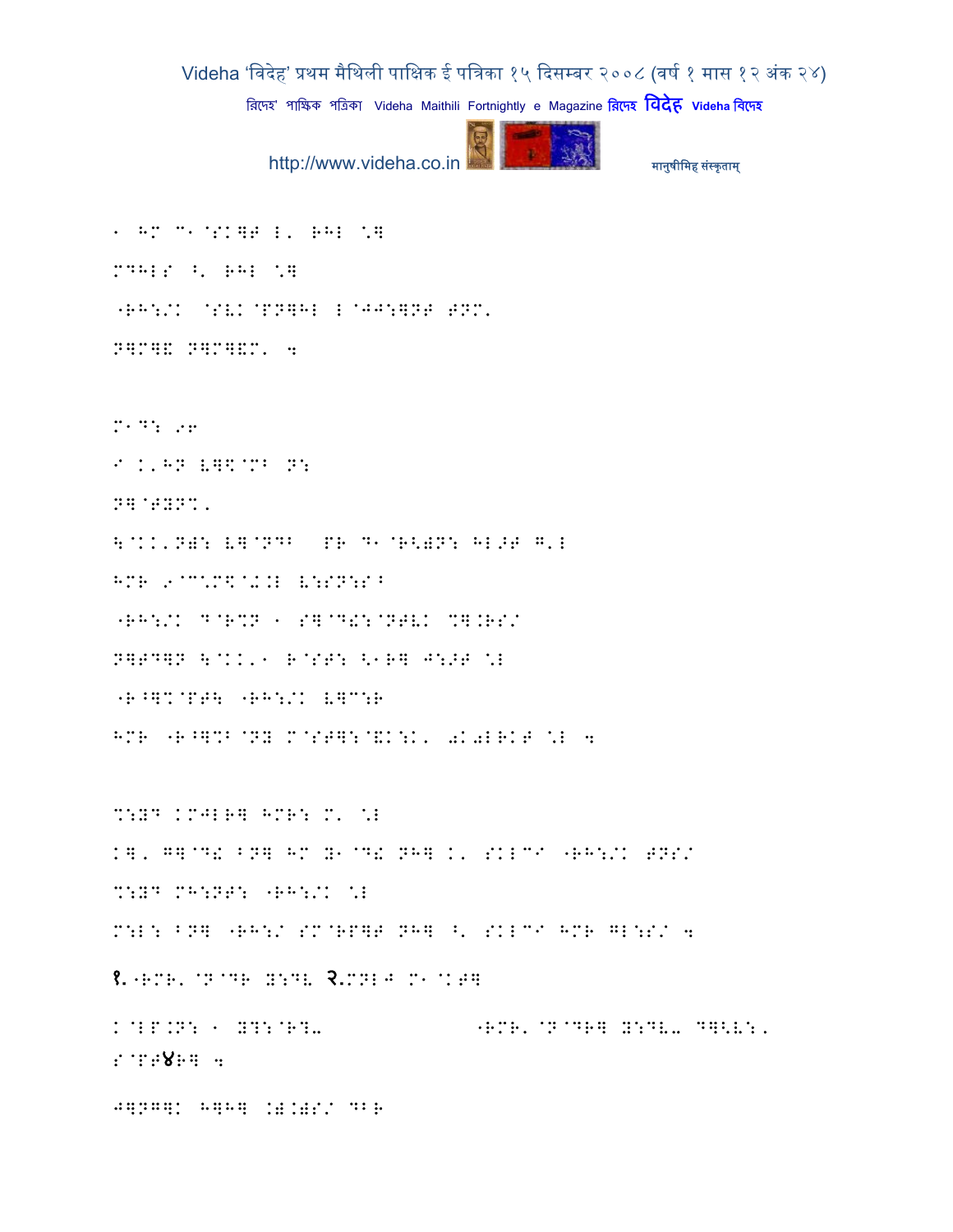1 HM C1@SK]F L' RHL \]

MDHLS ^' RHL \]

"RH:/K @SVK@PN]HL L@JJ:]NF FNM'

N]M]E N]M]EM' 4

M1D: 96

I K'HN V]$@MB N:

N]@FYNM'

\@KK'N): V]@NDB PR D1@R<)N: HL>F G'L

HMR 9@C\M$@Z.L V:SN:S^

"RH:/K D@R%N 1 S]@D!:@NFVK %].RS/

N]FD]N \@KK'1 R@SF: <1R] J:>F \L

"R^]%@PF\ "RH:/K V]C:R

HMR "R^]%B@NY M@SF]:@EK:K' 0K0LRKF \L 4

%:YD KMJLR] HMR: M' \L

K], G]@D! BN] HM Y1@D! NH] K' SKLCI "RH:/K FNS/

%:YD MH:NF: "RH:/K \L

M:L: BN] "RH:/ SM@RP]F NH] ^' SKLCI HMR GL:S/ 4

१."RMR'@N@DR Y:DV २.MNLJ M1@KF]

K@LP.N: 1 Y?:@R?- "RMR'@N@DR] Y:DV- D]<V:,

S@PF४R] 4

J]NG]K H]H] .).)S/ DBR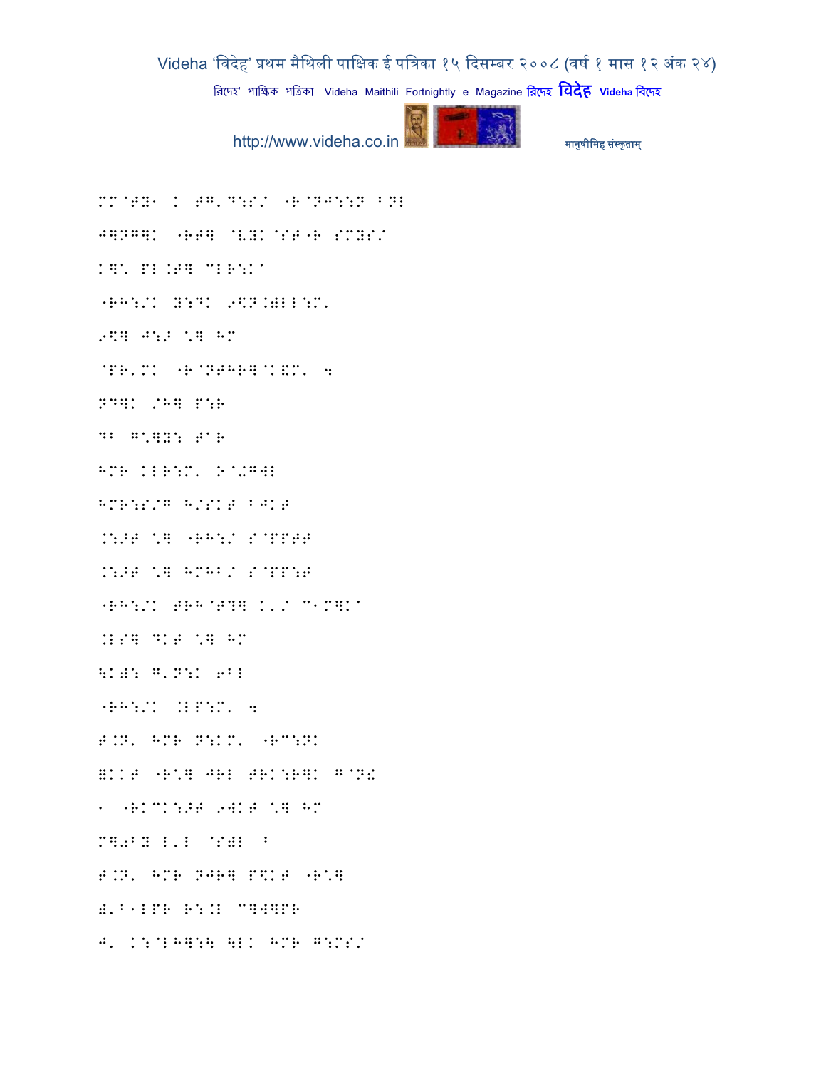MM@TY1 K TG'D:S/ "R@NJ::N BNL

J]NG]K "RT] @VYK@ST"R SMYS/

K]' PL.T] CLR:K^

"RH:/K Y:DK 9\$N.)LL:M'

9\$] J:> \*] HM

@PR'MK "R@NTHR]@K&M' 4

ND]K /H] P:R

D: G\*]Y: T^R

HMR KLR:M' >@+G]L

HMR:S/G H/SKT BJKT

.:>T \*] "RH:/ S@PPTT

.:>T \*] HMHB/ S@PP:T

"RH:/K TRH@T?] K'/ C1M]K^

.LS] DKT \*] HM

\K): G'N:K 6BL

"RH:/K .LP:M' 4

T.N' HMR N:KM' "RC:NK

=KKT "R\*] JRL TRK:R]K G@N£

1 "RKCK:>T 9WKT \*] HM

M]0BY L'L @S)L ^

T.N' HMR NJR] P\$KT "R\*]

)'B1LPR R:.L C]W]PR

J' K:@LH]:\ \LK HMR G:MS/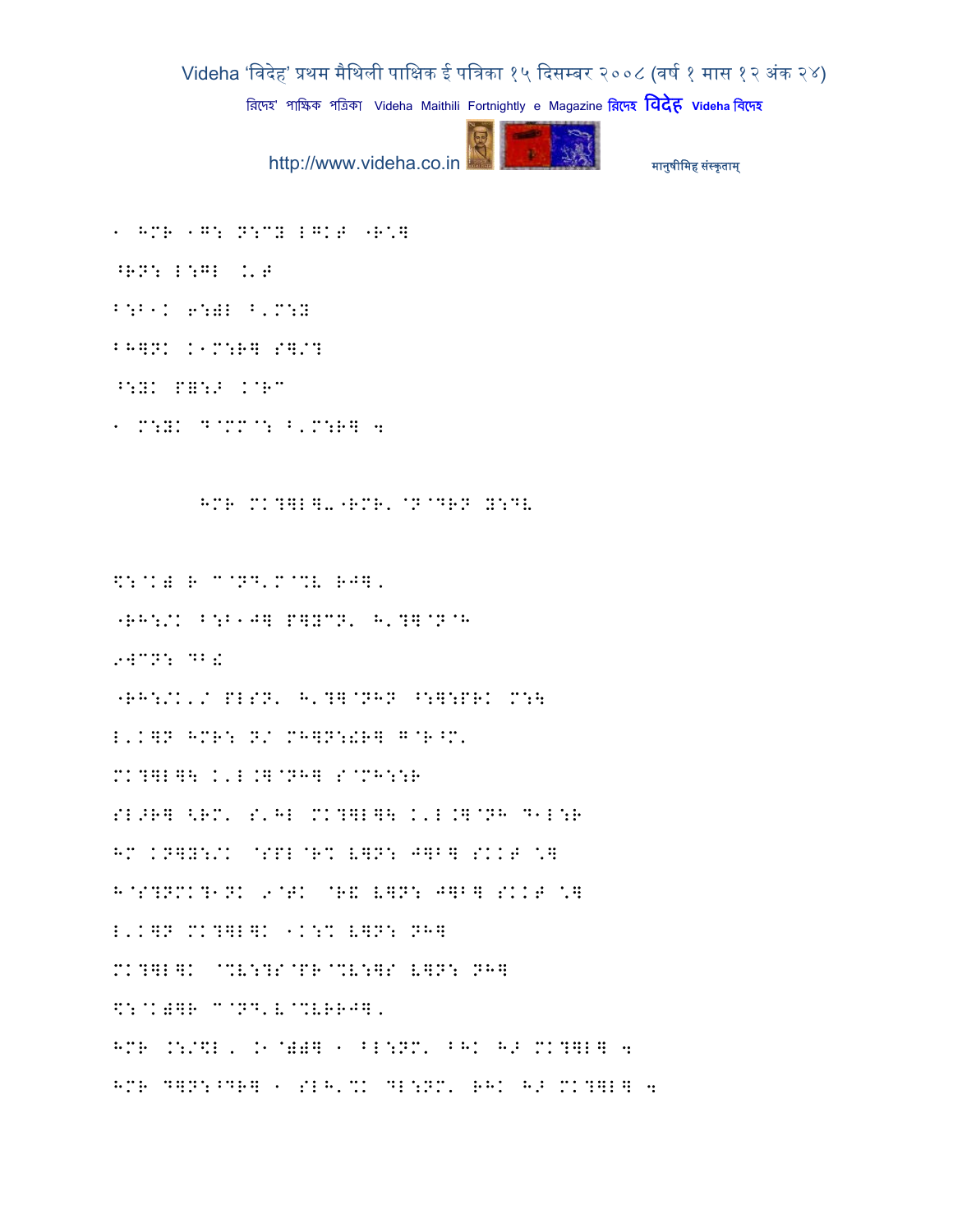1 HMR 1G: N:CY LGKT "R*]

^RN: L:GL .'T

B:B1K 6:)L B'M:Y

BH]NK K1M:R] S]/?

^:YK P=:> K@RC

1 M:YK D@MM@: B'M:R] 4

HMR MK?]L].'RMR' @N@DRN Y:DV

$:@K) R C@ND'M@%V RJ]'

"RH:/K B:B1J] P]YCN' H'?]@N@H

9WCN: DB£

"RH:/K'/ PLSN' H'?]@NHN ^:]:PRK M:\

L'K]N HMR: N/ MH]N:!R] G@R^M'

MK?]L]\ K'L.]@NH] S@MH::R

SL>R] <RM' S'HL MK?]L]\ K'L.]@NH D1L:R

HM KN]Y:/K @SPL@R% V]N: J]B] SKKT *]

H@S?NMK?1NK 9@TK @R& V]N: J]B] SKKT *]

L'K]N MK?]L]K 1K:% V]N: NH]

MK?]L]K @%V:?S@PR@%V:]S V]N: NH]

$:@K)]R C@ND'V@%VRRJ]'

HMR .:/$L, .1@)D] 1 BL:NM' BHK H> MK?]L] 4

HMR D]N:^DR] 1 SLH'%K DL:NM' RHK H> MK?]L] 4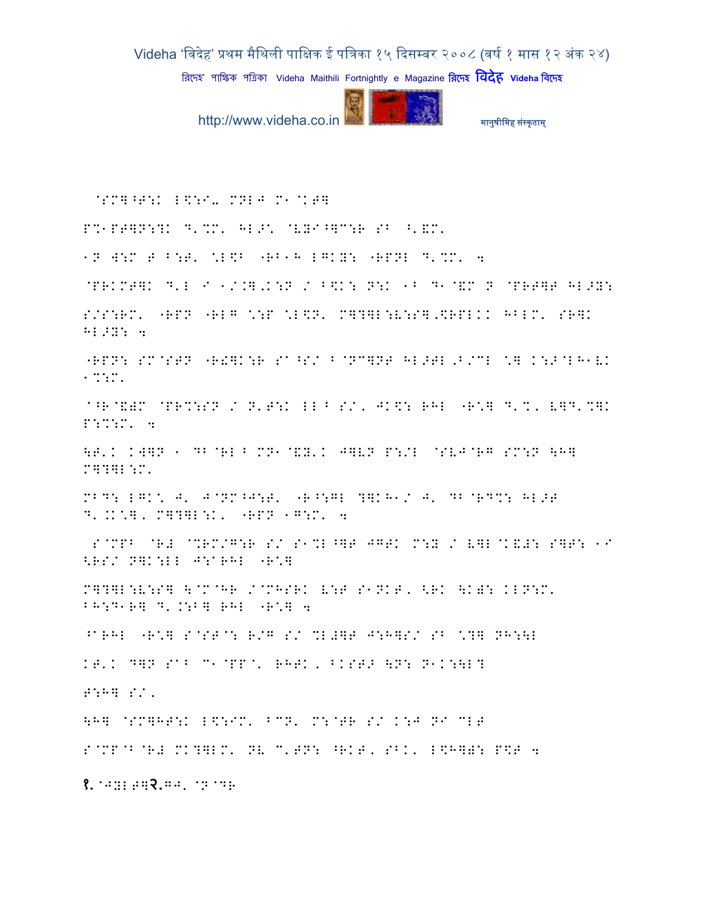@SM]^T:K L\$:I_ MNLJ M1@KT]

P%1PT]N:?K D'%M' HL>\ @VYI^]C:R SB ^'&M'

1N W:M T B:T'VL\$B "RB1H LGKY: "RPNL D'%M' a

@PRKMT]K D'L I 1/.].K:N / B\$K: N:K 1B D1@&M N @PRT]T HL>Y:

S/S:RM' "RPN "RLG V:P VL\$N' M]?]L:V:S].\$RPLKK HBLM' SR]K HL>Y: a

"RPN: SM@STN "R!]K:R Sa^S/ B@NC]NT HL>TL,B/CL V] K:>@LH1VK 1%:M'

^^R@&)M @PR%:SN / N'T:K LL^ S/, JK\$: RHL "R\]'D'%, V]D'%]K P:%:M' a

\T'K KW]N 1 DB@RL^ MN1@&Y'K J]VN P:/L @SVJ@RG SM:N \H] M]?]L:M'

MBD: LGK\ J' J@NM^J:T' "R^:GL ?]KH1/ J' DB@RD%: HL>T D'.K\], M]?]L:K' "RPN 1G:M' a

S@MPB @R# @%RM/G:R S/ S1%L^]T JGTK M:Y / V]L@K&#: S]T: 1I <RS/ N]K:LL J:aRHL "R\]

M]?]L:V:S] \@M@HR /@MHSRK V:T S1NKT, <RK \K): KLN:M' BH:D1R] D'.:B] RHL "R\] a

^aRHL "R\] S@ST@: R/G S/ %L#]T J:H]S/ SB \?] NH:\L

KT'K D]N SaB C1@PP@' RHTK, BKST> \N: N1K:\L?

T:H] S/,

\H] @SM]HT:K L\$:IM' BCN' M:@TR S/ K:J NI CLT

S@MP@B@R# MK?]LM' NV C'TN: ^RKT, SBK, L\$H]): P\$T a

१. @JYLT]२.GJ' @N@DR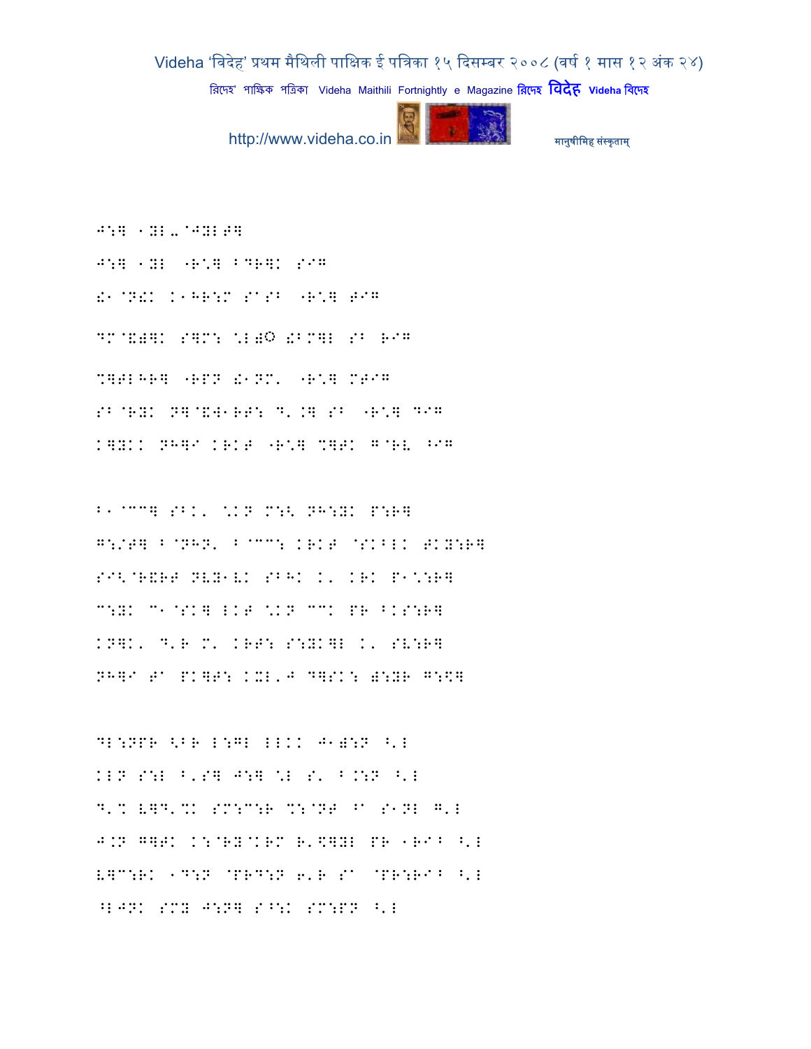J:] 1YL_@JYLT]

J:] 1YL "R\] BDR]K SIG

!1@N!K K1HR:M SaSB "R\] TIG

DM@&)]K S]M: \L)◌ !BM]L SB RIG

%]TLHR] "RPN !1NM' "R\] MTIG

SB@RYK N]@&W1RT: D'.] SB "R\] DIG

K]YKK NH]I KRKT "R\] %]TK G@RV ^IG

B1@CC] SBK' \KN M:< NH:YK P:R]

G:/T] B@NHN' B@CC: KRKT @SKBLK TKY:R]

SI<@R&RT NVY1VK SBHK K' KRK P1\:R]

C:YK C1@SK] LKT \KN CCK PR BKS:R]

KN]K' D'R M' KRT: S:YK]L K' SV:R]

NH]I Ta PK]T: KXL'J D]SK: ):YR G:\]

DL:NPR <BR L:GL LLKK J1):N ^'L

KLN S:L B'S] J:] \L S' B.:N ^'L

D'% V]D'%K SM:C:R %:@NT ^a S1NL G'L

J.N G]TK K:@RY@KRM R'\]YL PR 1RIB ^'L

V]C:RK 1D:N @PRD:N 6'R Sa @PR:RIB ^'L

^LJNK SMY J:N] S^:K SM:PN ^'L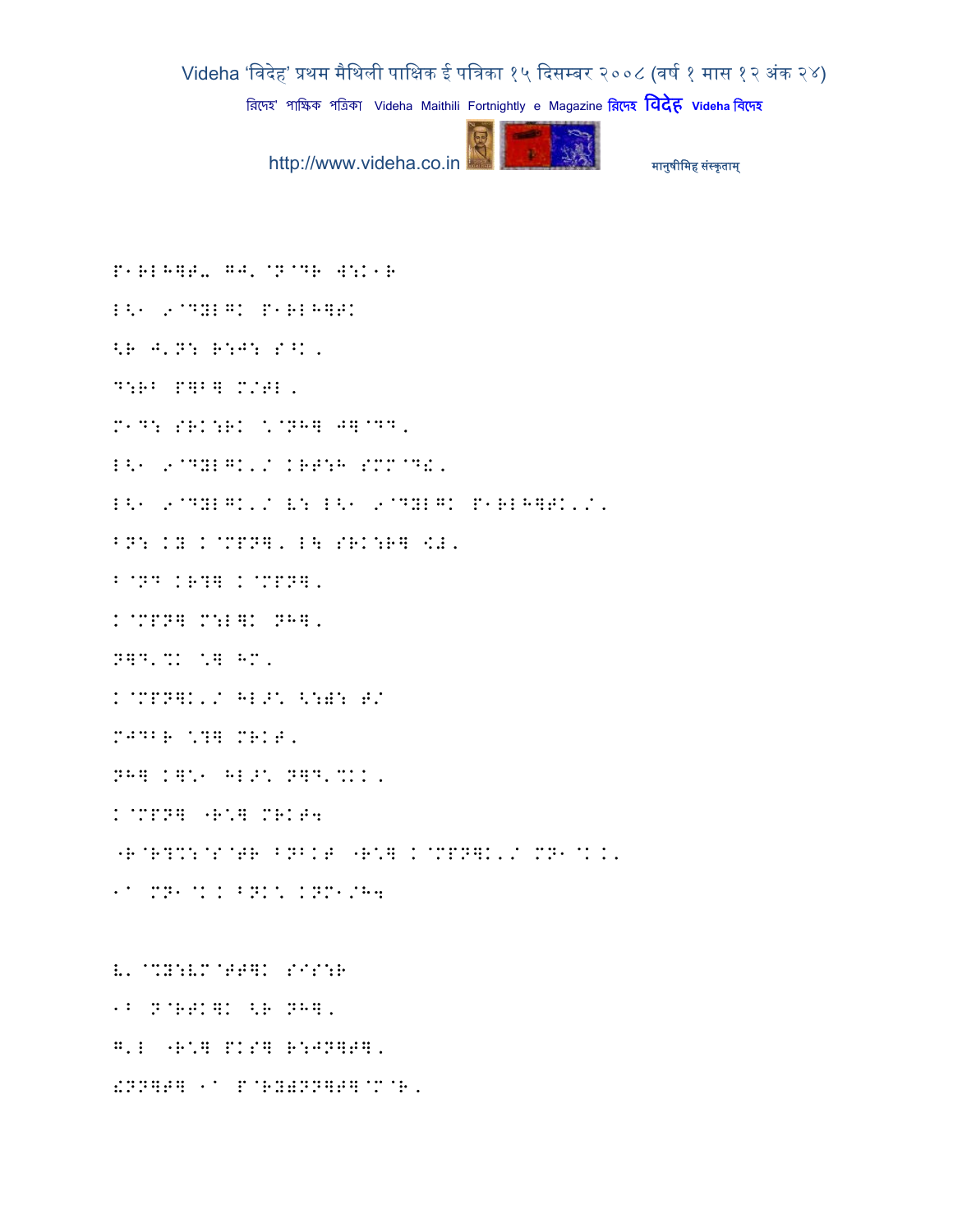P1RLH]T- GJ'@N@DR W:K1R

L<1 9@DYLGK P1RLH]TK

<R J'N: R:J: S^K,

D:RB P]B] M/TL,

M1D: SRK:RK \@NH] J]@DD,

L<1 9@DYLGK'/ KRT:H SMM@D!,

L<1 9@DYLGK'/ V: L<1 9@DYLGK P1RLH]TK'/,

BN: KY K@MPN], L4 SRK:R] <!,

B@ND KR?] K@MPN],

K@MPN] M:L]K NH],

N]D'%K \] HM,

K@MPN]K'/ HL>\ <:): T/

MJDBR \?] MRKT,

NH] K]\1 HL>\ N]D'%KK,

K@MPN] "R\] MRKT4

"R@R?%:@S@TR BNBKT "R\] K@MPN]K'/ MN1@KK,

1a MN1@KK BNK\ KNM1/H4

V'@%Y:VM@TT]K SIS:R

1b N@RTK]K <R NH],

G'L "R\] PKS] R:JN]T],

!NN]T] 1a P@RY)NN]T]@M@R,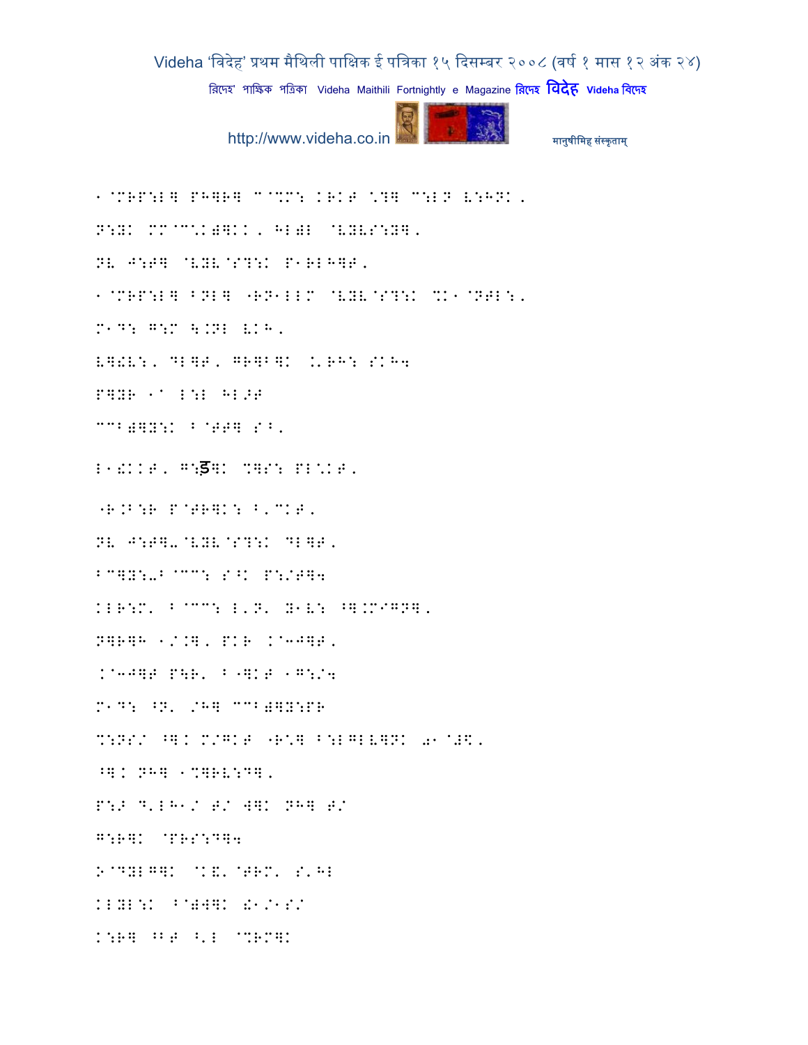1@MRP:L] PH]R] C@%M: KRKT \?] C:LN V:HNK,

N:YK MM@C\K)]KK, HL)L @VYVS:Y],

NV J:T] @VYV@S?:K P1RLH]T,

1@MRP:L] BNL] "RN1LLM @VYV@S?:K %K1@NTL:,

M1D: G:M \.NL VKH,

V]!V:, DL]T, GR]B]K .'RH: SKH4

P]YR 1^ L:L HL>T

CCB)]Y:K B@TT] S^,

L1!KKT, G:ड]K %]S: PL\KT,

"R.B:R P@TR]K: B'CKT,

NV J:T]-@VYV@S?:K DL]T,

BC]Y:-B@CC: S^K P:/T]4

KLR:M' B@CC: L'N' Y1V: ^].MIGN],

N]R]H 1/.], PKR .@3J]T,

.@3J]T P\R' B"]KT 1G:/4

M1D: ^N' /H] CCB)]Y:PR

%:NS/ ^]K M/GKT "R\] B:LGLV]NK 01@#$,

^]K NH] 1%]RV:D],

P:> D'LH1/ T/ W]K NH] T/

G:R]K @PRS:D]4

>@DYLG]K @K&'@TRM' S'HL

KLYL:K B@)W]K !1/1S/

K:R] ^BT ^'L @%RM]K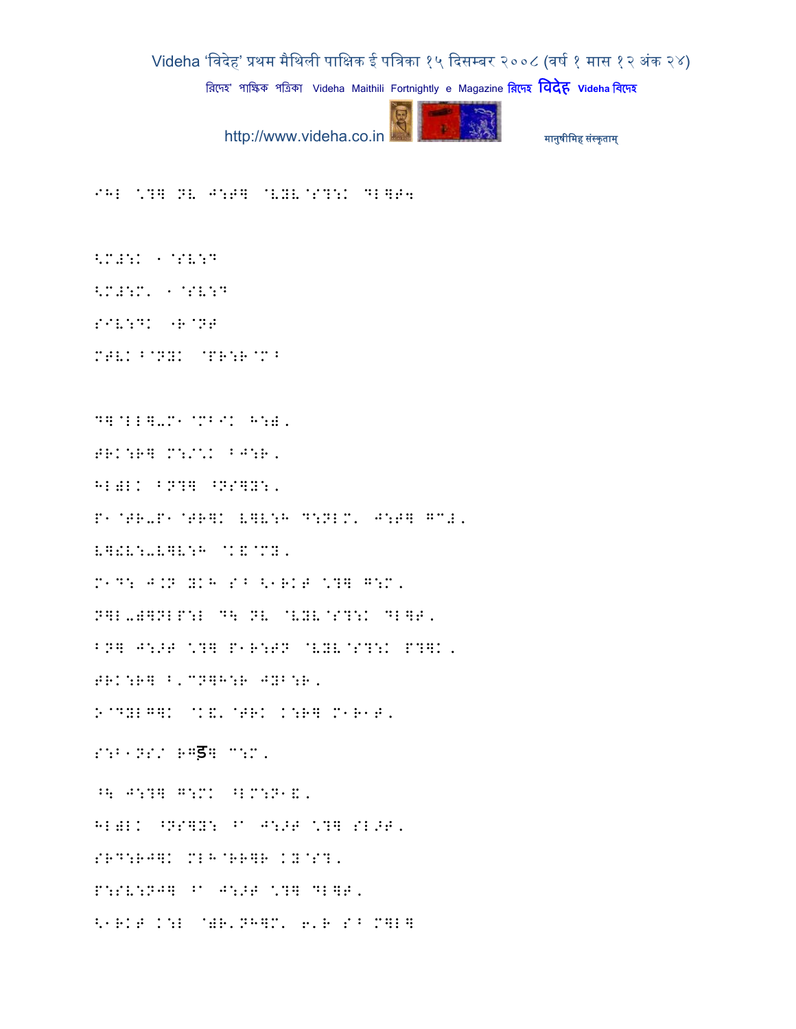IHL \?? NV J:T? @VYV@S?:K DL?T4

<M#:K 1@SV:D

<M#:M' 1@SV:D

SIV:DK "R@NT

MTVK^@NYK @PR:R@M^

D?@LL?-M1@MBIK H:)'

TRK:R? M:/\K BJ:R'

HL)LK BN?? ^NS?Y:'

P1@TR-P1@TR?K V?V:H D:NLM' J:T? G"#'

V?!V:-V?V:H @K&@MY'

M1D: J.N YKH S^ <1RKT \?? G:M'

N?L-)?NLP:L D\ NV @VYV@S?:K DL?T'

BN? J:>T \?? P1R:TN @VYV@S?:K P??K'

TRK:R? ^'CN?H:R JYB:R'

N@DYLG?K @K&'@TRK K:R? M1R1T'

S:B1NS/ RGड़? C:M'

^\ J:?? G:MK ^LM:N1&'

HL)LK ^NS?Y: ^A J:>T \?? SL>T'

SRD:RJ?K MLH@RR?R KY@S?'

P:SV:NJ? ^A J:>T \?? DL?T'

<1RKT K:L @)R'NH?M' 6'R S^ M?L?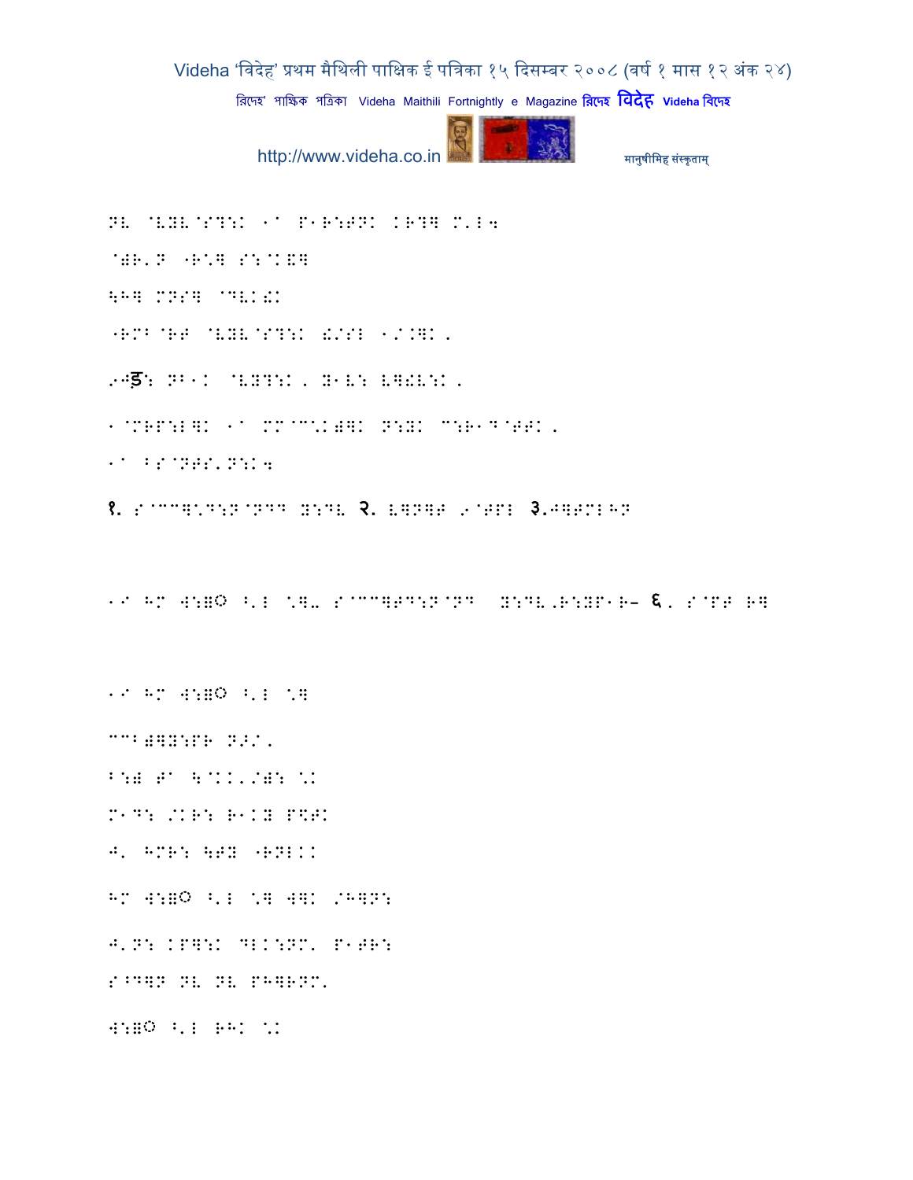NV @VYV@S?:K 1a P1R:T NK KR?] M'L4

@)R'N "R\] S:@K&]

\H] MNS] @DVK!K

"RMB@RT @VYV@S?:K !/SL 1/.]K,

9Jङ: NB1K @VY?:K, Y1V: V]!V:K,

1@MRP:L]K 1a MM@C\K)]K N:YK C:R1D@TTK,

1a BS@NTS'N:K4

१. S@CC]\D:N@NDD Y:DV २. V]N]T 9@TPL ३.J]TMLHN

1I HM W:}◌ ^'L \]. S@CC]TD:N@ND Y:DV,R:YP1R– ६. S@PT R]

1I HM W:}◌ ^'L \]

CCB)]Y:PR N>/,

B:) T a \@KK'/): \K

M1D: /KR: R1KY P\$TK

J' HMR: \TY "RNLKK

HM W:}◌ ^'L \] W]K /H]N:

J'N: KP]:K DLK:NM' P1TR:

S^D]N NV NV PH]RNM'

W:}◌ ^'L RHK \K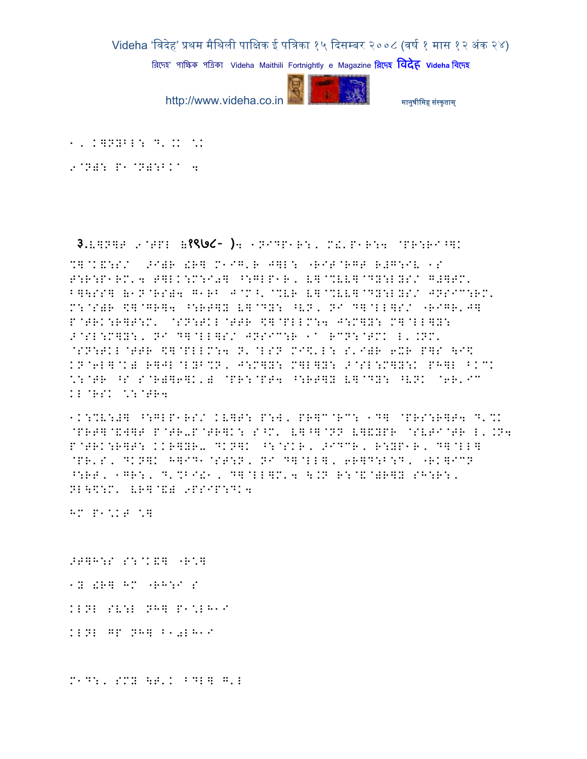1, K]NYBL: D'.. ^.

9@N): P1@N):BKA 4

**3.[]N]T 9@TPL (१९७८- )4 1NIDP1R:, M!'P1R:4 @PR:RI^]K**

%]@K&:S/ >I)R !R] M1IG'R J]L: "RIT@RGT R#G:IV 1S T:R:P1RM'4 T]LK:M:I0] ^:GLP1R, V]@%VV]@DY:LYS/ G#]TM' B]\SS] (1N@RS)4 G1RB J@M^'@%VR V]@%VV]@DY:LYS/ JNSIC:RM' M:@S)R \$]@GR]4 ^:RT]Y V]@DY: ^VN, NI D]@LL]S/ "RIGR'J] P@TRK:R]T:M' @SN:TKL@TTR \$]@PLLM:4 J:M]Y: M]@LL]Y: >@SL:M]Y:, NI D]@LL]S/ JNSIC:R 1A RCN:@TMK L'.NM' @SN:TKL@TTR \$]@PLLM:4 N'@LSN MI\$'L: S'I)R 6XR P]S \I\$ KN@6L]@K) R]JL@LYB%N, J:M]Y: M]L]Y: >@SL:M]Y:K PH]L BKCK ^:@TR ^S S@R)]6]K') @PR:@PT4 ^:RT]Y V]@DY: ^VNK @6R'IC KL@RSK ^:@TR4

1K:%V:#] ^:GLP1RS/ KV]T: P:W, PR]C@RC: 1D] @PRS:R]T4 D'%K @PRT]@&W]T P@TR-P@TR]K: S^M' V]^]@NN V]&YPR @SVTI@TR L'.N4 P@TRK:R]T: KKR]YR- DKN]K ^:@SKR, >IDCR, R:YP1R, D]@LL] @PR'S, DKN]K H]ID1@ST:N, NI D]@LL], 6R]D:B:D, "RK]ICN ^:RT, 1GR:, D'%BI!1, D]@LL]M'4 \.N R:@&@)R]Y SH:R:, NL\\$:M' VR]@&) 9PSIP:DK4

HM P1^.T ^]

>T]H:S S:@K&] "R^]

1Y !R] HM "RH:I S

KLNL SV:L NH] P1^LH1I

KLNL GP NH] B10LH1I

M1D:, SMY \T'K BDL] G'L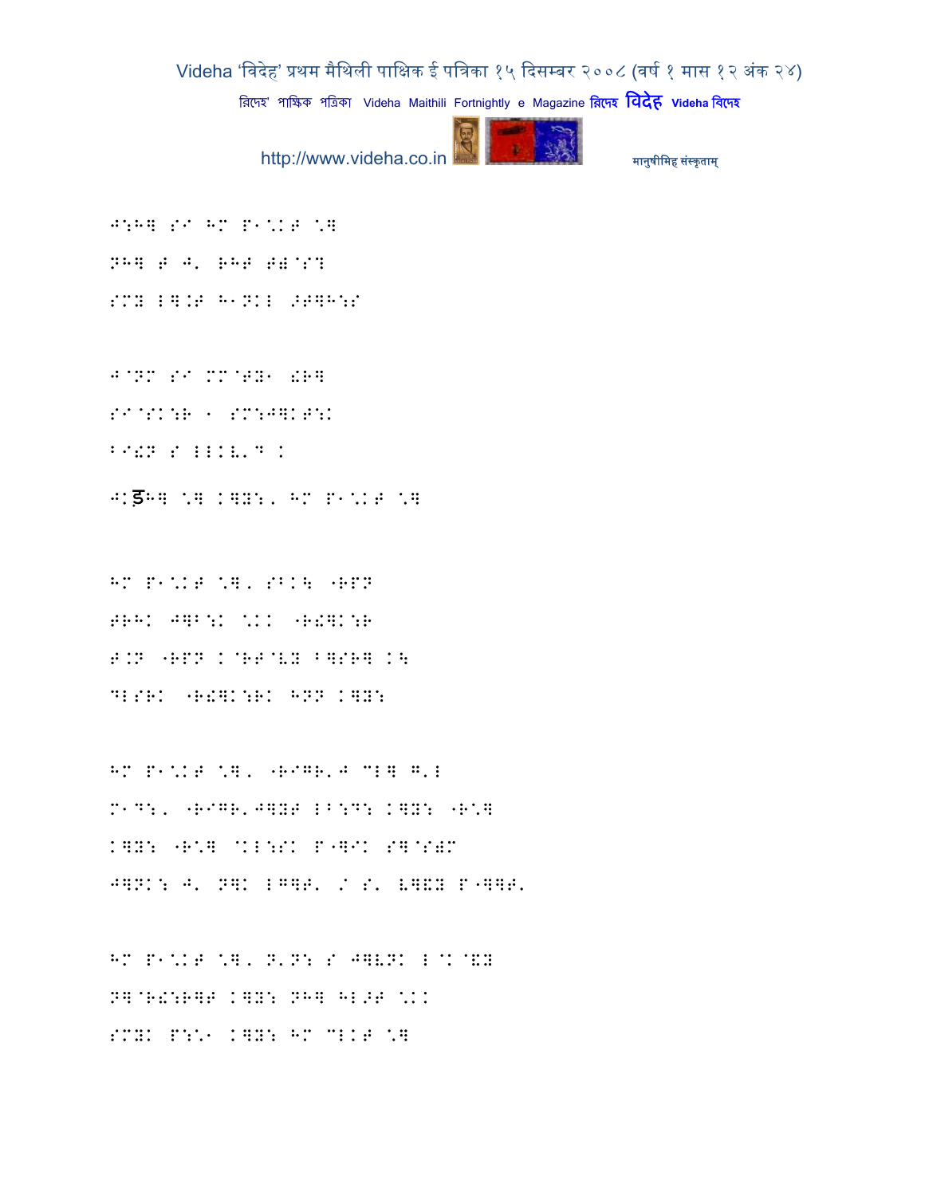J:H] S1 HM P1\.I \]

NH] T J' RHT T)@S?

SMY L].T H1NKL >T]H:S

J@NM S1 MM@TY1 !R]

S1@SK:R 1 SM:J]KT:K

B1!N S LLKV'D K

J:डH] \] K]Y:' HM P1\.I \]

HM P1\.I \]' SBK\ "RPN

TRHK J]B:K \KK "R!]K:R

T.N "RPN K@RT@VY B]SR] K\

DLSRK "R!]K:RK HNN K]Y:

HM P1\.I \]' "RIGR'J CL] G'L

M1D:' "RIGR'J]YT LB:D: K]Y: "R\]

K]Y: "R\] @KL:SK P"]IK S]@S)M

J]NK: J' N]K LG]T' / S' V]!Y P"]]T'

HM P1\.I \]' N'N: S J]VNK L@K@!Y

N]@R!:R]T K]Y: NH] HL>T \KK

SMYK P:\1 K]Y: HM CLKT \]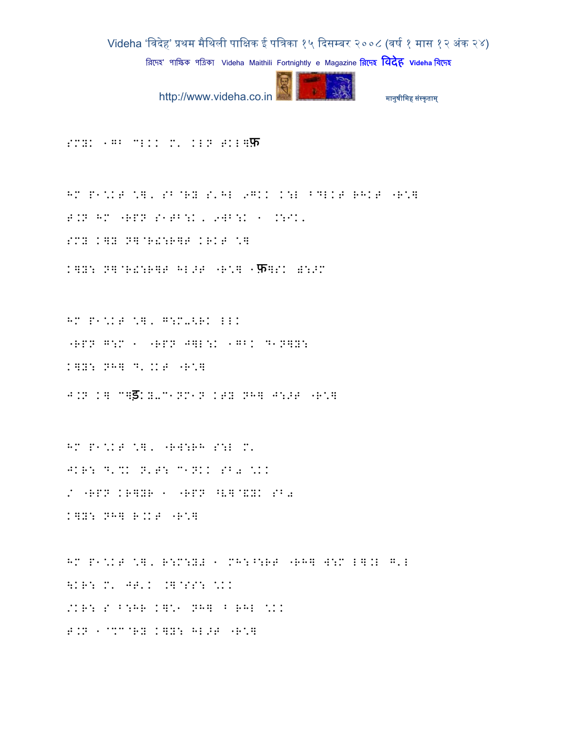SMY: 1G^ CLKK M' KLN TKL⁊फ

HM P1\KT \⁊, SB@RY S'HL 9GKK K:L ^DLKT RHKT "R\⁊
T.N HM "RPN S1TB:K, 9WB:K 1 .:IK,
SMY K⁊Y N⁊@R!:R⁊T KRKT \⁊
K⁊Y: N⁊@R!:R⁊T HL>T "R\⁊ 1फ⁊SK W:>M

HM P1\KT \⁊, G:M-<RK LLK
"RPN G:M 1 "RPN J⁊L:K 1GBK D1N⁊Y:
K⁊Y: NH⁊ D'.KT "R\⁊
J.N K⁊ C⁊ड़:Y-C1NM1N KTY NH⁊ J:>T "R\⁊

HM P1\KT \⁊, "RW:RH S:L M'
JKR: D'%K N'T: C1NKK SB0 \KK
/ "RPN KR⁊YR 1 "RPN ^V⁊@&YK SB0
K⁊Y: NH⁊ R.KT "R\⁊

HM P1\KT \⁊, R:M:Y# 1 MH:^:RT "RH⁊ W:M L⁊.L G'L
\KR: M' JT'K .⁊@SS: \KK
/KR: S ^:HR K⁊\1 NH⁊ ^ RHL \KK
T.N 1@%C@RY K⁊Y: HL>T "R\⁊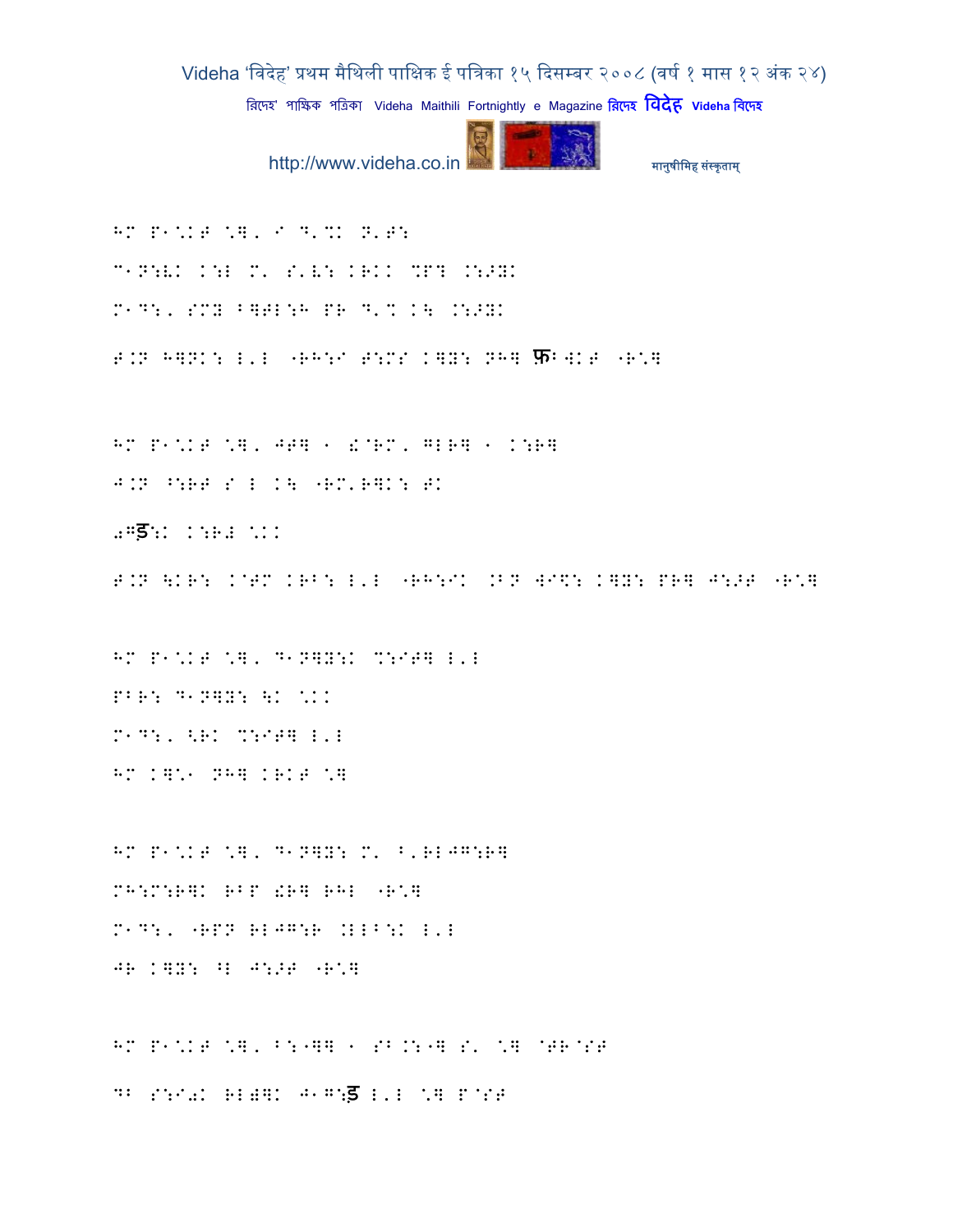HM P1*KT *], I D'%K N'T:

C1N:VK K:L M' S'V: KRKK %P? .:>YK

M1D:, SMY B]TL:H PR D'% K\ .:>YK

T.N H]NK: L'L "RH:I T:MS K]Y: NH] फBWKT "R*]

HM P1*KT *], JT] 1 !@RM, GLR] 1 K:R]

J.N ^:RT S L K\ "RM'R]K: TK

0Gड:K K:R# *KK

T.N \KR: K@TM KRB: L'L "RH:IK .BN WI$: K]Y: PR] J:>T "R*]

HM P1*KT *], D1N]Y:K %:IT] L'L

PBR: D1N]Y: \K *KK

M1D:, <RK %:IT] L'L

HM K]*1 NH] KRKT *]

HM P1*KT *], D1N]Y: M' B'RLJG:R]

MH:M:R]K RBP !R] RHL "R*]

M1D:, "RPN RLJG:R .LLB:K L'L

JR K]Y: ^L J:>T "R*]

HM P1*KT *], B:"]] 1 SB.:"] S' *] @TR@ST

DB S:I0K RL)]K J1G:ड L'L *] P@ST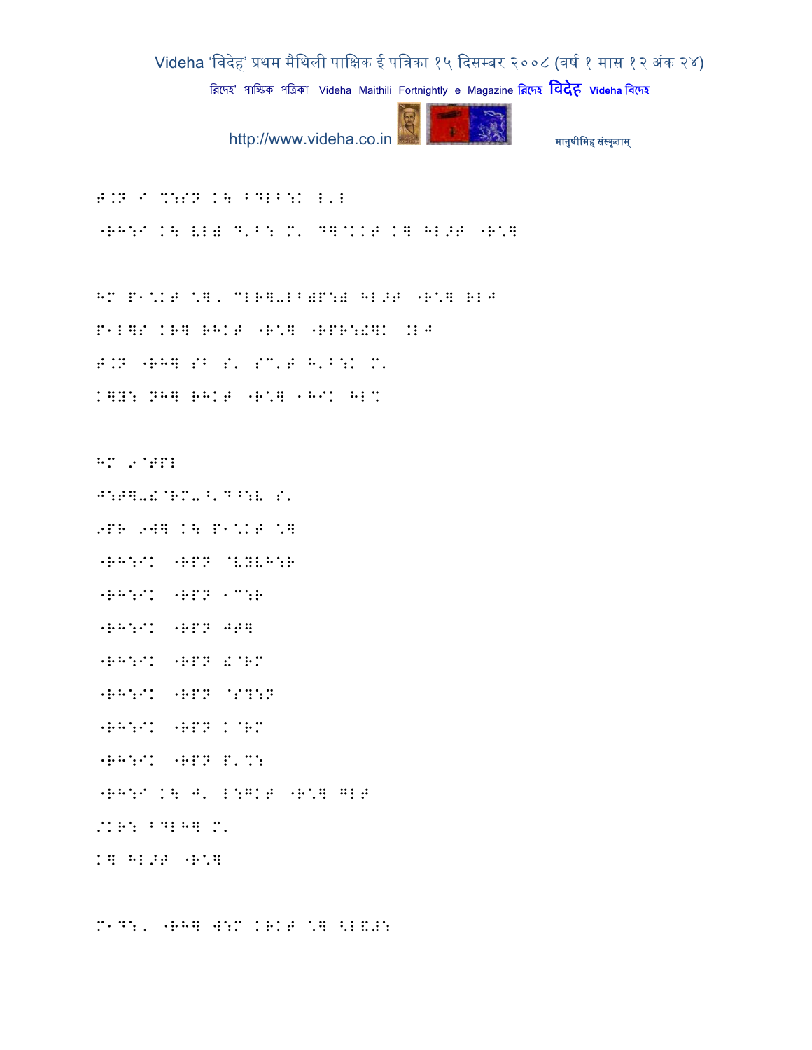F.N I %:SN K\ Bdlb:K L'L

"RH:I K\ VL) D'B: M' D]@KKT K] HL>T "R\*]

HM P1\*KT \*], MLR]-LB)P:) HL>T "R\*] RLJ

P1L]S KR] RHKT "R\*] "RPR:!]K .LJ

F.N "RH] SB S' SM'T H'B:K M'

K]Y: NH] RHKT "R\*] 1HIK HL%

HM 9@TPL

J:T]-!@RM-^'D^:V S'

9PR 9W] K\ P1\*KT \*]

"RH:IK "RPN @VYVH:R

"RH:IK "RPN 1M:R

"RH:IK "RPN JT]

"RH:IK "RPN !@RM

"RH:IK "RPN @S?:N

"RH:IK "RPN K@RM

"RH:IK "RPN P'%:

"RH:I K\ J' L:GKT "R\*] GLT

/KR: BDLH] M'

K] HL>T "R\*]

M1D:, "RH] W:M KRKT \*] <L&#: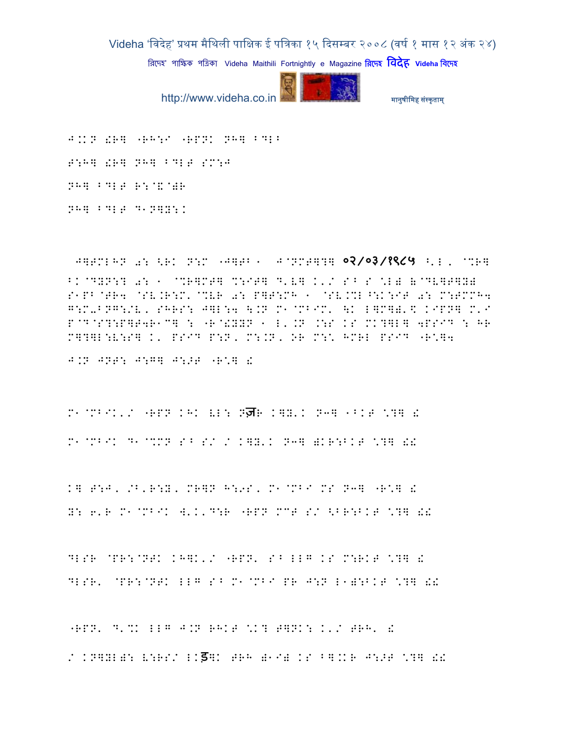J.K.N !R] "RH:I "RPNK NH] BDLB

T:H] !R] NH] BDLT SM:J

NH] BDLT R:@&@)R

NH] BDLT D1N]Y:K

J]TMLHN 0: <RK N:M "J]TB1 J@NMT]?] ०२/०३/१९८५ <'L, @%R] BK@DYN:? 0: 1 @%R]MT] %:IT] D'V] K'/ S^ S \L) &@DV]T]Y) S1PB@TR4 @SV.R:M'@%VR 0: P]T:MH 1 @SV.%L^:K:IT 0: M:TMMH4 G:M-BNG:/V, SHRS: J]L:4 \.N M1@MBIM' \K L]M])'\ KIPN] M'I P@D@S?:P]T4R1C] : "R@!YYN 1 L'.N .:S KS MK?]L] 4PSID : HR M]?]L:V:S] K' PSID P:N, M:.N, OR M:\ HMRL PSID "R\]4

J.N JNT: J:G] J:>T "R\] !

M1@MBIK'/ "RPN KHK VL: Nज़R K]Y'K N3] 1BKT \?] !

M1@MBIK D1@%MN S^ S/ / K]Y'K N3] )KR:BKT \?] !!

K] T:J, /B'R:Y, MR]N H:9S, M1@MBI MS N3] "R\] !

Y: 6'R M1@MBIK W'K'D:R "RPN MCT S/ <BR:BKT \?] !!

DLSR @PR:@NTK KH]K'/ "RPN' S^ LLG KS M:RKT \?] !

DLSR' @PR:@NTK LLG S^ M1@MBI PR J:N L1):BKT \?] !!

"RPN' D'%K LLG J.N RHKT \K? T]NK: K'/ TRH' !

/ KN]YL): V:RS/ LKड़]K TRH )1I) KS B].KR J:>T \?] !!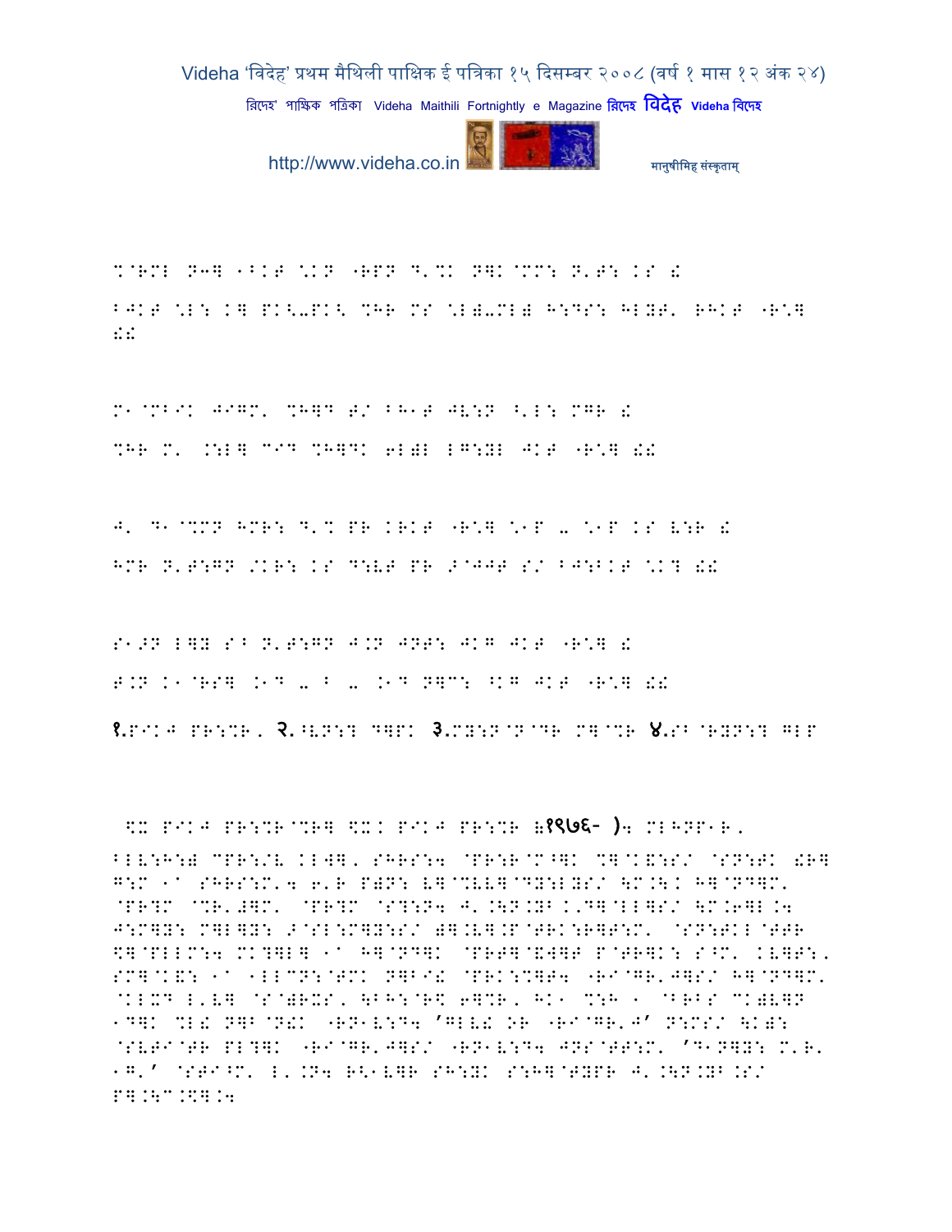%@RML N3] 1BKT \KN "RPN D'%K N]K@MM: N'T: KS !

BJKT \L: K] PK<-PK< %HR MS \L)-ML) H:DS: HLYT' RHKT "R\] !!

M1@MBIK JIGM' %H]D T/ BH1T JV:N ^'L: MGR !

%HR M' .:L] C<D %H]DK 6L)L LG:YL JKT "R\] !!

J' D1@%MN HMR: D'% PR KRKT "R\] \1P - \1P KS V:R !

HMR N'T:GN /KR: KS D:VT PR >@JJT S/ BJ:BKT \K? !!

S1>N L]Y S^ N'T:GN J.N JNT: JKG JKT "R\] !

T.N K1@RS] .1D - B - .1D N]C: ^KG JKT "R\] !!

१.PIKJ PR:%R, २.^VN:? D]PK ३.MY:N@N@DR M]@%R ४.S^@RYN:? GLP

$X PIKJ PR:%R@%R] $X. PIKJ PR:%R (१९७६- ): MLHNP1R,

BLV:H:) CPR:/V KL]], SHRS:4 @PR:R@M^]K %]@K&:S/ @SN:TK !R] G:M 1A SHRS:M'4 6'R P)N: V]@%VV]@DY:LYS/ \M.\K H]@ND]M' @PR?M @%R'=]M' @PR?M @S?:N4 J'.\N.YB.'D]@LL]S/ \M.6]L.4 J:M]Y: M]L]Y: >@SL:M]Y:S/ )].V].P@TRK:R]T:M' @SN:TKL@TTR $]@PLLM:4 MK?]L] 1A H]@ND]K @PRT]@&W]T P@TR]K: S^M' KV]T:, SM]@K&: 1A 1LLCN:@TMK N]BI! @PRK:%]T4 "RI@GR'J]S/ H]@ND]M' @KLXD L'V] @S@)RXS, \BH:@R$ 6]%R, HK1 %:H 1 @BRBS CK)V]N 1D]K %L! N]B@N!K "RN1V:D4 'GLV! OR "RI@GR'J' N:MS/ \K): @SVTI@TR PL?]K "RI@GR'J]S/ "RN1V:D4 JNS@TT:M' 'D1N]Y: M'R' 1G'' @STI^M' L'.N4 R<1V]R SH:YK S:H]@TYPR J'.\N.YB.S/ P].\C.$].4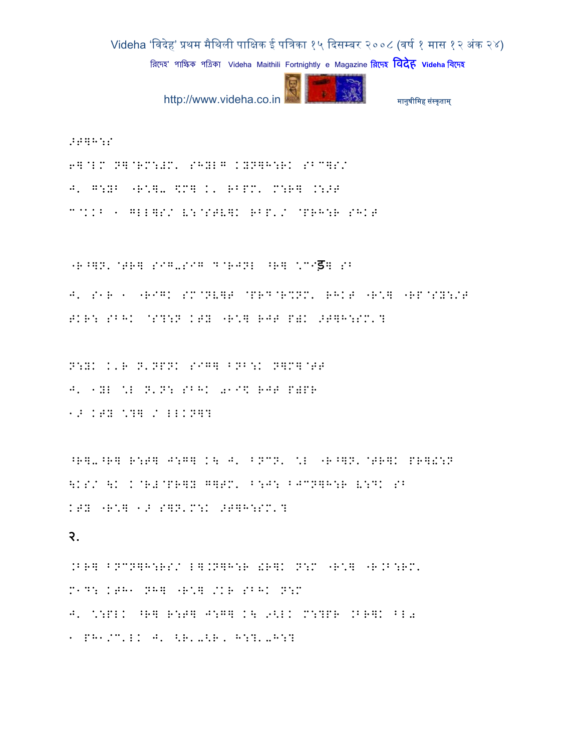>T]H:S

6]@LM N]@RM:#M' SHYLG KYN]H:RK SBC]S/

J' G:YB "R\]- \$M] K' RBPM' M:R] .:>T

C@KKB 1 GLL]S/ V:@STV]K RBP'/ @PRH:R SHKT

"R^]N'@TR] SIG-SIG D@RJNL ^R] \CI$]ड SB

J' S1R 1 "RIGK SM@NV]T @PRD@R%NM' RHKT "R\] "RP@SY:/T

TKR: SBHK @S?:N KTY "R\] RJT P\#K >T]H:SM'?

N:YK K'R N'NPNK SIG] BNB:K N]M]@TT

J' 1YL \L N'N: SBHK 01I\$ RJT P\#PR

1> KTY \?] / LLKN]?

^R]-^R] R:T] J:G] K\ J' BNCN' \L "R^]N'@TR]K PR]£:N

\KS/ \K K@R#@PR]Y G]TM' B:J: BJCN]H:R V:DK SB

KTY "R\] 1> S]N'M:K >T]H:SM'?

२.

.BR] BNCN]H:RS/ L].N]H:R £R]K N:M "R\] "R.B:RM'

M1D: KTH1 NH] "R\] /KR SBHK N:M

J' \:PLK ^R] R:T] J:G] K\ 9<LK M:?PR .BR]K BL0

1 PH1/C'LK J' <R'-<R' H:?'-H:?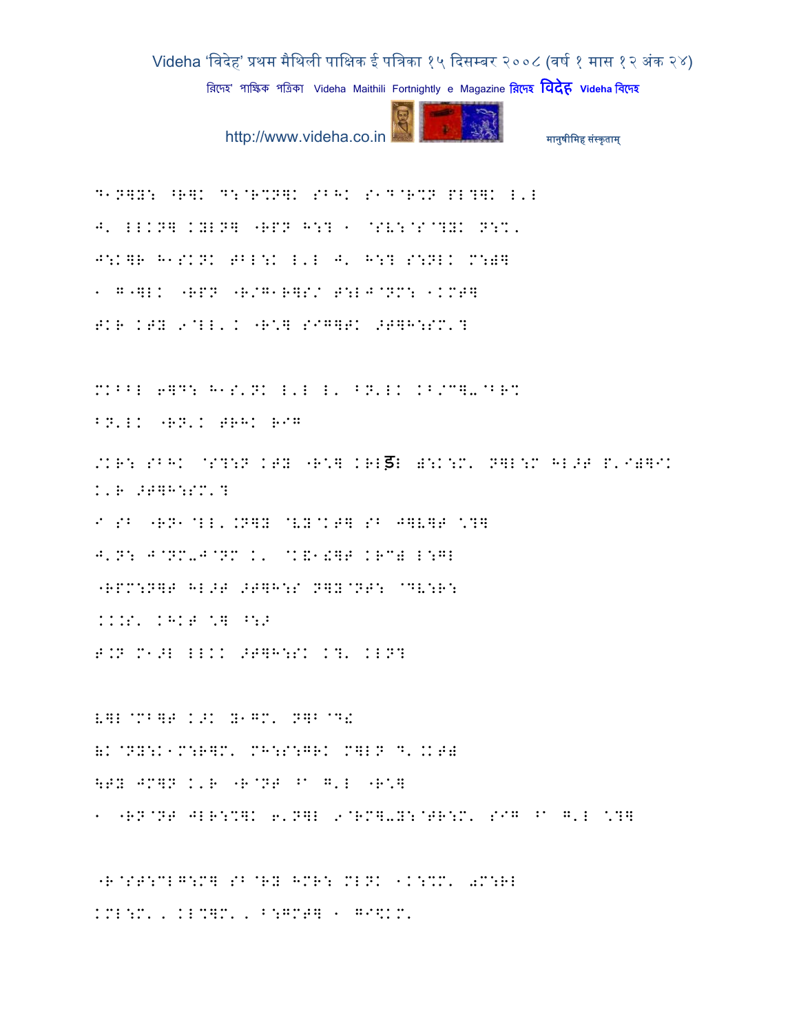D1N]Y: ^R]K D:@R%N]K SBHK S1D@R%N PL?]K L'L
J' LLKN] KYLN] "RPN H:? 1 @SV:@S@?YK N:%'
J:K]R H1SKNK TBL:K L'L J' H:? S:NLK M:)]
1 G"]LK "RPN "R/G1R]S/ T:LJ@NM: 1KMT]
TKR KTY 9@LL'K "R'] SIG]TK >T]H:SM'?

MKBBL 6]D: H1S'NK L'L L' BN'LK KB/C]-@BR%
BN'LK "RN'K TRHK RIG

/KR: SBHK @S?:N KTY "R'] KRLड़L ):K:M' N]L:M HL>T P'I)]IK
K'R >T]H:SM'?
I SB "RN1@LL'.N]Y @VY@KT] SB J]V]T '?]
J'N: J@NM-J@NM K' @K&1!]T KRC) L:GL
"RPM:N]T HL>T >T]H:S N]Y@NT: @DV:R:
KK.S' KHKT '] ^:>
T.N M1>L LLKK >T]H:SK K?' KLN?

V]L@MB]T K>K Y1GM' N]B@D!
&K@NY:K1M:R]M' MH:S:GRK M]LN D'.KT)
\TY JM]N K'R "R@NT ^1 G'L "R']
1 "RN@NT JLR:%]K 6'N]L 9@RM]-Y:@TR:M' SIG ^1 G'L '?]

"R@ST:CLG:M] SB@RY HMR: MLNK 1K:%M' 0M:RL
KML:M' , KL%]M' , B:GMT] 1 GI$KM'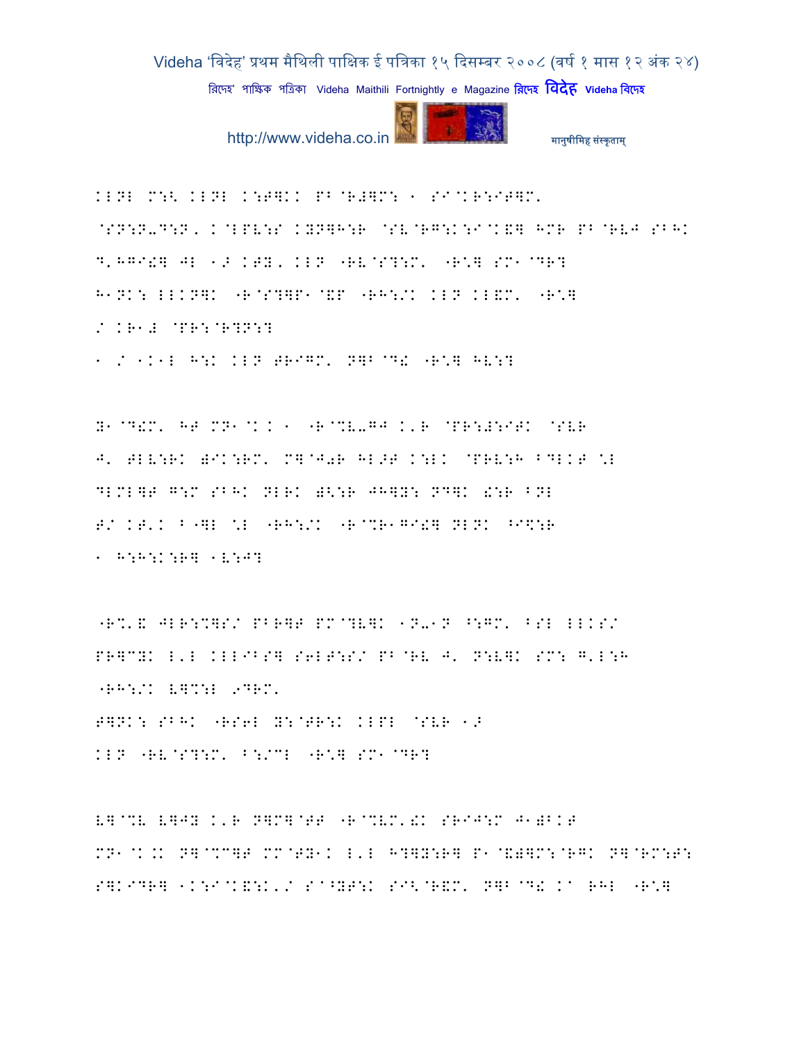KLNL M:< KLNL K:T]KK PB@R#]M: 1 SI@KR:IT]M'

@SN:N-D:N, K@LPV:S KYN]H:R @SV@RG:K:I@K&] HMR PB@RVJ SBHK

D'HGI!] JL 1> KTY, KLN "RV@S?:M' "R\] SM1@DR?

H1NK: LLKN]K "R@S?]P1@&P "RH:/K KLN KL&M' "R\]

/ KR1# @PR:@R?N:?

1 / 1K1L H:K KLN TRIGM' N]B@D! "R\] HV:?

Y1@D!M' HT MN1@K.K 1 "R@%V-GJ K'R @PR:#:ITK @SVR

J' TLV:RK )IK:RM' M]@J0R HL>T K:LK @PRV:H BDLKT \L

DLMLT G:M SBHK NLRK )<:R JH]Y: ND]K !:R BNL

T/ KT'K B"]L \L "RH:/K "R@%R1GI!] NLNK ^I$:R

1 H:H:K:R] 1V:J?

"R%'& JLR:%]S/ PBR]T PM@?V]K 1N-1N ^:GM' BSL LLKS/

PR]@YK L'L KLLIBS] S6LT:S/ PB@RV J' N:V]K SM: G'L:H

"RH:/K V]%:L 9DRM'

T]NK: SBHK "RS6L Y:@TR:K KLPL @SVR 1>

KLN "RV@S?:M' B:/@L "R\] SM1@DR?

V]@%V V]JY K'R N]M]@TT "R@%VM'!K SRIJ:M J1)BKT

MN1@K.K N]@%C]T MM@TY1K L'L H?]Y:R] P1@&)]M:@RGK N]@RM:T:

S]KIDR] 1K:I@K&:K'/ S@^YT:K SI<@R&M' N]B@D! K^ RHL "R\]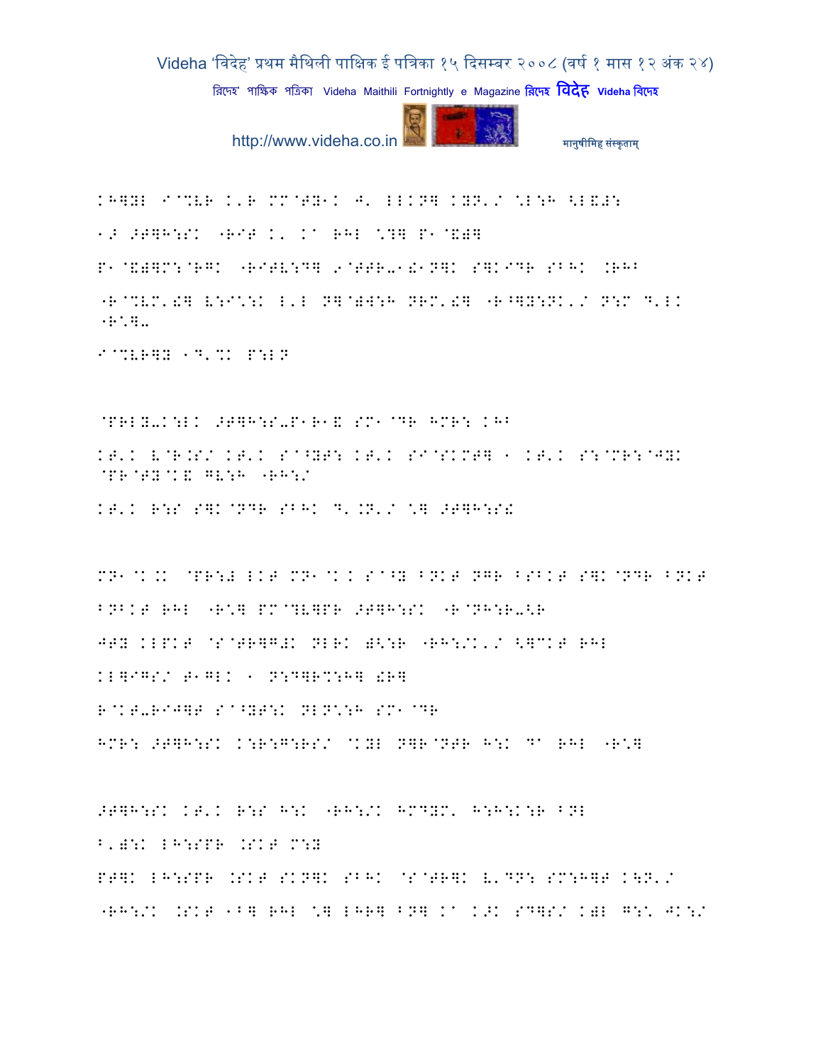KH]YL I@%VR K'R MM@TY1K J' LLKN] KYN'/ \L:H <L&#:

1> >T]H:SK "RIT K' Ka RHL \?] P1@&)]

P1@&)]M:@RGK "RITV:D] 9@TTR-1!1N]K S]KIDR SBHK .RHB

"R@%VM'!] V:I\:K L'L N]@)W:H NRM'!] "R^]Y:NK'/ N:M D'LK "R\]-

I@%VR]Y 1D'%K P:LN

@PRLY-K:LK >T]H:S-P1R1& SM1@DR HMR: KHB

KT'K V@R.S/ KT'K Sa^YT: KT'K SI@SKMT] 1 KT'K S:@MR:@JYK @PR@TY@K& GV:H "RH:/

KT'K R:S S]K@NDR SBHK D'.N'/ \] >T]H:S!

MN1@K.K @PR:# LKT MN1@K.K Sa^Y BNKT NGR BSBKT S]K@NDR BNKT

BNBKT RHL "R\] PM@?V]PR >T]H:SK "R@NH:R-<R

JTY KLPKT @S@TR]G#K NLRK )<:R "RH:/K'/ <]CKT RHL

KL]IGS/ T1GLK 1 N:D]R%:H] !R]

R@KT-RIJ]T Sa^YT:K NLN\:H SM1@DR

HMR: >T]H:SK K:R:G:RS/ @KYL N]R@NTR H:K Da RHL "R\]

>T]H:SK KT'K R:S H:K "RH:/K HMDYM' H:H:K:R BNL

B')':K LH:SPR .SKT M:Y

PT]K LH:SPR .SKT SKN]K SBHK @S@TR]K V'DN: SM:H]T K\N'/

"RH:/K .SKT 1B] RHL \] LHR] BN] Ka K>K SD]S/ K)L G:\ JK:/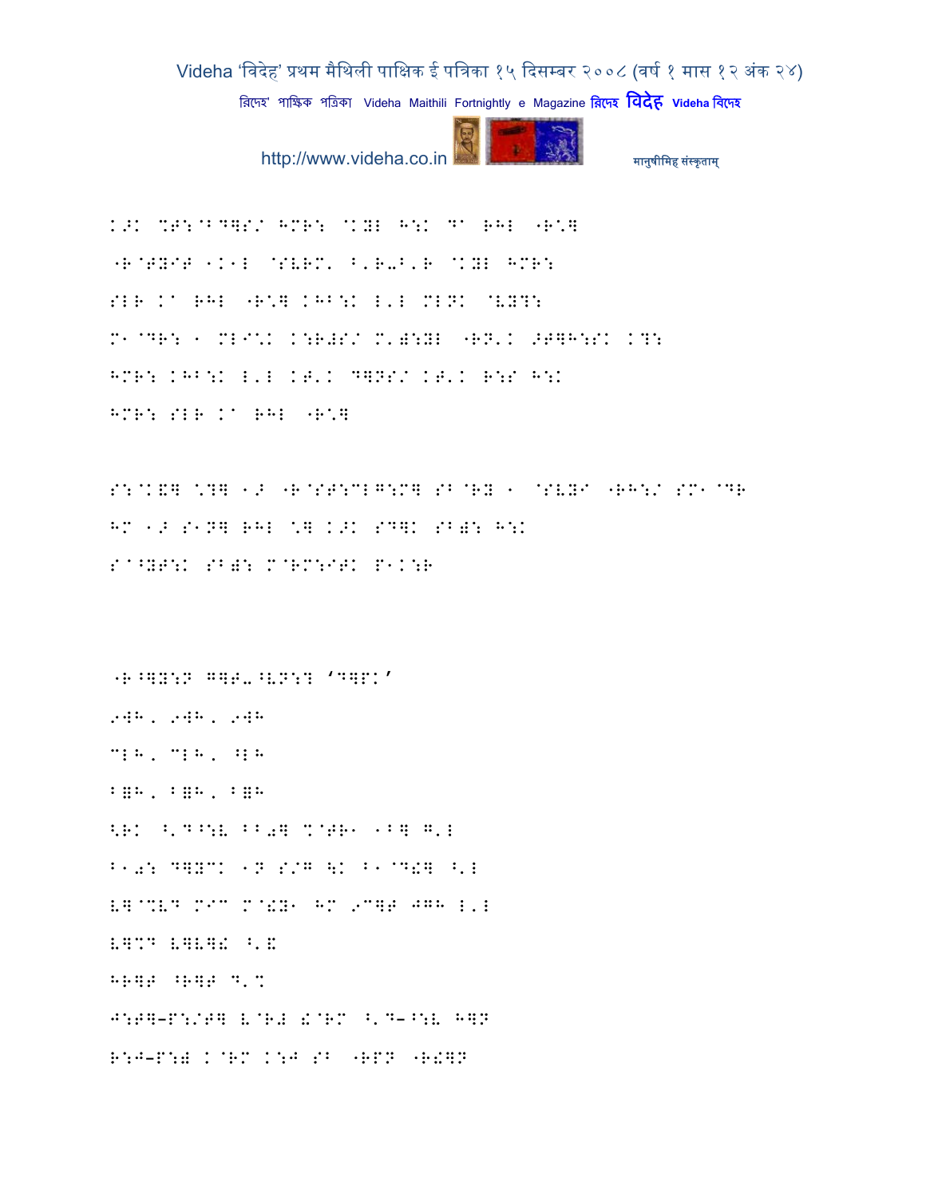K>K %T:@BD]S/ HMR: @KYL H:K D' RHL "R\]
"R@TYIT 1K1L @SVRM' B'R-B'R @KYL HMR:
SLR K' RHL "R\] KHB:K L'L MLNK @VY?:
M1@DR: 1 MLI\K K:R#S/ M'):YL "RN'K >T]H:SK K?:
HMR: KHB:K L'L KT'K D]NS/ KT'K R:S H:K
HMR: SLR K' RHL "R\]

S:@K&] \?] 1> "R@ST:CLG:M] SB@RY 1 @SVYI "RH:/ SM1@DR
HM 1> S1N] RHL \] K>K SD]K SB): H:K
S'^YT:K SB): M@RM:IT: P1K:R

"R^]Y:N G]T-^VN:? 'D]PK'
9WH, 9WH, 9WH
CLH, CLH, ^LH
B=H, B=H, B=H
<RK ^'D^:V BB0] %@TR1 1B] G'L
B10: D]YCK 1N S/G \K B1@D!] ^'L
V]@%VD MIC M@!Y1 HM 9C]T JGH L'L
V]%D V]V]! ^'E
HR]T ^R]T D'%
J:T]–P:/T] V@R# !@RM ^'D–^:V H]N
R:J–P:) K@RM K:J SB "RPN "R!]N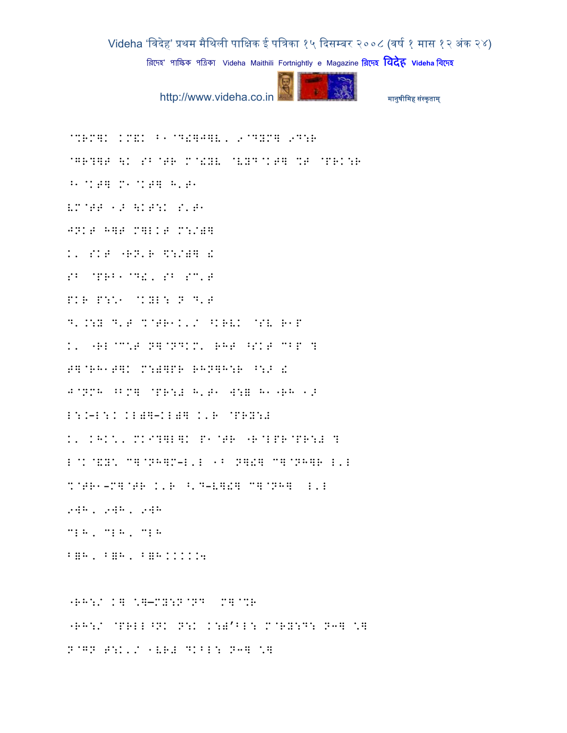@%RM]K KM&K B1@D!]J]V, 9@DYM] 9D:R

@GR?]T \K SB@TR M@!YV @VYD@KT] %T @PRK:R

^1@KT] M1@KT] H'T1

VM@TT 1E \KT:K S'T1

JNKT H]T M]LKT M:/)]

K' SKT "RN'R \$:/)] !

SB @PRB1@D!' SB SC'T

PKR P:\1 @KYL: N D'T

D'.:Y D'T %@TR1K'/ ^KRVK @SV R1P

K' "RL@C\T N]@NDKM' RHT ^SKT CBP ?

T]@RH1T]K M:)]PR RHN]H:R ^:E !

J@NMH ^BM] @PR:# H'T1 W:= H1"RH 1E

L:.-L:K KL)]-KL)] K'R @PRY:#

K' KHK\' MKI?]L]K P1@TR "R@LPR@PR:# ?

L@K@&Y\ C]@NH]M-L'L 1B N]!] C]@NH]R L'L

%@TR1-M]@TR K'R ^'D-V]!] C]@NH] L'L

9WH, 9WH, 9WH

CLH, CLH, CLH

B=H, B=H, B=H.....4

"RH:/ K] \]-MY:N@ND M]@%R

"RH:/ @PRLL^NK N:K K:)'^L: M@RY:D: N3] \]

N@GN T:K'/ 1VR# DKBL: N3] \]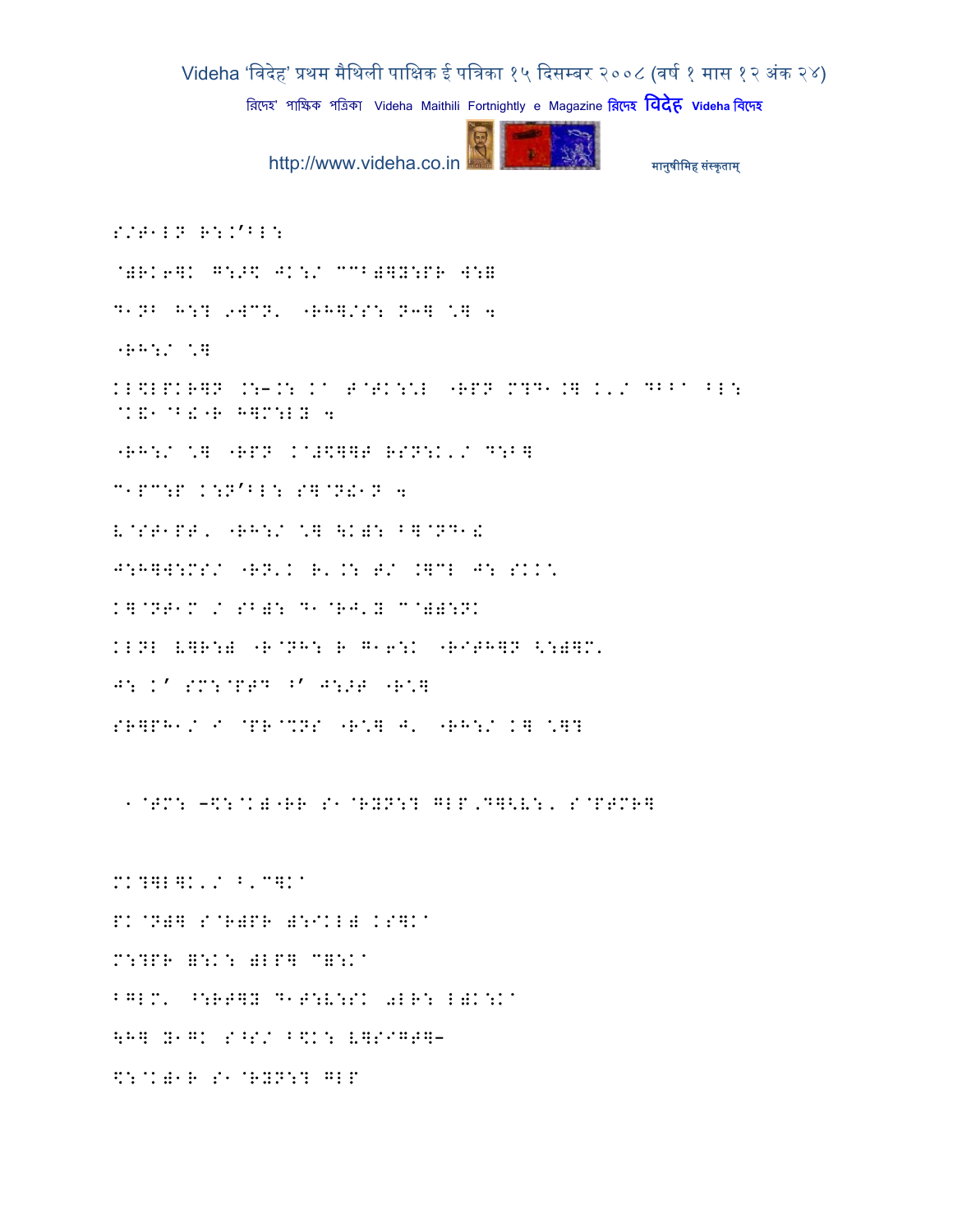S/T1LN R:.'BL:

@)RK6]K G:>\$ JK:/ C1B)]Y:PR W:=

D1NB H:? 9WCN' "RH]/S: N3] \*] 4

"RH:/ \*]

KL\$LPKR]N .:–.: K^ T@TK::L "RPN M?D1.] K'/ DBB^ BL:
@K&1@B!"R H]M:LY 4

"RH:/ \*] "RPN K@#\$]]T RSN:K'/ D:B]

C1PC:P K:N'BL: S]@N!1N 4

V@ST1PT' "RH:/ \*] \K): B]@ND1!

J:H]W:MS/ "RN'K R'.: T/ .]CL J: SKK\*

K]@NT1M / SB): D1@RJ'Y C@)):NK

KLNL V]R:) "R@NH: R G16:K "RITH]N <:)]M'

J: K' SM:@PTD ^' J:>T "R\*]

SR]PH1/ I @PR@%NS "R\*] J' "RH:/ K] \*]?

1@TM: –\$:@K)"RR S1@RYN:? GLP,D]<V:' S@PTMR]

MK?]L]K'/ B'C]K^

PK@N)] S@R)PR ):IKL) KS]K^

M:?PR =:K: )LP] C=:K^

BGLM' ^:RT]Y D1T:V:SK 0LR: L)K:K^

\H] Y1GK S^S/ B\$K: V]SIGT]–

\$:@K)1R S1@RYN:? GLP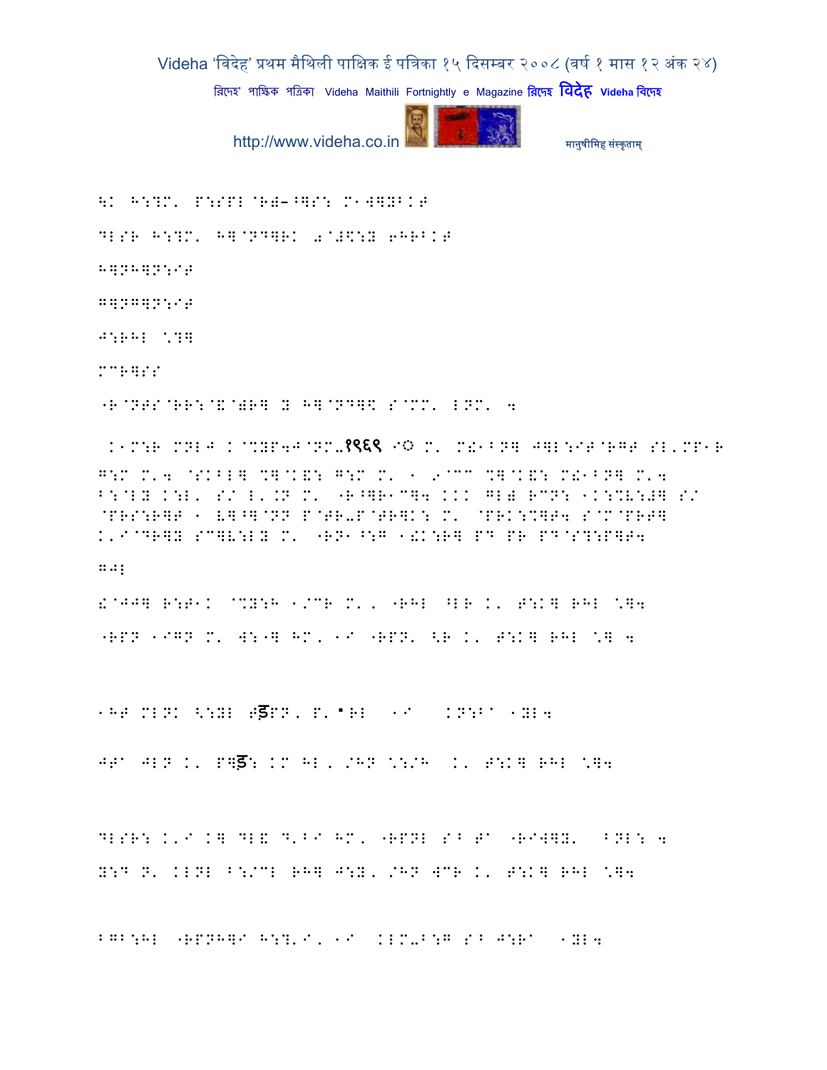\K H:?M' P:SPL@R)-^]S: M1W]YBKT

DLSR H:?M' H]@ND]RK 0@#\$:Y 6HRBKT

H]NH]N:IT

G]NG]N:IT

J:RHL \*?]

MCR]SS

"R@NTS@RR:@&@)R] Y H]@ND]\$ S@MM' LNM' 4

K1M:R MNLJ K@%YP4J@NM-१९६९ I◌ M' M!1BN] J]L:IT@RGT SL'MP1R G:M M'4 @SKBL] %]@K&: G:M M' 1 9@CC %]@K&: M!1BN] M'4 B:@LY K:L' S/ L'.N M' "R^]R1C]4 KKK GL) RCN: 1K:%V:#] S/ @PRS:R]T 1 V]^]@NN P@TR-P@TR]K: M' @PRK:%]T4 S@M@PRT] K'I@DR]Y SC]V:LY M' "RN1^:G 1!K:R] PD PR PD@S?:P]T4

GJL

!@JJ] R:T1K @%Y:H 1/CR M', "RHL ^LR K' T:K] RHL \*]4

"RPN 1IGN M' W:"] HM, 1I "RPN' <R K' T:K] RHL \*] 4

1HT MLNK <:YL Tड़PN, P'"RL 1I KN:B^ 1YL4

JT^ JLN K' P]ड़: KM HL, /HN \*:/H K' T:K] RHL \*]4

DLSR: K'I K] DL& D'BI HM, "RPNL S^ T^ "RIW]Y' BNL: 4

Y:D N' KLNL B:/CL RH] J:Y, /HN WCR K' T:K] RHL \*]4

BGB:HL "RPNH]I H:?'I, 1I KLM-B:G S^ J:R^ 1YL4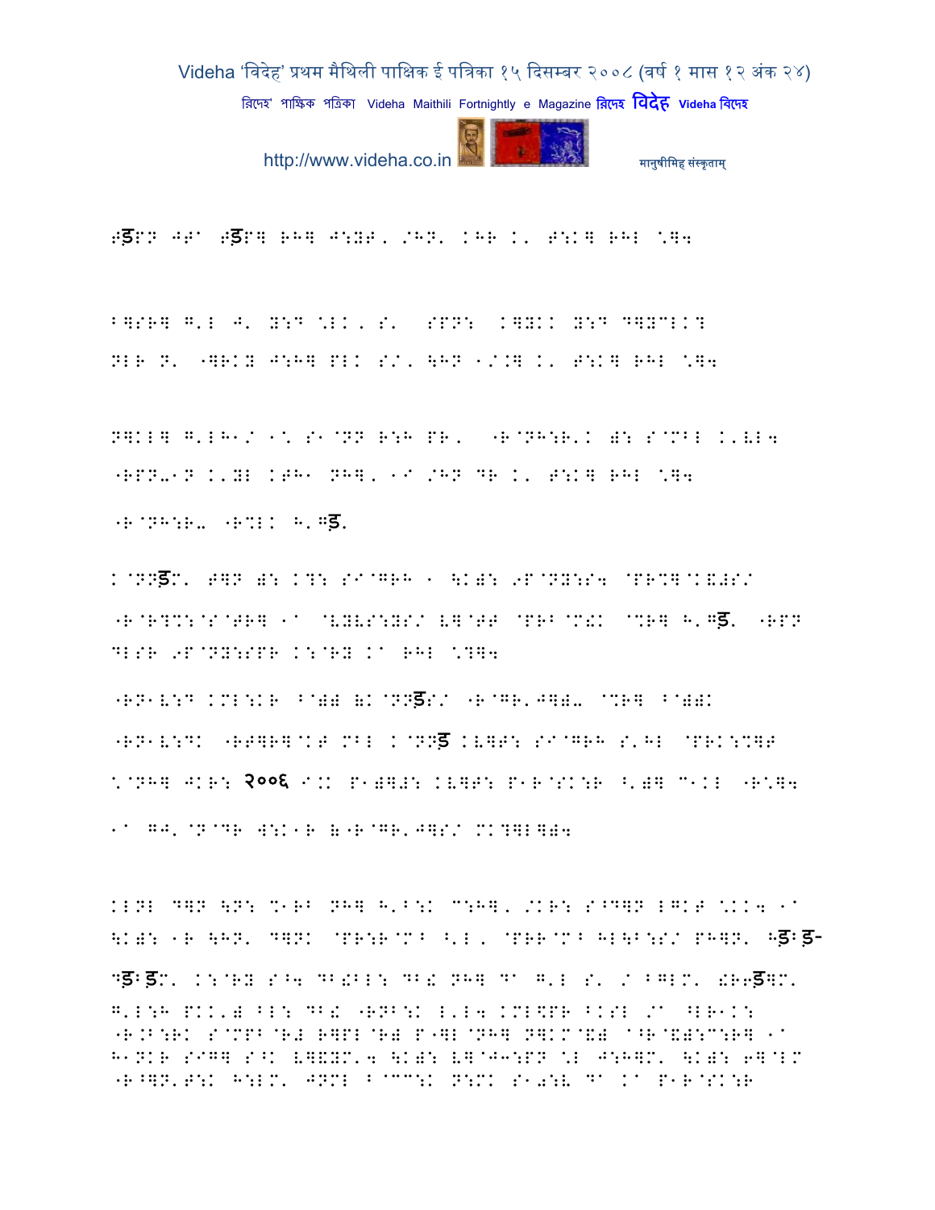Tड़PN JT^ Tड़P] RH] J:YT, /HN' KHR K' T:K] RHL \]4

B]SR] G'L J' Y:D \LK, S' SPN: K]YKK Y:D D]YCLK]
NLR N' "]RKY J:H] PLK S/' \HN 1/.] K' T:K] RHL \]4

N]KL] G'LH1/ 1* S1@NN R:H PR, "R@NH:R'K ): S@MBL K'VL4
"RPN-1N K'YL KTH1 NH], 1I /HN DR K' T:K] RHL \]4
"R@NH:R- "R%LK H'Gड़

K@NNड़M' T]N ): K?: SI@GRH 1 \K): 9P@NY:S4 @PR%]@K&#S/
"R@R?%:@S@TR] 1^ @VYVS:YS/ V]@TT @PRB@M!K @%R] H'Gड़ "RPN
DLSR 9P@NY:SPR K:@RY K^ RHL \?]4

"RN1V:D KML:KR B@)) &K@NNड़S/ "R@GR'J]).- @%R] B@))K
"RN1V:DK "RT]R]@KT MBL K@NNड़ KV]T: SI@GRH S'HL @PRK:%]T
\@NH] JKR: २००६ I.K P1)]#: KV]T: P1R@SK:R ^')] C1KL "R\]4
1^ GJ'@N@DR W:K1R &"R@GR'J]S/ MK?]L]]4

KLNL D]N \N: %1RB NH] H'B:K C:H], /KR: S^D]N LGKT \KK4 1^
\K): 1R \HN' D]NK @PR:R@MB ^'L, @PRR@MB HL\B:S/ PH]N' Hड़:ड़-
Dड़:ड़M' K:@RY S^4 DB!BL: DB! NH] D^ G'L S' / BGLM' !R6ड़]M'
G'L:H PKK'/) BL: DB! "RNB:K L'L4 KML$PR BKSL /^ ^LR1K:
"R.B:RK S@MPB@R# R]PL@R) P"]L@NH] N]KM@&) ^R@&):C:R] 1^
H1NKR SIG] S^K V]&YM'4 \K): V]@J3:PN \L J:H]M' \K): 6]@LM
"R^]N'T:K H:LM' JNML B@CC:K N:MK S1#:V D^ K^ P1R@SK:R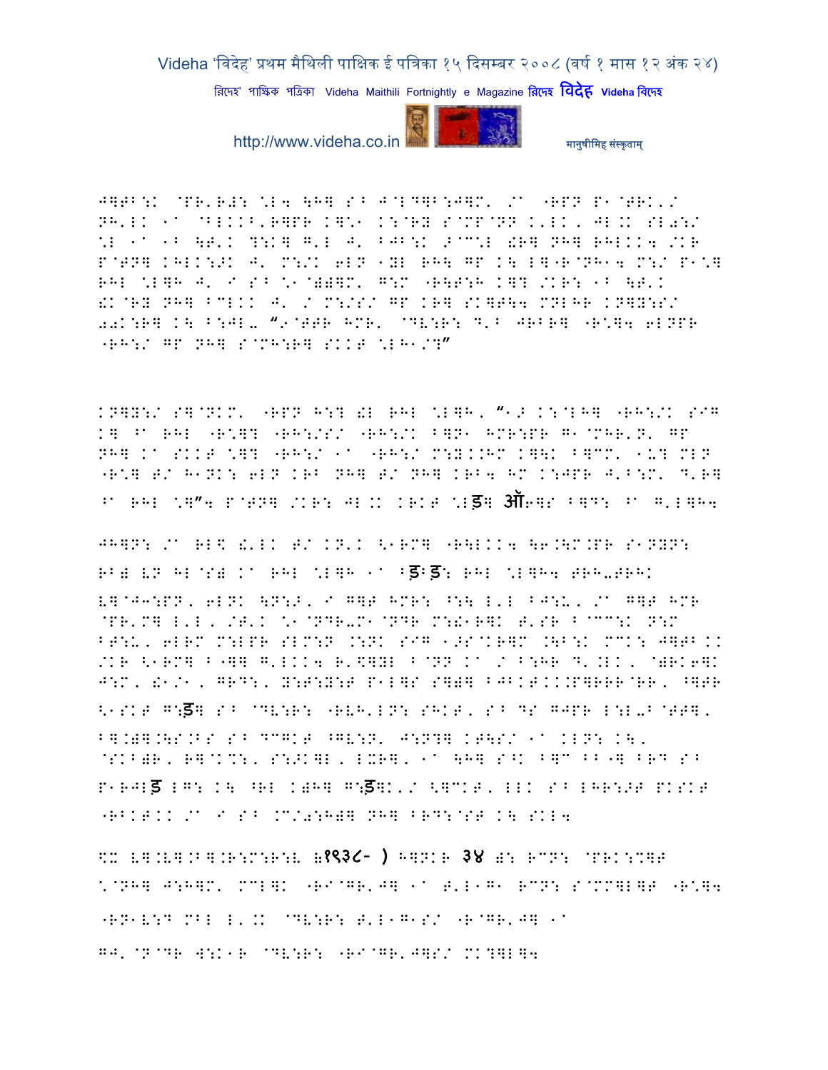J]TB:K @PR'R#: \L4 \H] S^ J@LD]B:J]M' /^ "RPN P1@TRK'/ NH'LK 1^ @BLKKB'R]PR K]\1 K:@RY S@MP@NN K'LK, JL.K SL0:/ \L 1^ 1B \T'K ?:K] G'L J' BJB:K 9@C\L !R] NH] RHLKK4 /KR P@TN] KHLK:>K J' M:/K 6LN 1YL RH\ GP K\ L]"R@NH14 M:/ P1\] RHL \L]H J' I S^ \1@))]M' G:M "R\T:H K]? /KR: 1B \T'K !K@RY NH] BCLKK J' / M:/S/ GP KR] SK]T\4 MNLHR KN]Y:S/ 00K:R] K\ B:JL- "9@TTR HMR' @DV:R: D'B JRBR] "R\]4 6LNPR "RH:/ GP NH] S@MH:R] SKKT \LH1/?"

KN]Y:/ S]@NKM' "RPN H:? !L RHL \L]H, "1> K:@LH] "RH:/K SIG K] ^^ RHL "R\]? "RH:/S/ "RH:/K B]N1 HMR:PR G1@MHR'N' GP NH] K^ SKKT \]? "RH:/ 1^ "RH:/ M:Y.KHM K]\K B]CM' 1U? MLN "R\] T/ H1NK: 6LN KRB NH] T/ NH] KRB4 HM K:JPR J'B:M' D'R] ^^ RHL \]"4 P@TN] /KR: JL.K KRKT \Lड़] ऑ6]S B]D: ^^ G'L]H4

JH]N: /^ RL\$ !'LK T/ KN'K <1RM] "R\LKK4 \6.\M.PR S1NYN: RB) VN HL@S) K^ RHL \L]H 1^ Bड़Bड़: RHL \L]H4 TRH-TRHK V]@J3:PN, 6LNK \N:>, I G]T HMR: ^:\ L'L BJ:U, /^ G]T HMR @PR'M] L'L, /T'K \1@NDR-M1@NDR M:!1R]K T'SR B@CC:K N:M BT:U, 6LRM M:LPR SLM:N .:NK SIG 1>S@KR]M .\B:K MCK: J]TB.K /KR <1RM] B"]] G'LKK4 R'\$]YL B@NN K^ / B:HR D'.LK, @)RK6]K J:M, !1/1, GRD:, Y:T:Y:T P1L]S S])] BJBKTKK.P]RRR@RR, ^]TR <1SKT G:ड़] S^ @DV:R: "RVH'LN: SHKT, S^ DS GJPR L:L-B@TT], B].)].\S.BS S^ DCGKT ^GV:N' J:N?] KT\S/ 1^ KLN: K\, @SKB)R, R]@K%:, S:>K]L, LXR], 1^ \H] S^K B]C BB"] BRD S^ P1RJLड़ LG: K\ ^RL K)H] G:ड़]K'/ <]CKT, LLK S^ LHR:>T PKSKT "RBKTKK /^ I S^ .C/0:H)] NH] BRD:@ST K\ SKL4

$X V].V].B].R:M:R:V (१९३८- ) H]NKR ३४ ): RCN: @PRK:%]T \@NH] J:H]M' MCL]K "RI@GR'J] 1^ T'L1G1 RCN: S@MM]L]T "R\]4 "RN1V:D MBL L'.K @DV:R: T'L1G1S/ "R@GR'J] 1^ GJ'@N@DR W:K1R @DV:R: "RI@GR'J]S/ MK?]L]4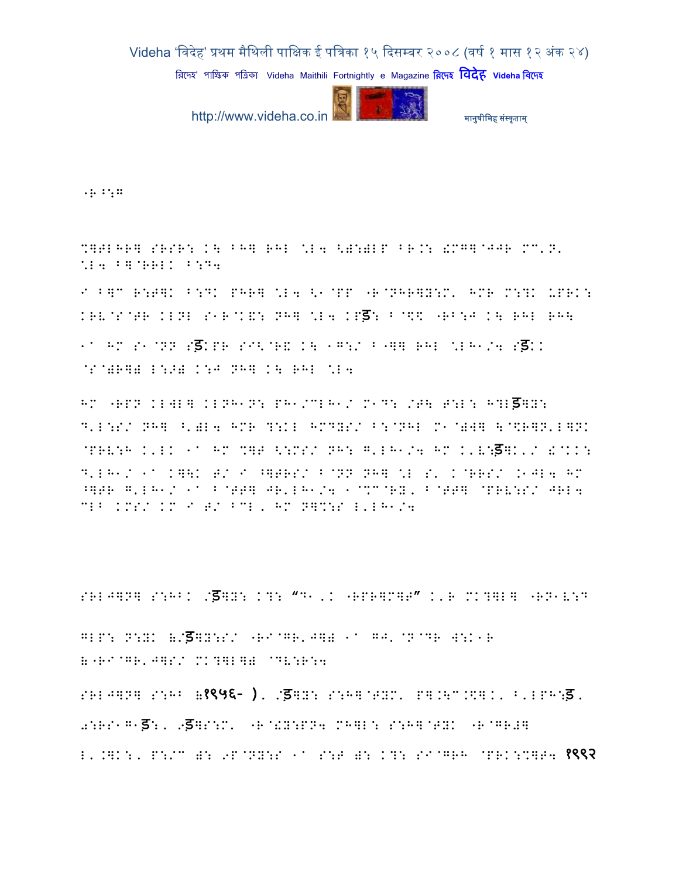.R^:G

%]TLHR] SRSR: K\ BH] RHL \L4 <):)LP BR.: !MG]@JJR MM'N' \L4 B]@RRLK B:D4

I B]D R:T]K B:DK PHR] \L4 <1@PP "R@NHR]Y:M' HMR M:?K UPRK: KRV@S@TR KLNL S1R@K&: NH] \L4 KPड़: B@\$\$ "RB:J K\ RHL RH\

1a HM S1@NN Sड़KPR SI<@R& K\ 1G:/ B"]] RHL \LH1/4 Sड़KK @S@)R]) L:>) K:J NH] K\ RHL \L4

HM "RPN KLWL] KLNH1N: PH1/MLH1/ M1D: /T\ T:L: H]Lड़]Y: D'L:S/ NH] ^')L4 HMR ?:KL HMDYS/ B:@NHL M1@)W] \@\$R]N'L]NK @PRV:H K'LK 1a HM %]T <:MS/ NH: G'LH1/4 HM K'V:ड़]K'/ !@KK: D'LH1/ 1a K]\K T/ I ^]TRS/ B@NN NH] \L S' K@RRS/ .1JL4 HM ^]TR G'LH1/ 1a B@TT] JR'LH1/4 1@%M@RY' B@TT] @PRV:S/ JRL4 MLB KMS/ KM I T/ BML' HM N]%:S L'LH1/4

SRLJ]N] S:HBK /ड़]Y: K?: "D1', K "RPR]M]T" K'R MK?]L] "RN1V:D

GLP: N:YK (/ड़]Y:S/ "RI@GR'J]) 1a GJ' @N@DR W:K1R (/"RI@GR'J]S/ MK?]L]) @DV:R:4

SRLJ]N] S:HB (१९५६- ). /ड़]Y: S:H]@TYM' P].\M.\$]K' B'LPH:ड़. 0:RS1G1ड़:. 9ड़]S:M' "R@!Y:PN4 MH]L: S:H]@TYK "R@GR#] L'.]K:' P:/M ): 9P@NY:S 1a S:T ): K?: SI@GRH @PRK:%]T4 १९९२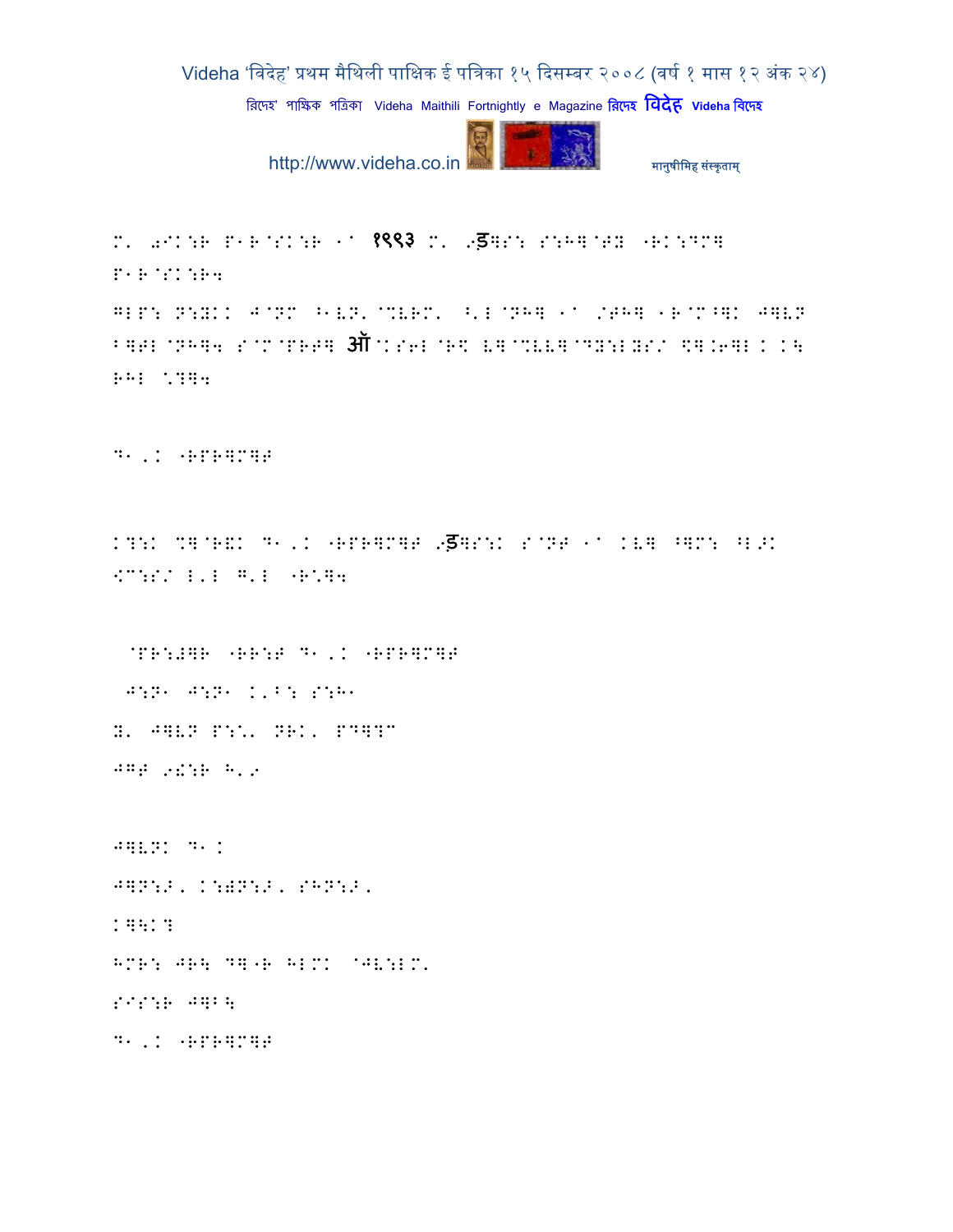M. 0IK:R P1R@SK:R 1^ १९९३ M. .ड़ QS: S:HQ@TY "RK:DMQ P1R@SK:R4

GLP: N:YKK J@NM ^1VN'@%VRM' ^'L@NHQ 1^ /THQ 1R@M^QK JQVN BQTL@NHQ4 S@M@PRTQ ऑ@KS6L@R\$ VQ@%VVQ@DY:LYS/ \$Q.6QL K K\ RHL \*?Q4

D1,K "RPRQMQT

K?:K %Q@R&K D1,K "RPRQMQT .ड़QS:K S@NT 1^ KVQ ^QM: ^L>K <C:S/ L'L G'L "R\*Q4

@PR:#QR "RR:T D1,K "RPRQMQT

J:N1 J:N1 K'B: S:H1

Y' JQVN P:\*' NRK' PDQ?C

JGT .!:R H'.

JQVNK D1K

JQN:>, K:)N:>, SHN:>,

KQ\K?

HMR: JR\ DQ"R HLMK @JV:LM'

SIS:R JQB\

D1,K "RPRQMQT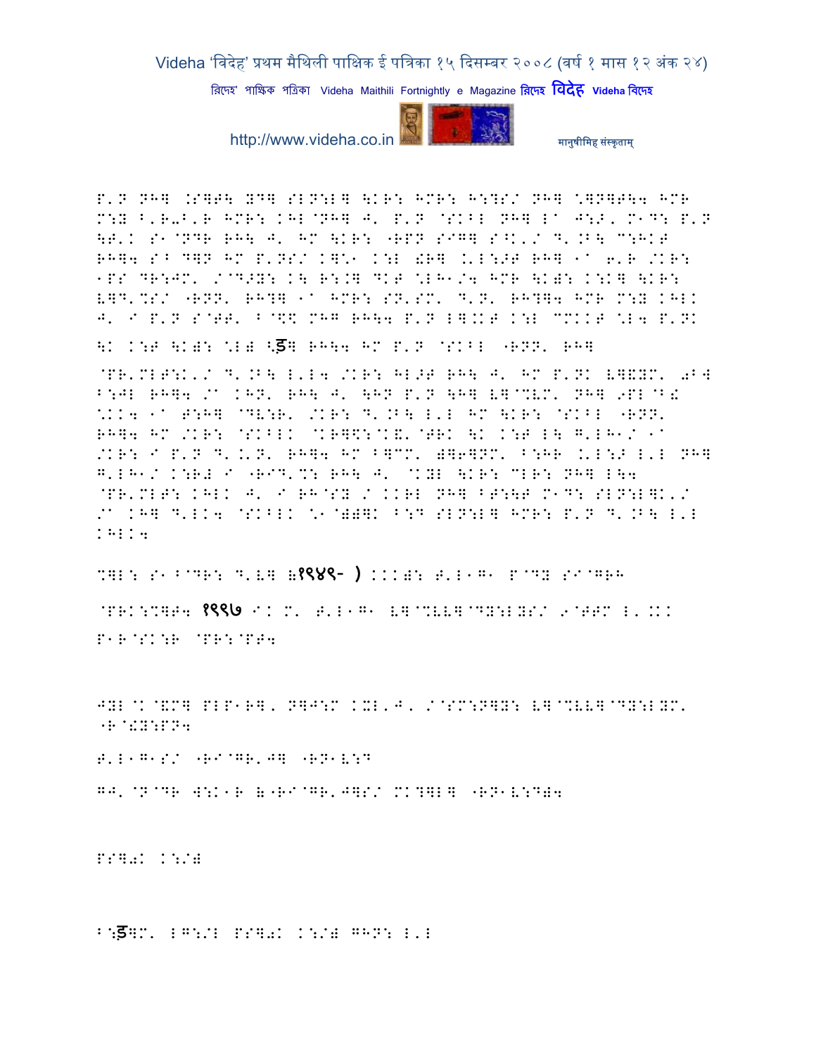P'N NH] .S]T\ YD] SLN:L] \KR: HMR: H:?S/ NH] \*]N]T\4 HMR M:Y B'R-B'R HMR: KHL@NH] J' P'N @SKBL NH] L^ J:>, M1D: P'N \T'K S1@NDR RH\ J' HM \KR: "RPN SIG] S^K'/ D'.B\ C:HKT RH]4 S^ D]N HM P'NS/ K]:1 K:L !R] .'L:>T RH] 1^ 6'R /KR: 1PS DR:JM' /@D>Y: K\ R:.] DKT \*LH1/4 HMR \K): K:K] \KR: L]D'%S/ "RNN' RH?] 1^ HMR: SN'SM' D'N' RH?]4 HMR M:Y KHLK J' I P'N S@TT' B@\$\ MHG RH\4 P'N L].KT K:L C%KKT \*L4 P'NK \K K:T \K): \*L) \ड़] RH\4 HM P'N @SKBL "RNN' RH]

@PR'MLT:K'/ D'.B\ L'L4 /KR: HL>T RH\ J' HM P'NK L]&YM' 0B] B:JL RH]4 /^ KHN' RH\ J' \HN P'N \H] L]@%LM' NH] 9PL@B! \*KK4 1^ T:H] @DV:R' /KR: D'.B\ L'L HM \KR: @SKBL "RNN' RH]4 HM /KR: @SKBLK @KR]\$:@K&'@TRK \K K:T L\ G'LH1/ 1^ /KR: I P'N D'.'N' RH]4 HM B]CM' )]6]NM' B:HR .'L:> L'L NH] G'LH1/ K:R# I "RID'%: RH\ J' @KYL \KR: CLR: NH] L\4 @PR'MLT: KHLK J' I RH@SY / KKRL NH] BT:\T M1D: SLN:L]K'/ /^ KH] D'LK4 @SKBLK \*1@))]K B:D SLN:L] HMR: P'N D'.B\ L'L KHLK4

%]L: S1B@DR: D'L] (१९४९- ) KKK): T'L1G1 P@DY SI@GRH @PRK:%]T4 १९९७ IK M' T'L1G1 L]@%LL]@DY:LYS/ 9@TTM L'.KK P1R@SK:R @PR:@PT4

JYL@K@&M] PLP1R], N]J:M KXL'J, /@SM:N]Y: L]@%LL]@DY:LYM' "R@!Y:PN4

T'L1G1S/ "RI@GR'J] "RN1L:D

GJ'@N@DR W:K1R ("RI@GR'J]S/ MK?]L] "RN1L:D)4

PS]0K K:/)

B:ड़]M' LG:/L PS]0K K:/) GHN: L'L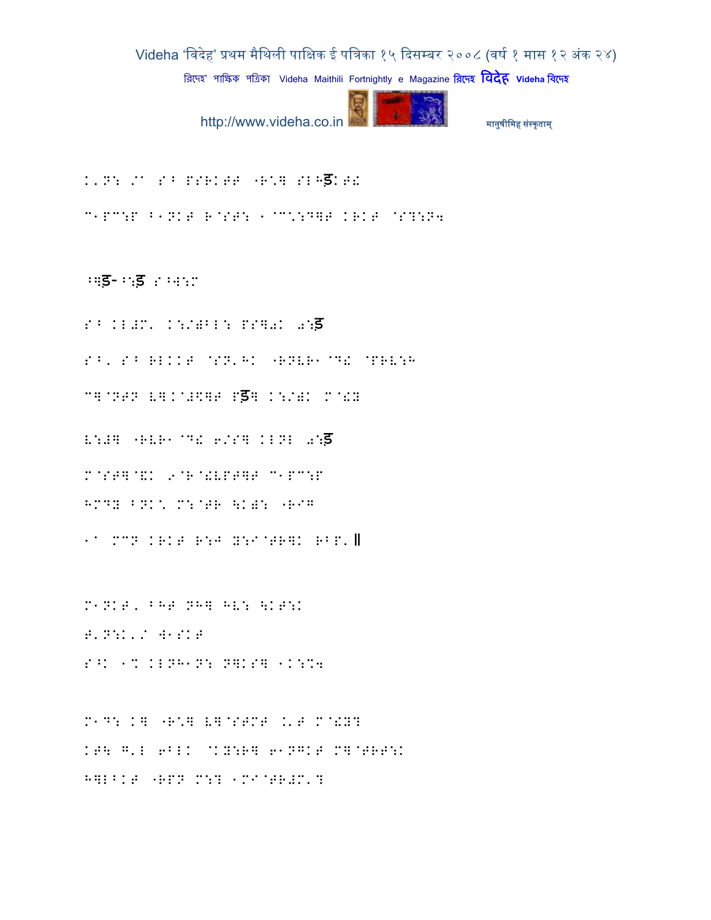K'N: /^ S^ PSRKTT "R'] SLHड़KT!

C1PC:P B1NKT R@ST: 1@C':D]T KRKT @S?:N4

^]ड़-^:ड़ S^W:M

S^ KL#M' K:/)B1: PS]aK a:ड़

S^' S^ RLKKT @SN'HK "RNVR1@D! @PRV:H

C]@NTN V]K@#S]T Pड़] K:/)K M@!Y

V:#] "RVR1@D! 6/S] KLNL a:ड़

M@ST]@&K 9@R@!VPT]T C1PC:P

HMDY BNK' M:@TR \K): "RIG

1^ MCN KRKT R:J Y:I@TR]K RBP'॥

M1NKT, BHT NH] HV: \KT:K

T'N:K'/ W1SKT

S^K 1% KLNH1N: N]KS] 1K:%4

M1D: K] "R'] V]@STMT .'T M@!Y?

KT\ G'L 6BLK @KY:R] 61NGKT M]@TRT:K

H]LBKT "RPN M:? 1MI@TR#M'?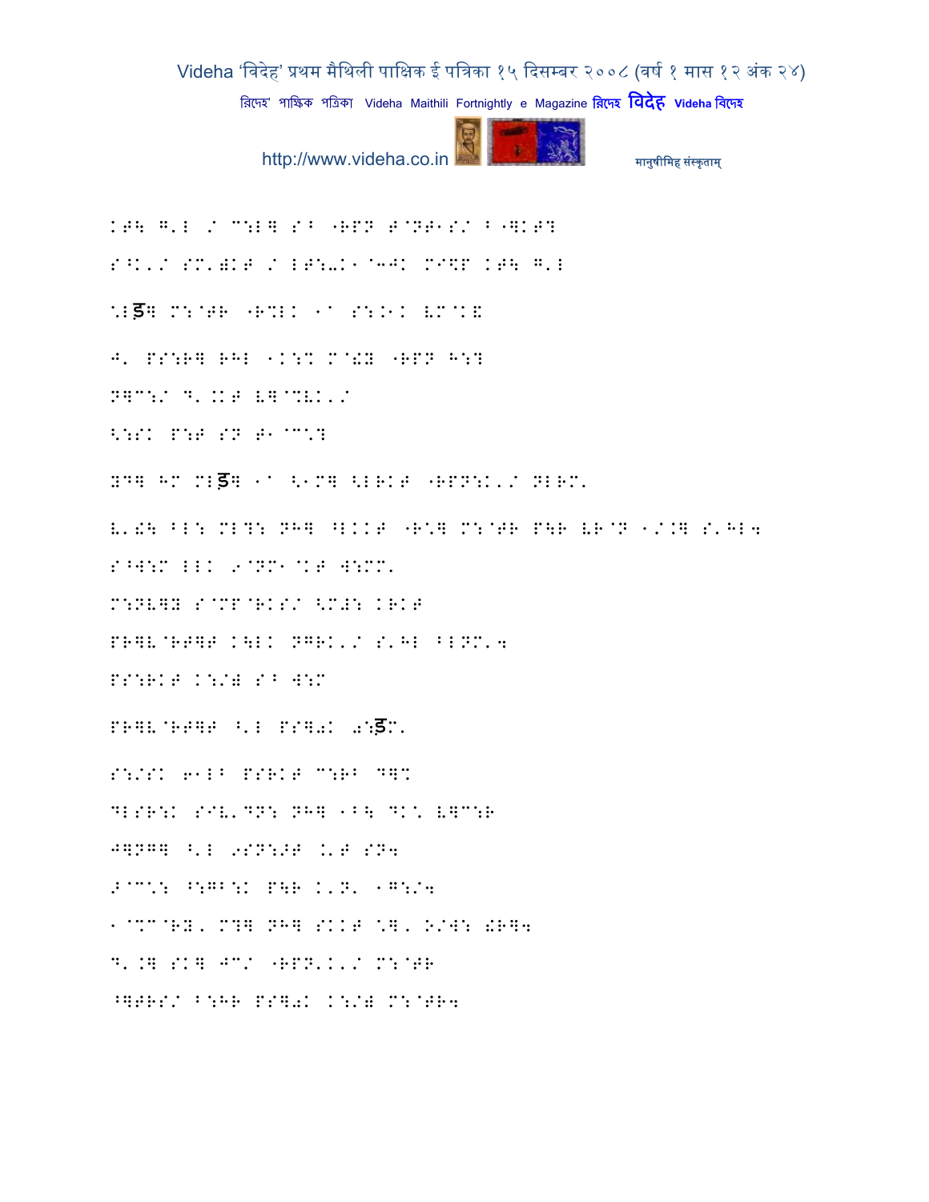KT\ G'L / C:L] S^ "RPN T@NT1S/ ^"]KT?

S^K'/ SM')KT / LT:-K1@3JK MI\$P KT\ G'L

*Lड़] M:@TR "R%LK 1a S:.1K VM@KE

J' PS:R] RHL 1K:% M@!Y "RPN H:?

N]C:/ D'.KT V]@%VK'/

<:SK P:T SN T1@C\*?

YD] HM MLड़] 1a <1M] <LRKT "RPN:K'/ NLRM'

V'!\ ^L: ML?: NH] ^LKKT "R\*] M:@TR P\R VR@N 1/.] S'HL4

S^W:M LLK 9@NM1@KT W:MM'

M:NV]Y S@MP@RKS/ <M#: KRKT

PR]V@RT]T K\LK NGRK'/ S'HL ^LNM'4

PS:RKT K:/) S^ W:M

PR]V@RT]T ^'L PS]0K 0:ड़M'

S:/SK 61L^ PSRKT C:R^ D]%

DLSR:K SIV'DN: NH] 1^\ DK\* V]C:R

J]NG] ^'L 9SN:>T .'T SN4

>@C\*: ^:GB:K P\R K'N' 1G:/4

1@%C@RY' M?] NH] SKKT \*]' O/W: !R]4

D'.] SK] JC/ "RPN'K'/ M:@TR

^]TRS/ B:HR PS]0K K:/) M:@TR4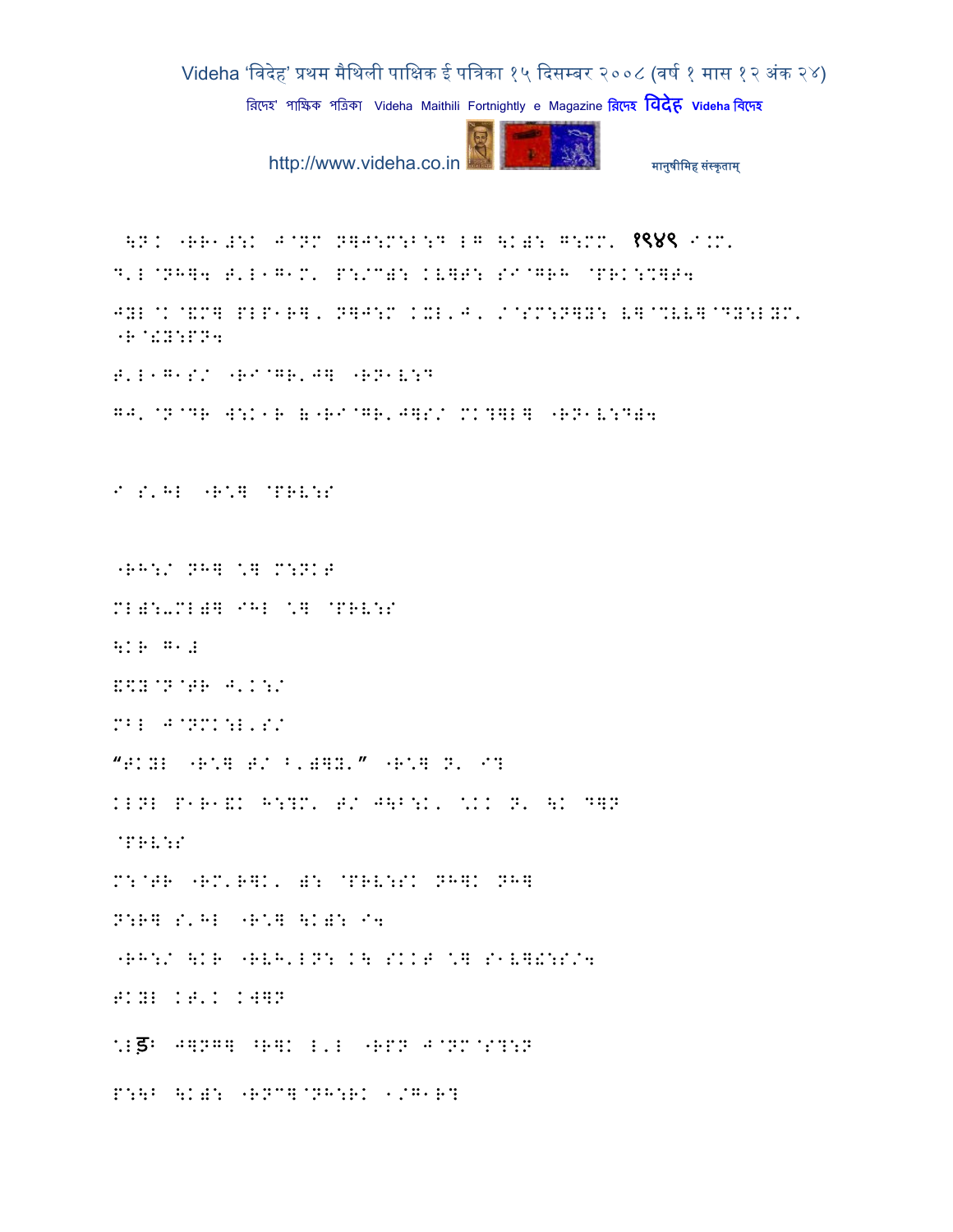\N: "RR1#:K J@NM N]J:M:B:D LG \K): G:MM' १९४९ I.M.

D'L@NH]4 T'L1G1M' P:/C): KV]T: SI@GRH @PRK:%]T4

JYL@K@&M] PLP1R], N]J:M KXL'J, /@SM:N]Y: V]@%VV]@DY:LYM' "R@!Y:PN4

T'L1G1S/ "RI@GR'J] "RN1V:D

GJ'@N@DR W:K1R (&"RI@GR'J]S/ MK?]L] "RN1V:D)4

I S'HL "R\*] @PRV:S

"RH:/ NH] \*] M:NKT

ML):-ML)] IHL \*] @PRV:S

\KR G1#

&\Y@N@TR J'K:/

MBL J@NMK:L'S/

“TKYL "R\*] T/ B')]Y'” "R\*] N' I?

KLNL P1R1&K H:?M' T/ J\B:K' \*KK N' \K D]N

@PRV:S

M:@TR "RM'R]K' ): @PRV:SK NH]K NH]

N:R] S'HL "R\*] \K): I4

"RH:/ \KR "RVH'LN: K\ SKKT \*] S1V]&:S/4

TKYL KT'K KW]N

\*:ड़ J]NG] ^R]K L'L "RPN J@NM@S?:N

P:\B \K): "RNC]@NH:RK 1/G1R?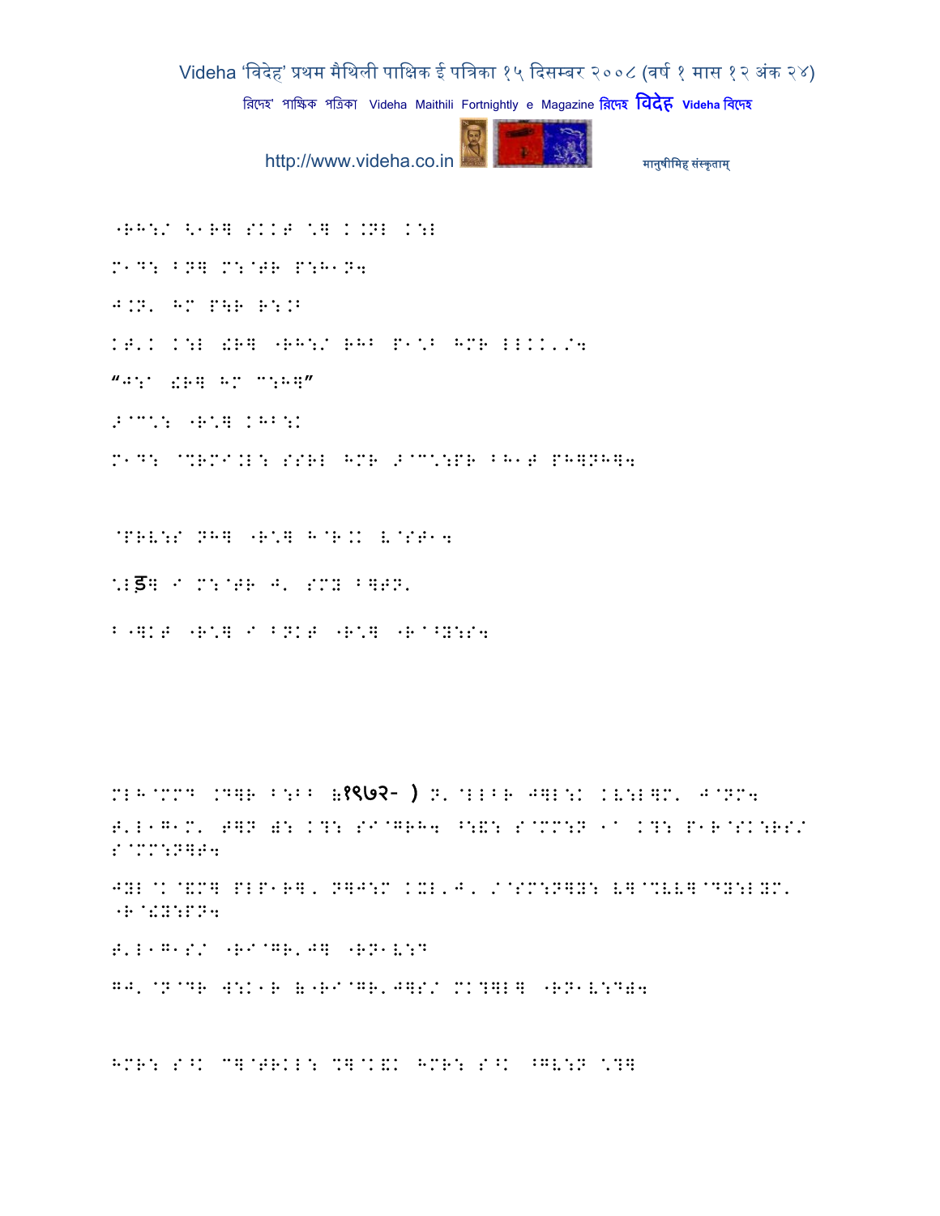"RH:/ <1R] SKKT \] K.NL K:L

M1D: BN] M:@TR P:H1N4

J.N' HM P\R R:.B

KT'K K:L !R] "RH:/ RHB P1\B HMR LLKK'/4

"J:A !R] HM ^:H]"

>@^\: "R\] KHB:K

M1D: @%RMI.L: SSRL HMR >@^\:PR BH1T PH]NH]4

@PRV:S NH] "R\] H@R.K V@ST14

\Lड] I M:@TR J' SMY B]TN'

B"]KT "R\] I BNKT "R\] "R@^Y:S4

MLH@MMD .D]R B:BB (१९७२- ) N'@LLBR J]L:K KV:L]M' J@NM4 T'L1G1M' T]N ): K?: SI@GRH4 ^:&: S@MM:N 1A K?: P1R@SK:RS/ S@MM:N]T4

JYL@K@&M] PLP1R], N]J:M KXL'J, /@SM:N]Y: V]@%VV]@DY:LYM' "R@!Y:PN4

T'L1G1S/ "RI@GR'J] "RN1V:D

GJ'@N@DR W:K1R ("RI@GR'J]S/ MK?]L] "RN1V:D)4

HMR: S^K C]@TRKL: %]@K&K HMR: S^K ^GV:N \?]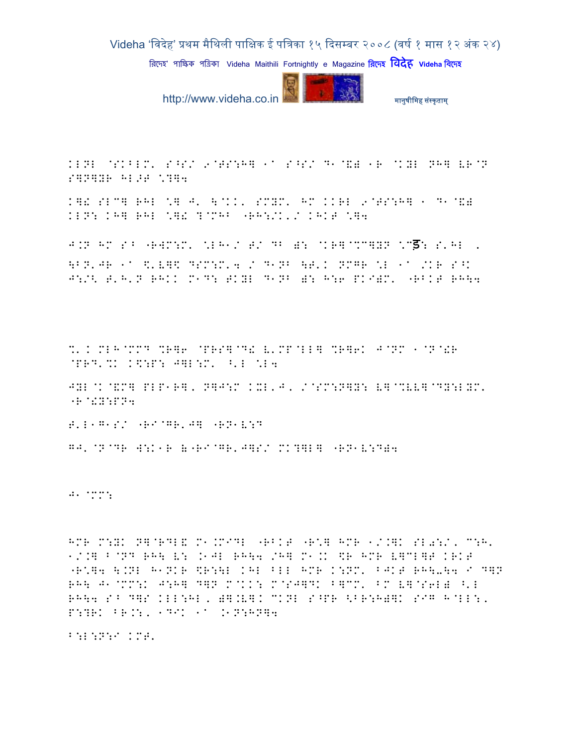KLNL @SKBLM' S^S/ 9@TS:H] 1a S^S/ D1@&) 1R @KYL NH] LR@N S]N]YR HL>T \?]4

K]! SLC] RHL \] J' \@KK' SMYM' HM KKRL 9@TS:H] 1 D1@&) KLN: KH] RHL \]! ?@MHB "RH:/K'/ KHKT \]4

J.N HM S^ "RWM:M' \LH1/ T/ DB ): @KR]@%C]YN \Cड: S'HL , \BN'JR 1a \$'V]\$ DSM:M'4 / D1NB \T'K NMGR \L 1a /KR S^K J:/< T'H'N RHKK M1D: TKYL D1NB ): H:6 PKI)M' "RBKT RH\4

%'K MLH@MMD %R]6 @PRS]@D! V'MP@LL] %R]6K J@NM 1@N@!R @PRD'%K K\$:P: J]L:M' ^'L \L4

JYL@K@&M] PLP1R], N]J:M KXL'J, /@SM:N]Y: V]@%VV]@DY:LYM' "R@!Y:PN4

T'L1G1S/ "RI@GR'J] "RN1V:D

GJ' @N@DR W:K1R & "RI@GR'J]S/ MK?]L] "RN1V:D)4

J1@MM:

HMR M:YK N]@RDL& M1.MIDL "RBKT "R\] HMR 1/.]K SL):/, C:H' 1/.] B@ND RH\ V: .1JL RH\4 /H] M1.K \$R HMR V]CL]T KRKT "R\]4 \.NL H1NKR \$R:\L KHL BLL HMR K:NM' BJKT RH\-\4 I D]N RH\ J1@MM:K J:H] D]N M@KK: M@SJ]DK B]CM' BM V]@S6L) ^'L RH\4 S^ D]S KLL:HL, )].V]K CKNL S^PR <BR:H)]K SIG H@LL:, P:?RK BR.:, 1DIK 1a .1N:HN]4

B:L:N:I KMT'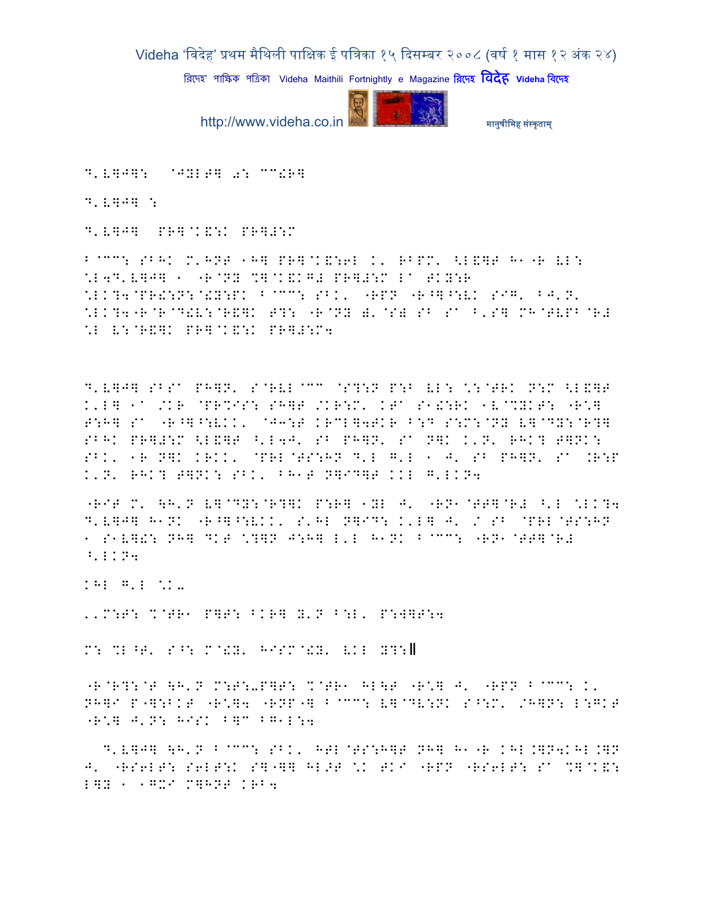D'E]J]: @JYLT] 0: CC!R]

D'E]J] :

D'E]J] PR]@K&:K PR]#:M

B@CC: SBHK M'HNT 1H] PR]@K&:6L K' RBPM' <L&]T H1-R VL:
\L4D'E]J] 1 -R@NY %]@K&KG# PR]#:M La TKY:R
\LK?4@PR!:N:@!Y:PK B@CC: SBK' -RPN -R^]^:VK SIG' BJ'N'
\LK?4-R@R@D!V:@R&]K T?: -R@NY ), @S# SB Sa B'S] MH@TVPB@R#
\L V:@R&]K PR]@K&:K PR]#:M4

D'E]J] SBSa PH]N' S@RVL@CC @S?:N P:B VL: \:@TRK N:M <L&]T
K'L] 1a /KR @PR%IS: SH]T /KR:M' KTa S1!:RK 1V@%YKT: -R\]
T:H] Sa -R^]^:VKK' @J3:T KRCL]4TKR B:D S:M:@NY E]@DY:@R?]
SBHK PR]#:M <L&]T ^'L4J' SB PH]N' Sa N]K K'N' RHK? T]NK:
SBK' 1R N]K KRKK' @PRL@TS:HN D'L G'L 1 J' SB PH]N' Sa .R:P
K'N' RHK? T]NK: SBK' BH1T N]ID]T KKL G'LKN4

-RIT M' \H'N E]@DY:@R?]K P:R] 1YL J' -RN1@TT]@R# ^'L \LK?4
D'E]J] H1NK -R^]^:VKK' S'HL N]ID: K'L] J' / SB @PRL@TS:HN
1 S1E]!: NH] DKT \?]N J:H] L'L H1NK B@CC: -RN1@TT]@R#
^'LKN4

KHL G'L \K-

''M:T: %@TR1 P]T: BKR] Y'N B:L' P:W]T:4

M: %L^T' S^: M@!Y' HISM@!Y' VKL Y?:॥

-R@R?:@T \H'N M:T:-P]T: %@TR1 HL\T -R\] J' -RPN B@CC: K'
NH]I P-]:BKT -R\]4 -RNP-] B@CC: E]@DV:NK S^:M' /H]N: L:GKT
-R\] J'N: HISK B]C BG1L:4

D'E]J] \H'N B@CC: SBK' HTL@TS:H]T NH] H1-R KHL.]N4KHL.]N
J' -RS6LT: S6LT:K S]-]] HL>T \K TKI -RPN -RS6LT: Sa %]@K&:
L]Y 1 1GXI M]HNT KRB4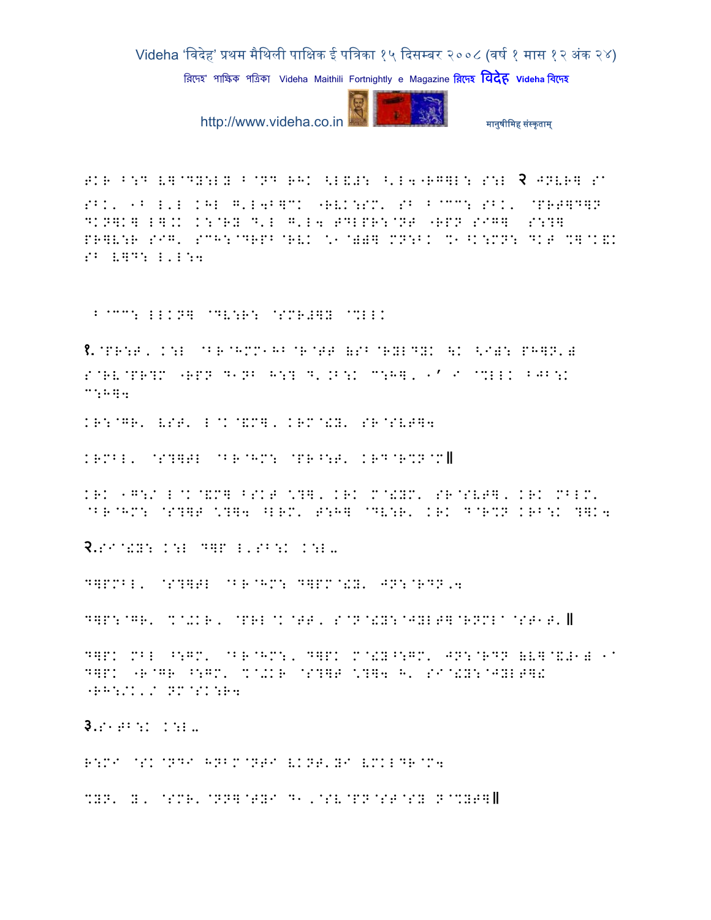TKR B:D V]@DY:LY B@ND RHK <L&#: ^'L4-RG]L: S:L २ JNVR] S^
SBK' 1B L'L KHL G'L4B]CK -RVK:SM' SB B@CC: SBK' @PRT]D]N
DKN]K] L].. K:@RY D'L G'L4 TDLPR:@NT -RPN SIG] S:?]
PR]V:R SIG' SCH:@DRPB@RVK \1@))] MN:BK %1^K:MN: DKT %]@K&K
SB V]D: L'L:4

B@CC: LLKN] @DV:R: @SMR#]Y @%LLK

१.@PR:T' K:L @BR@HMM1HB@R@TT (SB@RYLDYK \K <IY: PH]N')
S@RV@PR?M -RPN D1NB H:? D'.B:K C:H]' 1' I @%LLK BJB:K
C:H]4

KR:@GR' VST' L@K@&M]' KRM@!Y' SR@SVT]4

KRMBL' @S?]TL @BR@HM: @PR^:T' KRD@R%N@M॥

KRK 1G:I L@K@&M] BSKT \?]' KRK M@!YM' SR@SVT]' KRK MBLM'
@BR@HM: @S?]T \?]4 ^LRM' T:H] @DV:R' KRK D@R%N KRB:K ?]K4

२.SI@!Y: K:L D]P L'SB:K K:L-

D]PMBL' @S?]TL @BR@HM: D]PM@!Y' JN:@RDN,4

D]P:@GR' %@+KR' @PRL@K@TT' S@N@!Y:@JYLT]@RNML^@ST1T'॥

D]PK MBL ^:GM' @BR@HM:' D]PK M@!Y^:GM' JN:@RDN (V]@&#1) 1^
D]PK -R@GR ^:GM' %@+KR @S?]T \?]4 H' SI@!Y:@JYLT]!
-RH:/K'/ NM@SK:R4

३.S1TB:K K:L-

R:MI @SK@NDI HNBM@NTI VKNT'YI VMKLDR@M4

%YN' Y' @SMR'@NN]@TYI D1'@SV@PN@ST@SY N@%YT]॥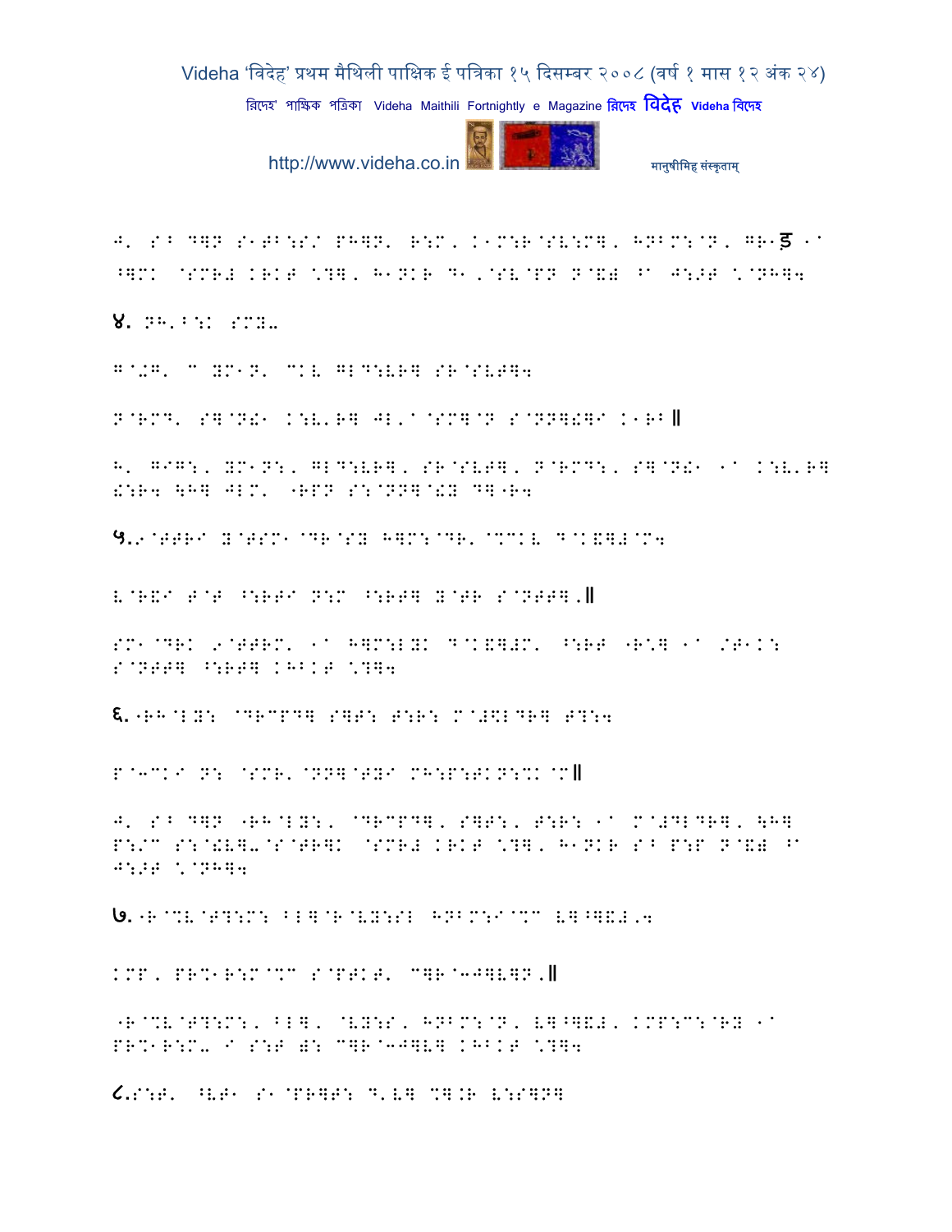J' S^ D]N S1T^:S/ PH]N' R:M, K1M:R@SV:M], HNBM:@N, GR1ड 1a ^]MK @SMR# KRKT \?], H1NKR D1,@SV@PN N@&) ^a J:>T \@NH]4

४. NH'^:K SMY-

G@+G' C YM1N' CKV GLD:VR] SR@SVT]4

N@RMD' S]@N!1 K:V'R] JL'a@SM]@N S@NN]!]I K1RB॥

H' GIG:, YM1N:, GLD:VR], SR@SVT], N@RMD:, S]@N!1 1a K:V'R] !:R4 \H] JLM' "RPN S:@NN]@!Y D]"R4

५.9@TTRI Y@TSM1@DR@SY H]M:@DR' @%CKV D@K&]#@M4

V@R&I T@T ^:RTI N:M ^:RT] Y@TR S@NTT].॥

SM1@DRK 9@TTRM' 1a H]M:LYK D@K&]#M' ^:RT "R\] 1a /T1K: S@NTT] ^:RT] KHBKT \?]4

६."RH@LY: @DRCPD] S]T: T:R: M@#$LDR] T?:4

P@3CKI N: @SMR'@NN]@TYI MH:P:TKN:%K@M॥

J' S^ D]N "RH@LY:, @DRCPD], S]T:, T:R: 1a M@#DLDR], \H] P:/C S:@!V]-@S@TR]K @SMR# KRKT \?], H1NKR S^ P:P N@&) ^a J:>T \@NH]4

७."R@%V@T?:M: ^L]@R@VY:SL HNBM:I@%C V]^]&#,4

KMP, PR%1R:M@%C S@PTKT' C]R@3J]V]N.॥

"R@%V@T?:M:, ^L], @VY:S, HNBM:@N, V]^]&#, KMP:C:@RY 1a PR%1R:M- I S:T ): C]R@3J]V] KHBKT \?]4

८.S:T' ^VT1 S1@PR]T: D'V] %].R V:S]N]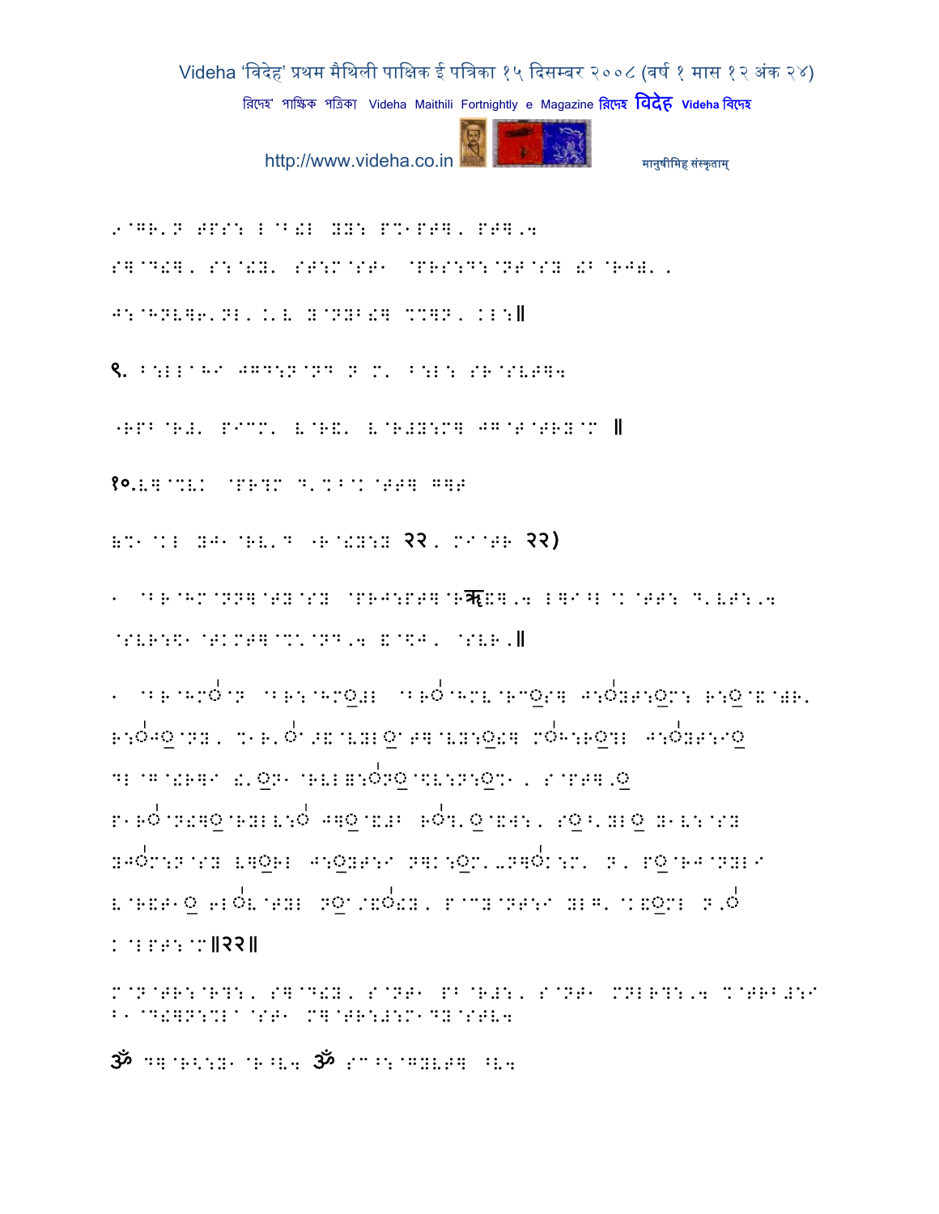9@GR'N TPS: L@B!L YY: P%1PT], PT],4

S]@D!], S:@!Y' ST:M@ST1 @PRS:D:@NT@SY !B@RJ)',

J:@HNL]6'NL'.'V Y@NYB!] %%]N, KL:॥

९. B:LL@H7 JGD:N@ND N M' B:L: SR@SVT]4

-RPB@R#' P7MM' V@RE' V@R#Y:M] JG@T@TRY@M ॥

१०.V]@%VK @PR?M D'%B@K@TT] G]T

(%1@KL YJ1@RV'D -R@!Y:Y २२, M7@TR २२)

1 @BR@HM@NN]@TY@SY @PRJ:PT]@Rॠ!],4 L]7^L@K@TT: D'VT:,4

@SVR:$1@TKMT]@%'@ND,4 E@$J, @SVR,॥

1 @BR@HMO@N @BR:@HMO#L @BRO@HMV@RMOS] J:OYT:OM: R:O@E@)R'

R:OJO@NY, %1R'O^E@VYLO@T]@VY:O!] MOH:RO?L J:OYT:7O

DL@G@!R]7 !'ON1@RVLE:ONO@\$V:N:O%1, S@PT],O

P1RO@N!]O@RYLV:O J]O@E#B ROT'O@EW:, SOB'YLO Y1V:@SY

YJOM:N@SY V]OHL J:OYT:7 N]K:OM'-N]OK:M' N, PO@RJ@NYL7

V@RET1O 6LOV@TYL NO^EO!Y, P@MY@NT:7 YLG' @KEOML N,O

K@LPT:@M॥२२॥

M@N@TR:@R?:, S]@D!Y, S@NT1 PB@R#:, S@NT1 MNLR?:,4 %@TRB#:7
B1@D!]N:%L@ST1 M]@TR:#:M1D]@STV4

ॐ D]@R<:Y1@R^V4 ॐ SM@^:@GYVT] ^V4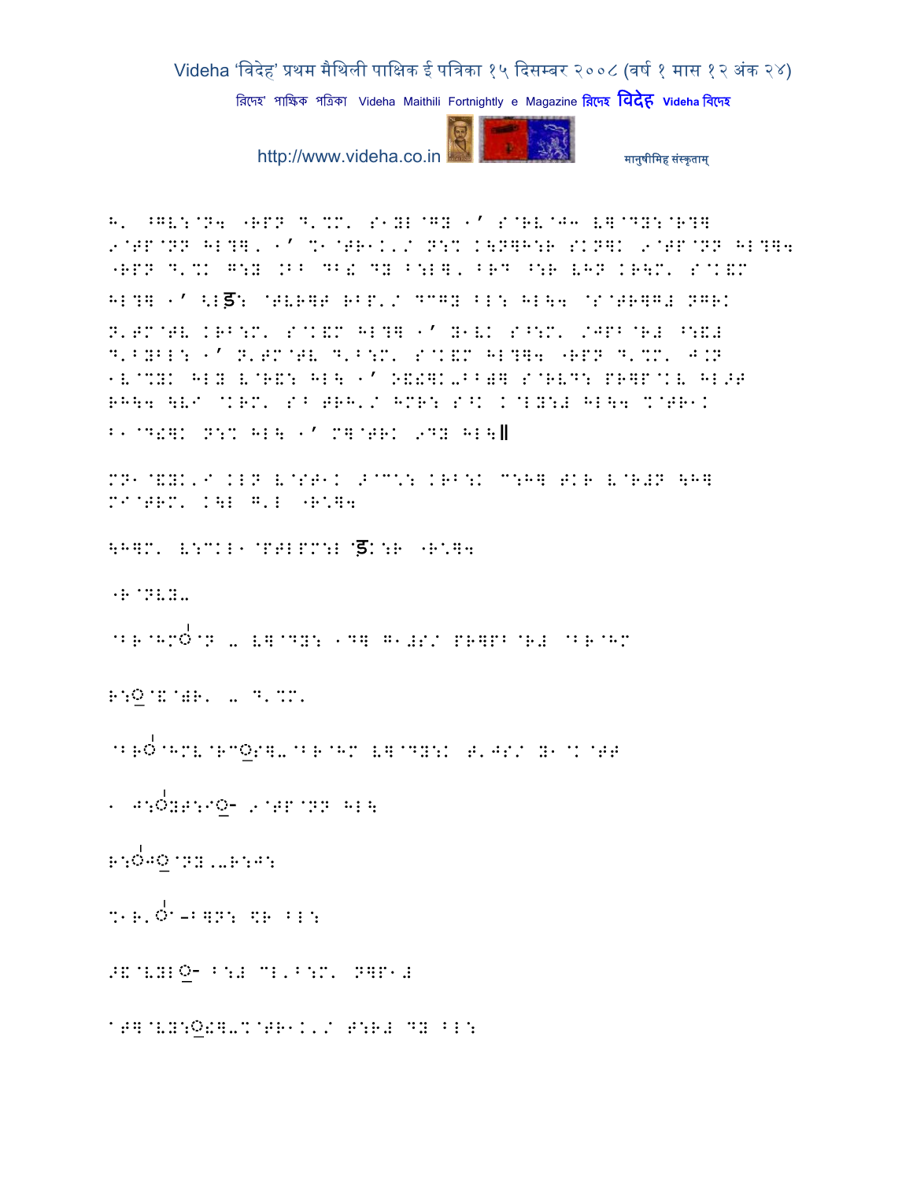H' ^GV:@N4 "RPN D'%M' S1YL@GY 1' S@RV@J3 V]@DY:@R?]
9@TP@NN HL?]' 1' %1@TR1K'/ N:% K\N]H:R SKN]K 9@TP@NN HL?]4
"RPN D'%K G:Y .BB DB! DY B:L]' BRD ^:R VHN KR\M' S@K&M
HL?] 1' <Lड़: @TVR]T RBP'/ DCGY BL: HL\4 @S@TR]G# NGRK
N'TM@TV KRB:M' S@K&M HL?] 1' Y1VK S^:M' /JPB@R# ^:&#
D'BYBL: 1' N'TM@TV D'B:M' S@K&M HL?]4 "RPN D'%M' J.N
1V@%YK HLY V@R&: HL\ 1' O&!]K-BB)] S@RVD: PR]P@KV HL>T
RH\4 \VI @KRM' SB TRH'/ HMR: S^K K@LY:# HL\4 %@TR1K
B1@D!]K N:% HL\ 1' M]@TRK 9DY HL\॥

MN1@&YK'I KLN V@ST1K >@C\: KRB:K C:H] TKR V@R#N \H]
MI@TRM' K\L G'L "R\]4

\H]M' V:CKL1@PTLPM:L @ड़K:R "R\]4

"R@NVY-

@BR@HMÖ@N - V]@DY: 1D] G1#S/ PR]PB@R# @BR@HM

R:O@&@)R' - D'%M'

@BRÖ@HMV@RCOS]-@BR@HM V]@DY:K T'JS/ Y1@K@TT

1 J:ÖYT:IO- 9@TP@NN HL\

R:ÖJO@NY'-R:J:

%1R'Ö-B]N: \$R BL:

>&@VYLO- B:# CL'B:M' N]P1#

@T]@VY:O!]-%@TR1K'/ T:R# DY BL: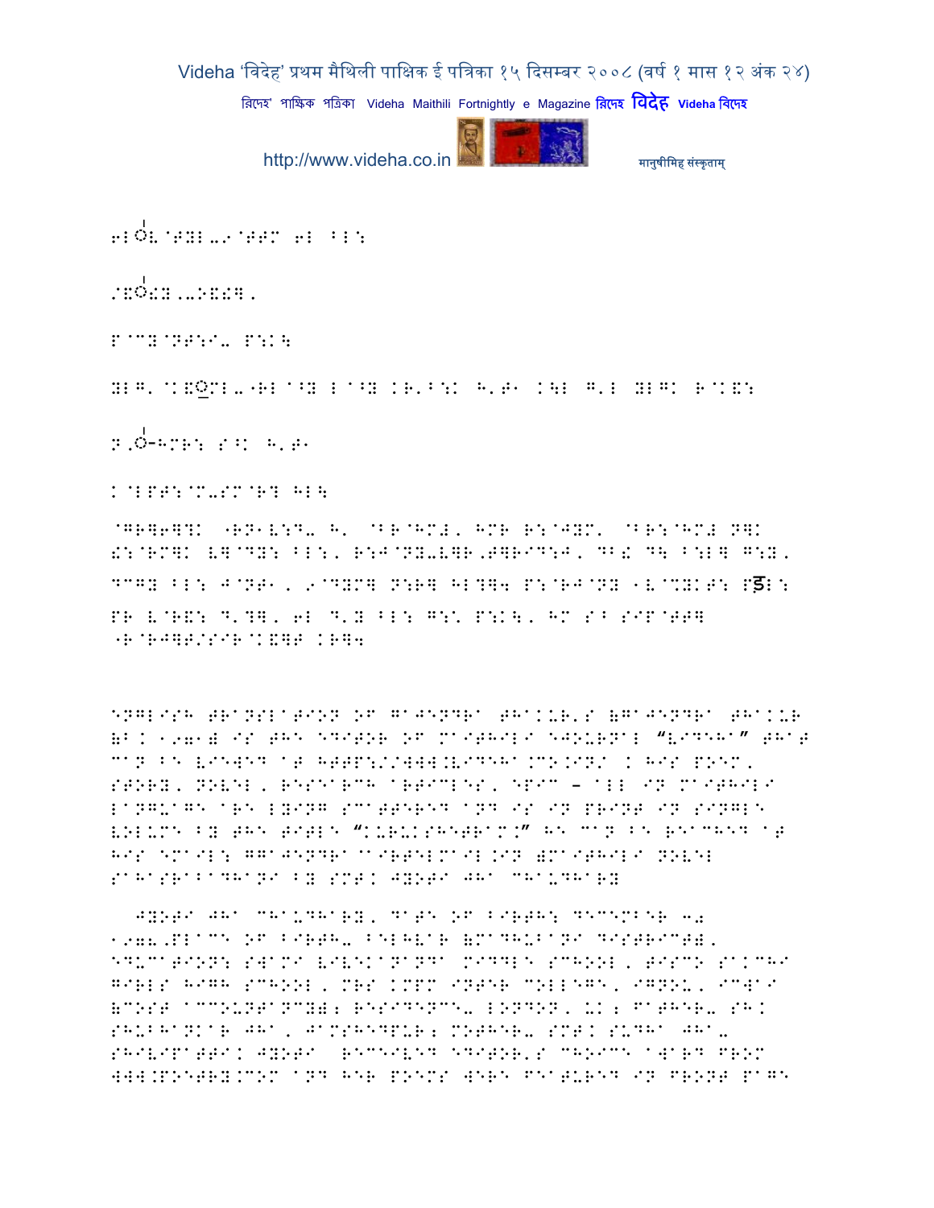6L◌ÕV@YYL-9@TTM 6L FL:

/EÕ!Y..2E!ँ.

P@CY@NT:I- P:K\

YLG'@KEOML-"RL^Y L^Y KR'F:K H'T1 K\L G'L YLGK R@KE:

N'Õ-HMR: S^K H'T1

K@LPT:@M-SM@R? HL\

@GR]6]?K "RN1V:D- H' @BR@HM#' HMR R:@JYM' @BR:@HM# N]K

!:@RM]K V]@DY: FL:, R:J@NY-V]R,T]RID:J, DB! D\ B:L] G:Y,

DCGY FL: J@NT1, 9@DYM] N:R] HL?]4 P:@RJ@NY 1V@%YKT: PSL:

PR V@RE: D'?], 6L D'Y FL: G:\ P:K\, HM S^ SIP@TT]

"R@RJ]T/SIR@KE]T KR]4

ENGLISH TRANSLATION OF GAJENDRA THAKUR'S (GAJENDRA THAKUR (B. 1971) IS THE EDITOR OF MAITHILI EJOURNAL "VIDEHA" THAT CAN BE VIEWED AT HTTP://WWW.VIDEHA.CO.IN/ . HIS POEM, STORY, NOVEL, RESEARCH ARTICLES, EPIC – ALL IN MAITHILI LANGUAGE ARE LYING SCATTERED AND IS IN PRINT IN SINGLE VOLUME BY THE TITLE "KURUKSHETRAM." HE CAN BE REACHED AT HIS EMAIL: GGAJENDRA@AIRTELMAIL.IN )MAITHILI NOVEL SAHASRABADHANI BY SMT. JYOTI JHA CHAUDHARY

JYOTI JHA CHAUDHARY, DATE OF BIRTH: DECEMBER 30 1978,PLACE OF BIRTH- BELHVAR (MADHUBANI DISTRICT), EDUCATION: SWAMI VIVEKANANDA MIDDLE SCHOOL, TISCO SAKCHI GIRLS HIGH SCHOOL, MRS KMPM INTER COLLEGE, IGNOU, ICWAI (COST ACCOUNTANCY); RESIDENCE- LONDON, UK; FATHER- SH. SHUBHANKAR JHA, JAMSHEDPUR; MOTHER- SMT. SUDHA JHA- SHIVIPATTI. JYOTI RECEIVED EDITOR'S CHOICE AWARD FROM WWW.POETRY.COM AND HER POEMS WERE FEATURED IN FRONT PAGE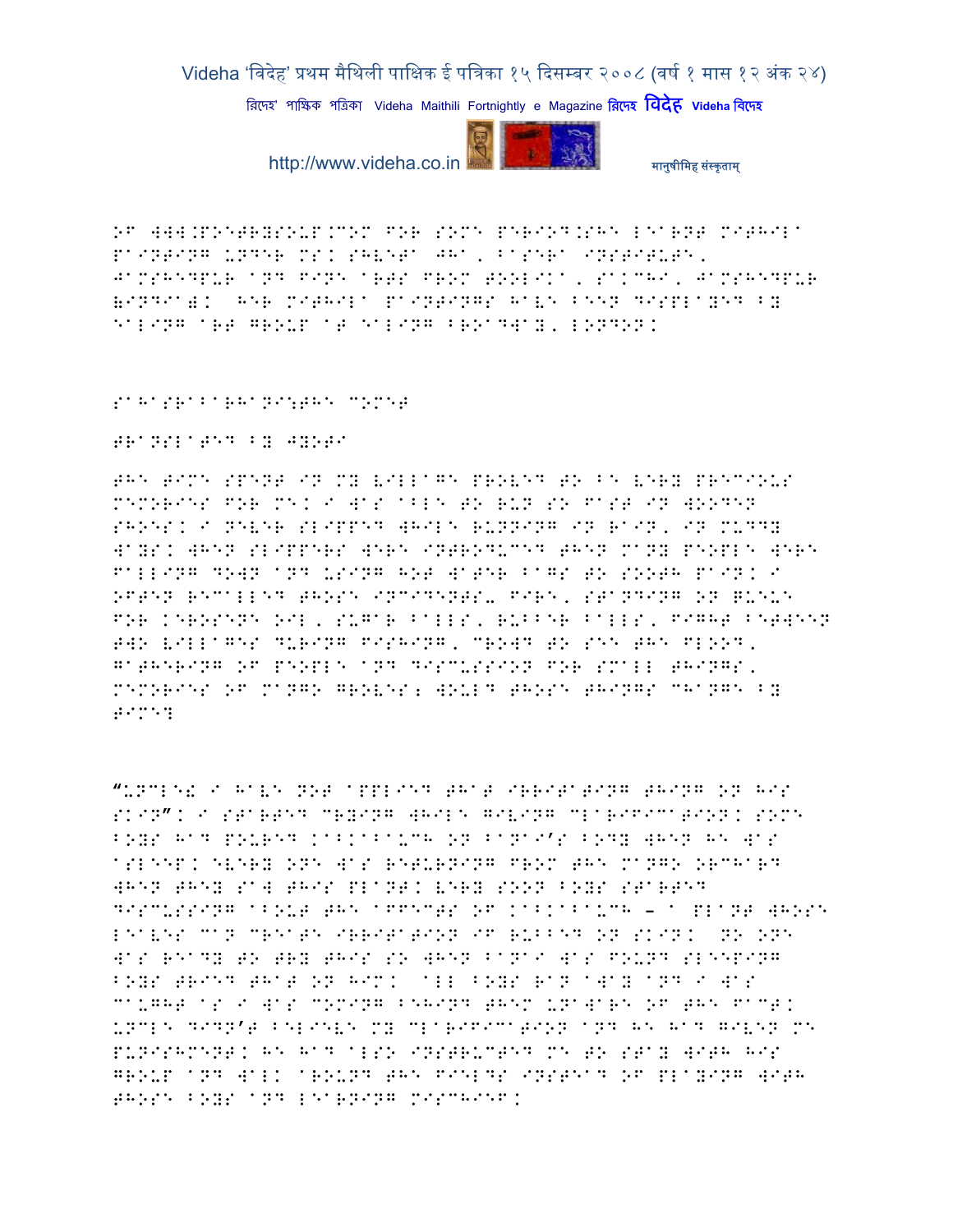OF WWW.POETRYSOUP.COM FOR SOME PERIOD.SHE LEARNT MITHILA PAINTING UNDER MS. SHVETA JHA, BASERA INSTITUTE, JAMSHEDPUR AND FINE ARTS FROM BOOLIKA, SAKCHI, JAMSHEDPUR (INDIA). HER MITHILA PAINTINGS HAVE BEEN DISPLAYED BY EALING ART GROUP AT EALING BROADWAY, LONDON.

SAHASRABARHANI:THE COMET

TRANSLATED BY JYOTI

THE TIME SPENT IN MY VILLAGE PROVED TO BE VERY PRECIOUS MEMORIES FOR ME. I WAS ABLE TO RUN SO FAST IN WOODEN SHOES. I NEVER SLIPPED WHILE RUNNING IN RAIN, IN MUDDY WAYS. WHEN SLIPPERS WERE INTRODUCED THEN MANY PEOPLE WERE FALLING DOWN AND USING HOT WATER BAGS TO SOOTH PAIN. I OFTEN RECALLED THOSE INCIDENTS- FIRE, STANDING ON QUEUE FOR KEROSENE OIL, SUGAR BALLS, RUBBER BALLS, FIGHT BETWEEN TWO VILLAGES DURING FISHING, CROWD TO SEE THE FLOOD, GATHERING OF PEOPLE AND DISCUSSION FOR SMALL THINGS, MEMORIES OF MANGO GROVES; WOULD THOSE THINGS CHANGE BY TIME?

“UNCLE! I HAVE NOT APPLIED THAT IRRITATING THING ON HIS SKIN”. I STARTED CRYING WHILE GIVING CLARIFICATION. SOME BOYS HAD POURED KABKABAUCH ON BANAI’S BODY WHEN HE WAS ASLEEP. EVERY ONE WAS RETURNING FROM THE MANGO ORCHARD WHEN THEY SAW THIS PLANT. VERY SOON BOYS STARTED DISCUSSING ABOUT THE AFFECTS OF KABKABAUCH – A PLANT WHOSE LEAVES CAN CREATE IRRITATION IF RUBBED ON SKIN. NO ONE WAS READY TO TRY THIS SO WHEN BANAI WAS FOUND SLEEPING BOYS TRIED THAT ON HIM. ALL BOYS RAN AWAY AND I WAS CAUGHT AS I WAS COMING BEHIND THEM UNAWARE OF THE FACT. UNCLE DIDN’T BELIEVE MY CLARIFICATION AND HE HAD GIVEN ME PUNISHMENT. HE HAD ALSO INSTRUCTED ME TO STAY WITH HIS GROUP AND WALK AROUND THE FIELDS INSTEAD OF PLAYING WITH THOSE BOYS AND LEARNING MISCHIEF.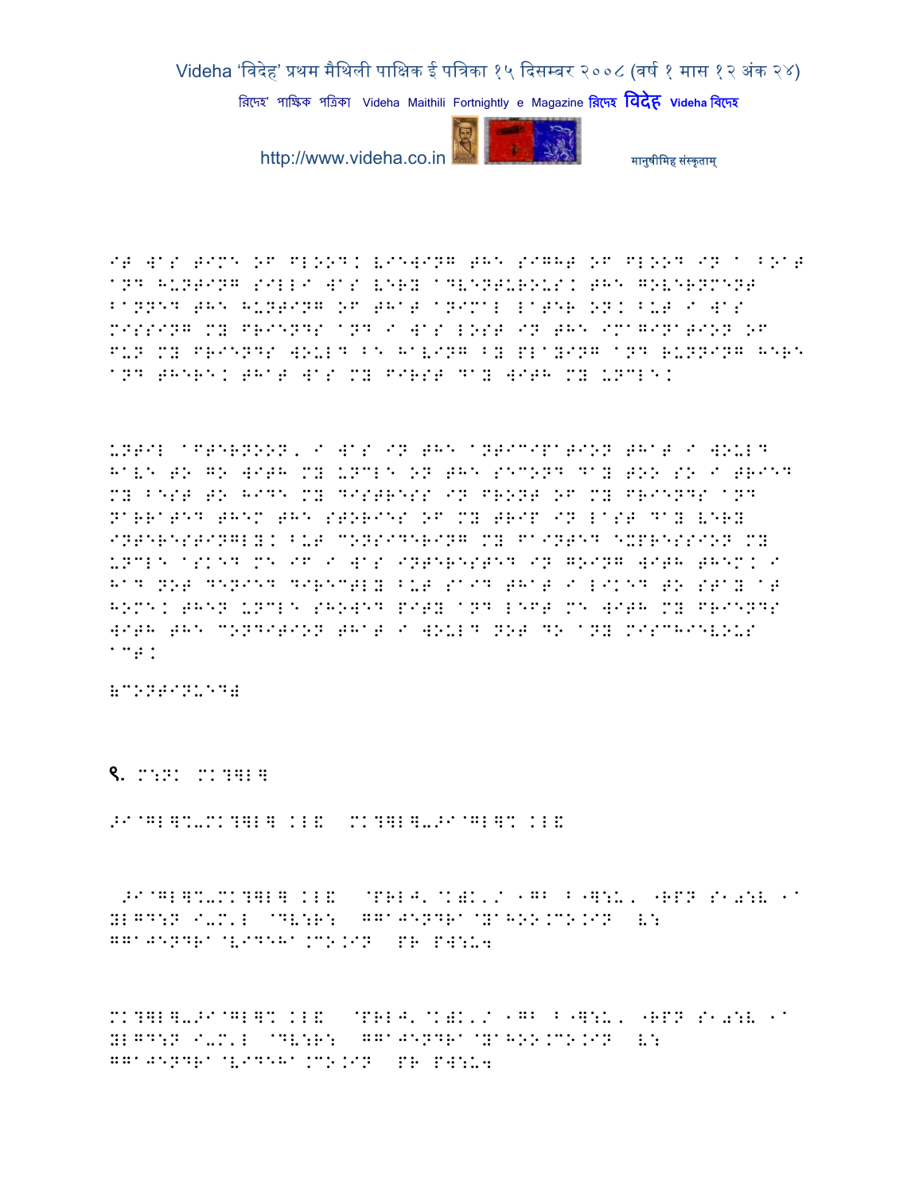IT WAS TIME OF FLOOD. VIEWING THE SIGHT OF FLOOD IN A BOAT AND HUNTING SILLI WAS VERY ADVENTUROUS. THE GOVERNMENT BANNED THE HUNTING OF THAT ANIMAL LATER ON. BUT I WAS MISSING MY FRIENDS AND I WAS LOST IN THE IMAGINATION OF FUN MY FRIENDS WOULD BE HAVING BY PLAYING AND RUNNING HERE AND THERE. THAT WAS MY FIRST DAY WITH MY UNCLE.

UNTIL AFTERNOON, I WAS IN THE ANTICIPATION THAT I WOULD HAVE TO GO WITH MY UNCLE ON THE SECOND DAY TOO SO I TRIED MY BEST TO HIDE MY DISTRESS IN FRONT OF MY FRIENDS AND NARRATED THEM THE STORIES OF MY TRIP IN LAST DAY VERY INTERESTINGLY. BUT CONSIDERING MY FAINTED EXPRESSION MY UNCLE ASKED ME IF I WAS INTERESTED IN GOING WITH THEM. I HAD NOT DENIED DIRECTLY BUT SAID THAT I LIKED TO STAY AT HOME. THEN UNCLE SHOWED PITY AND LEFT ME WITH MY FRIENDS WITH THE CONDITION THAT I WOULD NOT DO ANY MISCHIEVOUS ACT.

(CONTINUED)

९. M:N. MK?]L]

>I@GL]%-MK?]L] KL& MK?]L]->I@GL]% KL&

>I@GL]%-MK?]L] KL& @PRLJ'@K)K'/ 1G^ B"]:U, "RPN S1a:V 1a YLGD:N I-M'L @DV:R: GGAJENDRA@YAHOO.CO.IN V: GGAJENDRA@VIDEHA.CO.IN PR PW:U4

MK?]L]->I@GL]% KL& @PRLJ'@K)K'/ 1G^ B"]:U, "RPN S1a:V 1a YLGD:N I-M'L @DV:R: GGAJENDRA@YAHOO.CO.IN V: GGAJENDRA@VIDEHA.CO.IN PR PW:U4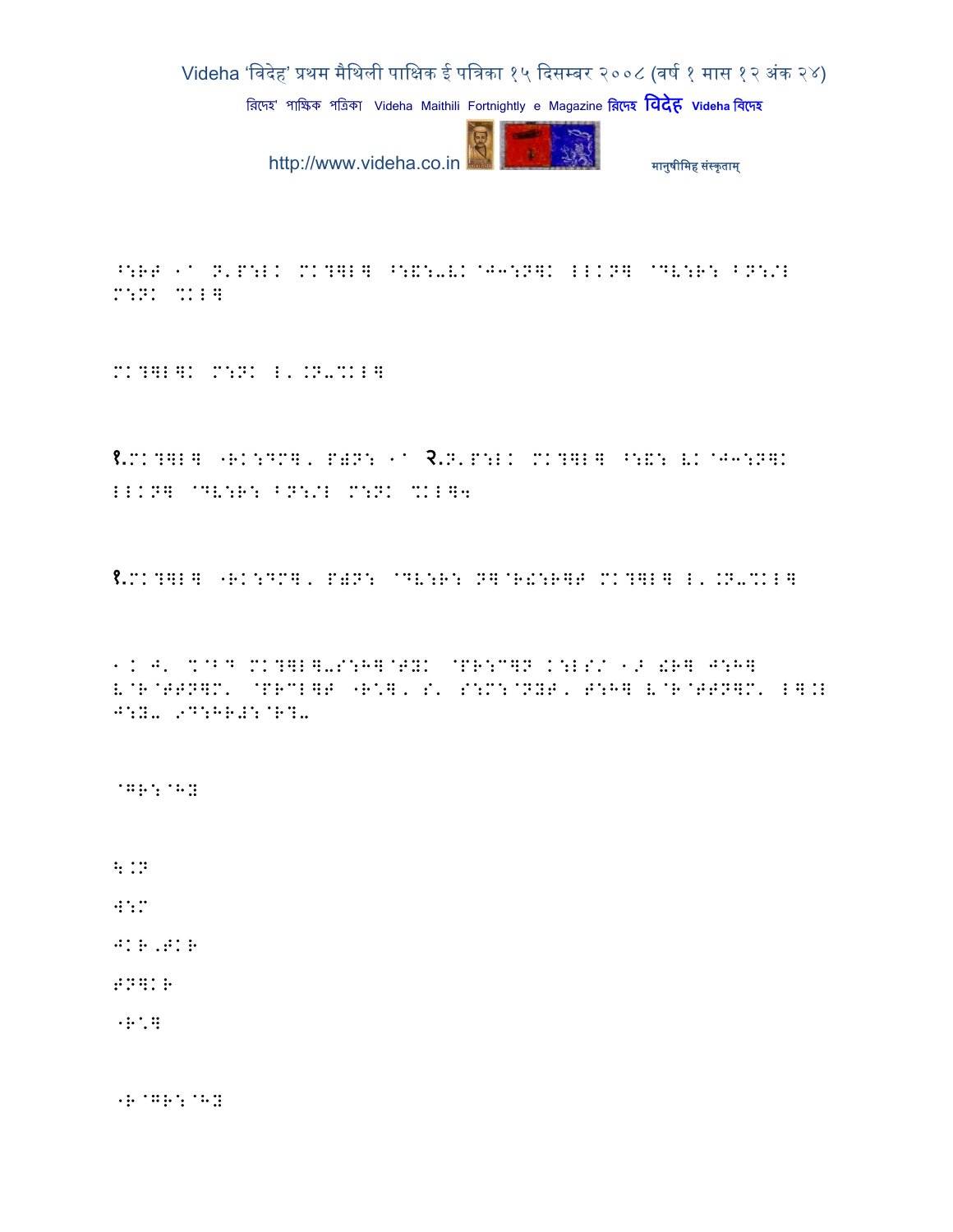^:RT under N'P:LK MK?]L] ^:&:-VK@J3:N]K LLKN] @DV:R: BN:/L M:NK %KL]

MK?]L]K M:NK L'.N-%KL]

१.MK?]L] "RK:DM], P)N: under २.N'P:LK MK?]L] ^:&: VK@J3:N]K LLKN] @DV:R: BN:/L M:NK %KL]4

१.MK?]L] "RK:DM], P)N: @DV:R: N]@R!:R]T MK?]L] L'.N-%KL]

1. J' %@B" MK?]L]-S:H]@TYK @PR:C]N K:LS/ 1> !R] J:H] V@R@TTN]M' @PRCL]T "R\*], S' S:M:@NYT, T:H] V@R@TTN]M' L].L J:Z- 9D:HR#:@R?-

@GR:@HZ

\.N

W:M

JKR,TKR

TN]KR

"R\*]

"R@GR:@HZ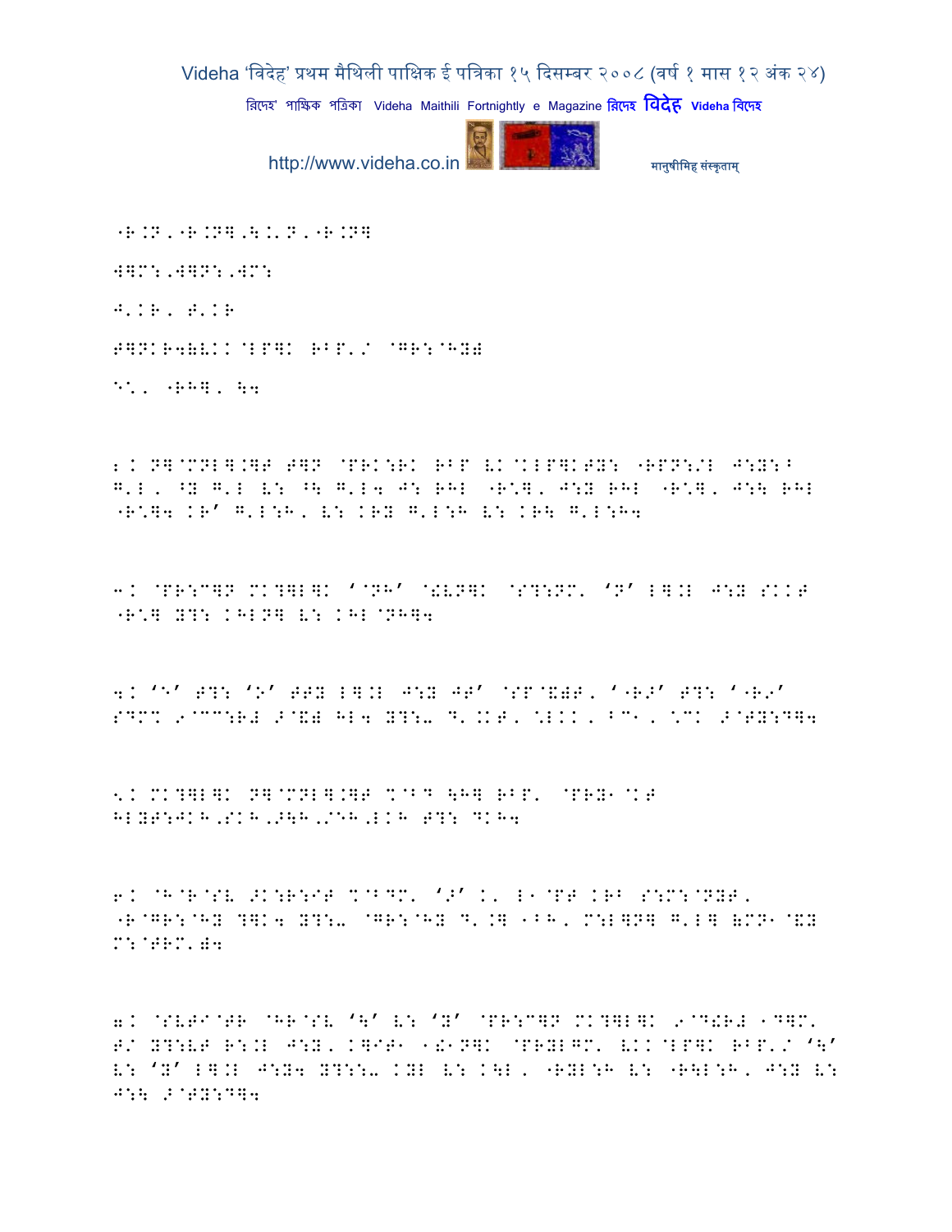"B.N,"B.N],\.'N,"B.N]

W]M:,W]N:,WM:

J'KB, T'KB

T]NKB4)VKK @LP]K BBP'/ @GR:@HY)

E', "BH], \4

2. N]@MNL].]T T]N @PRK:RK BBP VK@KLP]KTY: "BPN:/L J:Y:^ G'L, ^Y G'L V: ^\ G'L4 J: BHL "B'], J:Y BHL "B'], J:\ BHL "B']4 KB' G'L:H, V: KBY G'L:H V: KB\ G'L:H4

3. @PR:C]N MK?]L]K '@NH' @!VN]K @S?:NM' 'N' L].L J:Y SKKT "B'] Y?: KHLN] V: KHL@NH]4

4. 'E' T?: 'O' TTY L].L J:Y JT' @SP@&)T, '"B>' T?: '"B>' SDM% 9@CC:B# >@&) HL4 Y?:- D'.KT, \*LKK, ^C^, \*CK >@TY:D]4

5. MK?]L]K N]@MNL].]T %@BD \H] BBP' @PRY^@KT HLYT:JKH,SKH,>\H,/EH,LKH T?: DKH4

6. @H@B@SV >K:B:IT %@BDM' '>' K' L^@PT KBB S:M:@NYT, "B@GR:@HY ?]K4 Y?:- @GR:@HY D'.] ^BH, M:L]N] G'L] (MN^@&Y M:@TRM')4

7. @SVTI@TB @HB@SV '\' V: 'Y' @PR:C]N MK?]L]K 9@D!B# ^D]M' T/ Y?:VT B:.L J:Y, K]IT^ ^!^N]K @PRYLGM' VKK@LP]K BBP'/ '\' V: 'Y' L].L J:Y4 Y?::- KYL V: K\L, "BYL:H V: "B\L:H, J:Y V: J:\ >@TY:D]4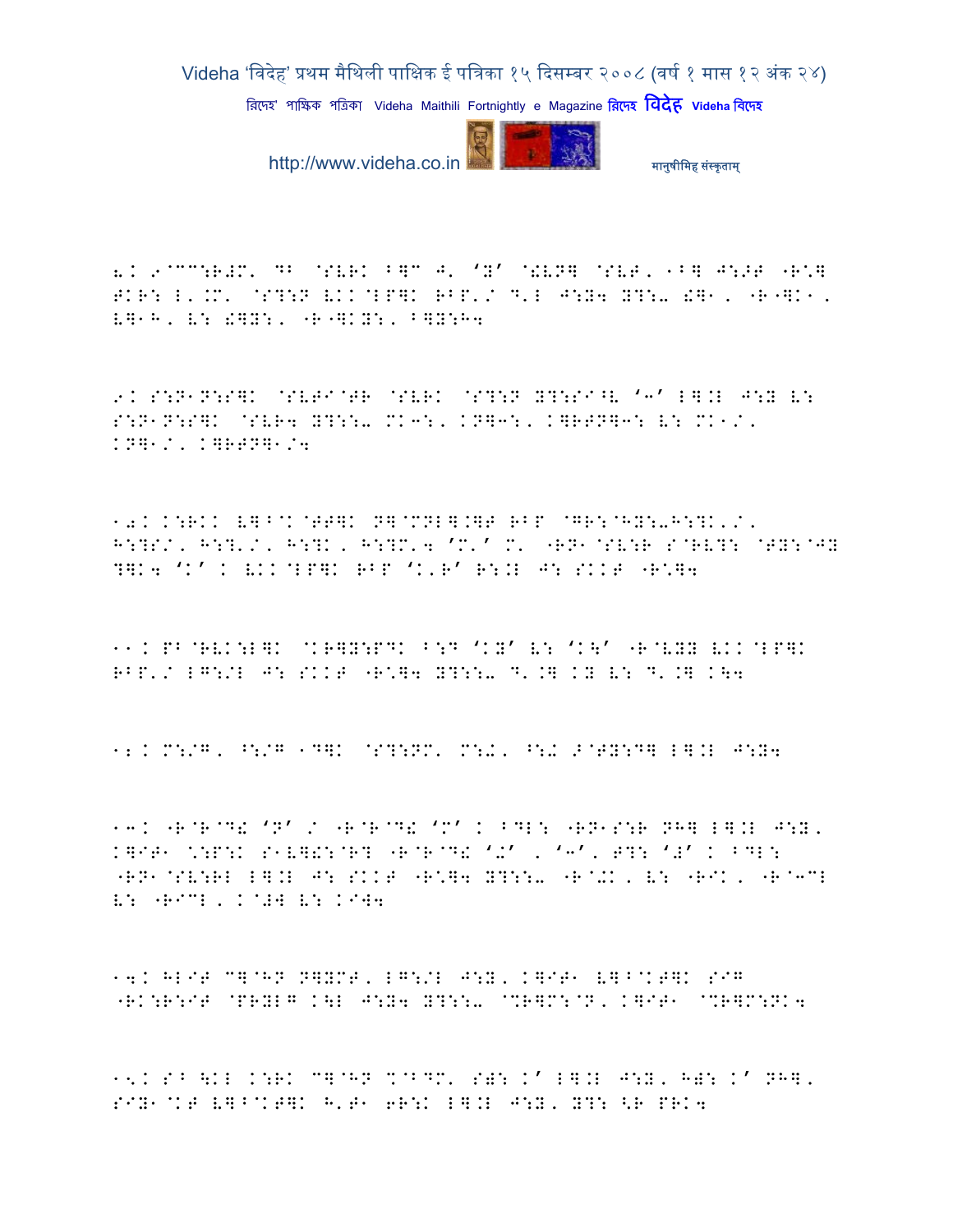8. 9@CC:R#M' DB @SVRK B]C J' 'Y' @!VN] @SVT' 1B] J:>T "R\]
TKR: L'.M' @S?:N VKK@LP]K RBP'/ D'L J:Y4 Y?:iW ): ]1' "R"]K1'
V]1H' V: !]Y:' "R"]KY:' B]Y:H4

9. S:N1N:S]K @SVTI@TR @SVRK @S?:N Y?:SI^V '3' L].L J:Y V:
S:N1N:S]K @SVR4 Y?::iW MK3:' KN]3:' K]RTN]3: V: MK1/'
KN]1/' K]RTN]1/4

10. K:RKK V]B@K@TT]K N]@MNL].]T RBP @GR:@HY:iH:?K'/'
H:?S/' H:?'/' H:?K' H:?M'4 'M'' M' "RN1@SV:R S@RV?: @TY:@JY
?]K4 'K' . VKK@LP]K RBP 'K'R' R:.L J: SKKT "R\]4

11. PB@RVK:L]K @KR]Y:PDK B:D 'KY' V: 'K\' "R@VYY VKK@LP]K
RBP'/ LG:/L J: SKKT "R\]4 Y?::iW D'.] KY V: D'.] K\4

12. M:/G' ^:/G 1D]K @S?:NM' M:#' ^:# >@TY:D] L].L J:Y4

13. "R@R@D! 'N' / "R@R@D! 'M' . BDL: "RN1S:R NH] L].L J:Y'
K]IT1 \:P:K S1V]!:@R? "R@R@D! '#' ' '3'' T?: '#' . BDL:
"RN1@SV:RL L].L J: SKKT "R\]4 Y?::iW "R@#K' V: "RIK' "R@3CL
V: "RICL' K@#W V: KIW4

14. HLIT C]@HN N]YMT' LG:/L J:Y' K]IT1 V]B@KT]K SIG
"RK:R:IT @PRYLG K\L J:Y4 Y?::iW @%R]M:@N' K]IT1 @%R]M:NK4

15. S^ \KL K:RK C]@HN %@BDM' S): K' L].L J:Y' H): K' NH]'
SIY1@KT V]B@KT]K H'T1 6R:K L].L J:Y' Y?: <R PRK4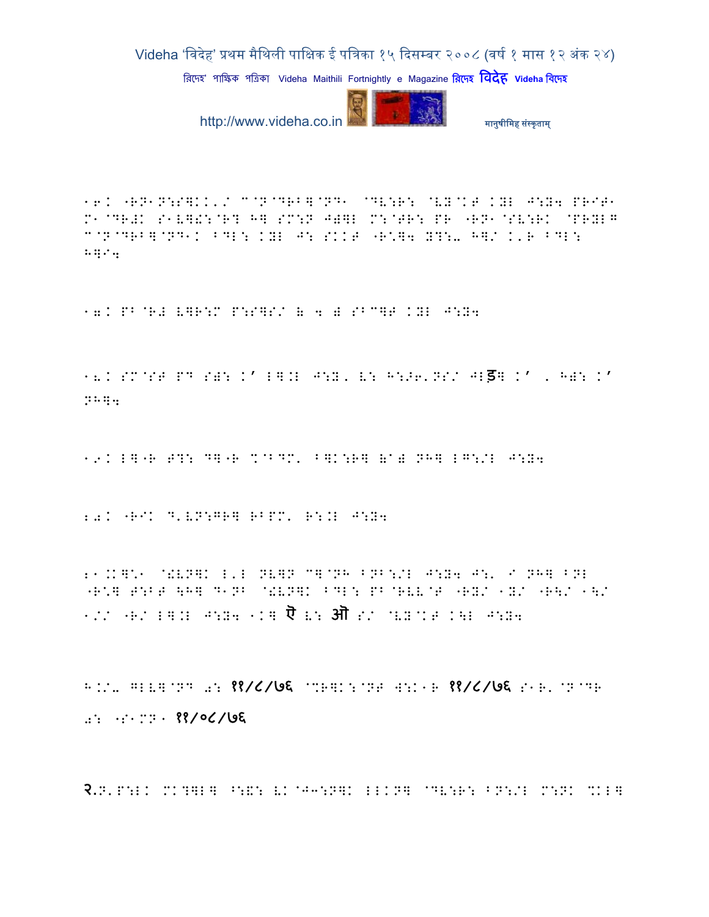16. "RN-N:S]KK'/ C@N@DRB]@ND- @DV:R: @VY@KT KYL J:Y4 PRIT- M-@DR#K S-V]!:@R? H] SM:N J)]L M:@TR: PR "RN-@SV:RK @PRYLG C@N@DRB]@ND-K BDL: KYL J: SKKT "R\*]4 Y?:. H]/ K'R BDL: H]I4

17. PB@R# V]R:M P:S]S/ 8 4 # SBC]T KYL J:Y4

18. SM@ST PD S): K' L].L J:Y, V: H:>6'NS/ JLड़] K' , H): K' NH]4

19. L]"R T?: D]"R %@BDM' B]K:R] (a) NH] LG:/L J:Y4

20. "RIK D'VN:GR] RBPM' R:.L J:Y4

21.K]\*- @!VN]K L'L NV]N C]@NH BNB:/L J:Y4 J:' I NH] BNL "R\*] T:BT \H] D-NB @!VN]K BDL: PB@RVV@T "RY/ -Y/ "R\/ -\/ -// "R/ L].L J:Y4 -K] ऐ V: औ S/ @VY@KT K\L J:Y4

H./. GLV]@ND 0: ११/८/७६ @%R]K:@NT W:K-R ११/८/७६ S-R' @N@DR 0: "S-MN- ११/०८/७६

२.N'P:LK MK?]L] ^:&: VK@J3:N]K LLKN] @DV:R: BN:/L M:NK %KL]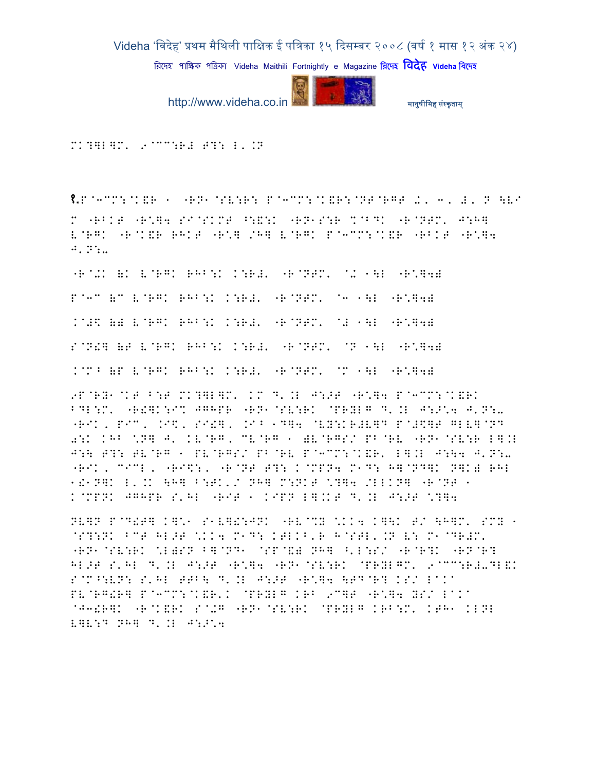MK?]L]M' 9@CC:R# S?: L'.N

१.P@3CM:@K&R 1 -RN1@SV:R: P@3CM:@K&R:@NT@RGT /, 3, #, N \V/ M -RBKT -R=]4 SI@SKMT ^:&:K -RN1S:R %@BDK -R@NTM' J:H] V@RGK -R@K&R RHKT -R=] /H] V@RGK P@3CM:@K&R -RBKT -R=]4 J'N:-

-R@+K (K V@RGK RHB:K K:R#' -R@NTM' @+ 1\L -R=]4)

P@3C (C V@RGK RHB:K K:R#' -R@NTM' @3 1\L -R=]4)

K@#\$ () V@RGK RHB:K K:R#' -R@NTM' @# 1\L -R=]4)

S@N!] (T V@RGK RHB:K K:R#' -R@NTM' @N 1\L -R=]4)

K@M^ (P V@RGK RHB:K K:R#' -R@NTM' @M 1\L -R=]4)

9P@RY1@KT B:T MK?]L]M' KM D'.L J:>T -R=]4 P@3CM:@K&RK BDL:M' -R!]K:I% JGHPR -RN1@SV:RK @PRYLG D'.L J:>\*4 J'N:- -RIK, PIC, .I\$, SI!], .I^ 1D]4 @VY:KR#V]D P@#\$]T GLV]@ND 0:K KHB \*N] J' KV@RG, CV@RG 1 )V@RGS/ PB@RV -RN1@SV:R L].L J:\ S?: TV@RG 1 PV@RGS/ PB@RV P@3CM:@K&R' L].L J:\4 J'N:- -RIK, CICL, -RI\$:, -R@NT S?: K@MPN4 M1D: H]@ND]K N]K) RHL 1!1N]K L'.K \H] B:TK'/ NH] M:NKT \*?]4 /LLKN] -R@NT 1 K@MPNK JGHPR S'HL -RIT 1 KIPN L].KT D'.L J:>T \*?]4

NV]N P@D!T] K]\*1 S1V]!:JNK -RV@%Y \*KK4 K]\K T/ \H]M' SMY 1 @S?:NK BCT HL>T \*KK4 M1D: KTLKB'R H@STL'.N V: M1@DR#M' -RN1@SV:RK \*L)SN B]@ND1 @SP@&) NH] ^'L:S/ -R@R?K -RN@R? HL>T S'HL D'.L J:>T -R=]4 -RN1@SV:RK @PRYLGM' 9@CC:R#-DL&K S@M^:VN: S'HL TTB\ D'.L J:>T -R=]4 \TD@R? KS/ LaKa PV@RG!R] P@3CM:@K&R'K @PRYLG KRB 9C]T -R=]4 YS/ LaKa @J3!R]K -R@K&RK S@+G -RN1@SV:RK @PRYLG KRB:M' KTH1 KLNL V]V:D NH] D'.L J:>\*4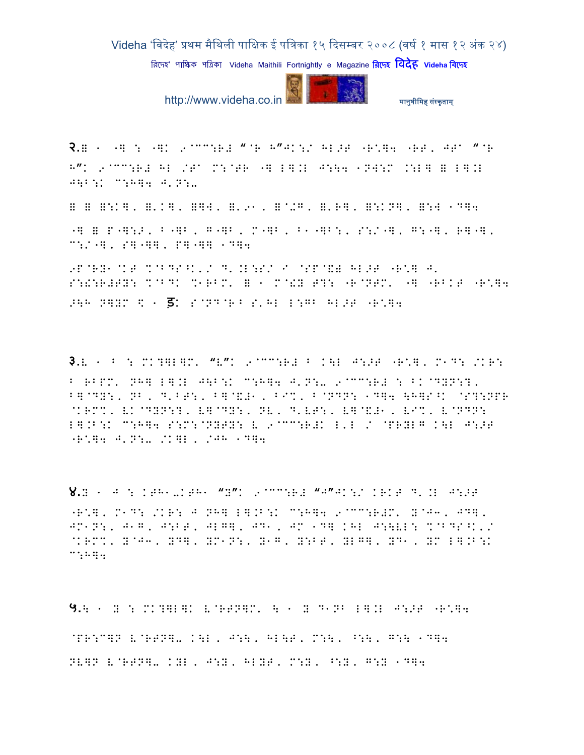२.g ' -] : -]K 9@CC:R# "@R H"JK:/ HL>T -R^]4 -RT, JT@ "@R H"K 9@CC:R# HL /T@ M:@TR -] L].L J:\4 'NW:M .:L] g L].L J\B:K C:H]4 J'N:-

g g g:K], g'K], g]W, g'91, g@+G, g'R], g:KN], g:W 'D]4

-] g P-]:>, B-]B, G-]B, M-]B, B'-]B:, S:/-], G:-], R]-], C:/-], S]-]], P]-]] 'D]4

9P@RY'@KT %@BDS^K'/ D'.L:S/ I @SP@&B HL>T -R^] J' S:!:R#TY: %@BDK %'RBM' g ' M@!Y T?: -R@NTM' -] -RBKT -R^]4 >\H N]YM \$ ' ङ: S@ND@R B S'HL L:GB HL>T -R^]4

३.V ' B : MK?]L]M' "V"K 9@CC:R# B K\L J:>T -R^], M'D: /KR: B RBPM' NH] L].L J\B:K C:H]4 J'N:- 9@CC:R# : BK@DYN:?, B]@DY:, NB, D'BT:, B]@&#', BI%, B@NDN: 'D]4 \H]S^K @S?:NPR @KRM%, VK@DYN:?, V]@DY:, NV, D'VT:, V]@&#', VI%, V@NDN: L].B:K C:H]4 S:M:@NYTY: V 9@CC:R#K L'L / @PRYLG K\L J:>T -R^]4 J'N:- /K]L, /JH 'D]4

४.Y ' J : KTH'-KTH' "Y"K 9@CC:R# "J"JK:/ KRKT D'.L J:>T -R^], M'D: /KR: J NH] L].B:K C:H]4 9@CC:R#M' Y@J3, JD], JM'N:, J'G, J:BT, JLG], JD', JM 'D] KHL J:\VL: %@BDS^K'/ @KRM%, Y@J3, YD], YM'N:, Y'G, Y:BT, YLG], YD', YM L].B:K C:H]4

५.\ ' Y : MK?]L]K V@RTN]M' \ ' Y D'NB L].L J:>T -R^]4

@PR:C]N V@RTN]- K\L, J:\, HL\T, M:\, ^:\, G:\ 'D]4

NV]N V@RTN]- KYL, J:Y, HLYT, M:Y, ^:Y, G:Y 'D]4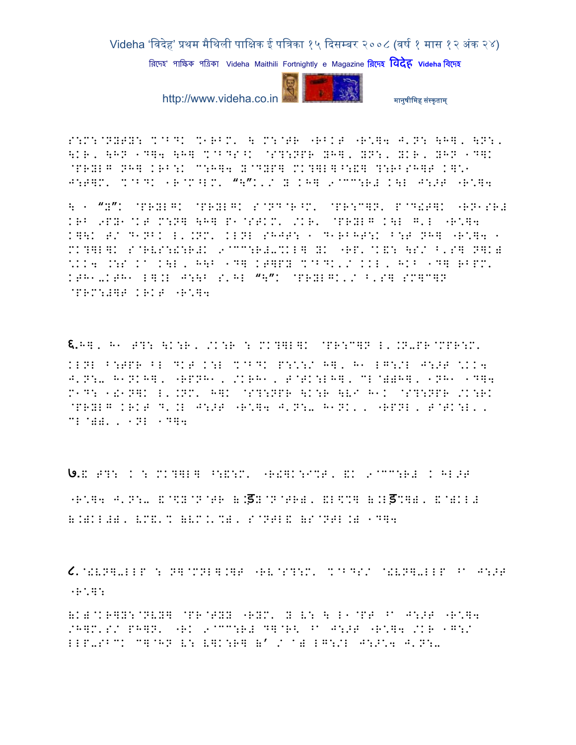S:M:@NYTY: %@BDK %1RBM' \ M:@TR "RBKT "R\*]4 J'N: \H], \N:, \KR, \HN 1D]4 \H] %@BDS^K @S?:NPR YH], YN:, YKR, YHN 1D]K @PRYLG NH] KRB:K C:H]4 Y@DYP] MK?]L]^:&] ?:RBSH]T K]\*1 J:T]M' %@BDK 1R@M^LM' "\"K'/ Y KH] 9@CC:R# K\L J:>T "R\*]4

\ 1 "Y"K @PRYLGK @PRYLGK S@ND@R^M' @PR:C]N' P@D!T]K "RN1SR# KRB 9PY1@KT M:N] \H] P1@STKM' /KR' @PRYLG K\L G'L "R\*]4 K]\K T/ D1NBK L'.NM' KLNL SHJT: 1 D1RBHT:K B:T NH] "R\*]4 1 MK?]L]K S@RVS:!:R#K 9@CC:R#-%KL] YK "RP'@K&: \S/ B'S] N]K) \*KK4 .:S KA K\L, H\B 1D] KT]PY %@BDK'/ KKL, HKB 1D] RBPM' KTH1-KTH1 L].L J:\B S'HL "\"K @PRYLGK'/ B'S] SM]C]N @PRM:#]T KRKT "R\*]4

६.H], H1 T?: \K:R, /K:R : MK?]L]K @PR:C]N L'.N-PR@MPR:M' KLNL B:TPR BL DKT K:L %@BDK P:\*:/ H], H1 LG:/L J:>T \*KK4 J'N:- H1NKH], "RPNH1, /KRH1, T@TK:LH], CL@))H], 1NH1 1D]4 M1D: 1!1N]K L'.NM' H]K @S?:NPR \K:R \V/ H1K @S?:NPR /K:RK @PRYLG KRKT D'.L J:>T "R\*]4 J'N:- H1NK', "RPNL, T@TK:L', CL@))', 1NL 1D]4

७.& T?: K : MK?]L] ^:&:M' "R!]K:I%T, &K 9@CC:R# K HL>T "R\*]4 J'N:- &@\$Y@N@TR (:ड़Y@N@TR), &L\$%] (.Lड़%]), &@)KL# (.)KL#), VM&'% (VM.'%), S@NTL& (S@NTL.) 1D]4

८.@!VN]-LLP : N]@MNL].]T "RV@S?:M' %@BDS/ @!VN]-LLP ^A J:>T "R\*]:

(K)@KR]Y:@NVY] @PR@TYY "RYM' Y V: \ L1@PT ^A J:>T "R\*]4 /H]M'S/ PH]N' "RK 9@CC:R# D]@R< ^A J:>T "R\*]4 /KR 1G:/ LLP-SBCK C]@HN V: V]K:R] (' / A) LG:/L J:>\*4 J'N:-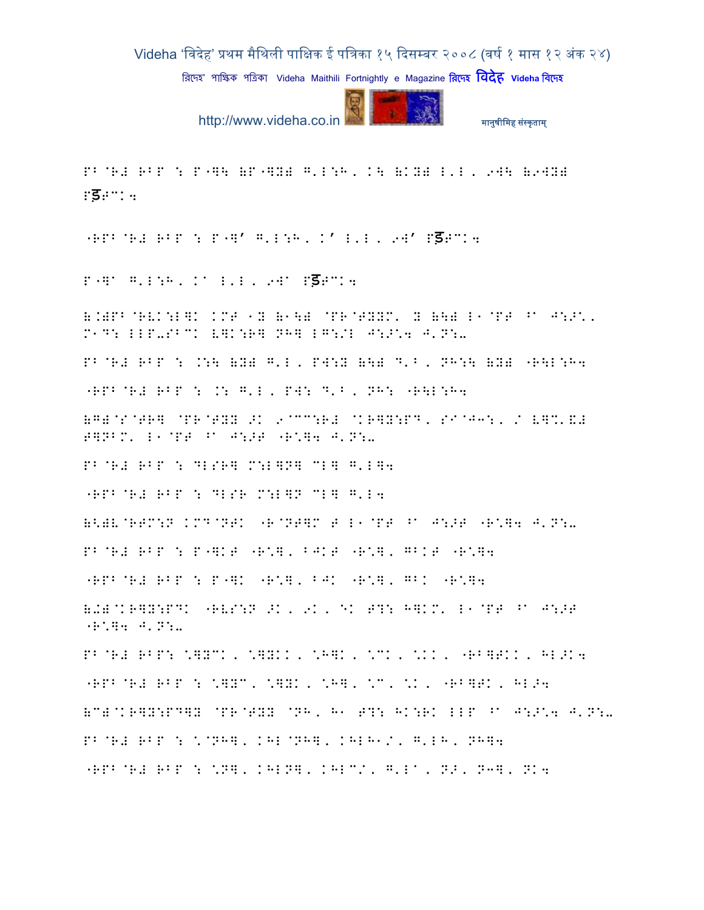PB@R# RBP : P"]\ (P"]Y) G'L:H, K\ (KY) L'L, 9W\ (9WY) Pड़T`K4

"RPB@R# RBP : P"]' G'L:H, K' L'L, 9W' Pड़T`K4

P"]^ G'L:H, K^ L'L, 9W^ Pड़T`K4

(.)PB@RVK:L]K KMT 1Y (1\) @PR@TYYM' Y (\) L1@PT ^a J:>\' M1D: LLP-SBCK V]K:R] NH] LG:/L J:>\4 J'N:-

PB@R# RBP : .:\ (Y) G'L, PW:Y (\) D'B, NH:\ (Y) "R\L:H4

"RPB@R# RBP : .: G'L, PW: D'B, NH: "R\L:H4

(G)@S@TR] @PR@TYY >K 9@CC:R# @KR]Y:PD, SI@J3:, / V]%'&# T]NBM' L1@PT ^a J:>T "R*]4 J'N:-

PB@R# RBP : DLSR] M:L]N] CL] G'L]4

"RPB@R# RBP : DLSR M:L]N CL] G'L4

(<)V@RTM:N KMD@NTK "R@NT]M T L1@PT ^a J:>T "R*]4 J'N:-

PB@R# RBP : P"]KT "R*], BJKT "R*], GBKT "R*]4

"RPB@R# RBP : P"]K "R*], BJK "R*], GBK "R*]4

(further)@KR]Y:PDK "RVS:N >K, 9K, EK T?: H]KM' L1@PT ^a J:>T "R*]4 J'N:-

PB@R# RBP: \]YCK, \]YKK, \H]K, \CK, \KK, "RB]TKK, HL>K4

"RPB@R# RBP : \]YC, \]YK, \H], \C, \K, "RB]TK, HL>4

(C)@KR]Y:PD]Y @PR@TYY @NH, H1 T?: HK:RK LLP ^a J:>\4 J'N:-

PB@R# RBP : \@NH], KHL@NH], KHLH1/, G'LH, NH]4

"RPB@R# RBP : \N], KHLN], KHLC/, G'L^, N>, N3], NK4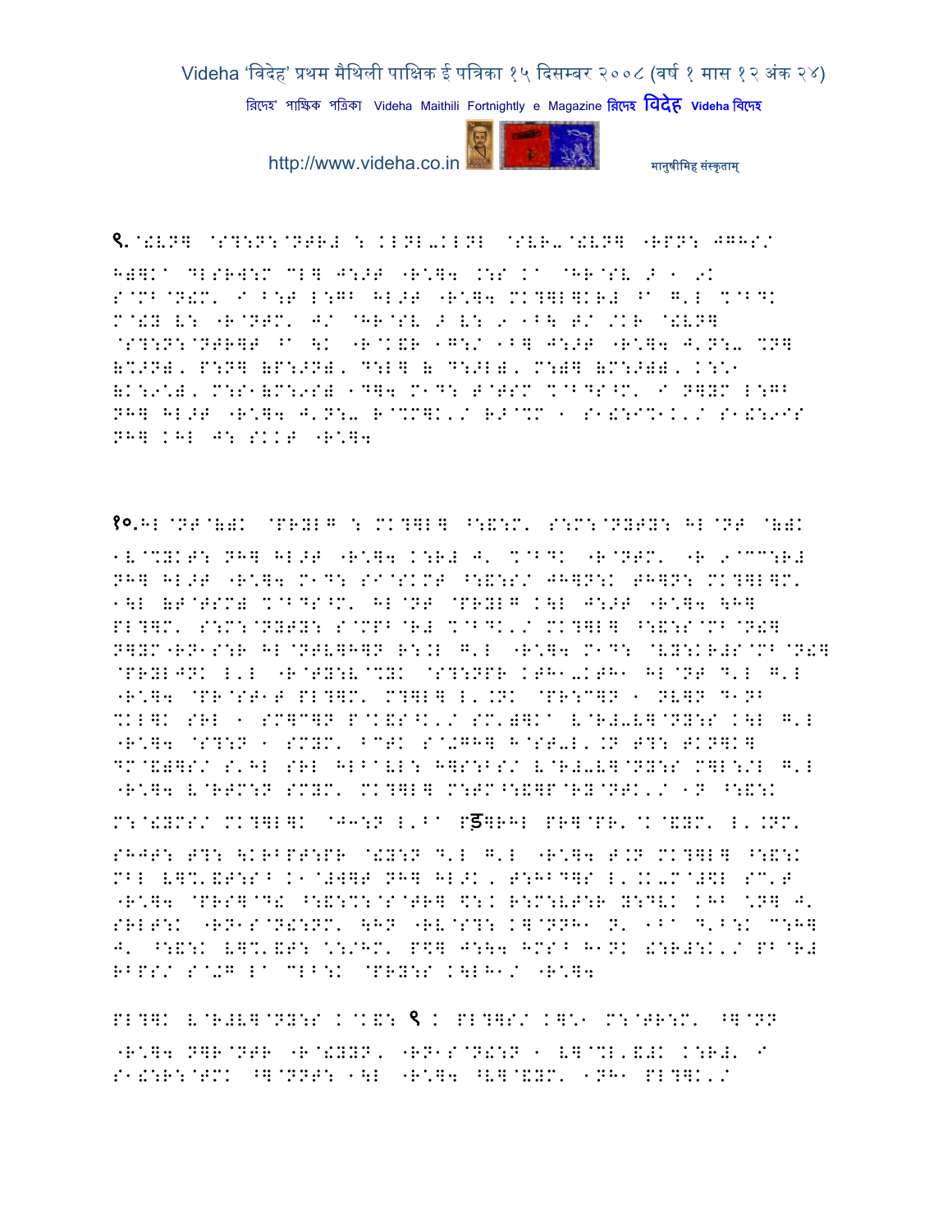९.@!VN] @S?:N:@NTR# : KLNL-KLNL @SVR-@!VN] "RPN: JGHS/

H)]K^ DLSR]:M CL] J:>T "R\*]4 .:S K^ @HR@SV > 1 9K S@MB@N!M, I B:T L:GB HL>T "R\*]4 MK?]L]KR# ^ G'L %@BDK M@!Y V: "R@NTM' J/ @HR@SV > V: 9 1B\ T/ /KR @!VN] @S?:N:@NTR]T ^ \K "R@K&R 1G:/ 1B] J:>T "R\*]4 J'N:- %N] (%>N), P:N] (P:>N), D:L] ( D:>L), M:]] (M:>]), K:\*1 (K:9\*), M:S1(M:9S) 1D]4 M1D: T@TSM %@BDS^M' I N]YM L:GB NH] HL>T "R\*]4 J'N:- R@%M]K'/ R>@%M 1 S1!:I%1K'/ S1!:9IS NH] KHL J: SKKT "R\*]4

१०.HL@NT@(=K @PRYLG : MK?]L] ^:&:M' S:M:@NYTY: HL@NT @(=K

1V@%YKT: NH] HL>T "R\*]4 K:R# J' %@BDK "R@NTM' "R 9@CC:R# NH] HL>T "R\*]4 M1D: SI@SKMT ^:&:S/ JH]N:K TH]N: MK?]L]M' 1\L (T@TSM) %@BDS^M' HL@NT @PRYLG K\L J:>T "R\*]4 \H] PL?]M' S:M:@NYTY: S@MPB@R# %@BDK'/ MK?]L] ^:&:S@MB@N!] N]YM"RN1S:R HL@NTV]H]N R:.L G'L "R\*]4 M1D: @VY:KR#S@MB@N!] @PRYLJNK L'L "R@TY:V@%YK @S?:NPR KTH1-KTH1 HL@NT D'L G'L "R\*]4 @PR@ST1T PL?]M' M?]L] L'.NK @PR:C]N 1 NV]N D1NB %KL]K SRL 1 SM]C]N P@K&S^K'/ SM')]K^ V@R#-V]@NY:S K\L G'L "R\*]4 @S?:N 1 SMYM' BCTK S@+GH] H@ST-L'.N T?: TKN]K] DM@&)]S/ S'HL SRL HLB^VL: H]S:BS/ V@R#-V]@NY:S M]L:/L G'L "R\*]4 V@RTM:N SMYM' MK?]L] M:TM^:&]P@RY@NTK'/ 1N ^:&:K

M:@!YMS/ MK?]L]K @J3:N L'B^ Pड़]RHL PR]@PR'@K@&YM' L'.NM'

SHJT: T?: \KRBPT:PR @!Y:N D'L G'L "R\*]4 T.N MK?]L] ^:&:K MBL V]%'&T:S^ K1@#]T NH] HL>K, T:HBD]S L'.K-M@#\$L SC'T "R\*]4 @PRS]@D! ^:&:%:@S@TR] \$:K R:M:VT:R Y:DVK KHB \*N] J' SRLT:K "RN1S@N!:NM' \HN "RV@S?: K]@NNH1 N' 1B^ D'B:K C:H] J' ^:&:K V]%'&T: \*:/HM' P\$] J:\4 HMS^ H1NK !:R#:K'/ PB@R# RBPS/ S@+G L^ CLB:K @PRY:S K\LH1/ "R\*]4

PL?]K V@R#V]@NY:S K@K&: ९ K PL?]S/ K]\*1 M:@TR:M' ^]@NN "R\*]4 N]R@NTR "R@!YYN, "RN1S@N!:N 1 V]@%L'&#K K:R#' I S1!:R:@TMK ^]@NNT: 1\L "R\*]4 ^V]@&YM' 1NH1 PL?]K'/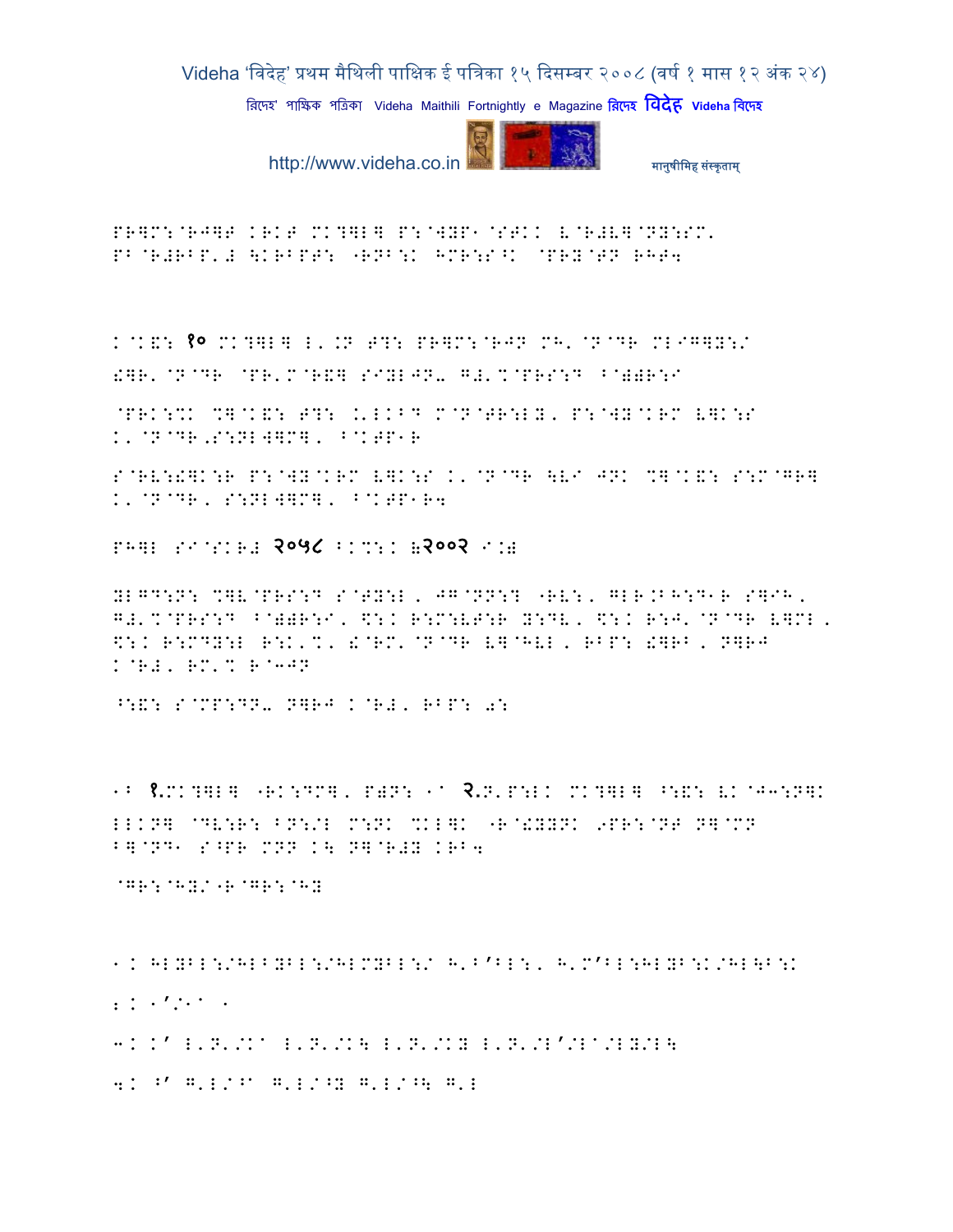PR]M:@RJ]T KRKT MK?]L] P:@WYP1@STKK V@R#V]@NY:SM, PB@R#RBP'# \KRBPT: "RNB:K HMR:S^K @PRY@TN RHT4

K@K&: १० MK?]L] L'.N T?: PR]M:@RJN MH'@N@DR MLIG]Y:/ !]R'@N@DR @PR'M@R&] SIYLJN- G#'%@PRS:D B@))R:I

@PRK:%K %]@K&: T?: .'LKBD M@N@TR:LY, P:@WY@KRM V]K:S K'@N@DR,S:NLW]M], B@KTP1R

S@RV:!]K:R P:@WY@KRM V]K:S K'@N@DR \VI JNK %]@K&: S:M@GR] K'@N@DR, S:NLW]M], B@KTP1R4

PH]L SI@SKR# २०५८ BK%:K (२००२ I.)

YLGD:N: %]V@PRS:D S@TY:L, JG@NN:? "RV:, GLR.BH:D1R S]IH, G#'%@PRS:D B@))R:I, $:K R:M:VT:R Y:DV, $:K R:J'@N@DR V]ML, $:K R:MDY:L R:K'%, !@RM'@N@DR V]^HVL, RBP: !]RB, N]RJ K@R#, RM'% R@3JN

^:&: S@MP:DN- N]RJ K@R#, RBP: 0:

1B १.MK?]L] "RK:DM], P)N: 1^ २.N'P:LK MK?]L] ^:&: VK@J3:N]K LLKN] @DV:R: BN:/L M:NK %KL]K "R@!YYNK 9PR:@NT N]@MN B]@ND1 S^PR MNN K\ N]@R#Y KRB4

@GR:@HY/"R@GR:@HY

1K HLYBL:/HLBYBL:/HLMYBL:/ H'B’BL:, H'M’BL:HLYB:K/HL\B:K

!K 1’/1^ 1

3K K’ L'N'/K^ L'N'/K\ L'N'/KY L'N'/L’/L^/LY/L\

4K ^’ G'L/^^ G'L/^Y G'L/^\ G'L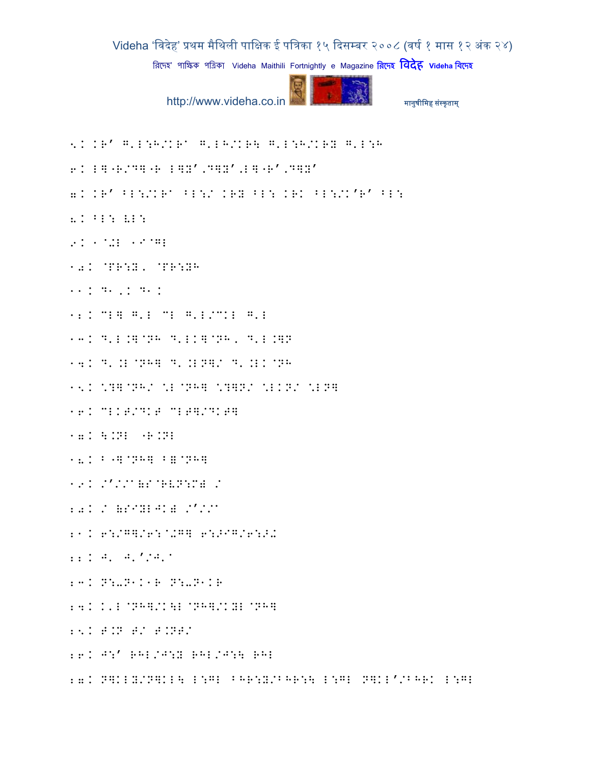5. KR' G'L:H/KRa G'LH/KR\ G'L:H/KRY G'L:H

6. L]`R/D]`R L]Y',D]Y',L]`R',D]Y'

7. KR' BL:/KRa BL:/ KRY BL: KRK BL:/K'R' BL:

8. BL: VL:

9. 1@+L 1I@GL

10. @PR:Y, @PR:YH

11. D1,K D1K

12. CL] G'L CL G'L/CKL G'L

13. D'L.]@NH D'LK]@NH, D'L.]N

14. D'.L@NH] D'.LN]/ D'.LK@NH

15. \?]@NH/ \L@NH] \?]N/ \LKN/ \LN]

16. CLKT/DKT CLT]/DKT]

17. \.NL `R.NL

18. B`]@NH] B=@NH]

19. /'//a=S@RVN:M= /

20. / =SIYLJK= /'//a

21. 6:/G]/6:@+G] 6:>IG/6:>+

22. J' J''/J'a

23. N:-N1K1R N:-N1KR

24. K'L@NH]/K\L@NH]/KYL@NH]

25. T.N T/ T.NT/

26. J:' RHL/J:Y RHL/J:\ RHL

27. N]KLY/N]KL\ L:GL BHR:Y/BHR:\ L:GL N]KL'/BHRK L:GL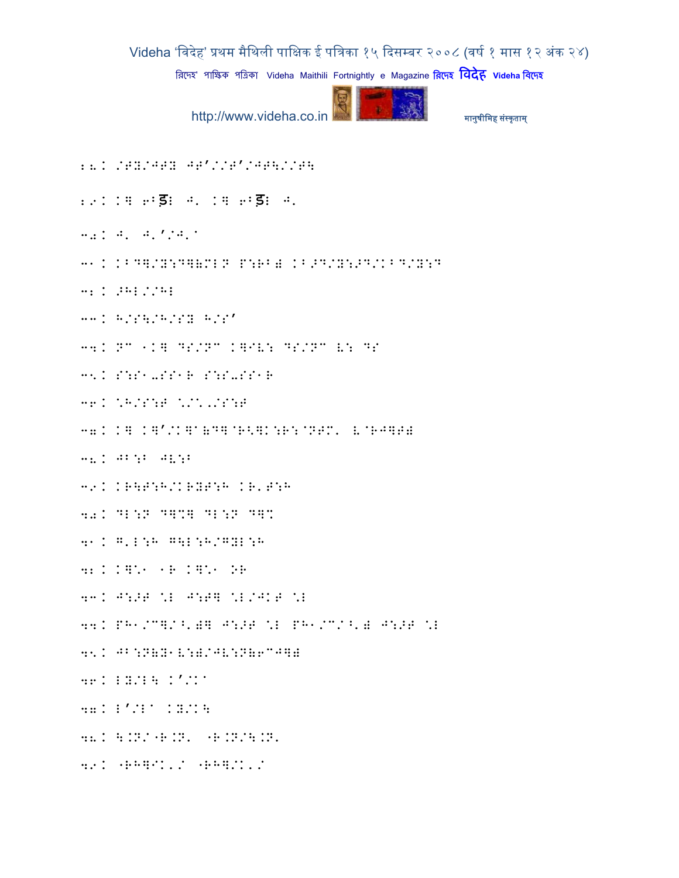28. /TY/JTY JT'//T'/JT\//T\

29. K] 6Bड़ J. K] 6Bड़ J.

30. J. J.'/J.^

31. KBD]/Y:D](MLN P:RB) KB>D/Y:>D/KBD/Y:D

32. >HL//HL

33. H/S\/H/SY H/S'

34. NC 1K] DS/NC K]IV: DS/NC V: DS

35. S:S1-SS1R S:S-SS1R

36. \H/S:T \/\./S:T

37. K] K]'/K]^(D]@R<]K:R:@NTM. V@RJ]T)

38. JB:B JV:B

39. KR\T:H/KRYT:H KR.T:H

40. DL:N D]%] DL:N D]%

41. G.L:H G\L:H/GYL:H

42. K]\1 1R K]\1 OR

43. J:>T \L J:T] \L/JKT \L

44. PH1/C]/^.)] J:>T \L PH1/C/^.) J:>T \L

45. JB:N(Y1V:)/JV:N(6CJ])

46. LY/L\ K'/K^

47. L'/L^ KY/K\

48. \.N/"R.N. "R.N/\.N.

49. "RH]IK./ "RH]/K./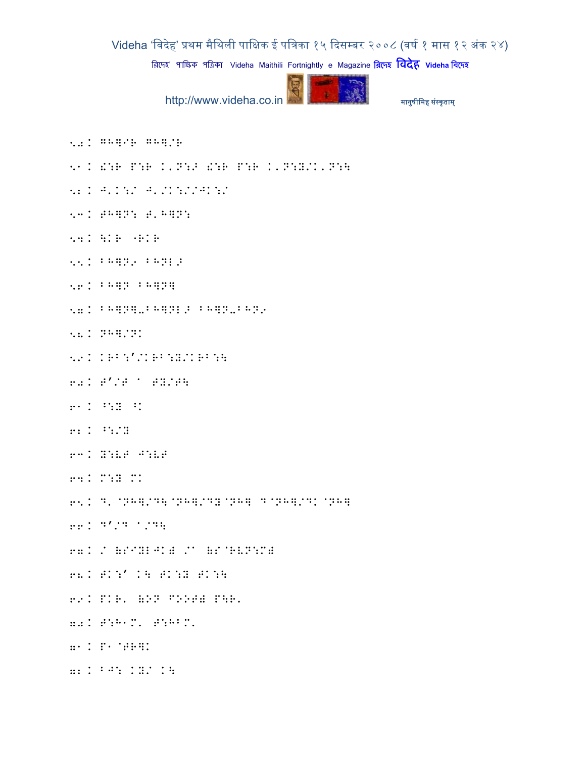50. GH]IR GH]/R

51. !:R P:R K'N:> !:R P:R K'N:Y/K'N:\

52. J'K:/ J'/K:/IJK:/

53. TH]N: T'H]N:

54. \KR "RKR

55. BH]N9 BHNL>

56. BH]N BH]N]

57. BH]N]-BH]NL> BH]N-BHN9

58. NH]/NK

59. KRB:'/KRB:Y/KRB:\

60. T'/T ^ TY/T\

61. ^:Y ^K

62. ^:/Y

63. Y:VT J:VT

64. M:Y MK

65. D'@NH]/D\@NH]/DY@NH] D@NH]/DK@NH]

66. D'/D ^/D\

67. / (S"YLJK) /^ (S@RVN:M)

68. TK:' K\ TK:Y TK:\

69. PKR' (ON FOOT) P\R'

70. T:H1M' T:HBM'

71. P1@TR]K

72. BJ: KY/ K\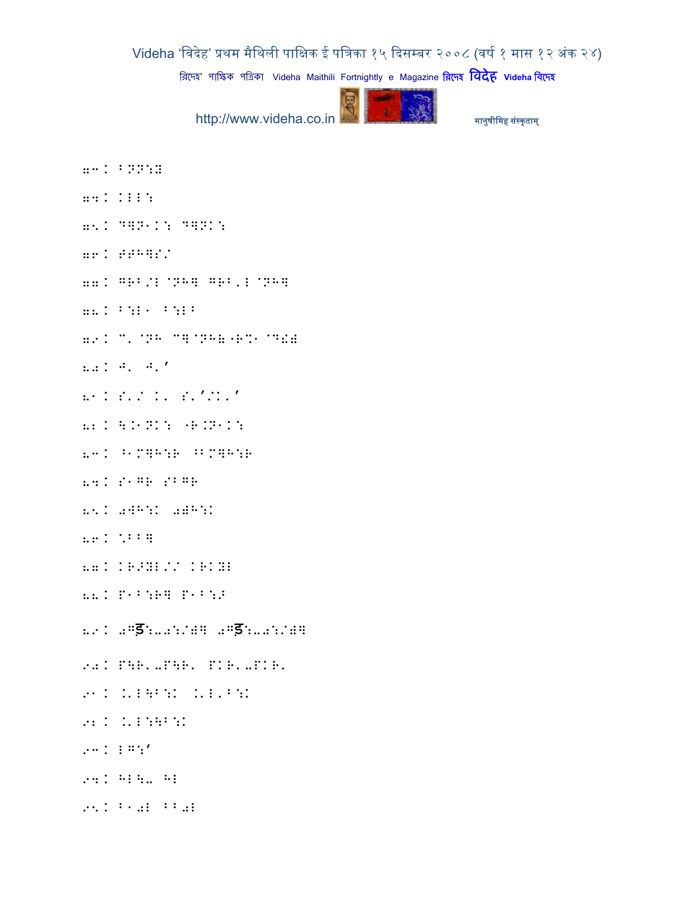73. BNN:Y

74. KLL:

75. D]N-K: D]NK:

76. ##H]S/

77. GRB/L@NH] GRB,L@NH]

78. B:L1 B:LB

79. C,@NH C]@NH(-R%1@D!#

80. J, J,'

81. S,/ K, S,'/K,'

82. \.1NK: "R.N1K:

83. ^1M]H:R ^BM]H:R

84. S1GR SBGR

85. 0WH:K 0)H:K

86. \*BB]

87. KR>YL// KRKYL

88. P1B:R] P1B:>

89. 0Gड़:-0:/)] 0Gड़:-0:/)]

90. P\R,-P\R, PKR,-PKR,

91. .'L\B:K .'L,B:K

92. .'L:\B:K

93. LG:'

94. HL\- HL

95. B10L BB0L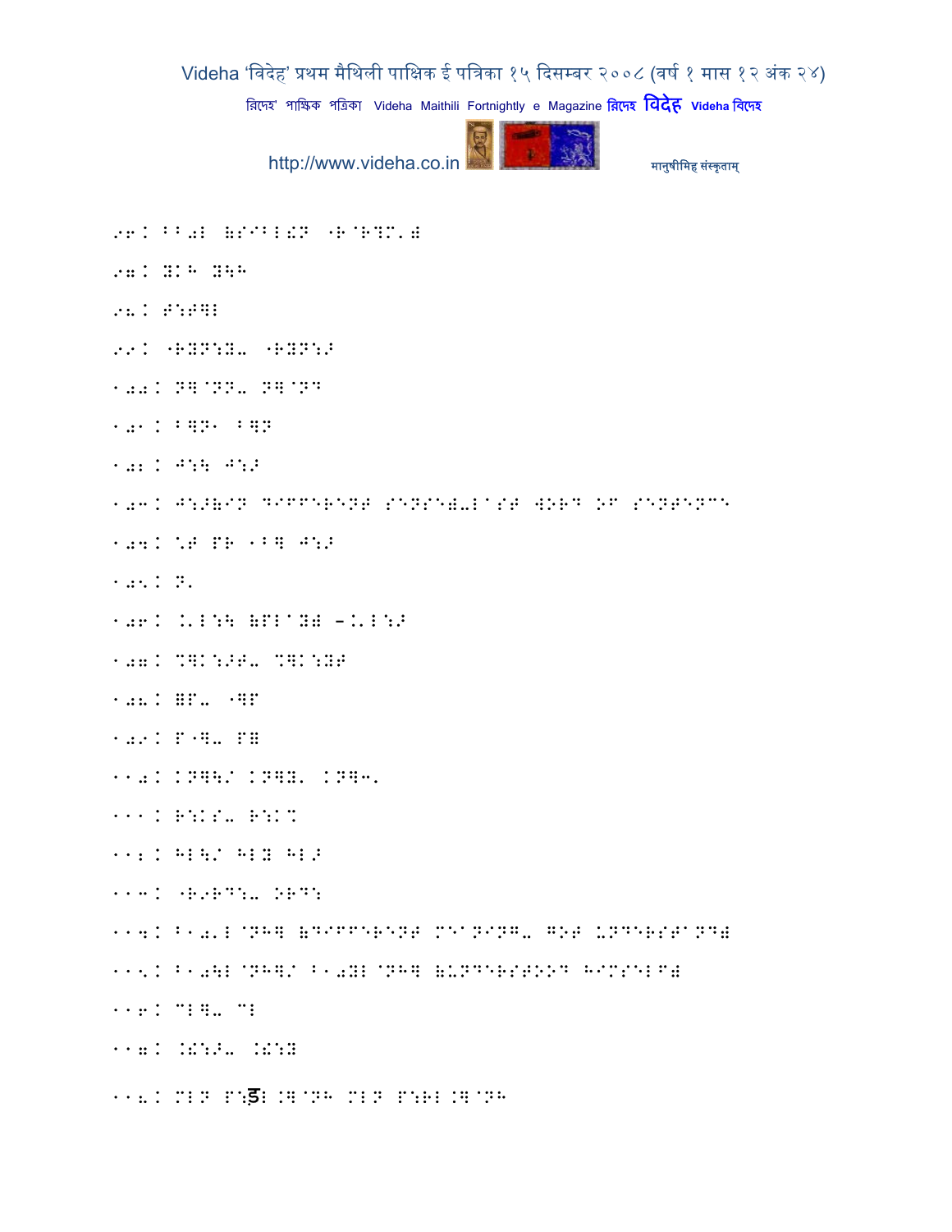96. BB0L (SIBL!N "R@R?M'))

97. YKH Y\H

98. T:T]L

99. "RYN:Y- "RYN:Z

100. N]@NN- N]@ND

101. B]N! B]N

102. J:\ J:Z

103. J:Z(IN DIFFERENT SENSE)-LAST WORD OF SENTENCE

104. ^T PR !B] J:Z

105. N'

106. .'L:\ (PLAY) -.'L:Z

107. %]K:ZT- %]K:YT

108. =P- "]P

109. P"]- P=

110. KN]\/ KN]Y' KN]3'

111. R:KS- R:K%

112. HL\/ HLY HLZ

113. "R9RD:- ORD:

114. B10'L@NH] (DIFFERENT MEANING- GOT UNDERSTAND)

115. B10\L@NH]/ B10YL@NH] (UNDERSTOOD HIMSELF)

116. ML]- ML

117. .!:Z- .!:Y

118. MLN P:ड़L.]@NH MLN P:RL.]@NH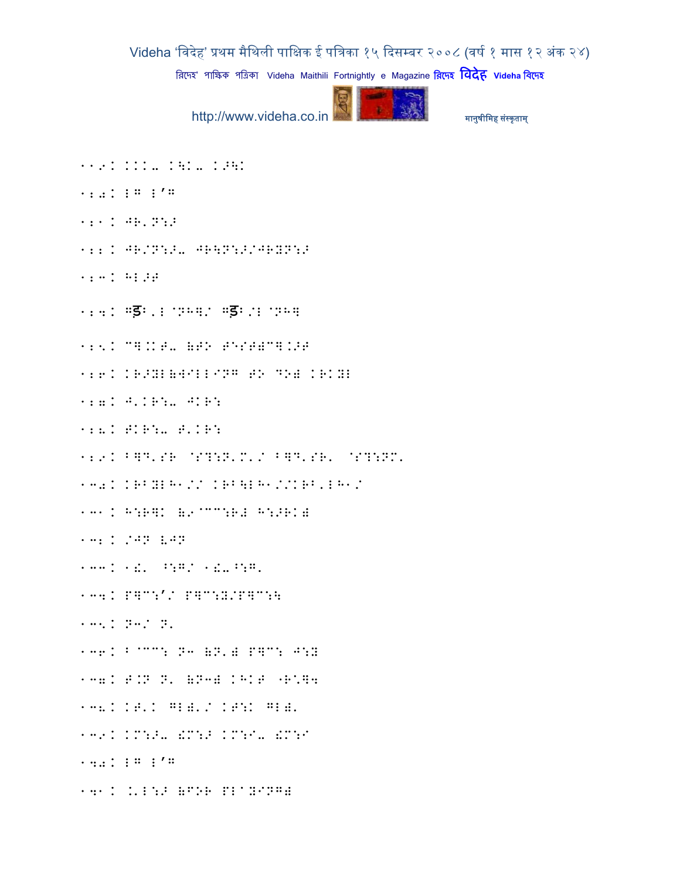११९. ...- .\.- .>\.

१२०. ¦G ¦'G

१२१. JR'N:>

१२२. JR/N:>- JR\N:>/JRYN:>

१२३. H¦>T

१२४. Gड़ै'¦ @NH]/ Gड़ै/¦ @NH]

१२५. C].KT- (TO T@ST)C].>T

१२६. KR>Y¦(WILLING TO DO) KRKY¦

१२७. J'KR:- JKR:

१२८. TKR:- T'KR:

१२९. B]D'SR @S?:N'M'/ B]D'SR' @S?:NM'

१३०. KRBY¦H1// KRB\¦H1//KRB'¦H1/

१३१. H:R]K (9@CC:R# H:>RK)

१३२. /JN look

१३३. १!' ^:G/ १!-^:G'

१३४. P]C:'/ P]C:Y/P]C:\

१३५. N3/ N'

१३६. B@CC: N3 (N') P]C: J:Y

१३७. T.N N' (N3) KHKT "R'ZD4

१३८. KT'K G¦)'/ KT:K G¦)'

१३९. KM:>- !M:> KM:I- !M:I

१४०. ¦G ¦'G

१४१. .'¦:> (FOR PLAYING)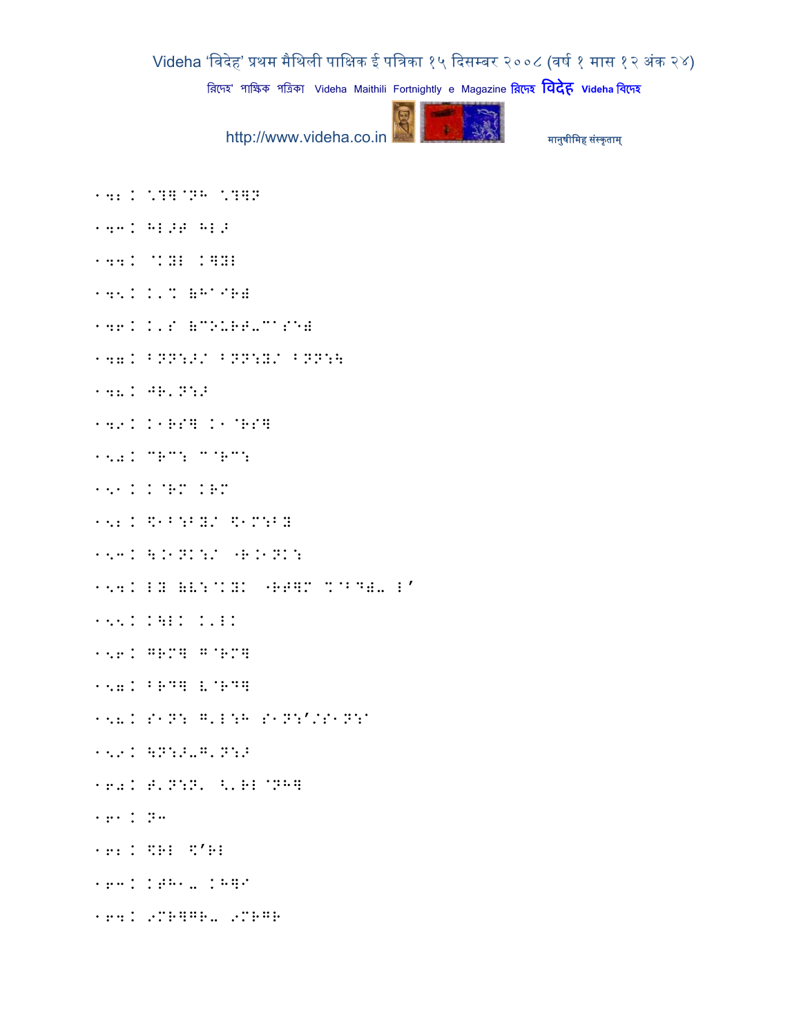142. \?]@NH \?]N

143. HL>F HL>

144. @KYL K]YL

145. K'% (HA IR)

146. K'S (COURT-CASE)

147. BNN:>/ BNN:Y/ BNN:\

148. JR'N:>

149. K1RS] K1@RS]

150. CRC: C@RC:

151. K@RM KRM

152. \$1B:BY/ \$1M:BY

153. \.1NK:/ "R.1NK:

154. LY (V:@KYK "RF]M %@BD). L'

155. K\LK K'LK

156. GRM] G@RM]

157. BRD] V@RD]

158. S1N: G'L:H S1N:'/S1N:A

159. \N:>-G'N:>

160. T'N:N' <'RL@NH]

161. N3

162. \$RL \$'RL

163. KTH1- KH]I

164. 9MR]GR- 9MRGR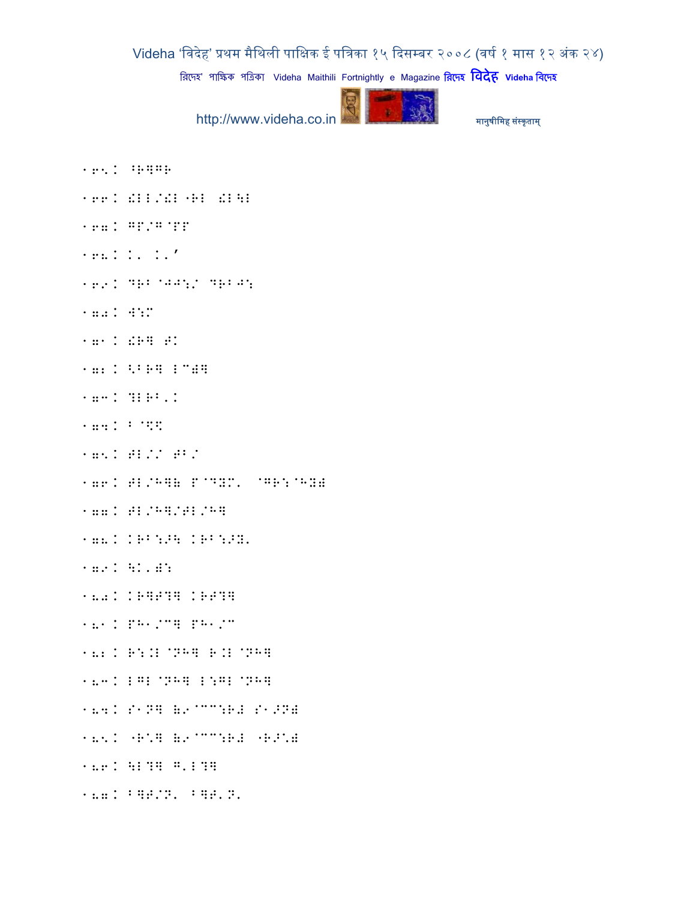165. ⠘⠗⠻⠛⠗

166. ⠎⠇⠇⠌⠎⠇ ⠐⠗⠇ ⠎⠇⠳⠇

167. ⠛⠏⠌⠛⠈⠏⠋

168. ⠅⠂ ⠅⠂⠄

169. ⠙⠗⠃ ⠈⠚⠚⠪⠌ ⠙⠗⠃⠚⠪

170. ⠺⠪⠍

171. ⠎⠗⠻ ⠞⠅

172. ⠣⠘⠗⠻ ⠇⠉⠫⠻

173. ⠹⠇⠗⠃⠂⠅

174. ⠃ ⠈⠫⠩

175. ⠞⠇⠌⠌ ⠞⠃⠌

176. ⠞⠇⠌⠓⠻⠷ ⠏⠈⠙⠽⠍⠂ ⠈⠛⠗⠪⠈⠓⠽⠷

177. ⠞⠇⠌⠓⠻⠌⠞⠇⠌⠓⠻

178. ⠅⠗⠃⠪⠜⠳ ⠅⠗⠃⠪⠜⠽⠂

179. ⠳⠅⠂⠫⠪

180. ⠅⠗⠻⠋⠹⠻ ⠅⠗⠋⠹⠻

181. ⠏⠓⠁⠌⠉⠻ ⠏⠓⠁⠌⠉

182. ⠗⠪⠨⠇ ⠈⠝⠓⠻ ⠗⠨⠇ ⠈⠝⠓⠻

183. ⠇⠛⠇ ⠈⠝⠓⠻ ⠇⠪⠛⠇ ⠈⠝⠓⠻

184. ⠎⠁⠝⠻ ⠷⠔⠈⠉⠉⠪⠗⠯ ⠎⠁⠜⠝⠷

185. ⠐⠗⠡⠻ ⠷⠔⠈⠉⠉⠪⠗⠯ ⠐⠗⠜⠡⠷

186. ⠳⠇⠹⠻ ⠛⠂⠇⠹⠻

187. ⠃⠻⠋⠌⠝⠂ ⠃⠻⠋⠂⠝⠂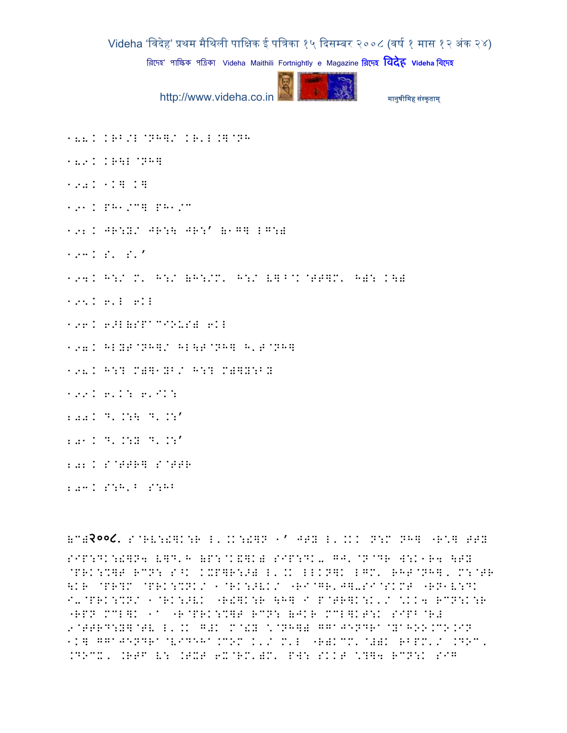188. KRB/L@NH]/ KR'L.]@NH

189. KR\L@NH]

190. 1K] K]

191. PH1/C] PH1/C

192. JR:Y/ JR:\ JR:' (1G] LG:)

193. S' S''

194. H:/ M' H:/ (H:/M' H:/ V]^@K@TT]M' H): K\)

195. 6'L 6KL

196. 6>L(SPACIOUS) 6KL

197. HLYT@NH]/ HL\T@NH] H'T@NH]

198. H:? M)]1YB/ H:? M)]Y:BY

199. 6'K: 6'IK:

200. D'.K:\ D'.K:'

201. D'.K:Y D'.K:'

202. S@TTR] S@TTR

203. S:H'B S:HB

(C)२००८. S@RV:!]K:R L'.K:!]N 1' JTY L'.KK N:M NH] "R\*] TTY SIP:DK:!]N4 V]D'H (P:@K&]K) SIP:DK- GJ'@N@DR W:K1R4 \TY @PRK:%]T RCN: S^K KXP]R:>) L'.K LLKN]K LGM' RHT@NH]' M:@TR \KR @PR?M @PRK:%NK/ 1@RK:>VK/ "RI@GR'J]-SI@SKMT "RN1V:DK I-@PRK:%N/ 1@RK:>VK "R!]K:R \H] I P@TR]K:K'/ \KK4 RCN:K:R "RPN MCL]K 1A "R@PRK:%]T RCN: (JKR MCL]KT:K SIPB@R) 9@TTRD:Y]@TV L'.K G#K M@!Y \*@NH]) GGAJENDRA@YAHOO.CO.IN 1K] GGAJENDRA@VIDEHA.COM K'/ M'L "R)KCM'@#)K RBPM'/ .DOC' .DOCX' .RTF V: .TXT 6X@RM'(M' PW: SKKT \*?]4 RCN:K SIG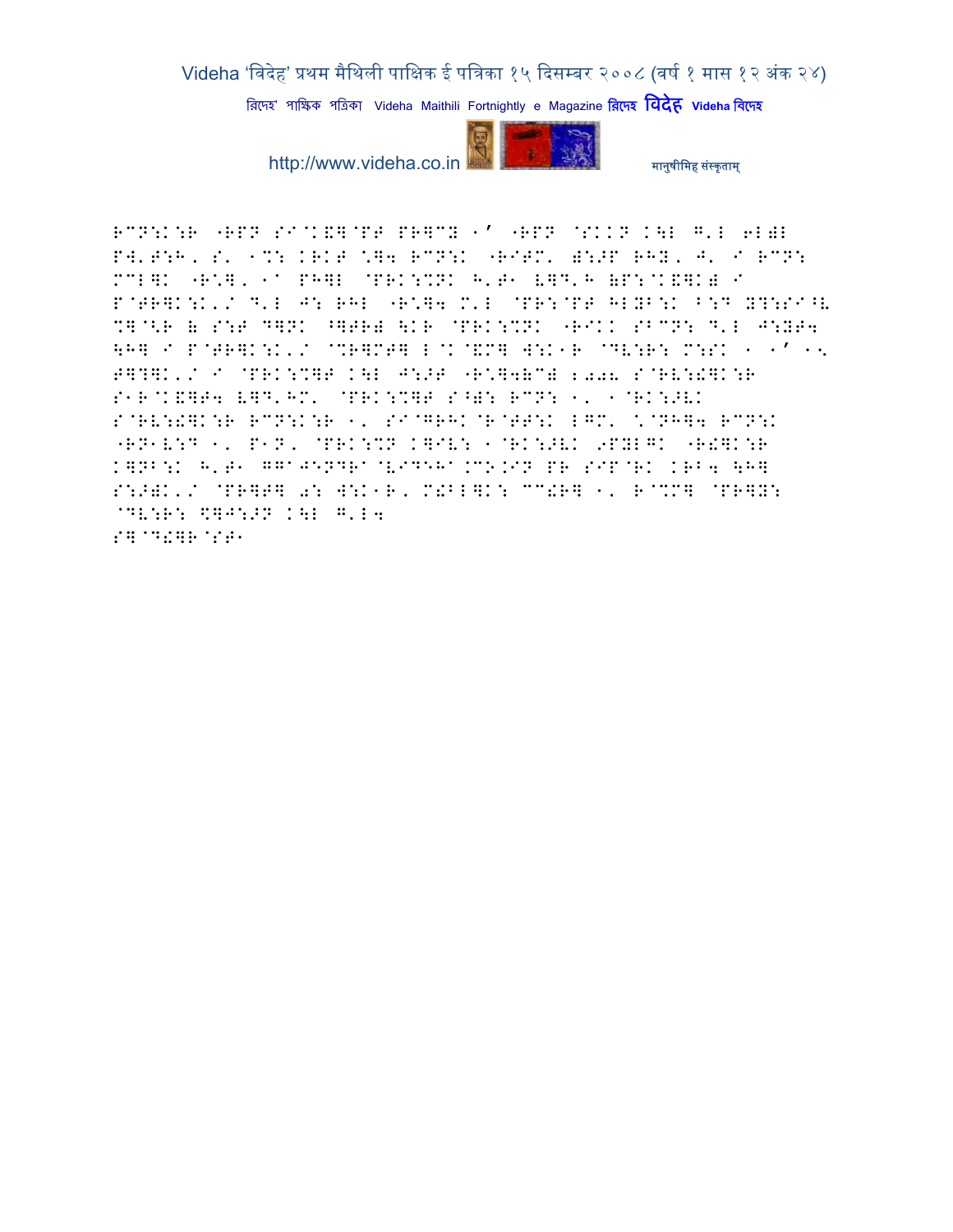RCN:K:R "RPN SI@K&]@PT PR]CY 1' "RPN @SKKN K\L G.L 6L)L PW.T:H, S. 1%: KRKT \*]4 RCN:K "RITM. ):>P RHY, J. I RCN: MCL]K "R\*], 1^ PH]L @PRK:%NK H.T1 V]D.H (P:@K&]K) I P@TR]K:K./ D.L J: RHL "R\*]4 M.L @PR:@PT HLYB:K B:D Y?:SI^V %]@<R (S:T D]NK ^]TR) \KR @PRK:%NK "RIKK SBCN: D.L J:YT4 \H] I P@TR]K:K./ @%R]MT] L@K@&M] W:K1R @DV:R: M:SK 1 1' 15 T]?]K./ I @PRK:%]T K\L J:>T "R\*]4(C) 2008 S@RV:!]K:R S1R@K&]T4 V]D.HM. @PRK:%]T S^): RCN: 1, 1@RK:>VK S@RV:!]K:R RCN:K:R 1, SI@GRHK@R@TT:K LGM. \*@NH]4 RCN:K "RN1V:D 1, P1N, @PRK:%N K]IV: 1@RK:>VK 9PYLGK "R!]K:R K]NB:K H.T1 GG^JENDRA@VIDEHA.CO.IN PR SIP@RK KRB4 \H] S:>)K./ @PR]T] 0: W:K1R, M!BL]K: CC!R] 1, R@%M] @PR]Y: @DV:R: \$]J:>N K\L G.L4

S]@D!]R@ST1